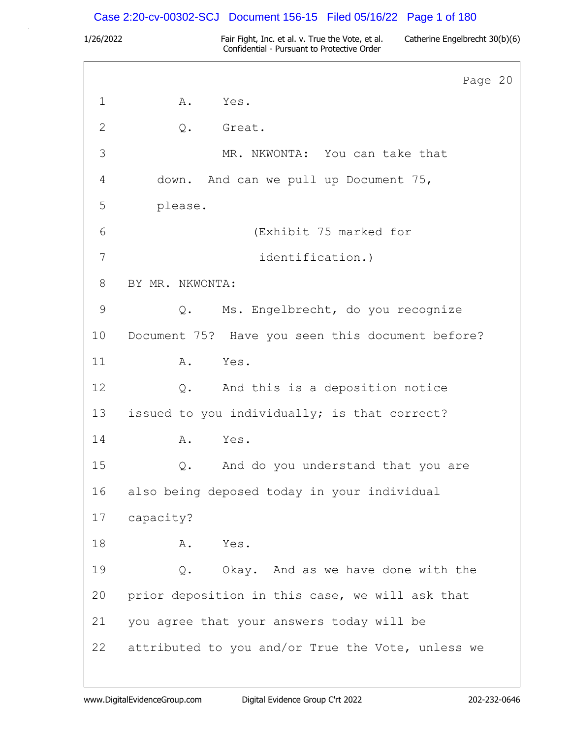Page 20

1 A. Yes.

2 Q. Great.

3 MR. NKWONTA: You can take that

4 down. And can we pull up Document 75,

5 please.

6 (Exhibit 75 marked for

7 identification.)

8 BY MR. NKWONTA:

9 Q. Ms. Engelbrecht, do you recognize

10 Document 75? Have you seen this document before?

11 A. Yes.

12 Q. And this is a deposition notice

13 issued to you individually; is that correct?

14 A. Yes.

15 Q. And do you understand that you are

16 also being deposed today in your individual

17 capacity?

18 A. Yes.

19 Q. Okay. And as we have done with the

20 prior deposition in this case, we will ask that

21 you agree that your answers today will be

22 attributed to you and/or True the Vote, unless we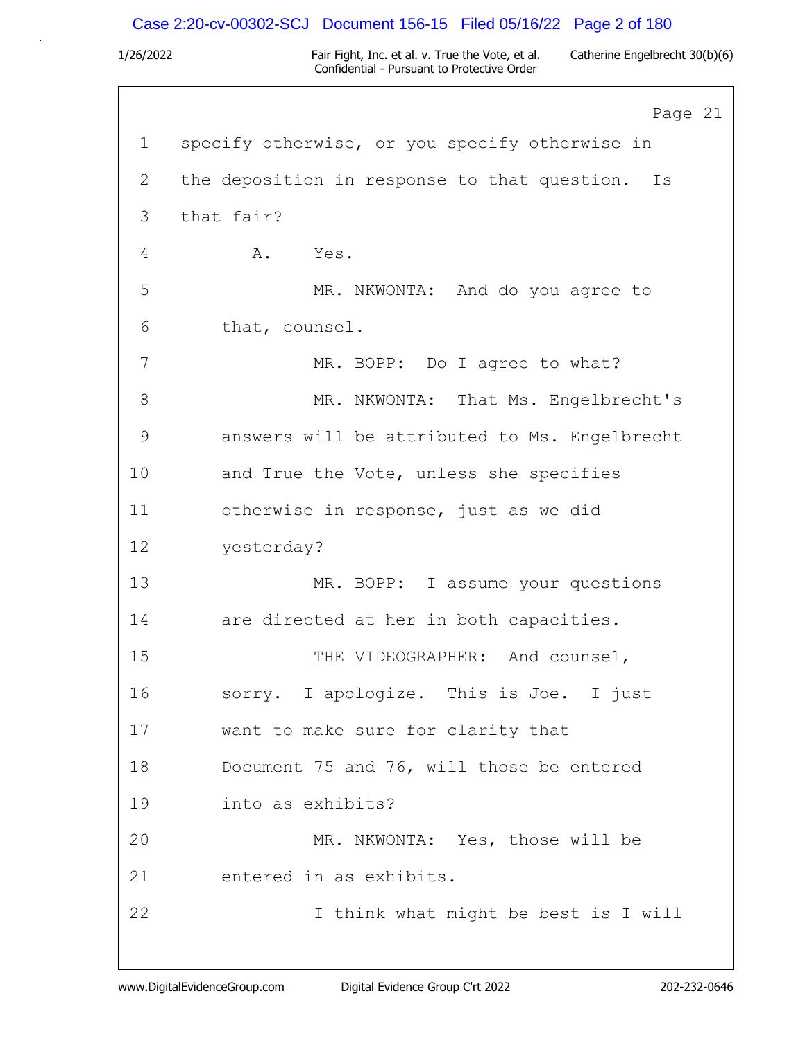Page 21

1 specify otherwise, or you specify otherwise in
2 the deposition in response to that question. Is
3 that fair?
4 A. Yes.
5 MR. NKWONTA: And do you agree to
6 that, counsel.
7 MR. BOPP: Do I agree to what?
8 MR. NKWONTA: That Ms. Engelbrecht's
9 answers will be attributed to Ms. Engelbrecht
10 and True the Vote, unless she specifies
11 otherwise in response, just as we did
12 yesterday?
13 MR. BOPP: I assume your questions
14 are directed at her in both capacities.
15 THE VIDEOGRAPHER: And counsel,
16 sorry. I apologize. This is Joe. I just
17 want to make sure for clarity that
18 Document 75 and 76, will those be entered
19 into as exhibits?
20 MR. NKWONTA: Yes, those will be
21 entered in as exhibits.
22 I think what might be best is I will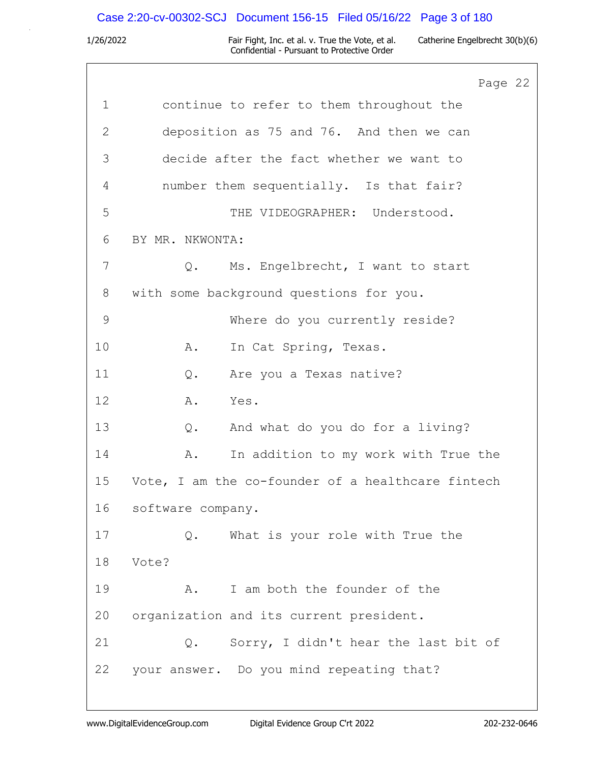Page 22

1 continue to refer to them throughout the
2 deposition as 75 and 76. And then we can
3 decide after the fact whether we want to
4 number them sequentially. Is that fair?
5 THE VIDEOGRAPHER: Understood.
6 BY MR. NKWONTA:
7 Q. Ms. Engelbrecht, I want to start
8 with some background questions for you.
9 Where do you currently reside?
10 A. In Cat Spring, Texas.
11 Q. Are you a Texas native?
12 A. Yes.
13 Q. And what do you do for a living?
14 A. In addition to my work with True the
15 Vote, I am the co-founder of a healthcare fintech
16 software company.
17 Q. What is your role with True the
18 Vote?
19 A. I am both the founder of the
20 organization and its current president.
21 Q. Sorry, I didn't hear the last bit of
22 your answer. Do you mind repeating that?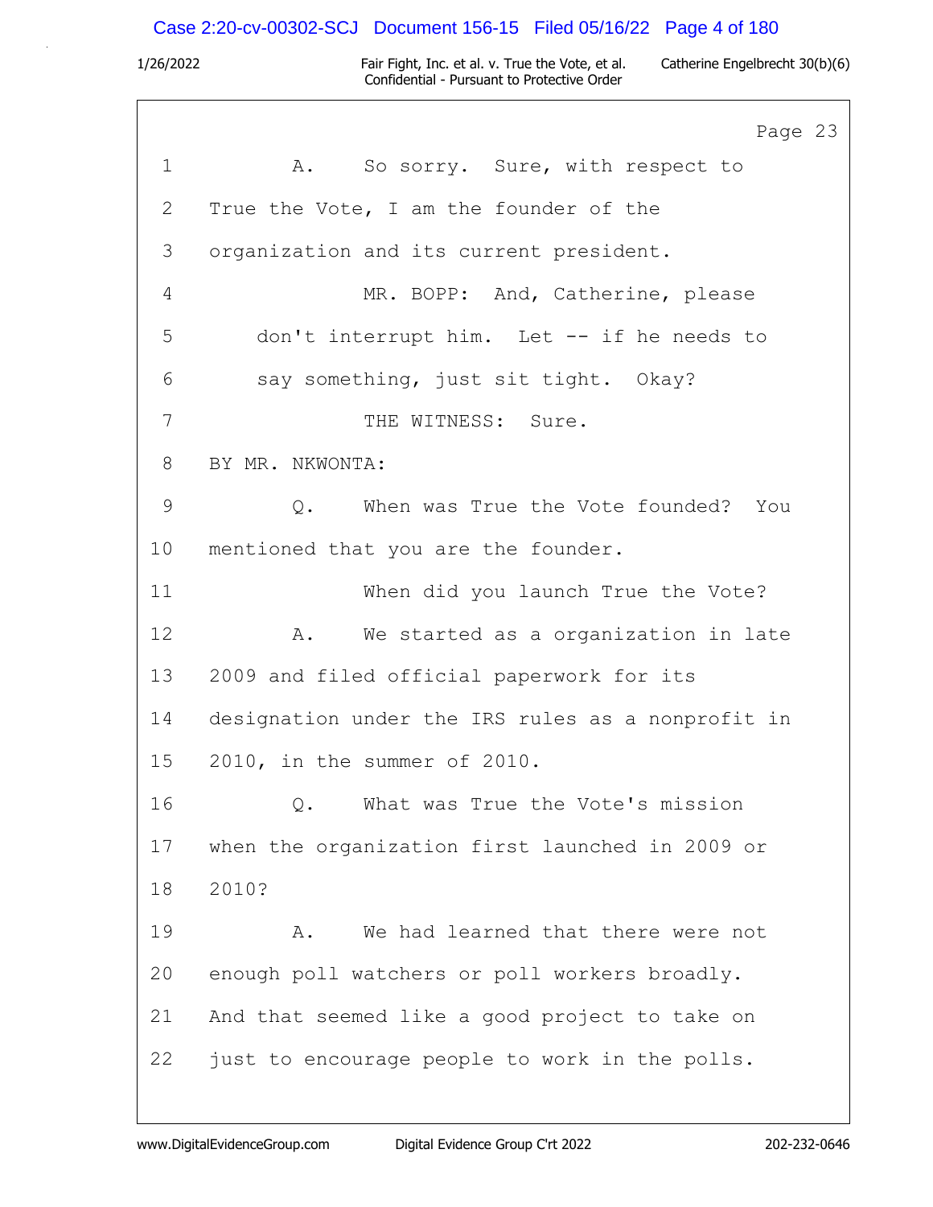Page 23

1 A. So sorry. Sure, with respect to

2 True the Vote, I am the founder of the

3 organization and its current president.

4 MR. BOPP: And, Catherine, please

5 don't interrupt him. Let -- if he needs to

6 say something, just sit tight. Okay?

7 THE WITNESS: Sure.

8 BY MR. NKWONTA:

9 Q. When was True the Vote founded? You

10 mentioned that you are the founder.

11 When did you launch True the Vote?

12 A. We started as a organization in late

13 2009 and filed official paperwork for its

14 designation under the IRS rules as a nonprofit in

15 2010, in the summer of 2010.

16 Q. What was True the Vote's mission

17 when the organization first launched in 2009 or

18 2010?

19 A. We had learned that there were not

20 enough poll watchers or poll workers broadly.

21 And that seemed like a good project to take on

22 just to encourage people to work in the polls.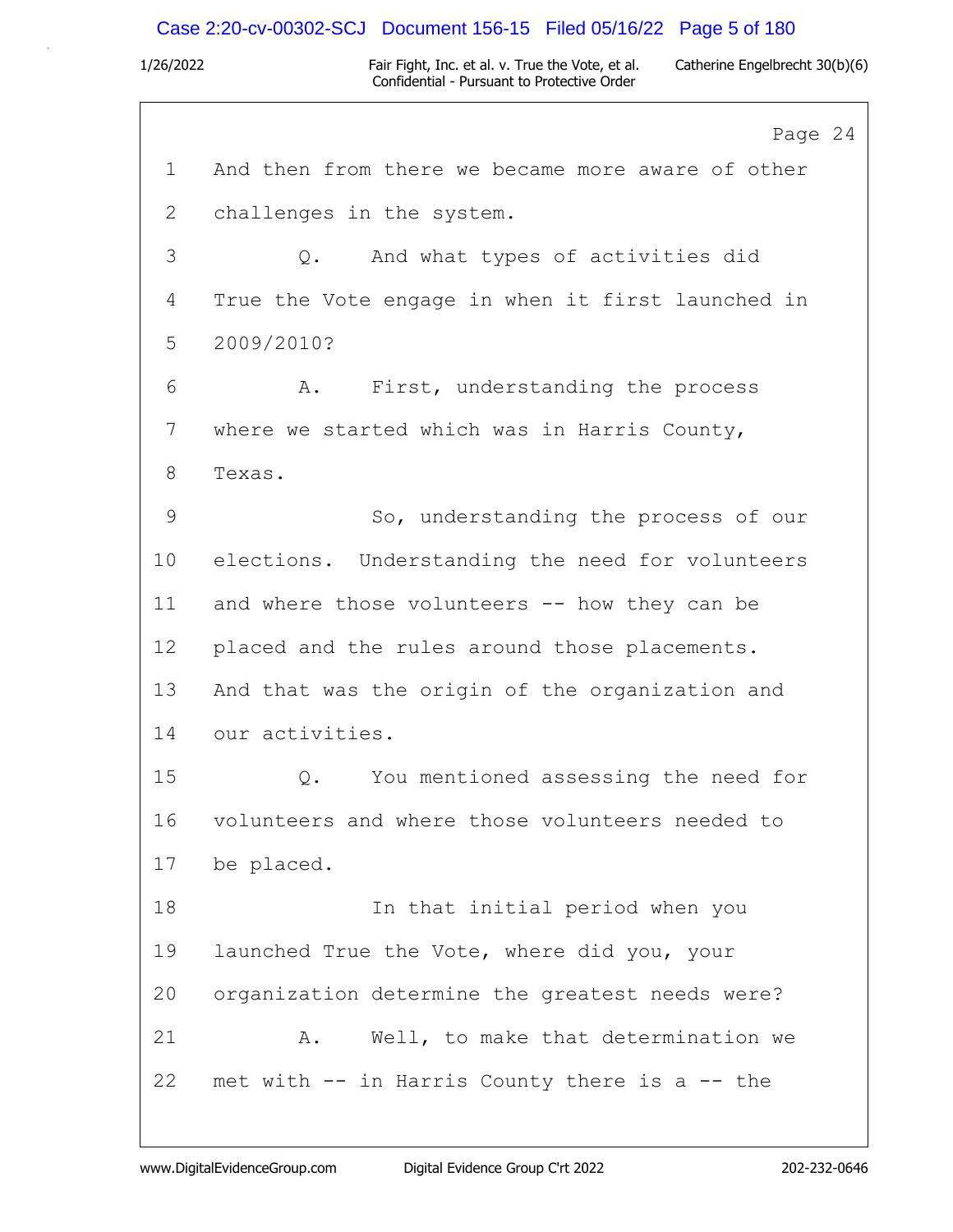Page 24

1 And then from there we became more aware of other

2 challenges in the system.

3 Q. And what types of activities did

4 True the Vote engage in when it first launched in

5 2009/2010?

6 A. First, understanding the process

7 where we started which was in Harris County,

8 Texas.

9 So, understanding the process of our

10 elections. Understanding the need for volunteers

11 and where those volunteers -- how they can be

12 placed and the rules around those placements.

13 And that was the origin of the organization and

14 our activities.

15 Q. You mentioned assessing the need for

16 volunteers and where those volunteers needed to

17 be placed.

18 In that initial period when you

19 launched True the Vote, where did you, your

20 organization determine the greatest needs were?

21 A. Well, to make that determination we

22 met with -- in Harris County there is a -- the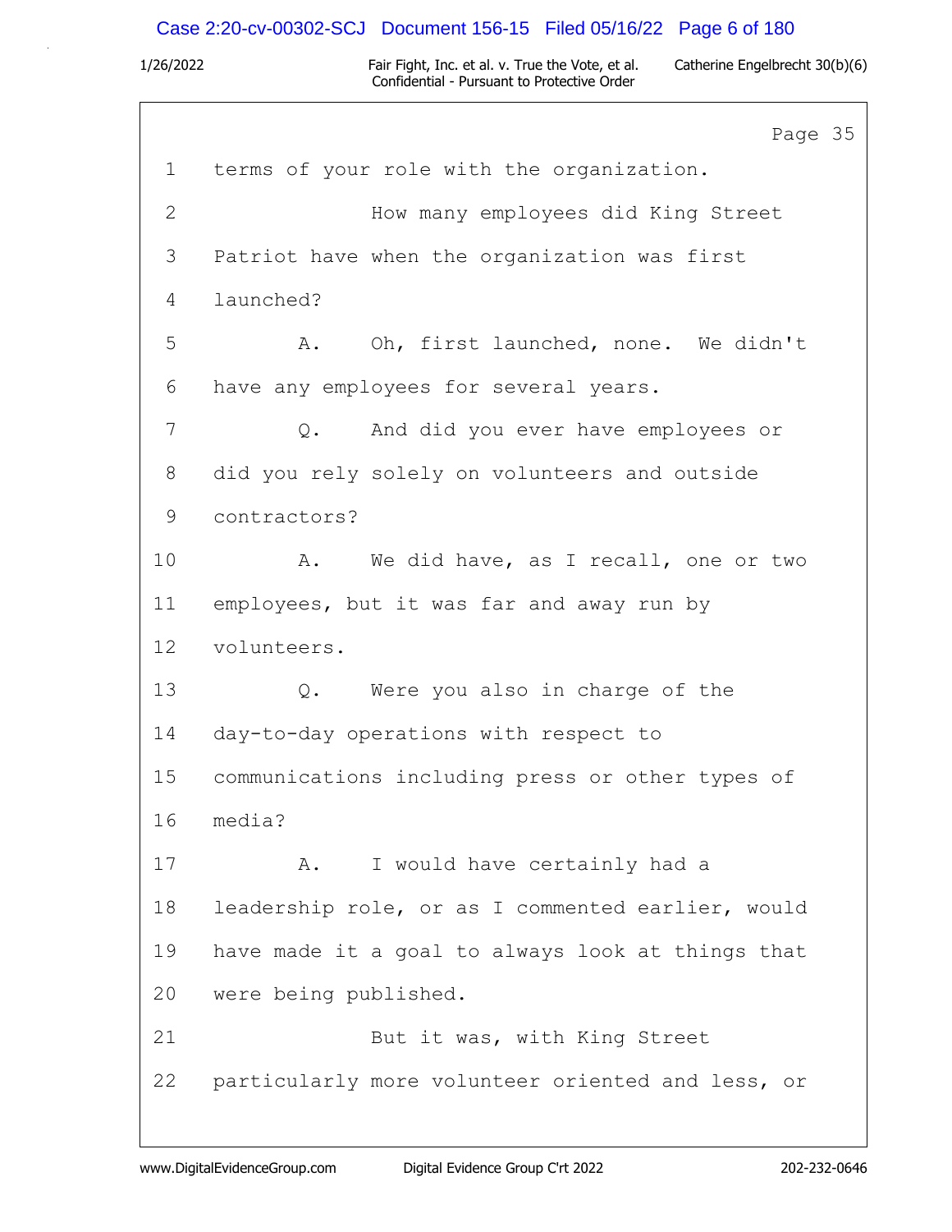Page 35

1 terms of your role with the organization.

2 How many employees did King Street

3 Patriot have when the organization was first

4 launched?

5 A. Oh, first launched, none. We didn't

6 have any employees for several years.

7 Q. And did you ever have employees or

8 did you rely solely on volunteers and outside

9 contractors?

10 A. We did have, as I recall, one or two

11 employees, but it was far and away run by

12 volunteers.

13 Q. Were you also in charge of the

14 day-to-day operations with respect to

15 communications including press or other types of

16 media?

17 A. I would have certainly had a

18 leadership role, or as I commented earlier, would

19 have made it a goal to always look at things that

20 were being published.

21 But it was, with King Street

22 particularly more volunteer oriented and less, or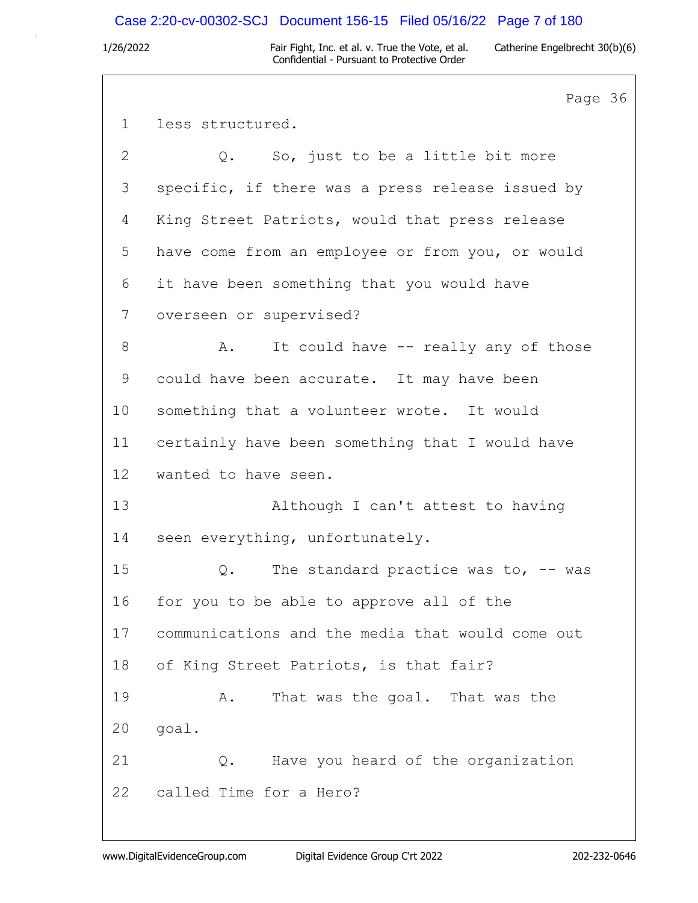Page 36

1 less structured.

2 Q. So, just to be a little bit more

3 specific, if there was a press release issued by

4 King Street Patriots, would that press release

5 have come from an employee or from you, or would

6 it have been something that you would have

7 overseen or supervised?

8 A. It could have -- really any of those

9 could have been accurate. It may have been

10 something that a volunteer wrote. It would

11 certainly have been something that I would have

12 wanted to have seen.

13 Although I can't attest to having

14 seen everything, unfortunately.

15 Q. The standard practice was to, -- was

16 for you to be able to approve all of the

17 communications and the media that would come out

18 of King Street Patriots, is that fair?

19 A. That was the goal. That was the

20 goal.

21 Q. Have you heard of the organization

22 called Time for a Hero?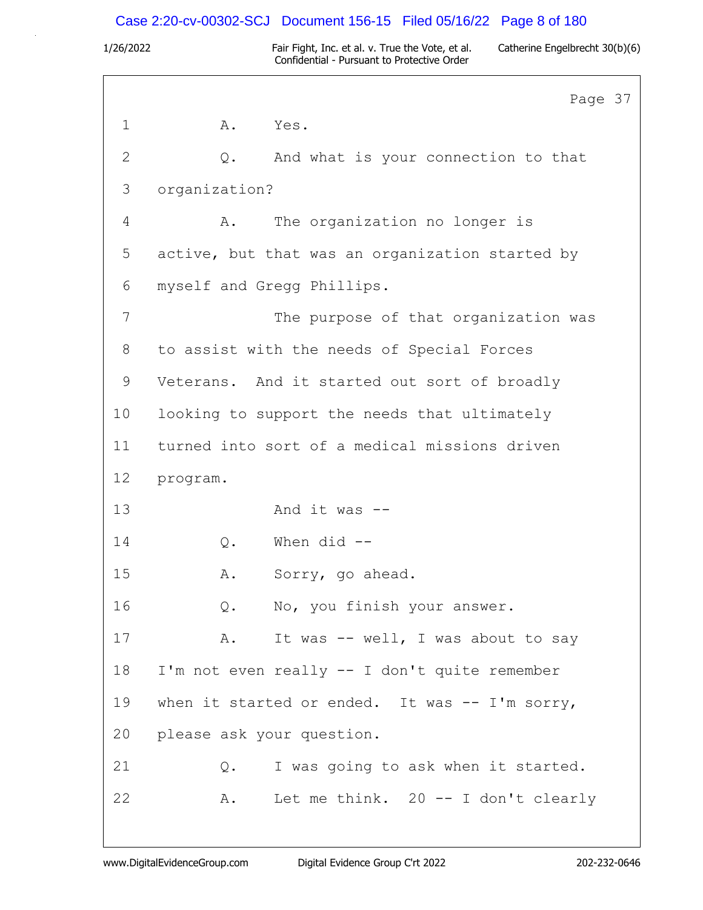Page 37

1 A. Yes.

2 Q. And what is your connection to that

3 organization?

4 A. The organization no longer is

5 active, but that was an organization started by

6 myself and Gregg Phillips.

7 The purpose of that organization was

8 to assist with the needs of Special Forces

9 Veterans. And it started out sort of broadly

10 looking to support the needs that ultimately

11 turned into sort of a medical missions driven

12 program.

13 And it was --

14 Q. When did --

15 A. Sorry, go ahead.

16 Q. No, you finish your answer.

17 A. It was -- well, I was about to say

18 I'm not even really -- I don't quite remember

19 when it started or ended. It was -- I'm sorry,

20 please ask your question.

21 Q. I was going to ask when it started.

22 A. Let me think. 20 -- I don't clearly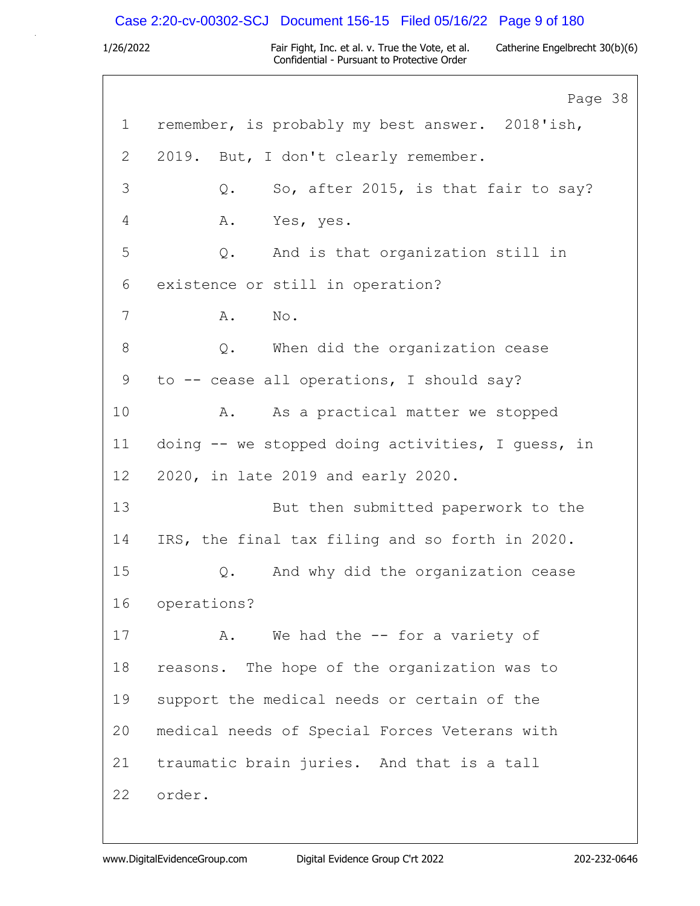Page 38

1 remember, is probably my best answer. 2018'ish,
2 2019. But, I don't clearly remember.
3 Q. So, after 2015, is that fair to say?
4 A. Yes, yes.
5 Q. And is that organization still in
6 existence or still in operation?
7 A. No.
8 Q. When did the organization cease
9 to -- cease all operations, I should say?
10 A. As a practical matter we stopped
11 doing -- we stopped doing activities, I guess, in
12 2020, in late 2019 and early 2020.
13 But then submitted paperwork to the
14 IRS, the final tax filing and so forth in 2020.
15 Q. And why did the organization cease
16 operations?
17 A. We had the -- for a variety of
18 reasons. The hope of the organization was to
19 support the medical needs or certain of the
20 medical needs of Special Forces Veterans with
21 traumatic brain juries. And that is a tall
22 order.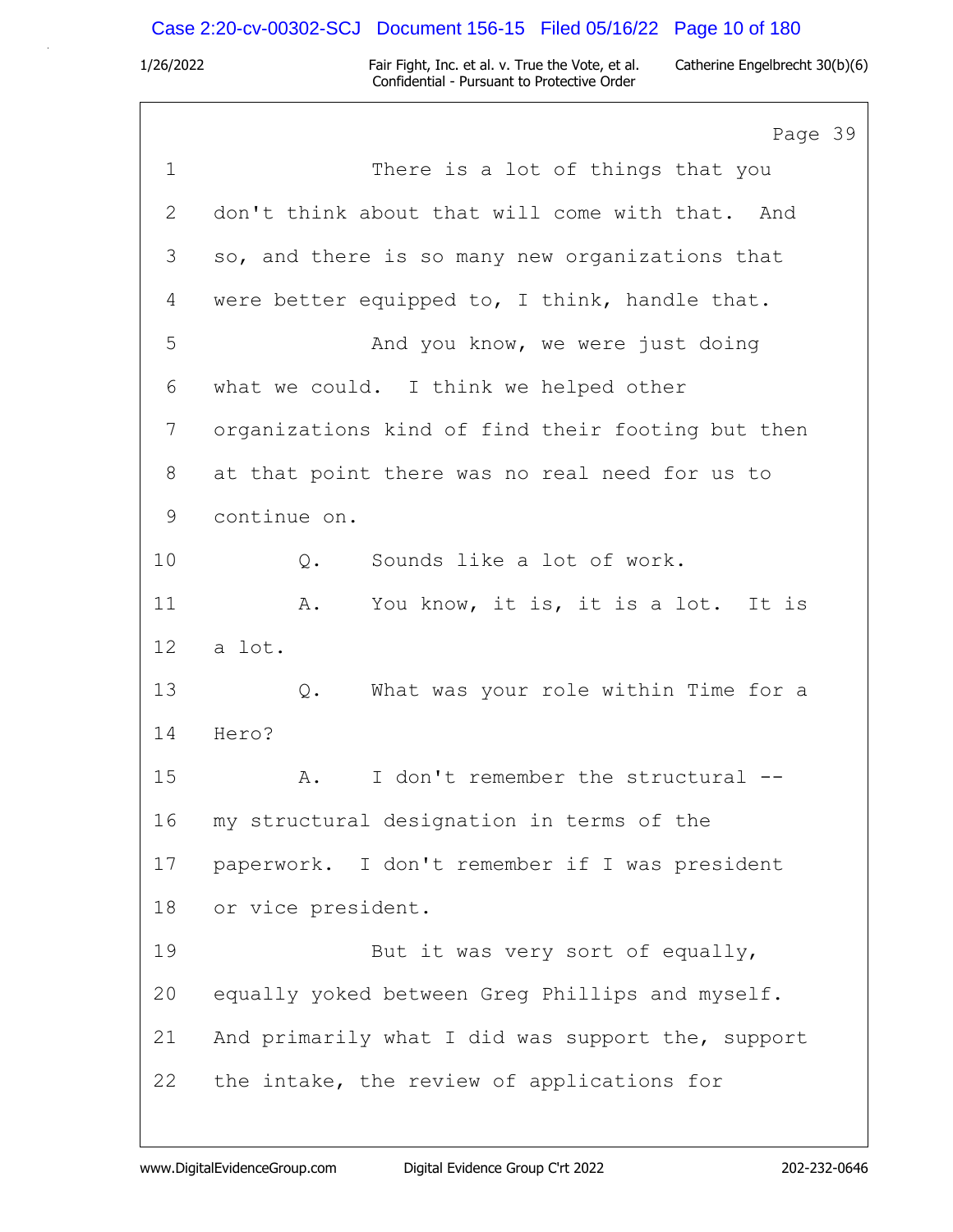Page 39

1 There is a lot of things that you
2 don't think about that will come with that. And
3 so, and there is so many new organizations that
4 were better equipped to, I think, handle that.
5 And you know, we were just doing
6 what we could. I think we helped other
7 organizations kind of find their footing but then
8 at that point there was no real need for us to
9 continue on.
10 Q. Sounds like a lot of work.
11 A. You know, it is, it is a lot. It is
12 a lot.
13 Q. What was your role within Time for a
14 Hero?
15 A. I don't remember the structural --
16 my structural designation in terms of the
17 paperwork. I don't remember if I was president
18 or vice president.
19 But it was very sort of equally,
20 equally yoked between Greg Phillips and myself.
21 And primarily what I did was support the, support
22 the intake, the review of applications for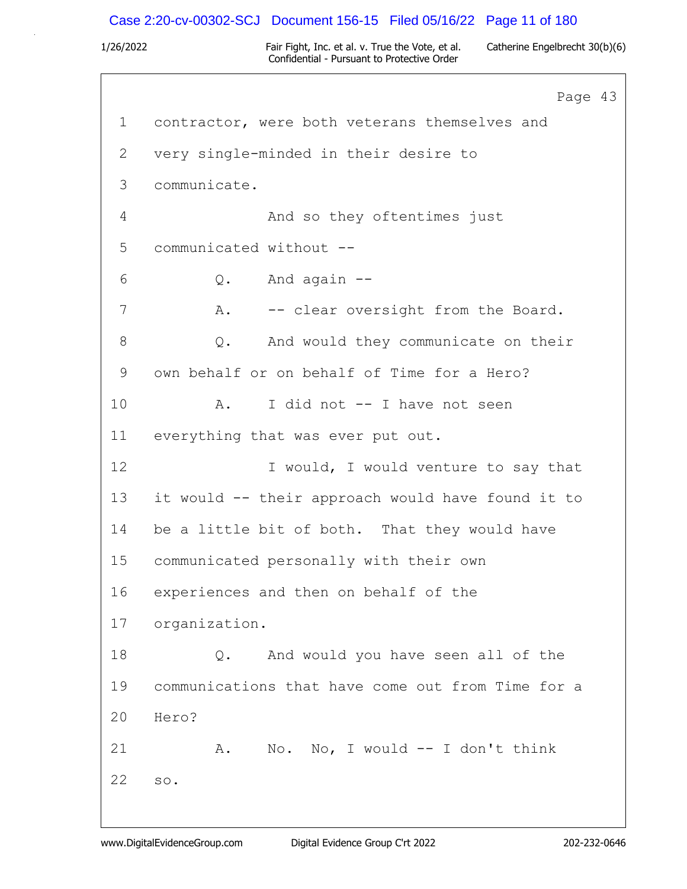Page 43

1 contractor, were both veterans themselves and
2 very single-minded in their desire to
3 communicate.
4 And so they oftentimes just
5 communicated without --
6 Q. And again --
7 A. -- clear oversight from the Board.
8 Q. And would they communicate on their
9 own behalf or on behalf of Time for a Hero?
10 A. I did not -- I have not seen
11 everything that was ever put out.
12 I would, I would venture to say that
13 it would -- their approach would have found it to
14 be a little bit of both. That they would have
15 communicated personally with their own
16 experiences and then on behalf of the
17 organization.
18 Q. And would you have seen all of the
19 communications that have come out from Time for a
20 Hero?
21 A. No. No, I would -- I don't think
22 so.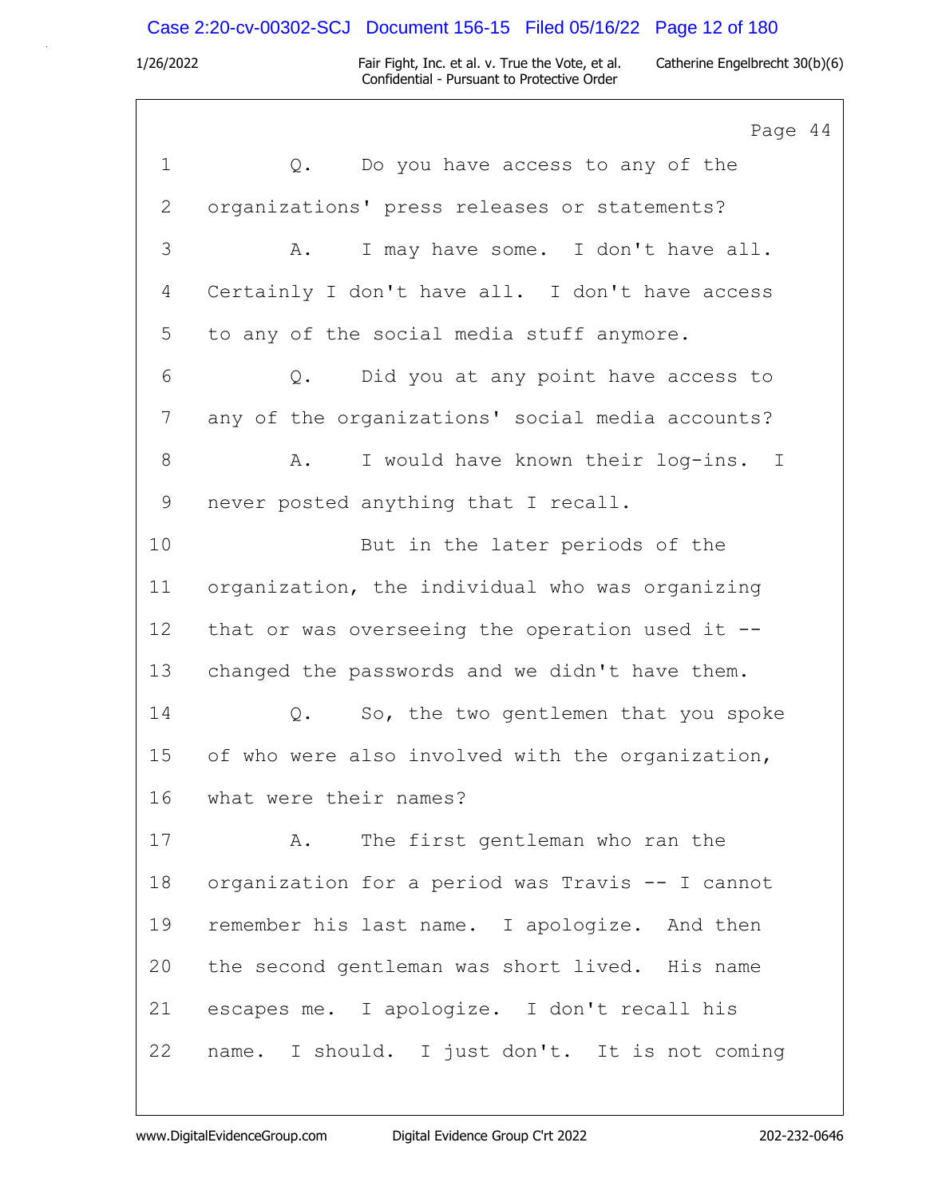Page 44

1 Q. Do you have access to any of the
2 organizations' press releases or statements?
3 A. I may have some. I don't have all.
4 Certainly I don't have all. I don't have access
5 to any of the social media stuff anymore.
6 Q. Did you at any point have access to
7 any of the organizations' social media accounts?
8 A. I would have known their log-ins. I
9 never posted anything that I recall.
10 But in the later periods of the
11 organization, the individual who was organizing
12 that or was overseeing the operation used it --
13 changed the passwords and we didn't have them.
14 Q. So, the two gentlemen that you spoke
15 of who were also involved with the organization,
16 what were their names?
17 A. The first gentleman who ran the
18 organization for a period was Travis -- I cannot
19 remember his last name. I apologize. And then
20 the second gentleman was short lived. His name
21 escapes me. I apologize. I don't recall his
22 name. I should. I just don't. It is not coming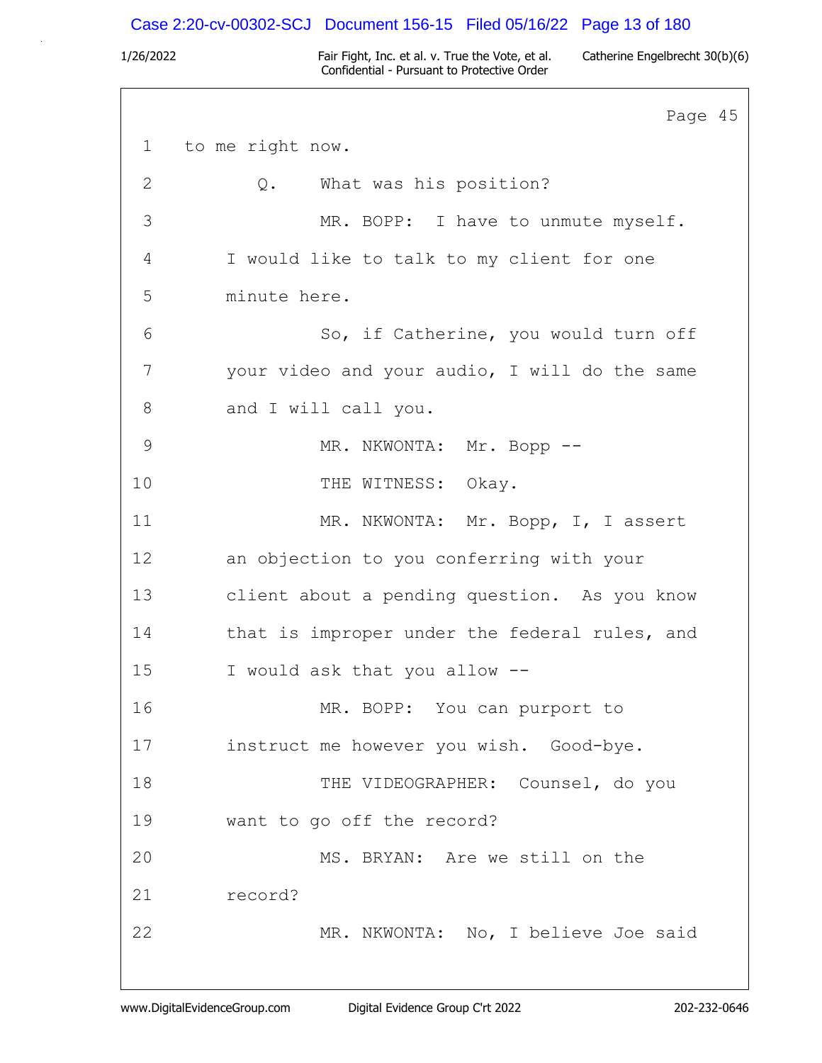Page 45

1 to me right now.

2 Q. What was his position?

3 MR. BOPP: I have to unmute myself.

4 I would like to talk to my client for one

5 minute here.

6 So, if Catherine, you would turn off

7 your video and your audio, I will do the same

8 and I will call you.

9 MR. NKWONTA: Mr. Bopp --

10 THE WITNESS: Okay.

11 MR. NKWONTA: Mr. Bopp, I, I assert

12 an objection to you conferring with your

13 client about a pending question. As you know

14 that is improper under the federal rules, and

15 I would ask that you allow --

16 MR. BOPP: You can purport to

17 instruct me however you wish. Good-bye.

18 THE VIDEOGRAPHER: Counsel, do you

19 want to go off the record?

20 MS. BRYAN: Are we still on the

21 record?

22 MR. NKWONTA: No, I believe Joe said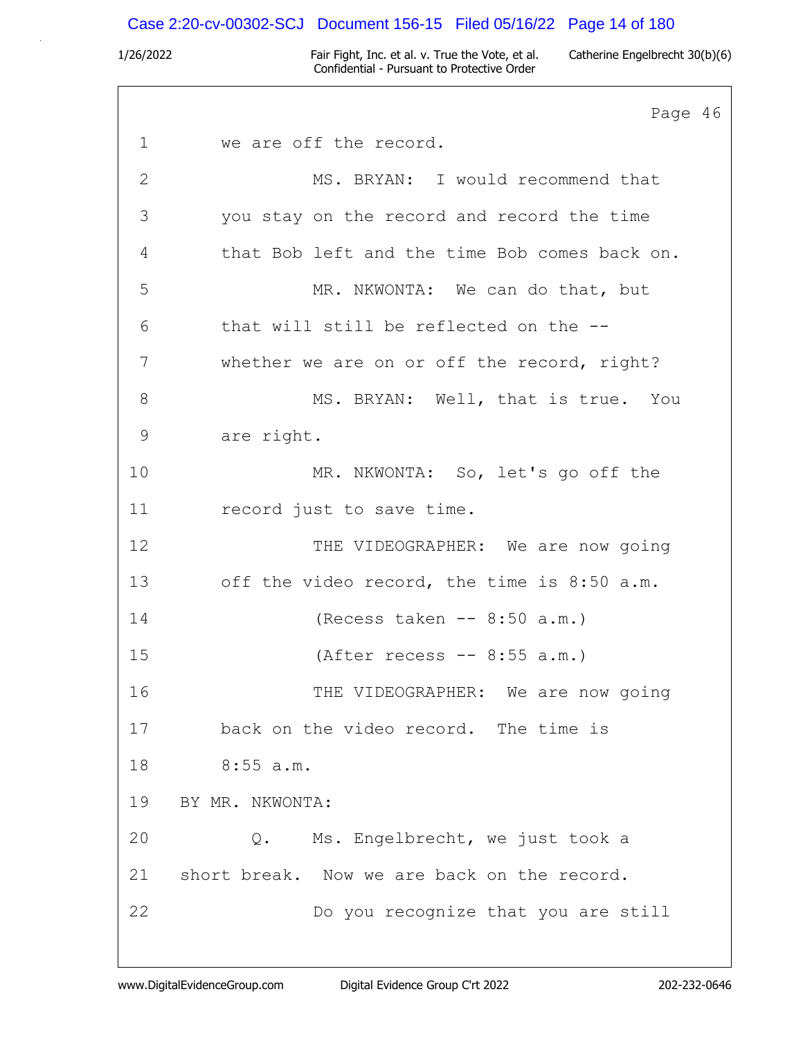Page 46

1 we are off the record.

2 MS. BRYAN: I would recommend that

3 you stay on the record and record the time

4 that Bob left and the time Bob comes back on.

5 MR. NKWONTA: We can do that, but

6 that will still be reflected on the --

7 whether we are on or off the record, right?

8 MS. BRYAN: Well, that is true. You

9 are right.

10 MR. NKWONTA: So, let's go off the

11 record just to save time.

12 THE VIDEOGRAPHER: We are now going

13 off the video record, the time is 8:50 a.m.

14 (Recess taken -- 8:50 a.m.)

15 (After recess -- 8:55 a.m.)

16 THE VIDEOGRAPHER: We are now going

17 back on the video record. The time is

18 8:55 a.m.

19 BY MR. NKWONTA:

20 Q. Ms. Engelbrecht, we just took a

21 short break. Now we are back on the record.

22 Do you recognize that you are still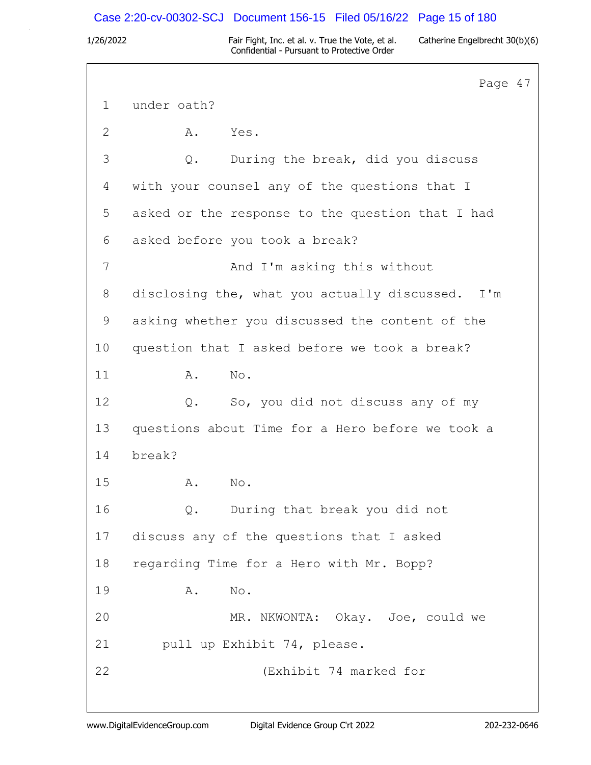Page 47

1 under oath?

2 A. Yes.

3 Q. During the break, did you discuss

4 with your counsel any of the questions that I

5 asked or the response to the question that I had

6 asked before you took a break?

7 And I'm asking this without

8 disclosing the, what you actually discussed. I'm

9 asking whether you discussed the content of the

10 question that I asked before we took a break?

11 A. No.

12 Q. So, you did not discuss any of my

13 questions about Time for a Hero before we took a

14 break?

15 A. No.

16 Q. During that break you did not

17 discuss any of the questions that I asked

18 regarding Time for a Hero with Mr. Bopp?

19 A. No.

20 MR. NKWONTA: Okay. Joe, could we

21 pull up Exhibit 74, please.

22 (Exhibit 74 marked for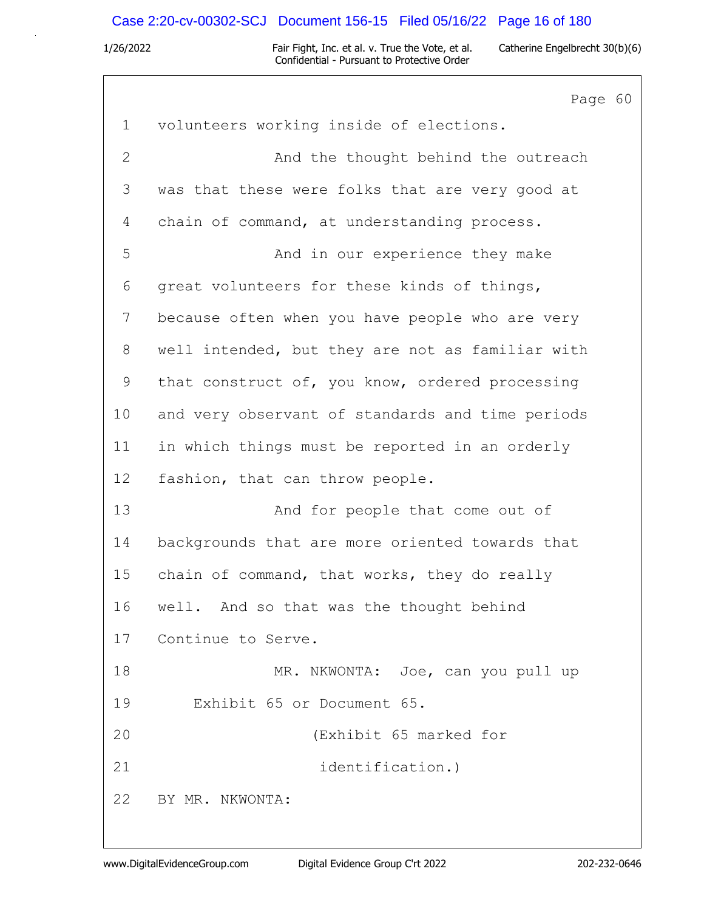Page 60

1 volunteers working inside of elections.

2 And the thought behind the outreach

3 was that these were folks that are very good at

4 chain of command, at understanding process.

5 And in our experience they make

6 great volunteers for these kinds of things,

7 because often when you have people who are very

8 well intended, but they are not as familiar with

9 that construct of, you know, ordered processing

10 and very observant of standards and time periods

11 in which things must be reported in an orderly

12 fashion, that can throw people.

13 And for people that come out of

14 backgrounds that are more oriented towards that

15 chain of command, that works, they do really

16 well. And so that was the thought behind

17 Continue to Serve.

18 MR. NKWONTA: Joe, can you pull up

19 Exhibit 65 or Document 65.

20 (Exhibit 65 marked for

21 identification.)

22 BY MR. NKWONTA: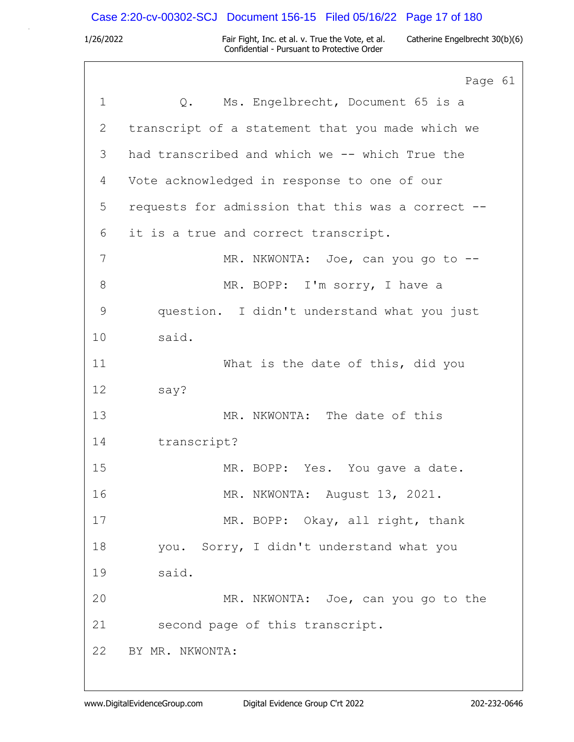Page 61

1 Q. Ms. Engelbrecht, Document 65 is a
2 transcript of a statement that you made which we
3 had transcribed and which we -- which True the
4 Vote acknowledged in response to one of our
5 requests for admission that this was a correct --
6 it is a true and correct transcript.
7 MR. NKWONTA: Joe, can you go to --
8 MR. BOPP: I'm sorry, I have a
9 question. I didn't understand what you just
10 said.
11 What is the date of this, did you
12 say?
13 MR. NKWONTA: The date of this
14 transcript?
15 MR. BOPP: Yes. You gave a date.
16 MR. NKWONTA: August 13, 2021.
17 MR. BOPP: Okay, all right, thank
18 you. Sorry, I didn't understand what you
19 said.
20 MR. NKWONTA: Joe, can you go to the
21 second page of this transcript.
22 BY MR. NKWONTA: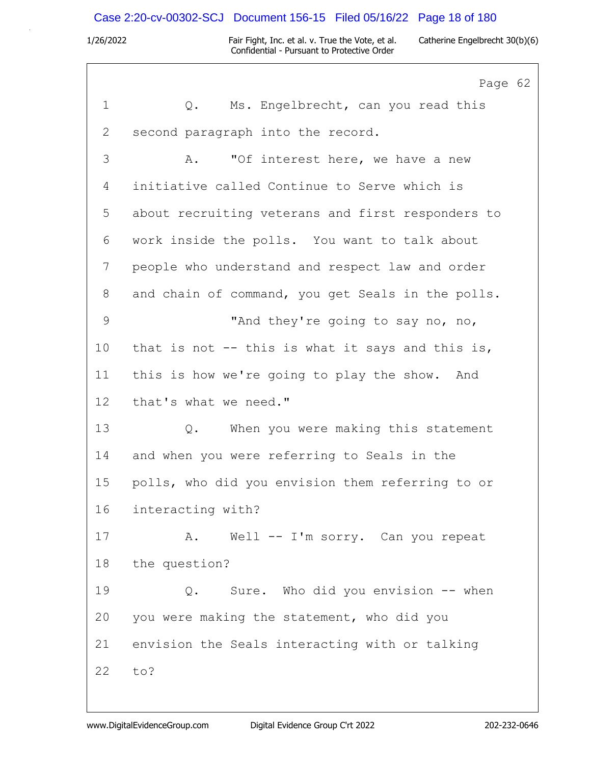Page 62

1 Q. Ms. Engelbrecht, can you read this
2 second paragraph into the record.
3 A. "Of interest here, we have a new
4 initiative called Continue to Serve which is
5 about recruiting veterans and first responders to
6 work inside the polls. You want to talk about
7 people who understand and respect law and order
8 and chain of command, you get Seals in the polls.
9 "And they're going to say no, no,
10 that is not -- this is what it says and this is,
11 this is how we're going to play the show. And
12 that's what we need."
13 Q. When you were making this statement
14 and when you were referring to Seals in the
15 polls, who did you envision them referring to or
16 interacting with?
17 A. Well -- I'm sorry. Can you repeat
18 the question?
19 Q. Sure. Who did you envision -- when
20 you were making the statement, who did you
21 envision the Seals interacting with or talking
22 to?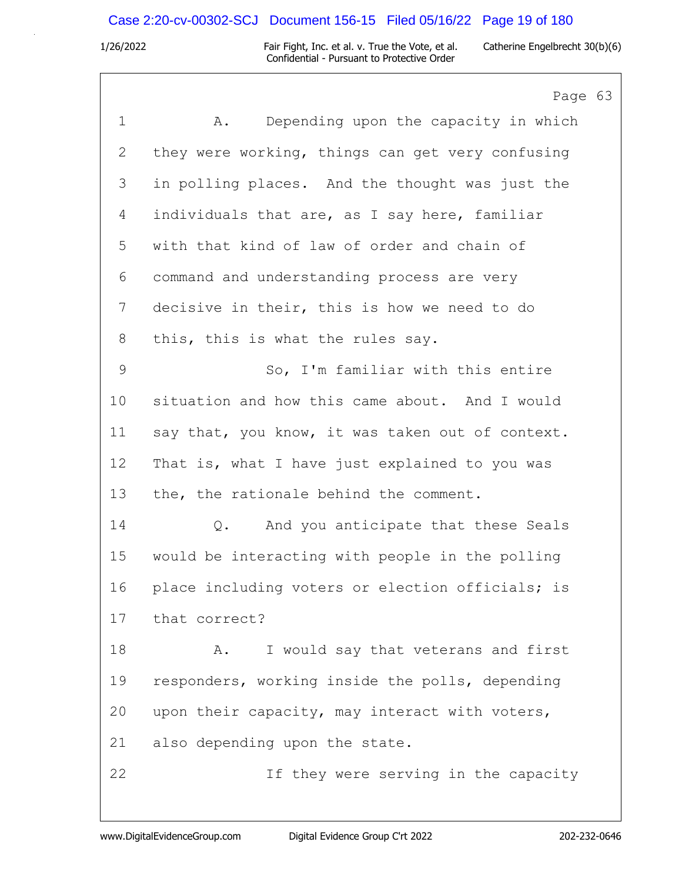Page 63

1 A. Depending upon the capacity in which
2 they were working, things can get very confusing
3 in polling places. And the thought was just the
4 individuals that are, as I say here, familiar
5 with that kind of law of order and chain of
6 command and understanding process are very
7 decisive in their, this is how we need to do
8 this, this is what the rules say.
9 So, I'm familiar with this entire
10 situation and how this came about. And I would
11 say that, you know, it was taken out of context.
12 That is, what I have just explained to you was
13 the, the rationale behind the comment.
14 Q. And you anticipate that these Seals
15 would be interacting with people in the polling
16 place including voters or election officials; is
17 that correct?
18 A. I would say that veterans and first
19 responders, working inside the polls, depending
20 upon their capacity, may interact with voters,
21 also depending upon the state.
22 If they were serving in the capacity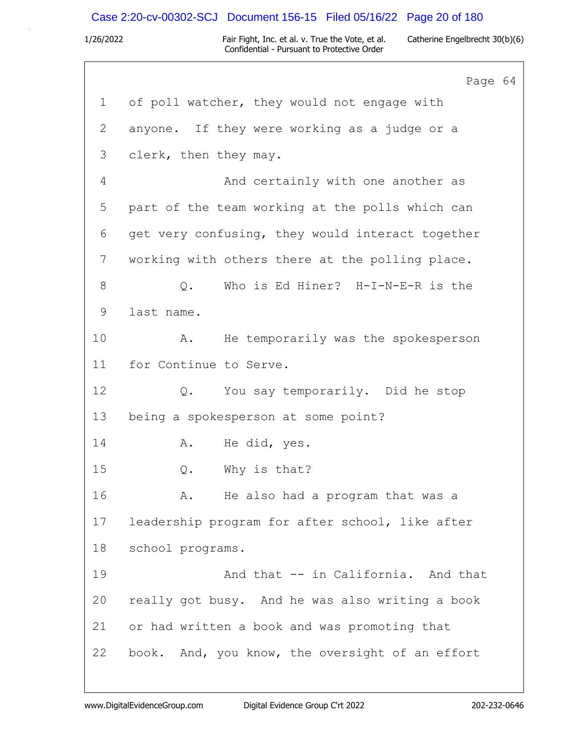Page 64

1 of poll watcher, they would not engage with
2 anyone. If they were working as a judge or a
3 clerk, then they may.
4 And certainly with one another as
5 part of the team working at the polls which can
6 get very confusing, they would interact together
7 working with others there at the polling place.
8 Q. Who is Ed Hiner? H-I-N-E-R is the
9 last name.
10 A. He temporarily was the spokesperson
11 for Continue to Serve.
12 Q. You say temporarily. Did he stop
13 being a spokesperson at some point?
14 A. He did, yes.
15 Q. Why is that?
16 A. He also had a program that was a
17 leadership program for after school, like after
18 school programs.
19 And that -- in California. And that
20 really got busy. And he was also writing a book
21 or had written a book and was promoting that
22 book. And, you know, the oversight of an effort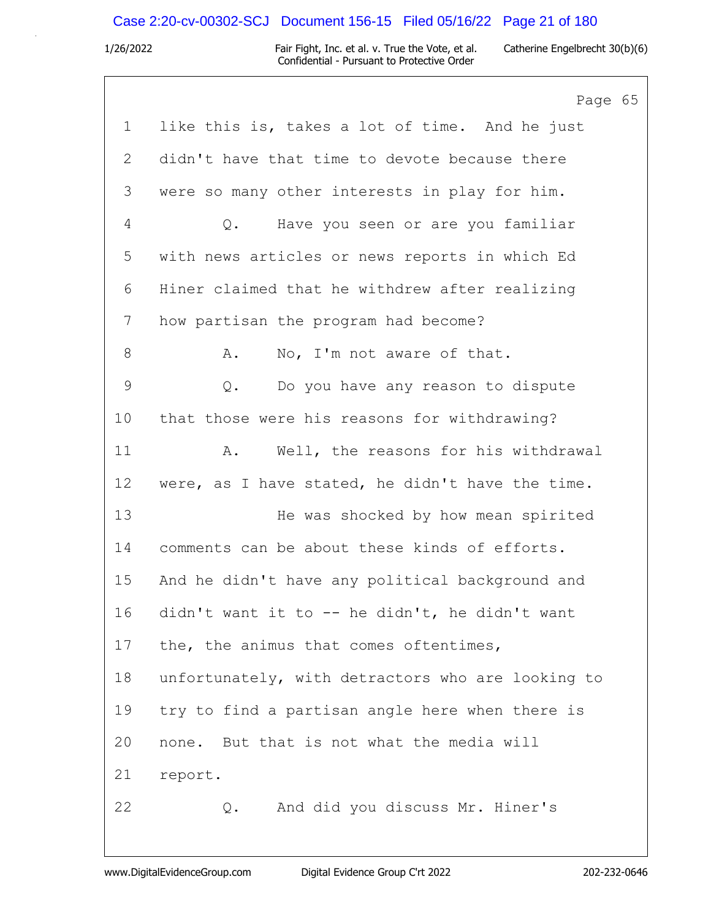Page 65

1 like this is, takes a lot of time. And he just
2 didn't have that time to devote because there
3 were so many other interests in play for him.
4 Q. Have you seen or are you familiar
5 with news articles or news reports in which Ed
6 Hiner claimed that he withdrew after realizing
7 how partisan the program had become?
8 A. No, I'm not aware of that.
9 Q. Do you have any reason to dispute
10 that those were his reasons for withdrawing?
11 A. Well, the reasons for his withdrawal
12 were, as I have stated, he didn't have the time.
13 He was shocked by how mean spirited
14 comments can be about these kinds of efforts.
15 And he didn't have any political background and
16 didn't want it to -- he didn't, he didn't want
17 the, the animus that comes oftentimes,
18 unfortunately, with detractors who are looking to
19 try to find a partisan angle here when there is
20 none. But that is not what the media will
21 report.
22 Q. And did you discuss Mr. Hiner's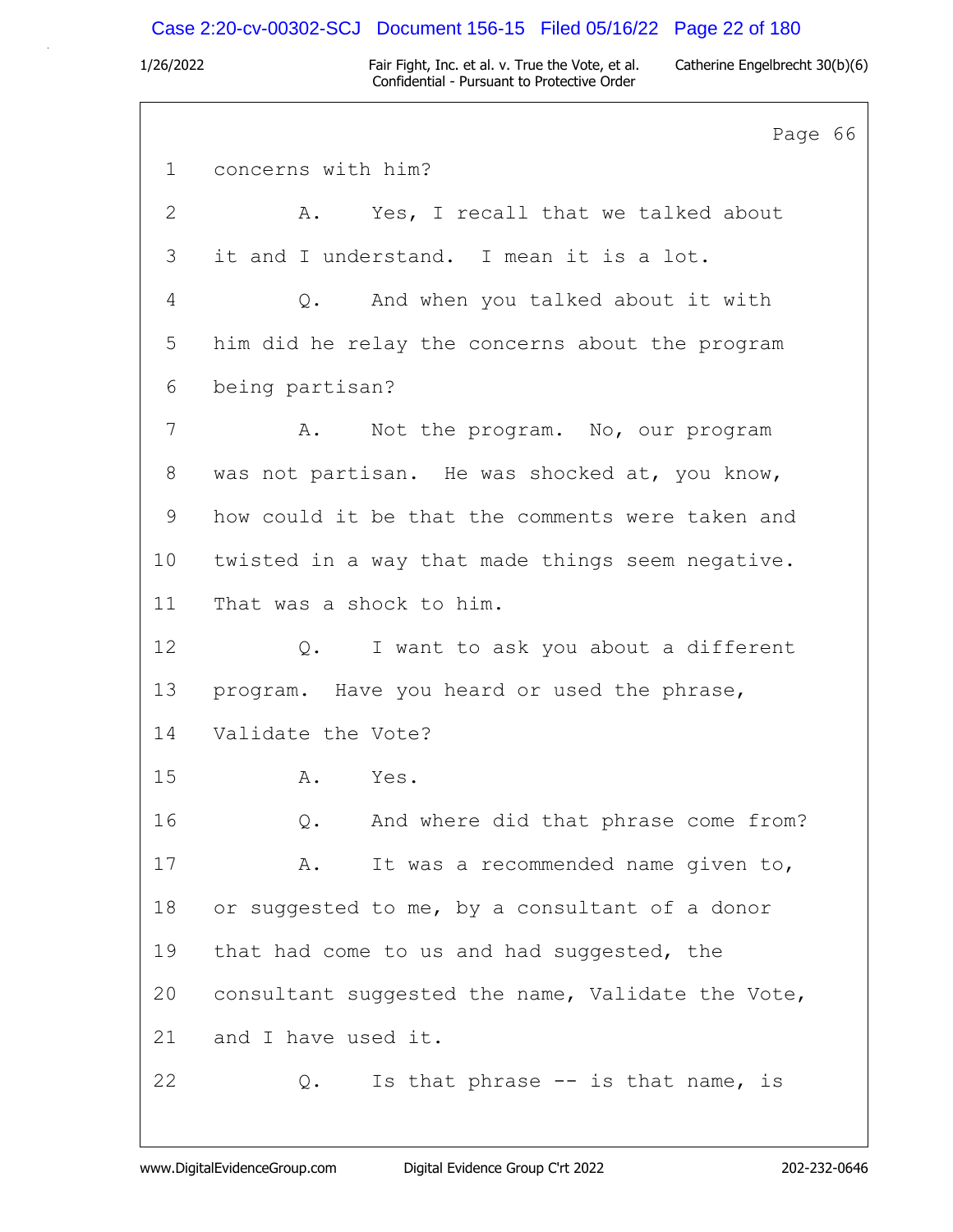Page 66

1 concerns with him?

2 A. Yes, I recall that we talked about

3 it and I understand. I mean it is a lot.

4 Q. And when you talked about it with

5 him did he relay the concerns about the program

6 being partisan?

7 A. Not the program. No, our program

8 was not partisan. He was shocked at, you know,

9 how could it be that the comments were taken and

10 twisted in a way that made things seem negative.

11 That was a shock to him.

12 Q. I want to ask you about a different

13 program. Have you heard or used the phrase,

14 Validate the Vote?

15 A. Yes.

16 Q. And where did that phrase come from?

17 A. It was a recommended name given to,

18 or suggested to me, by a consultant of a donor

19 that had come to us and had suggested, the

20 consultant suggested the name, Validate the Vote,

21 and I have used it.

22 Q. Is that phrase -- is that name, is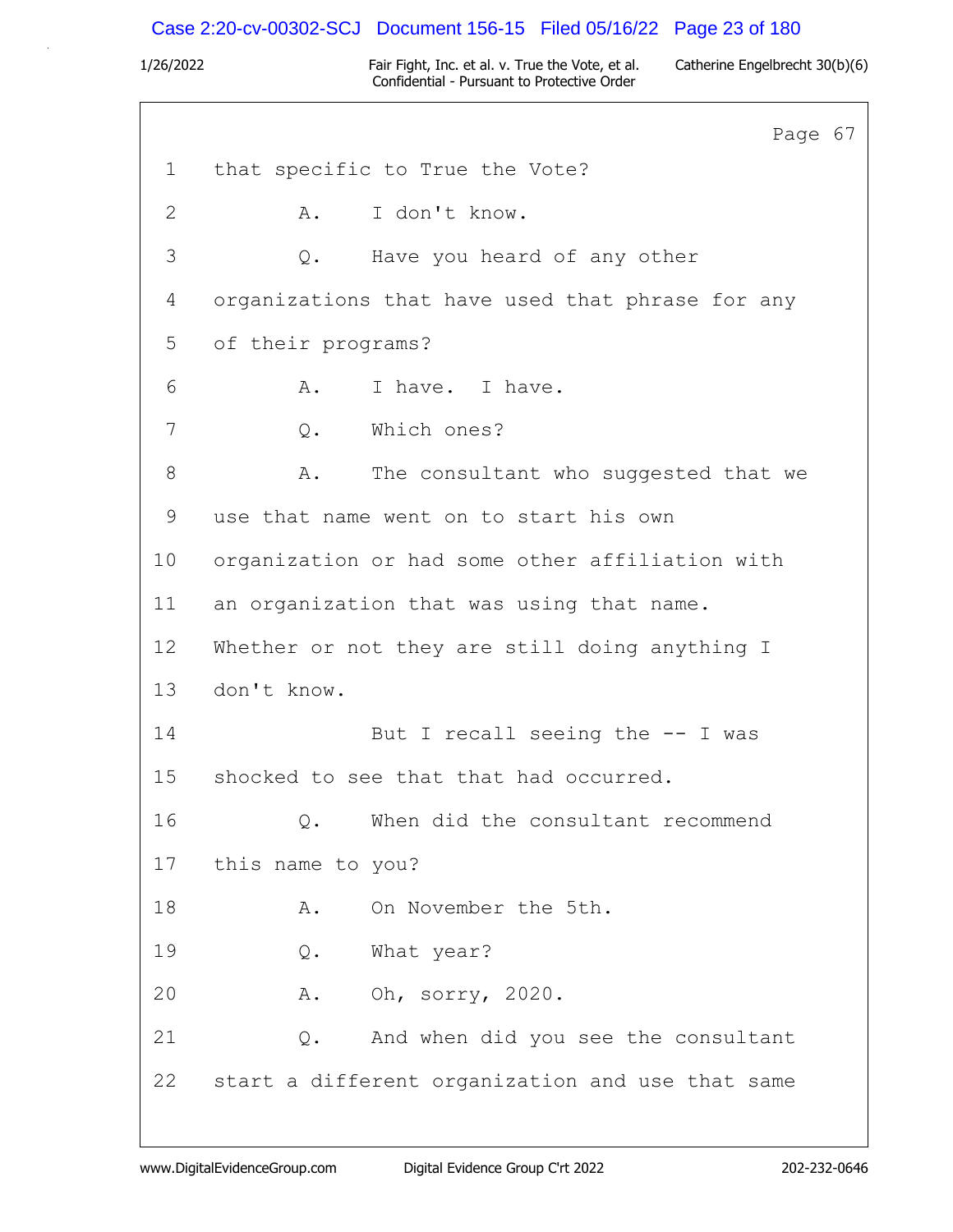Page 67

1 that specific to True the Vote?

2 A. I don't know.

3 Q. Have you heard of any other

4 organizations that have used that phrase for any

5 of their programs?

6 A. I have. I have.

7 Q. Which ones?

8 A. The consultant who suggested that we

9 use that name went on to start his own

10 organization or had some other affiliation with

11 an organization that was using that name.

12 Whether or not they are still doing anything I

13 don't know.

14 But I recall seeing the -- I was

15 shocked to see that that had occurred.

16 Q. When did the consultant recommend

17 this name to you?

18 A. On November the 5th.

19 Q. What year?

20 A. Oh, sorry, 2020.

21 Q. And when did you see the consultant

22 start a different organization and use that same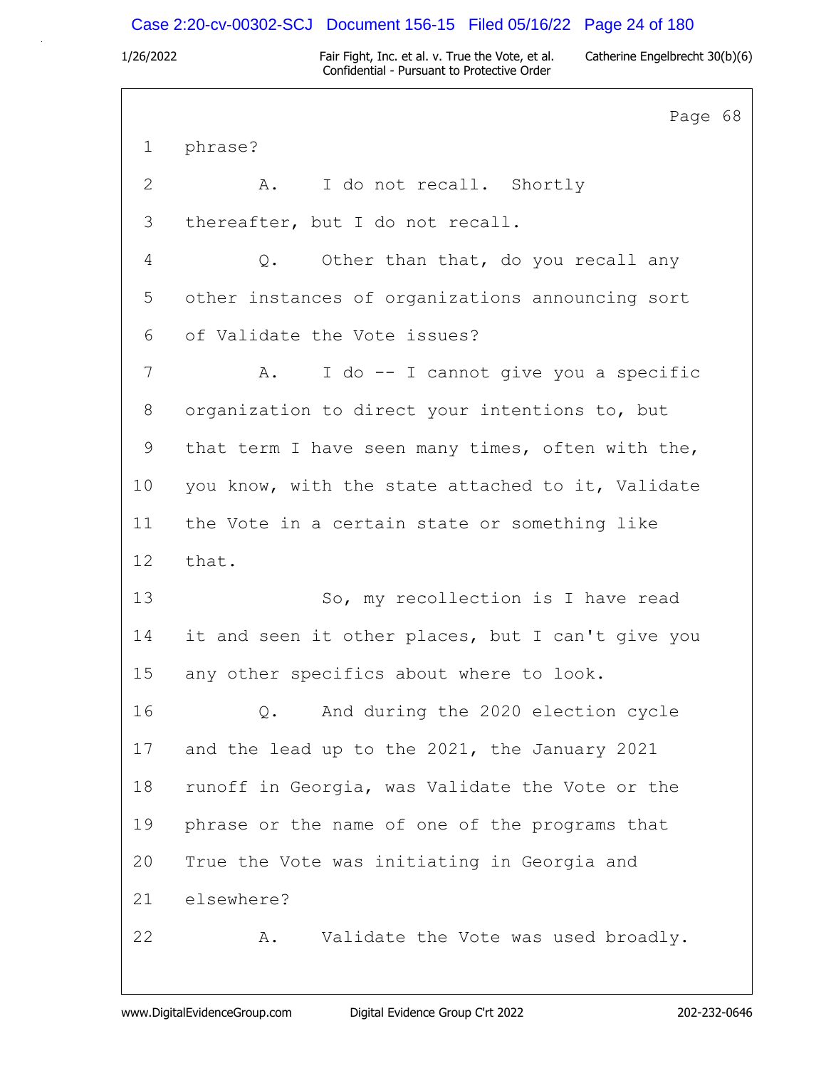Page 68

1 phrase?

2 A. I do not recall. Shortly

3 thereafter, but I do not recall.

4 Q. Other than that, do you recall any

5 other instances of organizations announcing sort

6 of Validate the Vote issues?

7 A. I do -- I cannot give you a specific

8 organization to direct your intentions to, but

9 that term I have seen many times, often with the,

10 you know, with the state attached to it, Validate

11 the Vote in a certain state or something like

12 that.

13 So, my recollection is I have read

14 it and seen it other places, but I can't give you

15 any other specifics about where to look.

16 Q. And during the 2020 election cycle

17 and the lead up to the 2021, the January 2021

18 runoff in Georgia, was Validate the Vote or the

19 phrase or the name of one of the programs that

20 True the Vote was initiating in Georgia and

21 elsewhere?

22 A. Validate the Vote was used broadly.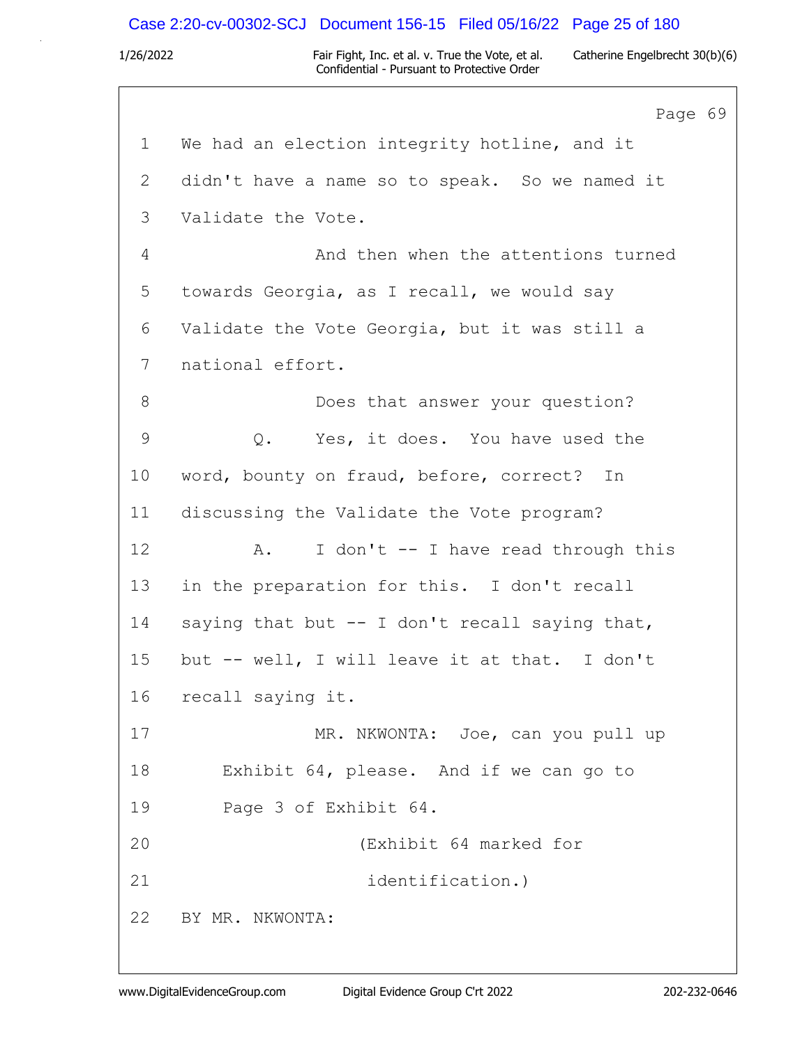Page 69

1 We had an election integrity hotline, and it
2 didn't have a name so to speak. So we named it
3 Validate the Vote.
4 And then when the attentions turned
5 towards Georgia, as I recall, we would say
6 Validate the Vote Georgia, but it was still a
7 national effort.
8 Does that answer your question?
9 Q. Yes, it does. You have used the
10 word, bounty on fraud, before, correct? In
11 discussing the Validate the Vote program?
12 A. I don't -- I have read through this
13 in the preparation for this. I don't recall
14 saying that but -- I don't recall saying that,
15 but -- well, I will leave it at that. I don't
16 recall saying it.
17 MR. NKWONTA: Joe, can you pull up
18 Exhibit 64, please. And if we can go to
19 Page 3 of Exhibit 64.
20 (Exhibit 64 marked for
21 identification.)
22 BY MR. NKWONTA: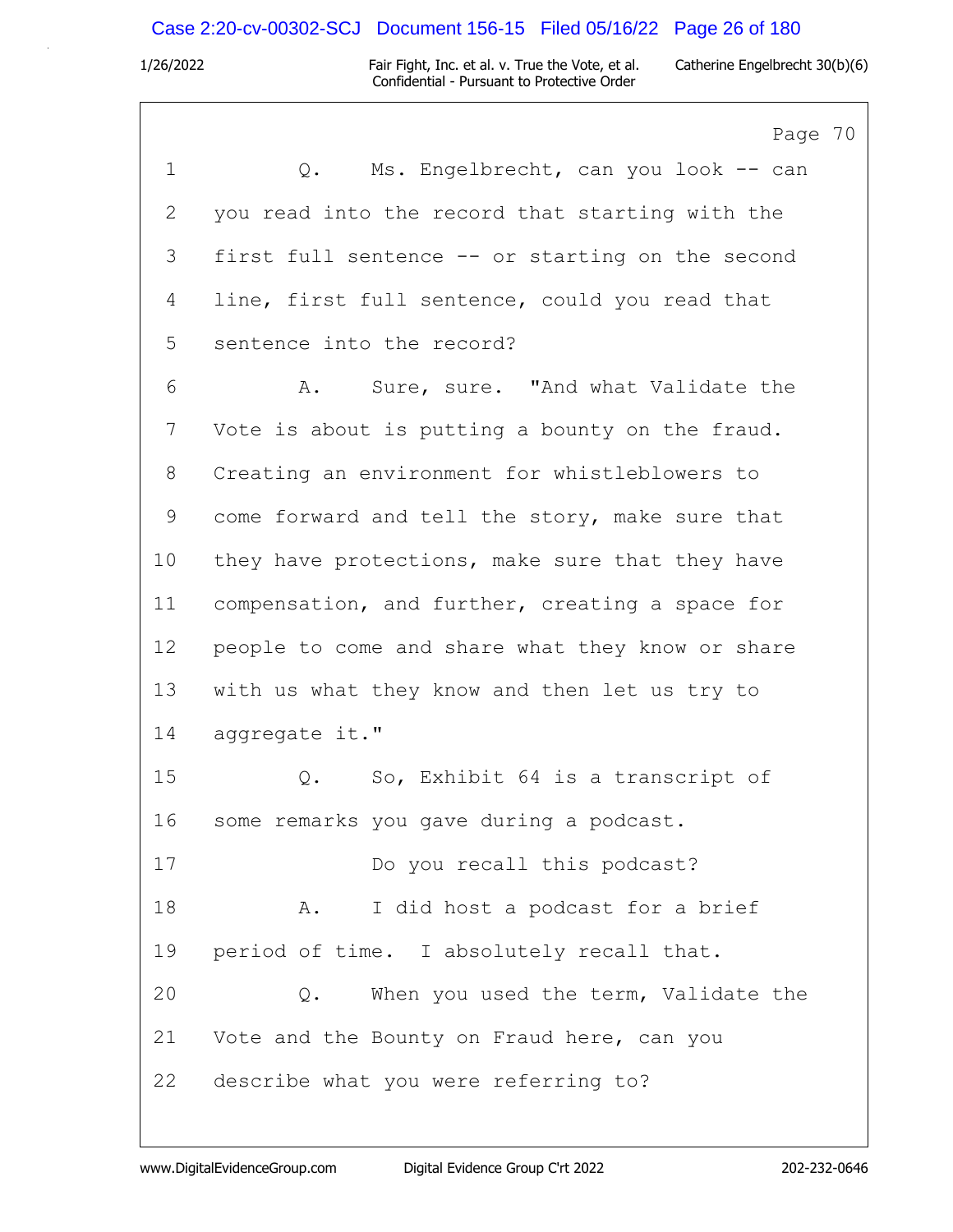Page 70

1 Q. Ms. Engelbrecht, can you look -- can
2 you read into the record that starting with the
3 first full sentence -- or starting on the second
4 line, first full sentence, could you read that
5 sentence into the record?
6 A. Sure, sure. "And what Validate the
7 Vote is about is putting a bounty on the fraud.
8 Creating an environment for whistleblowers to
9 come forward and tell the story, make sure that
10 they have protections, make sure that they have
11 compensation, and further, creating a space for
12 people to come and share what they know or share
13 with us what they know and then let us try to
14 aggregate it."
15 Q. So, Exhibit 64 is a transcript of
16 some remarks you gave during a podcast.
17 Do you recall this podcast?
18 A. I did host a podcast for a brief
19 period of time. I absolutely recall that.
20 Q. When you used the term, Validate the
21 Vote and the Bounty on Fraud here, can you
22 describe what you were referring to?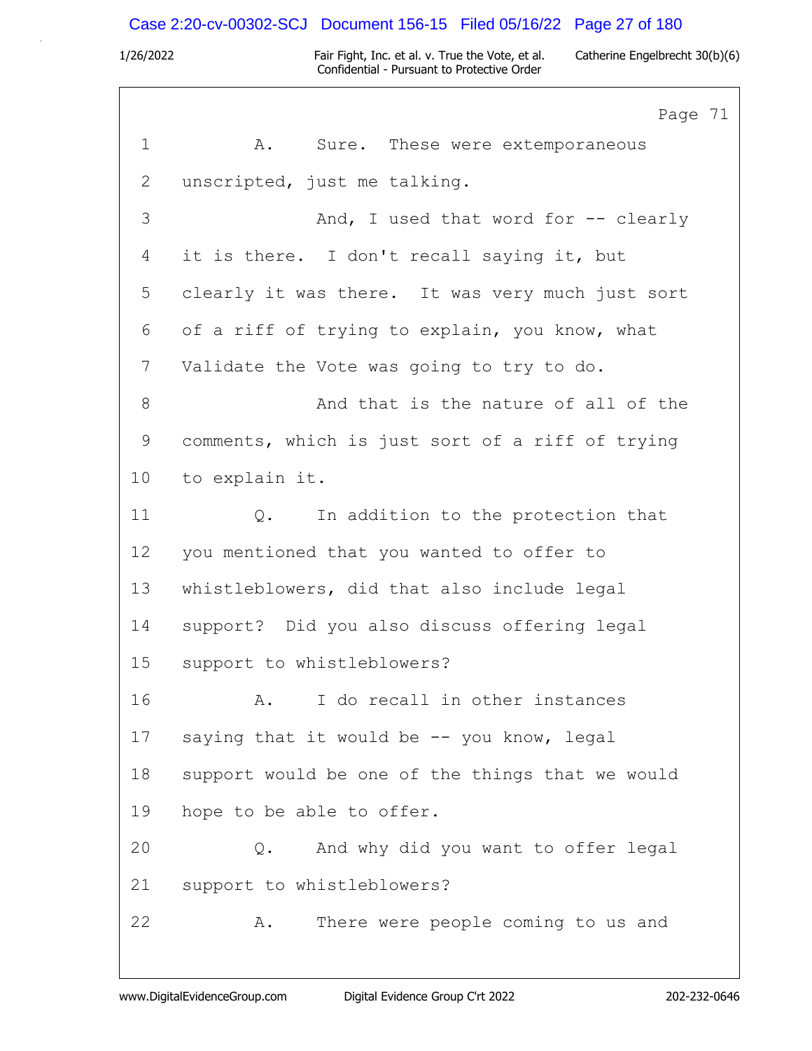Page 71

1 A. Sure. These were extemporaneous
2 unscripted, just me talking.
3 And, I used that word for -- clearly
4 it is there. I don't recall saying it, but
5 clearly it was there. It was very much just sort
6 of a riff of trying to explain, you know, what
7 Validate the Vote was going to try to do.
8 And that is the nature of all of the
9 comments, which is just sort of a riff of trying
10 to explain it.
11 Q. In addition to the protection that
12 you mentioned that you wanted to offer to
13 whistleblowers, did that also include legal
14 support? Did you also discuss offering legal
15 support to whistleblowers?
16 A. I do recall in other instances
17 saying that it would be -- you know, legal
18 support would be one of the things that we would
19 hope to be able to offer.
20 Q. And why did you want to offer legal
21 support to whistleblowers?
22 A. There were people coming to us and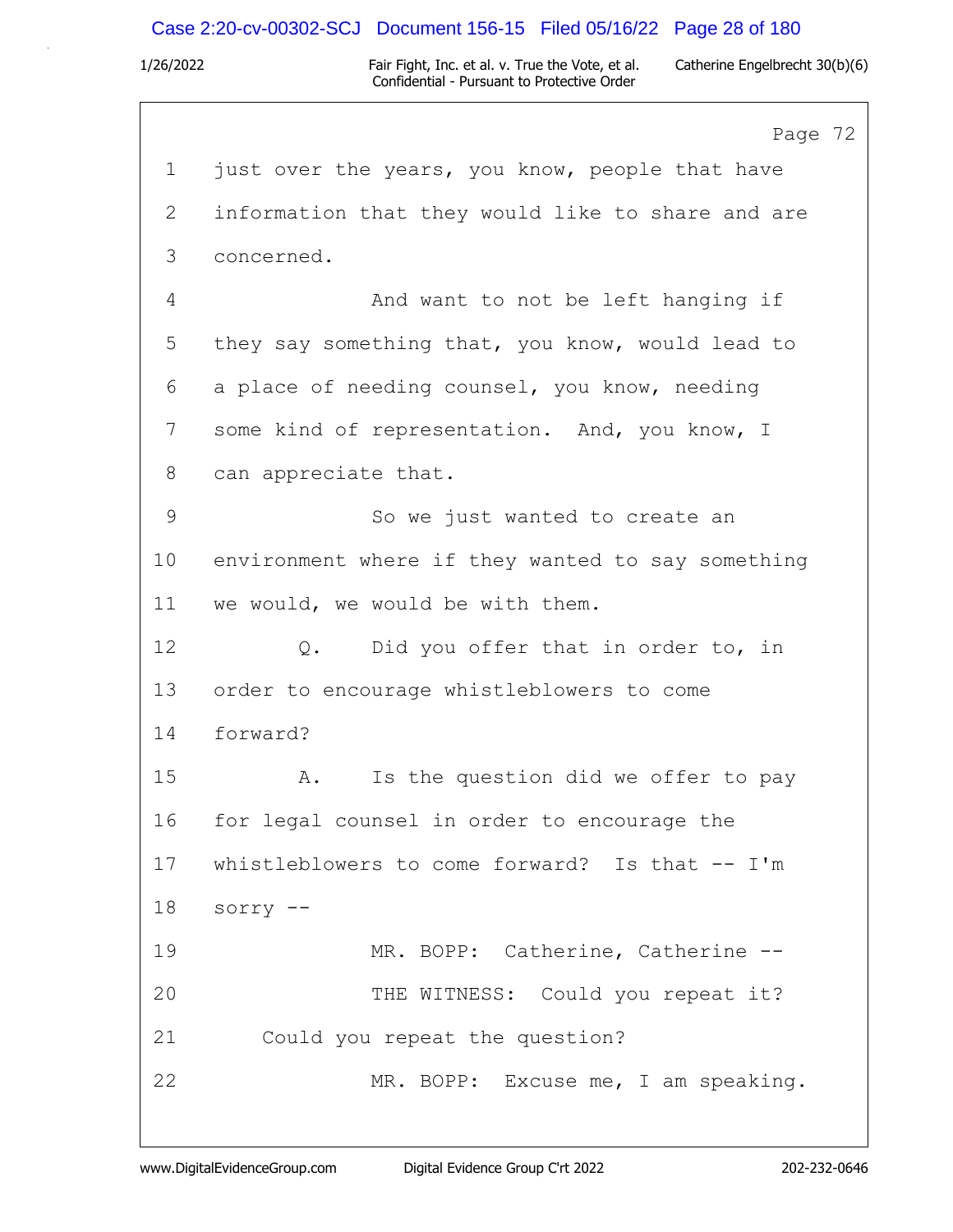Page 72

1 just over the years, you know, people that have
2 information that they would like to share and are
3 concerned.
4 And want to not be left hanging if
5 they say something that, you know, would lead to
6 a place of needing counsel, you know, needing
7 some kind of representation. And, you know, I
8 can appreciate that.
9 So we just wanted to create an
10 environment where if they wanted to say something
11 we would, we would be with them.
12 Q. Did you offer that in order to, in
13 order to encourage whistleblowers to come
14 forward?
15 A. Is the question did we offer to pay
16 for legal counsel in order to encourage the
17 whistleblowers to come forward? Is that -- I'm
18 sorry --
19 MR. BOPP: Catherine, Catherine --
20 THE WITNESS: Could you repeat it?
21 Could you repeat the question?
22 MR. BOPP: Excuse me, I am speaking.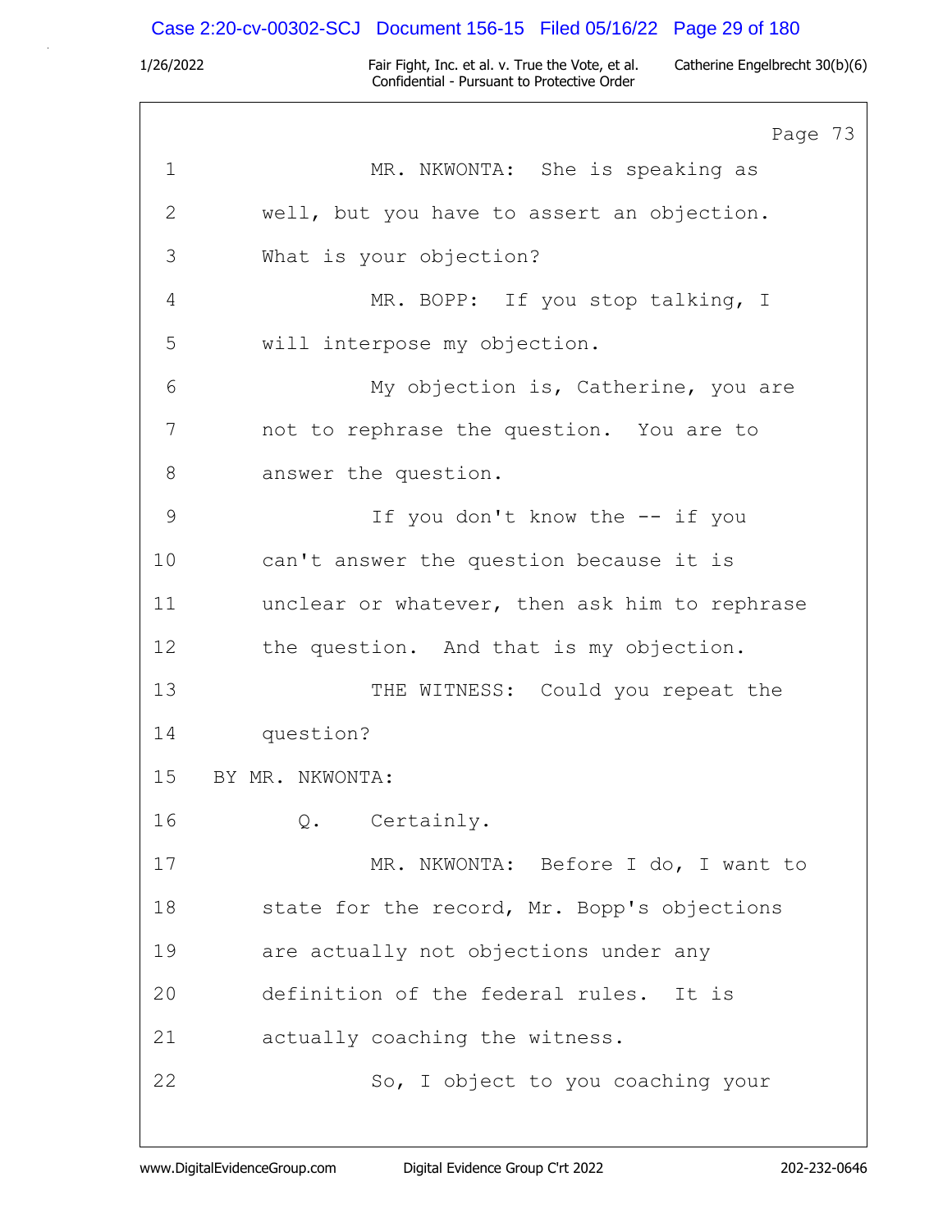Page 73

1 MR. NKWONTA: She is speaking as
2 well, but you have to assert an objection.
3 What is your objection?
4 MR. BOPP: If you stop talking, I
5 will interpose my objection.
6 My objection is, Catherine, you are
7 not to rephrase the question. You are to
8 answer the question.
9 If you don't know the -- if you
10 can't answer the question because it is
11 unclear or whatever, then ask him to rephrase
12 the question. And that is my objection.
13 THE WITNESS: Could you repeat the
14 question?
15 BY MR. NKWONTA:
16 Q. Certainly.
17 MR. NKWONTA: Before I do, I want to
18 state for the record, Mr. Bopp's objections
19 are actually not objections under any
20 definition of the federal rules. It is
21 actually coaching the witness.
22 So, I object to you coaching your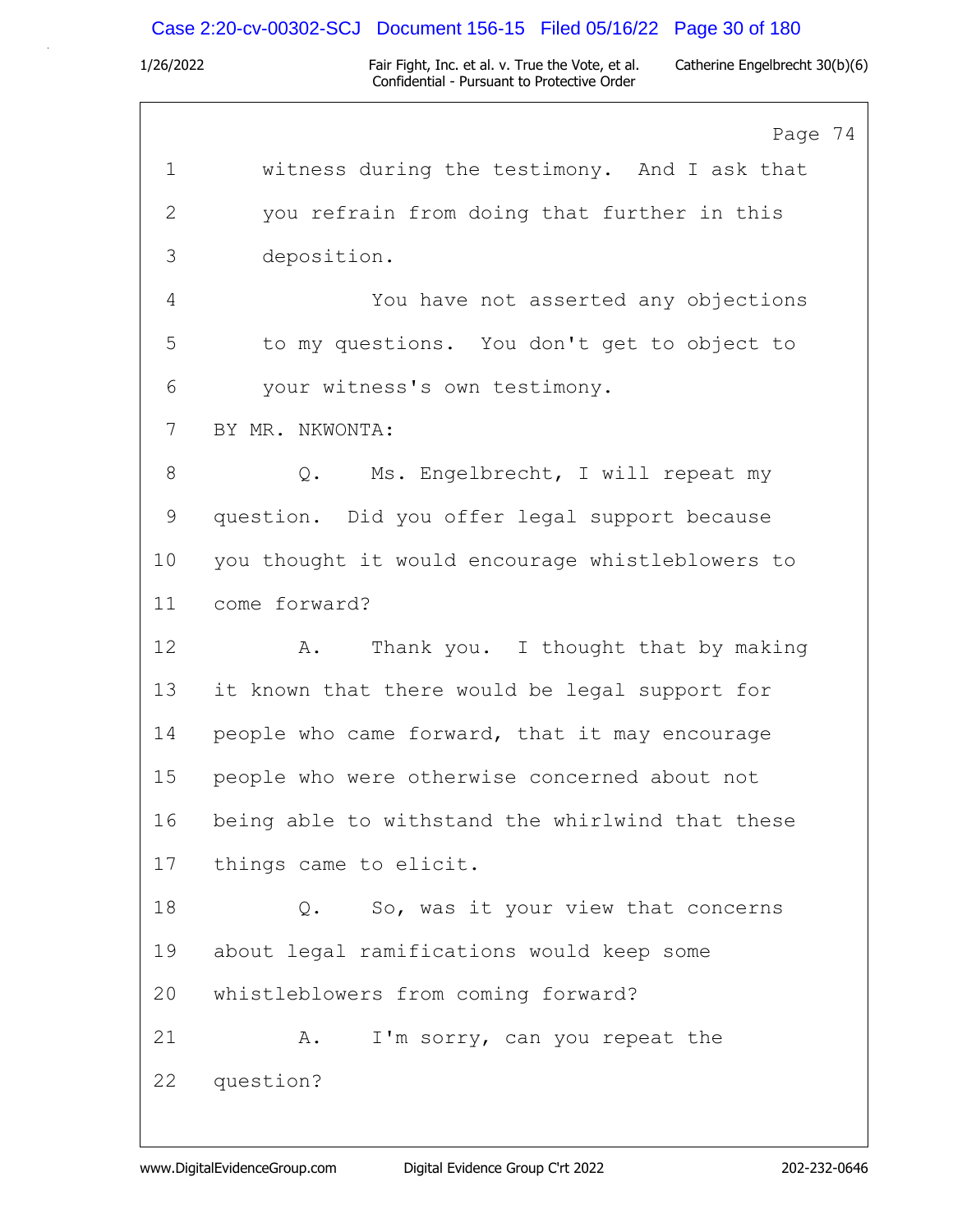Page 74

1 witness during the testimony. And I ask that
2 you refrain from doing that further in this
3 deposition.
4 You have not asserted any objections
5 to my questions. You don't get to object to
6 your witness's own testimony.
7 BY MR. NKWONTA:
8 Q. Ms. Engelbrecht, I will repeat my
9 question. Did you offer legal support because
10 you thought it would encourage whistleblowers to
11 come forward?
12 A. Thank you. I thought that by making
13 it known that there would be legal support for
14 people who came forward, that it may encourage
15 people who were otherwise concerned about not
16 being able to withstand the whirlwind that these
17 things came to elicit.
18 Q. So, was it your view that concerns
19 about legal ramifications would keep some
20 whistleblowers from coming forward?
21 A. I'm sorry, can you repeat the
22 question?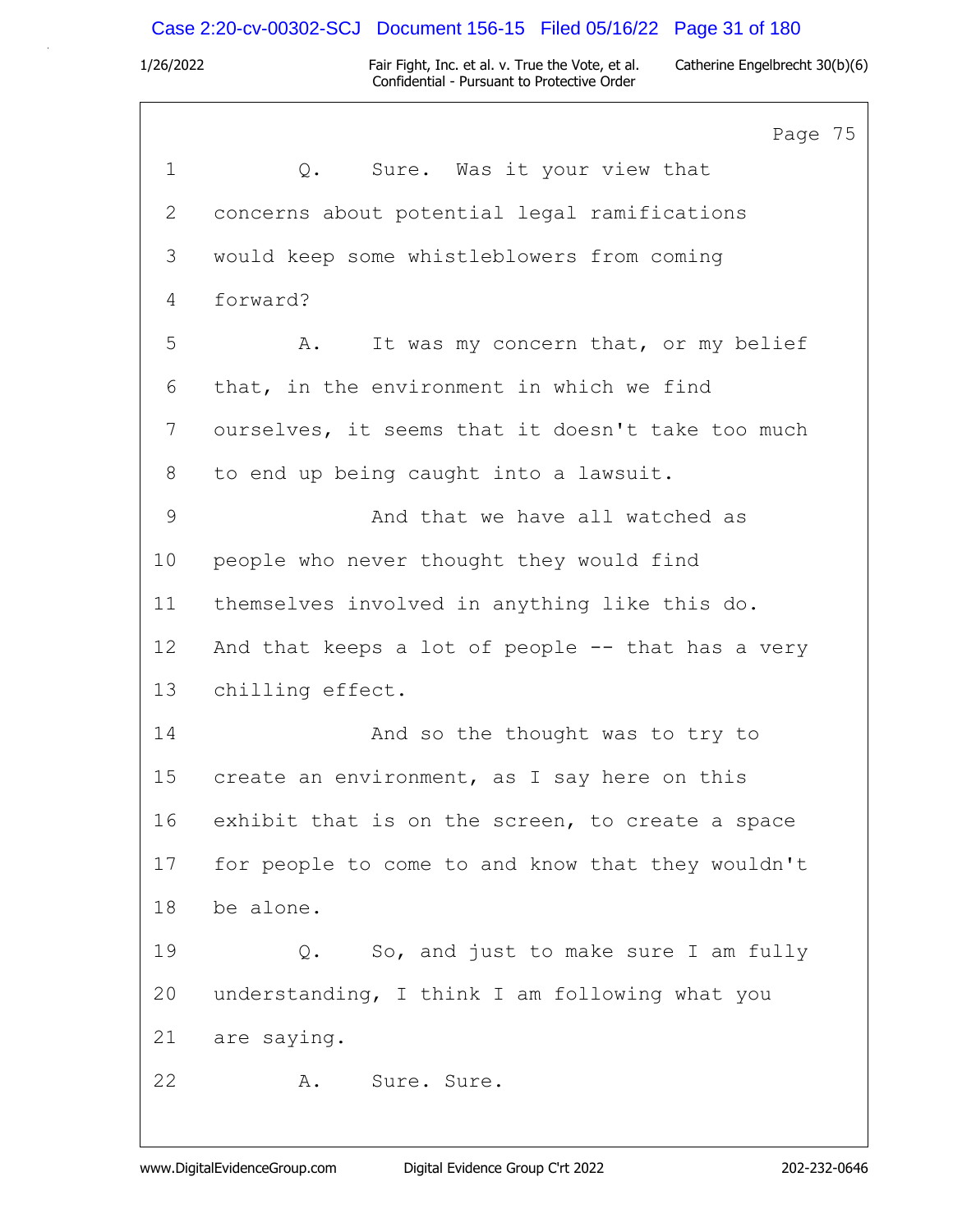Page 75

1 Q. Sure. Was it your view that
2 concerns about potential legal ramifications
3 would keep some whistleblowers from coming
4 forward?
5 A. It was my concern that, or my belief
6 that, in the environment in which we find
7 ourselves, it seems that it doesn't take too much
8 to end up being caught into a lawsuit.
9 And that we have all watched as
10 people who never thought they would find
11 themselves involved in anything like this do.
12 And that keeps a lot of people -- that has a very
13 chilling effect.
14 And so the thought was to try to
15 create an environment, as I say here on this
16 exhibit that is on the screen, to create a space
17 for people to come to and know that they wouldn't
18 be alone.
19 Q. So, and just to make sure I am fully
20 understanding, I think I am following what you
21 are saying.
22 A. Sure. Sure.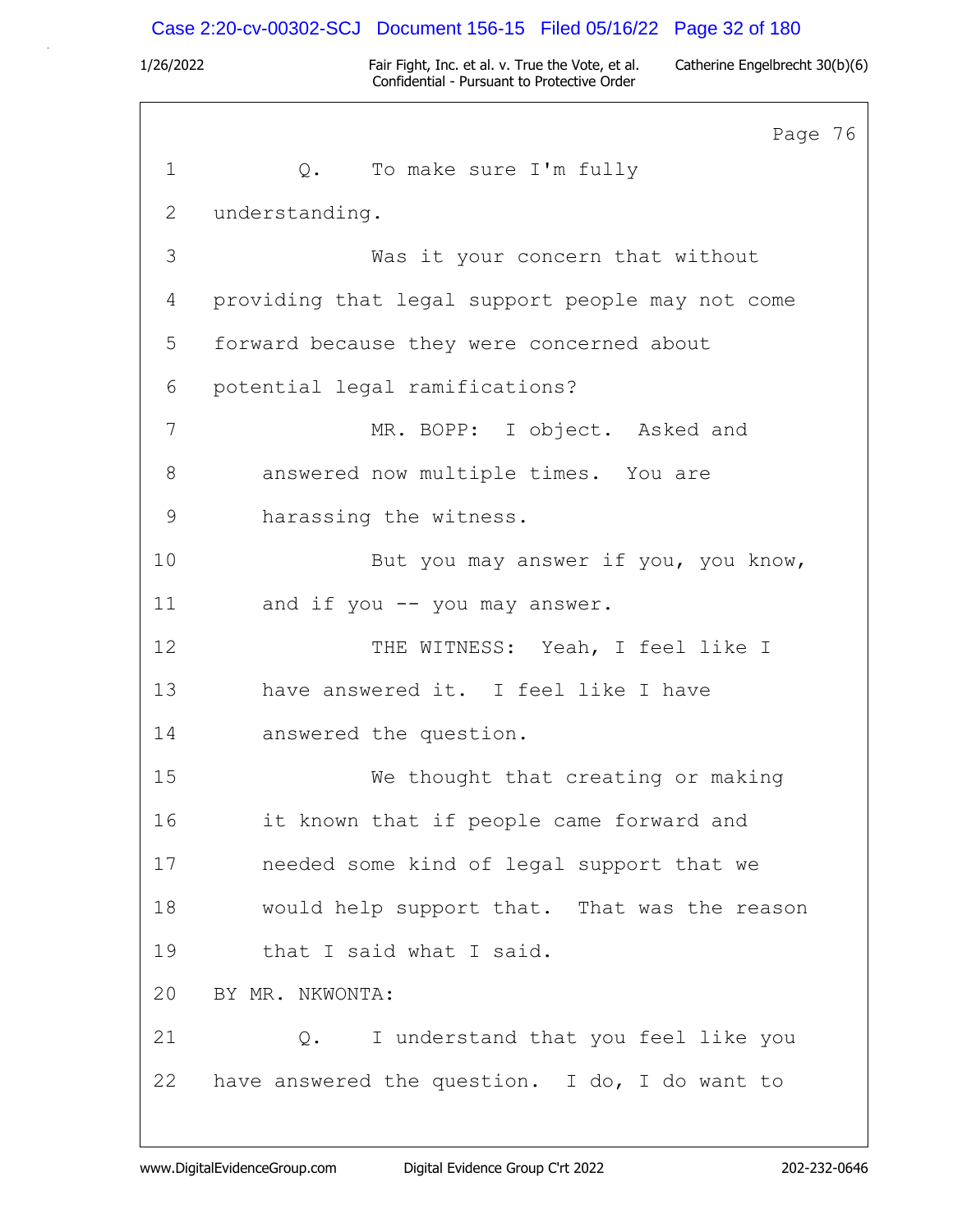Page 76

1 Q. To make sure I'm fully
2 understanding.
3 Was it your concern that without
4 providing that legal support people may not come
5 forward because they were concerned about
6 potential legal ramifications?
7 MR. BOPP: I object. Asked and
8 answered now multiple times. You are
9 harassing the witness.
10 But you may answer if you, you know,
11 and if you -- you may answer.
12 THE WITNESS: Yeah, I feel like I
13 have answered it. I feel like I have
14 answered the question.
15 We thought that creating or making
16 it known that if people came forward and
17 needed some kind of legal support that we
18 would help support that. That was the reason
19 that I said what I said.
20 BY MR. NKWONTA:
21 Q. I understand that you feel like you
22 have answered the question. I do, I do want to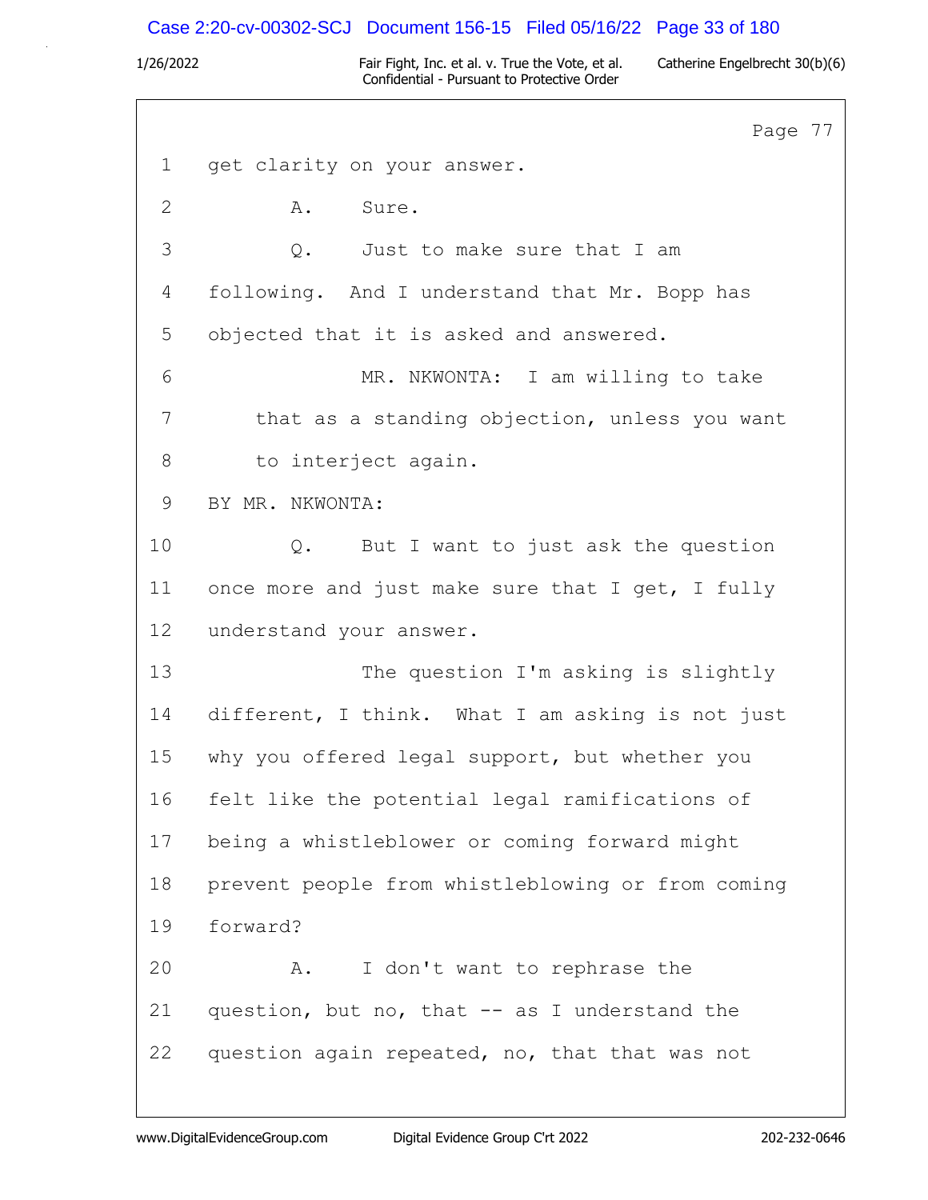Page 77

1 get clarity on your answer.

2 A. Sure.

3 Q. Just to make sure that I am

4 following. And I understand that Mr. Bopp has

5 objected that it is asked and answered.

6 MR. NKWONTA: I am willing to take

7 that as a standing objection, unless you want

8 to interject again.

9 BY MR. NKWONTA:

10 Q. But I want to just ask the question

11 once more and just make sure that I get, I fully

12 understand your answer.

13 The question I'm asking is slightly

14 different, I think. What I am asking is not just

15 why you offered legal support, but whether you

16 felt like the potential legal ramifications of

17 being a whistleblower or coming forward might

18 prevent people from whistleblowing or from coming

19 forward?

20 A. I don't want to rephrase the

21 question, but no, that -- as I understand the

22 question again repeated, no, that that was not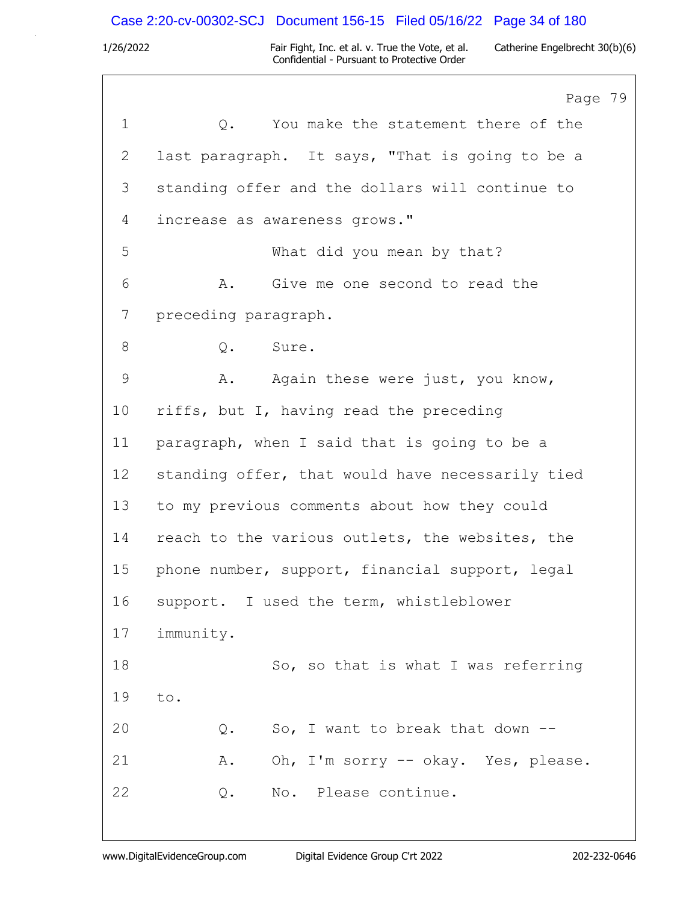Page 79

1 Q. You make the statement there of the
2 last paragraph. It says, "That is going to be a
3 standing offer and the dollars will continue to
4 increase as awareness grows."
5 What did you mean by that?
6 A. Give me one second to read the
7 preceding paragraph.
8 Q. Sure.
9 A. Again these were just, you know,
10 riffs, but I, having read the preceding
11 paragraph, when I said that is going to be a
12 standing offer, that would have necessarily tied
13 to my previous comments about how they could
14 reach to the various outlets, the websites, the
15 phone number, support, financial support, legal
16 support. I used the term, whistleblower
17 immunity.
18 So, so that is what I was referring
19 to.
20 Q. So, I want to break that down --
21 A. Oh, I'm sorry -- okay. Yes, please.
22 Q. No. Please continue.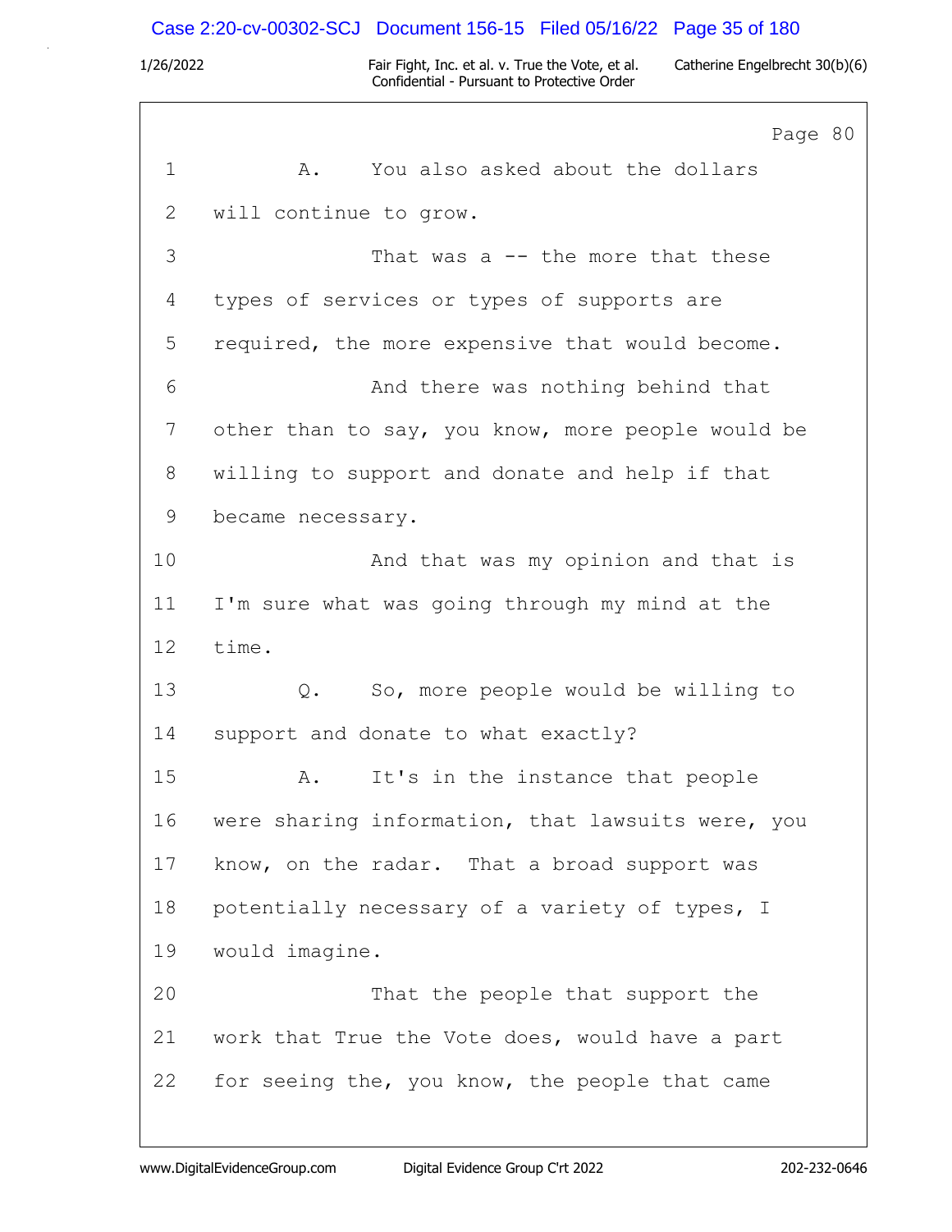Page 80

1 A. You also asked about the dollars
2 will continue to grow.
3 That was a -- the more that these
4 types of services or types of supports are
5 required, the more expensive that would become.
6 And there was nothing behind that
7 other than to say, you know, more people would be
8 willing to support and donate and help if that
9 became necessary.
10 And that was my opinion and that is
11 I'm sure what was going through my mind at the
12 time.
13 Q. So, more people would be willing to
14 support and donate to what exactly?
15 A. It's in the instance that people
16 were sharing information, that lawsuits were, you
17 know, on the radar. That a broad support was
18 potentially necessary of a variety of types, I
19 would imagine.
20 That the people that support the
21 work that True the Vote does, would have a part
22 for seeing the, you know, the people that came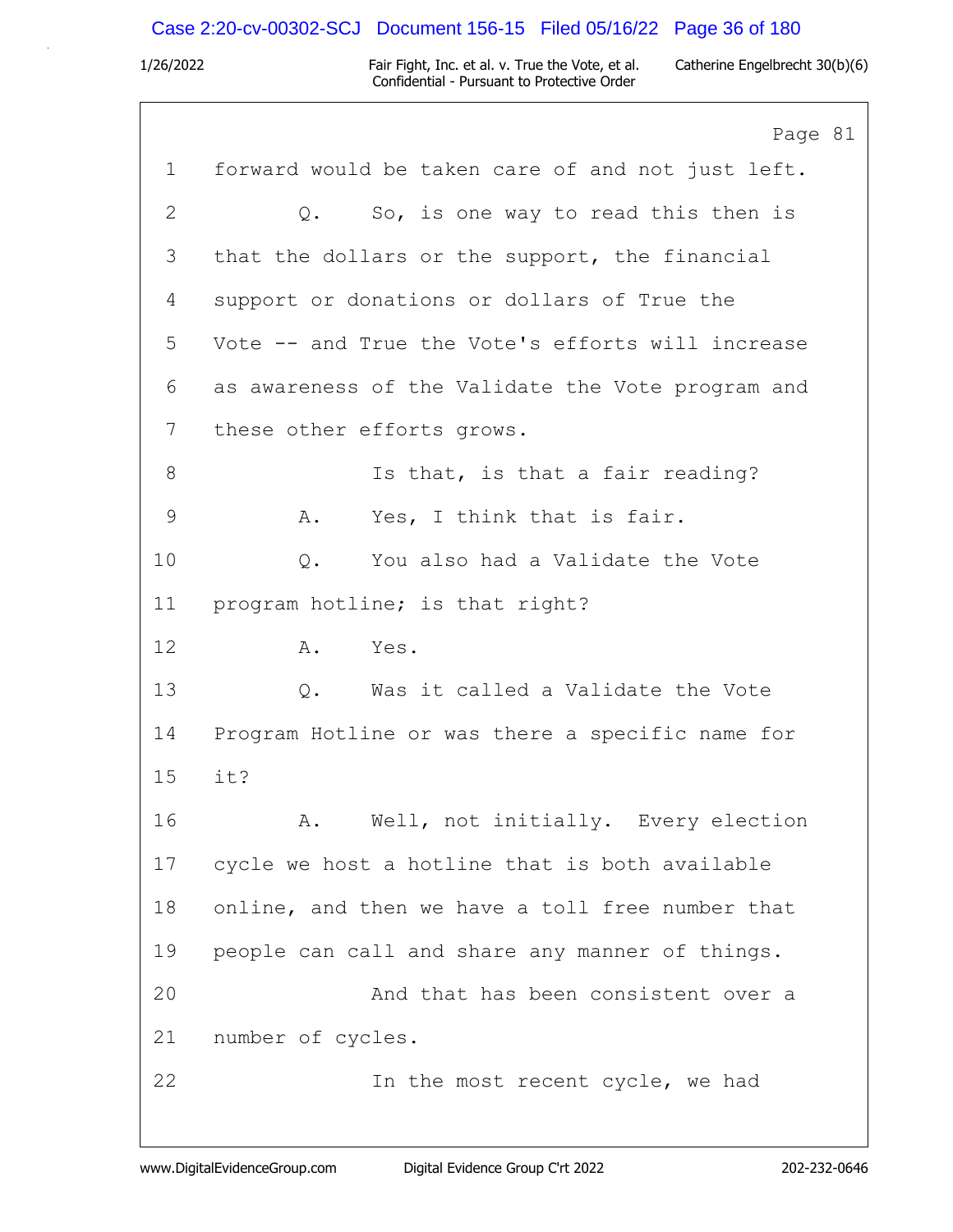Page 81

1 forward would be taken care of and not just left.

2 Q. So, is one way to read this then is

3 that the dollars or the support, the financial

4 support or donations or dollars of True the

5 Vote -- and True the Vote's efforts will increase

6 as awareness of the Validate the Vote program and

7 these other efforts grows.

8 Is that, is that a fair reading?

9 A. Yes, I think that is fair.

10 Q. You also had a Validate the Vote

11 program hotline; is that right?

12 A. Yes.

13 Q. Was it called a Validate the Vote

14 Program Hotline or was there a specific name for

15 it?

16 A. Well, not initially. Every election

17 cycle we host a hotline that is both available

18 online, and then we have a toll free number that

19 people can call and share any manner of things.

20 And that has been consistent over a

21 number of cycles.

22 In the most recent cycle, we had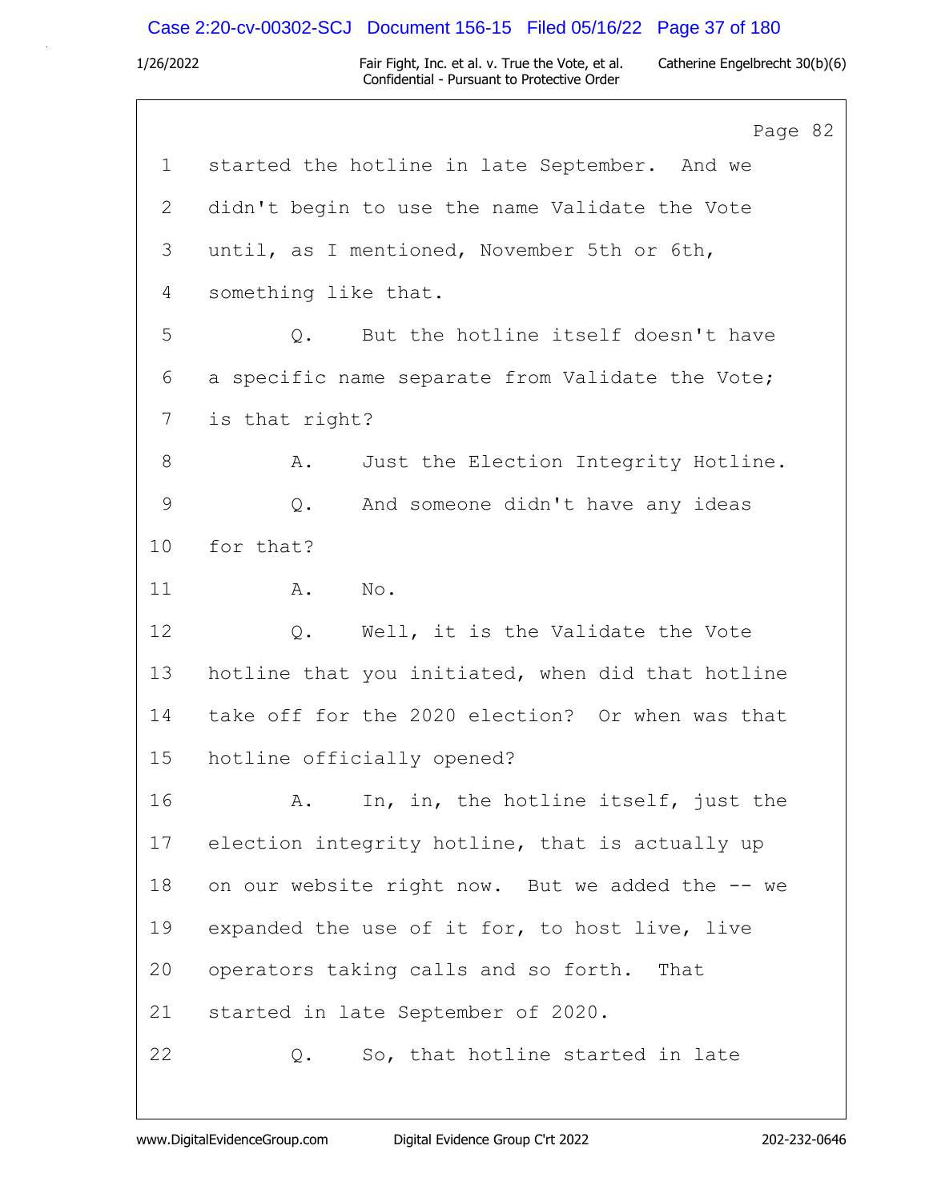Page 82

1 started the hotline in late September. And we
2 didn't begin to use the name Validate the Vote
3 until, as I mentioned, November 5th or 6th,
4 something like that.
5 Q. But the hotline itself doesn't have
6 a specific name separate from Validate the Vote;
7 is that right?
8 A. Just the Election Integrity Hotline.
9 Q. And someone didn't have any ideas
10 for that?
11 A. No.
12 Q. Well, it is the Validate the Vote
13 hotline that you initiated, when did that hotline
14 take off for the 2020 election? Or when was that
15 hotline officially opened?
16 A. In, in, the hotline itself, just the
17 election integrity hotline, that is actually up
18 on our website right now. But we added the -- we
19 expanded the use of it for, to host live, live
20 operators taking calls and so forth. That
21 started in late September of 2020.
22 Q. So, that hotline started in late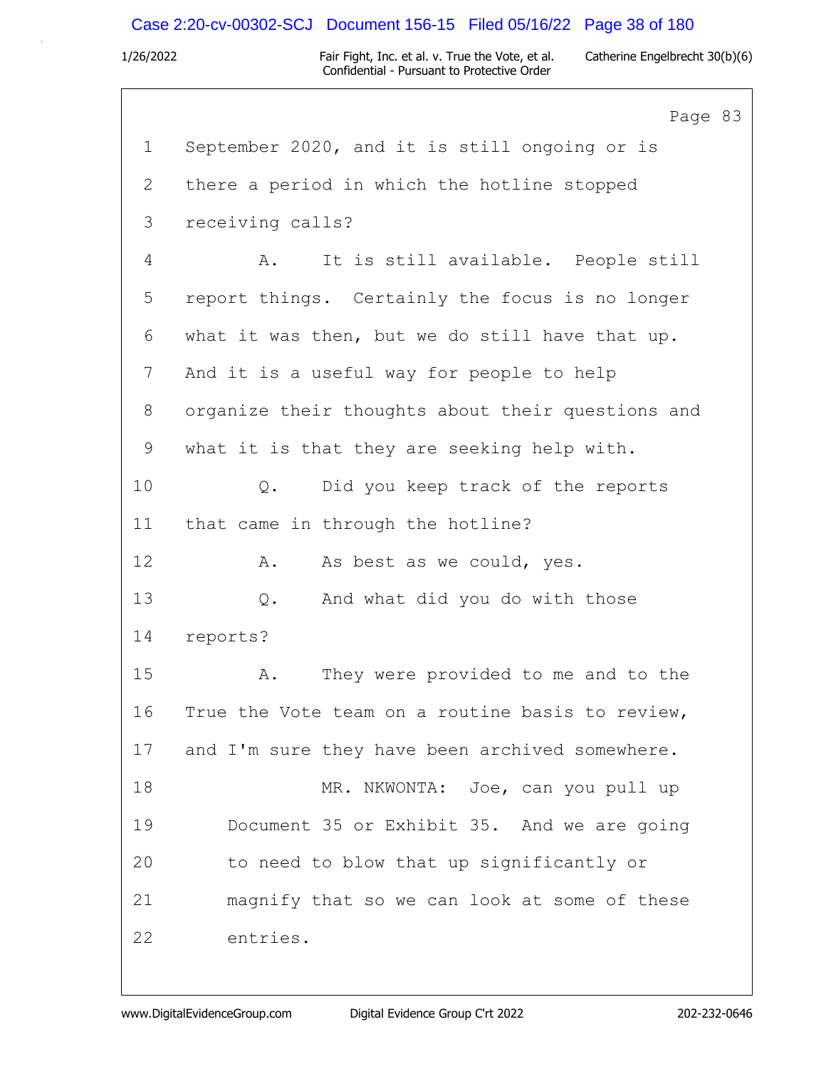Page 83

1 September 2020, and it is still ongoing or is
2 there a period in which the hotline stopped
3 receiving calls?
4 A. It is still available. People still
5 report things. Certainly the focus is no longer
6 what it was then, but we do still have that up.
7 And it is a useful way for people to help
8 organize their thoughts about their questions and
9 what it is that they are seeking help with.
10 Q. Did you keep track of the reports
11 that came in through the hotline?
12 A. As best as we could, yes.
13 Q. And what did you do with those
14 reports?
15 A. They were provided to me and to the
16 True the Vote team on a routine basis to review,
17 and I'm sure they have been archived somewhere.
18 MR. NKWONTA: Joe, can you pull up
19 Document 35 or Exhibit 35. And we are going
20 to need to blow that up significantly or
21 magnify that so we can look at some of these
22 entries.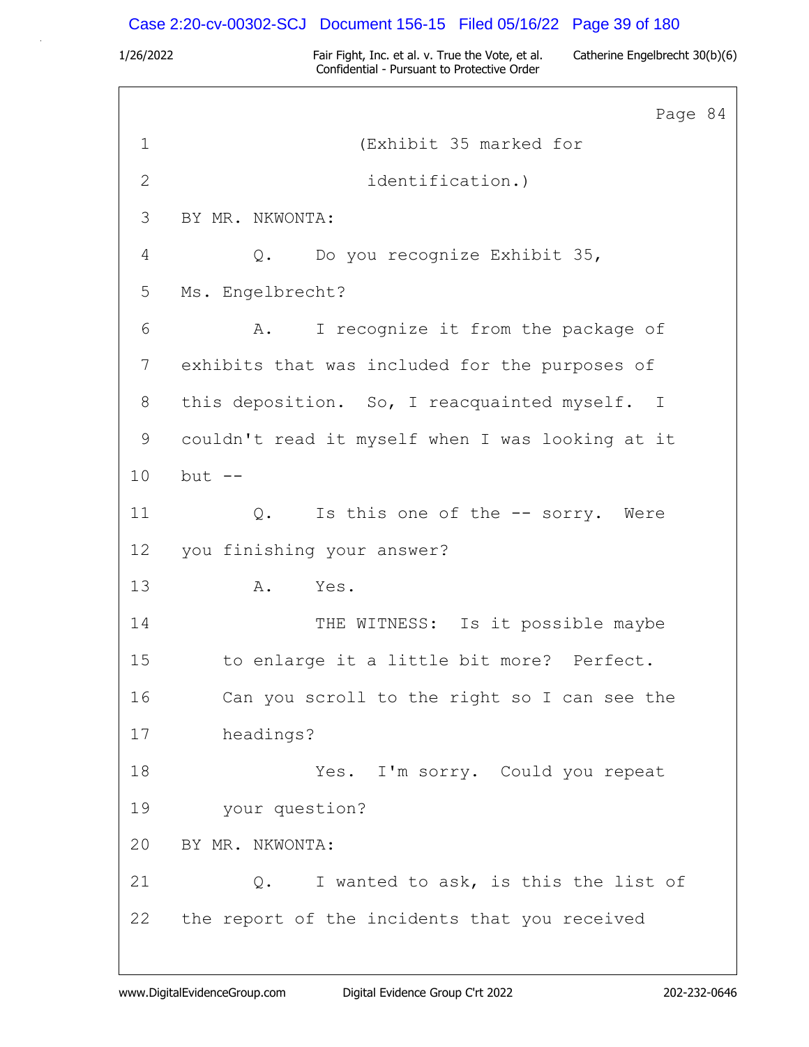Page 84

1 (Exhibit 35 marked for

2 identification.)

3 BY MR. NKWONTA:

4 Q. Do you recognize Exhibit 35,

5 Ms. Engelbrecht?

6 A. I recognize it from the package of

7 exhibits that was included for the purposes of

8 this deposition. So, I reacquainted myself. I

9 couldn't read it myself when I was looking at it

10 but --

11 Q. Is this one of the -- sorry. Were

12 you finishing your answer?

13 A. Yes.

14 THE WITNESS: Is it possible maybe

15 to enlarge it a little bit more? Perfect.

16 Can you scroll to the right so I can see the

17 headings?

18 Yes. I'm sorry. Could you repeat

19 your question?

20 BY MR. NKWONTA:

21 Q. I wanted to ask, is this the list of

22 the report of the incidents that you received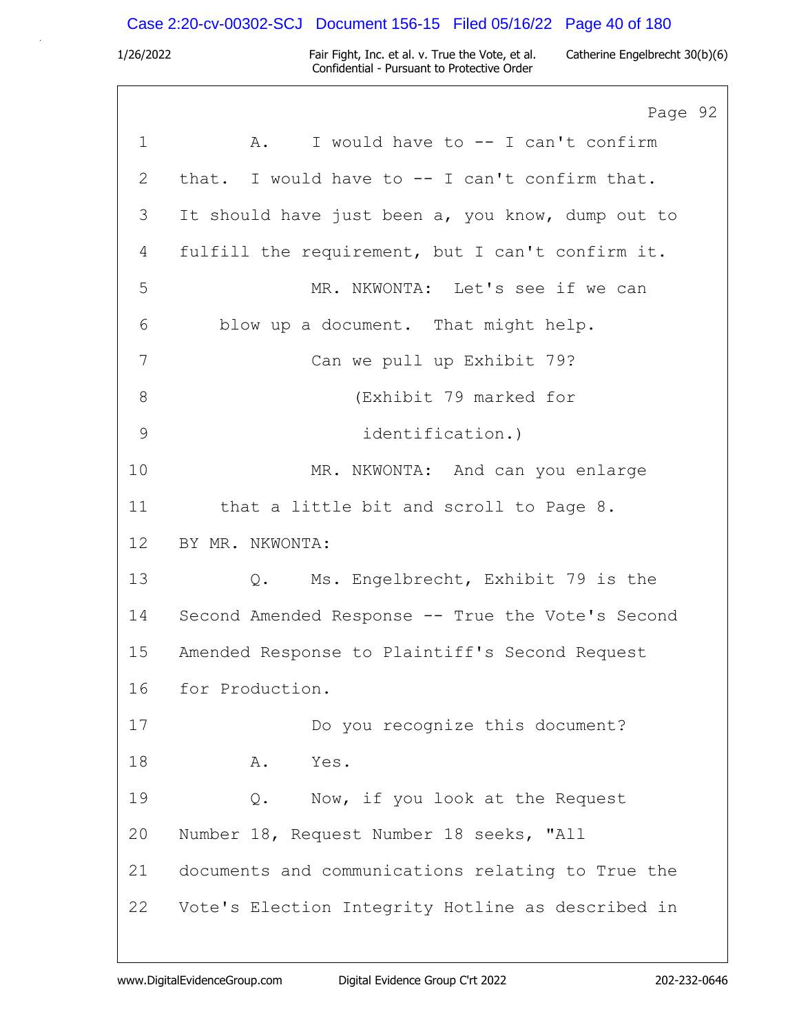Page 92

1 A. I would have to -- I can't confirm
2 that. I would have to -- I can't confirm that.
3 It should have just been a, you know, dump out to
4 fulfill the requirement, but I can't confirm it.
5 MR. NKWONTA: Let's see if we can
6 blow up a document. That might help.
7 Can we pull up Exhibit 79?
8 (Exhibit 79 marked for
9 identification.)
10 MR. NKWONTA: And can you enlarge
11 that a little bit and scroll to Page 8.
12 BY MR. NKWONTA:
13 Q. Ms. Engelbrecht, Exhibit 79 is the
14 Second Amended Response -- True the Vote's Second
15 Amended Response to Plaintiff's Second Request
16 for Production.
17 Do you recognize this document?
18 A. Yes.
19 Q. Now, if you look at the Request
20 Number 18, Request Number 18 seeks, "All
21 documents and communications relating to True the
22 Vote's Election Integrity Hotline as described in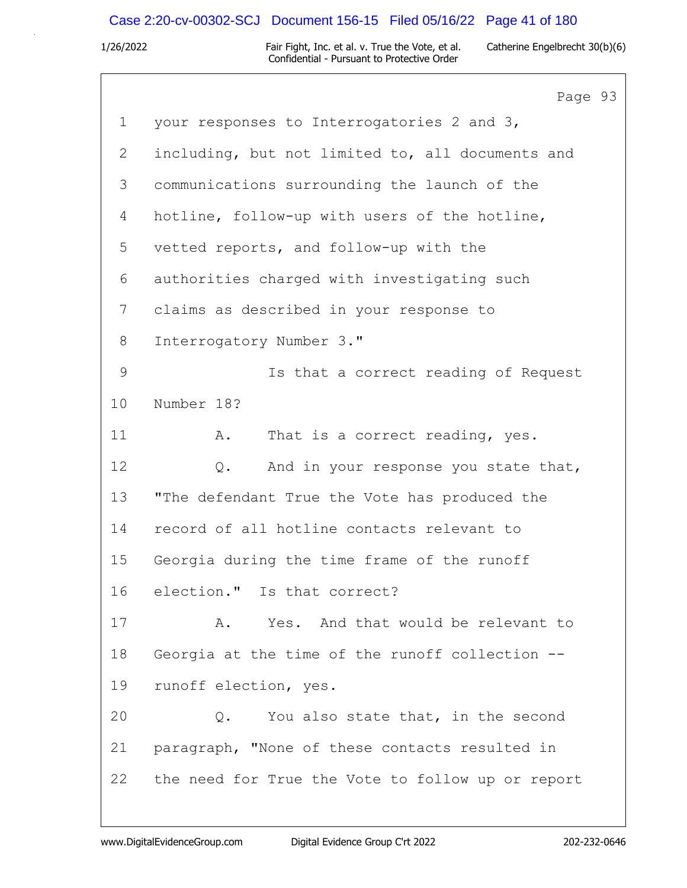1 your responses to Interrogatories 2 and 3,

2 including, but not limited to, all documents and

3 communications surrounding the launch of the

4 hotline, follow-up with users of the hotline,

5 vetted reports, and follow-up with the

6 authorities charged with investigating such

7 claims as described in your response to

8 Interrogatory Number 3."

9 Is that a correct reading of Request

10 Number 18?

11 A. That is a correct reading, yes.

12 Q. And in your response you state that,

13 "The defendant True the Vote has produced the

14 record of all hotline contacts relevant to

15 Georgia during the time frame of the runoff

16 election." Is that correct?

17 A. Yes. And that would be relevant to

18 Georgia at the time of the runoff collection --

19 runoff election, yes.

20 Q. You also state that, in the second

21 paragraph, "None of these contacts resulted in

22 the need for True the Vote to follow up or report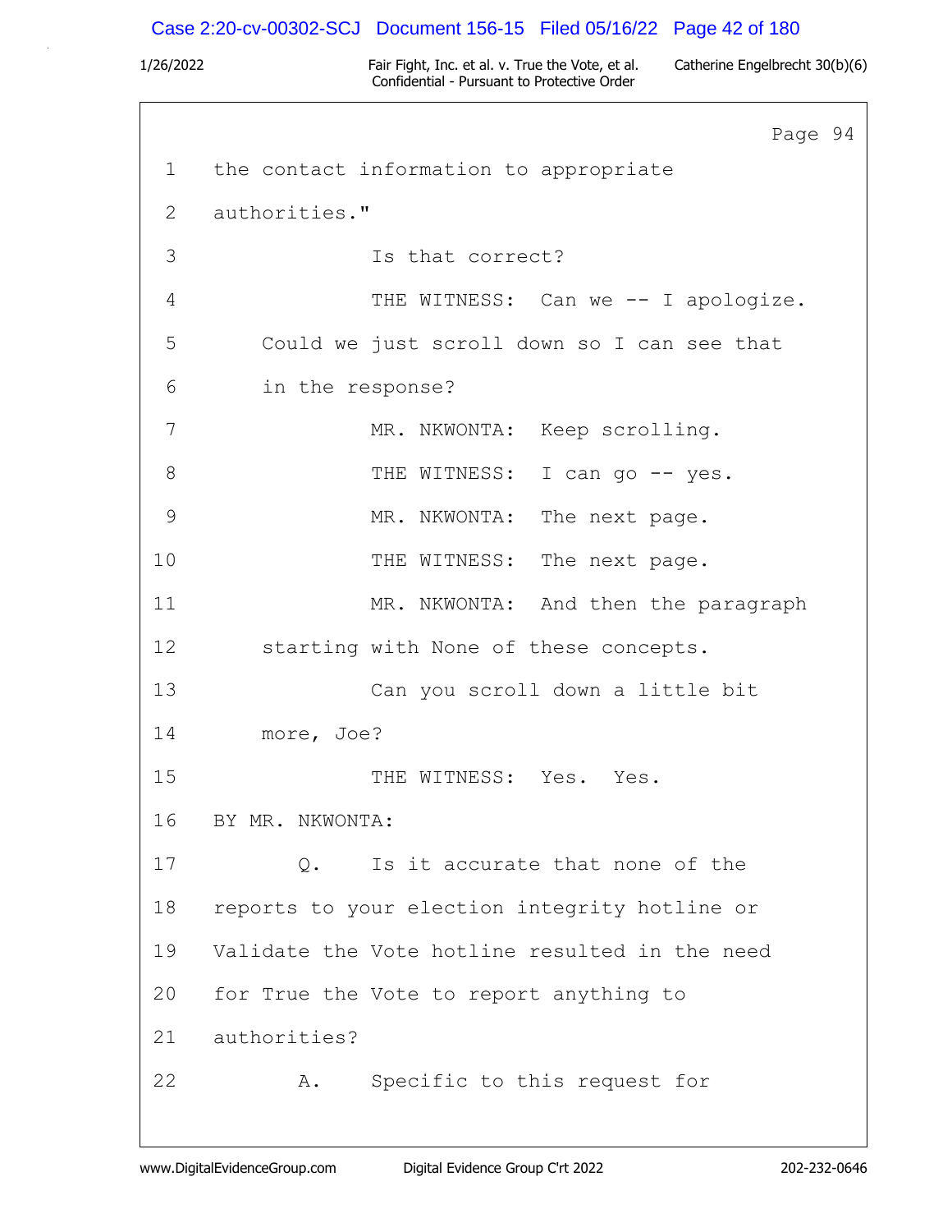Page 94

1 the contact information to appropriate

2 authorities."

3 Is that correct?

4 THE WITNESS: Can we -- I apologize.

5 Could we just scroll down so I can see that

6 in the response?

7 MR. NKWONTA: Keep scrolling.

8 THE WITNESS: I can go -- yes.

9 MR. NKWONTA: The next page.

10 THE WITNESS: The next page.

11 MR. NKWONTA: And then the paragraph

12 starting with None of these concepts.

13 Can you scroll down a little bit

14 more, Joe?

15 THE WITNESS: Yes. Yes.

16 BY MR. NKWONTA:

17 Q. Is it accurate that none of the

18 reports to your election integrity hotline or

19 Validate the Vote hotline resulted in the need

20 for True the Vote to report anything to

21 authorities?

22 A. Specific to this request for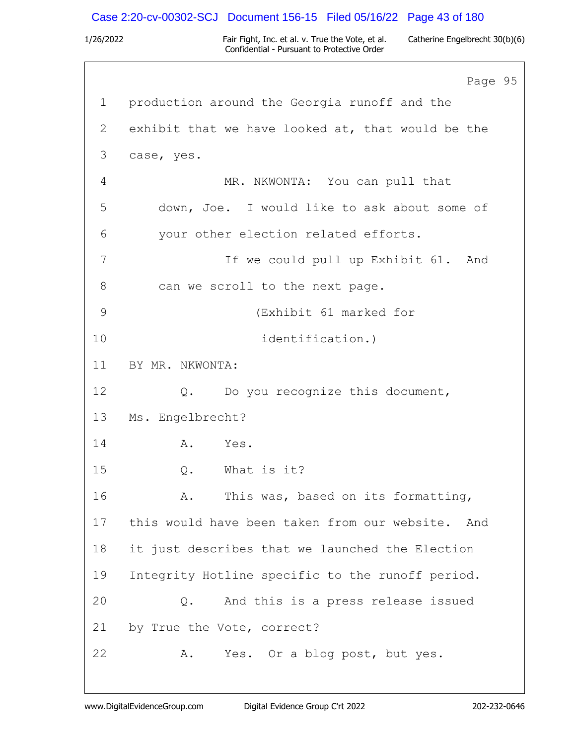Page 95

1 production around the Georgia runoff and the
2 exhibit that we have looked at, that would be the
3 case, yes.
4 MR. NKWONTA: You can pull that
5 down, Joe. I would like to ask about some of
6 your other election related efforts.
7 If we could pull up Exhibit 61. And
8 can we scroll to the next page.
9 (Exhibit 61 marked for
10 identification.)
11 BY MR. NKWONTA:
12 Q. Do you recognize this document,
13 Ms. Engelbrecht?
14 A. Yes.
15 Q. What is it?
16 A. This was, based on its formatting,
17 this would have been taken from our website. And
18 it just describes that we launched the Election
19 Integrity Hotline specific to the runoff period.
20 Q. And this is a press release issued
21 by True the Vote, correct?
22 A. Yes. Or a blog post, but yes.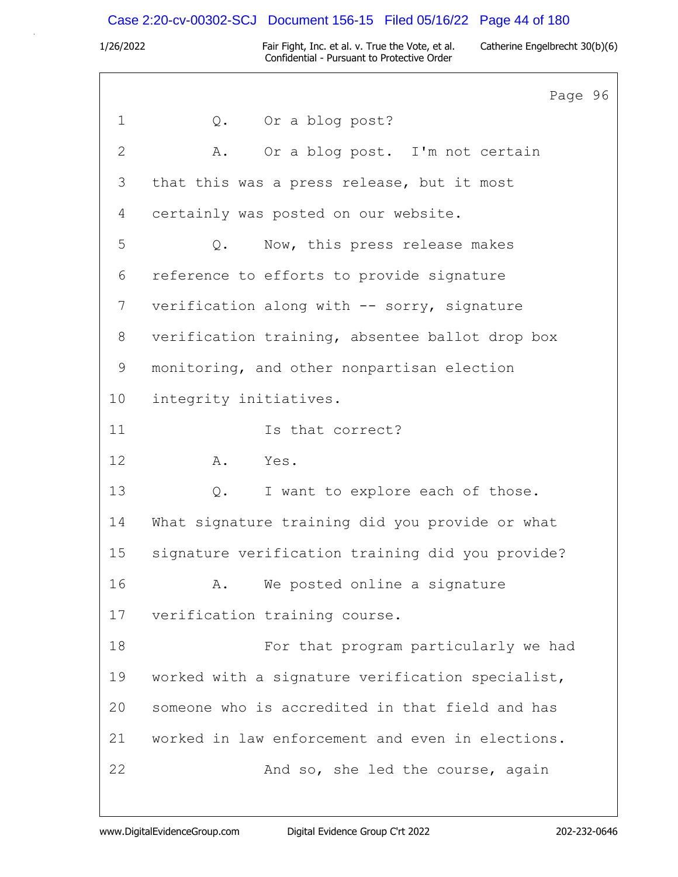Page 96

1 Q. Or a blog post?

2 A. Or a blog post. I'm not certain

3 that this was a press release, but it most

4 certainly was posted on our website.

5 Q. Now, this press release makes

6 reference to efforts to provide signature

7 verification along with -- sorry, signature

8 verification training, absentee ballot drop box

9 monitoring, and other nonpartisan election

10 integrity initiatives.

11 Is that correct?

12 A. Yes.

13 Q. I want to explore each of those.

14 What signature training did you provide or what

15 signature verification training did you provide?

16 A. We posted online a signature

17 verification training course.

18 For that program particularly we had

19 worked with a signature verification specialist,

20 someone who is accredited in that field and has

21 worked in law enforcement and even in elections.

22 And so, she led the course, again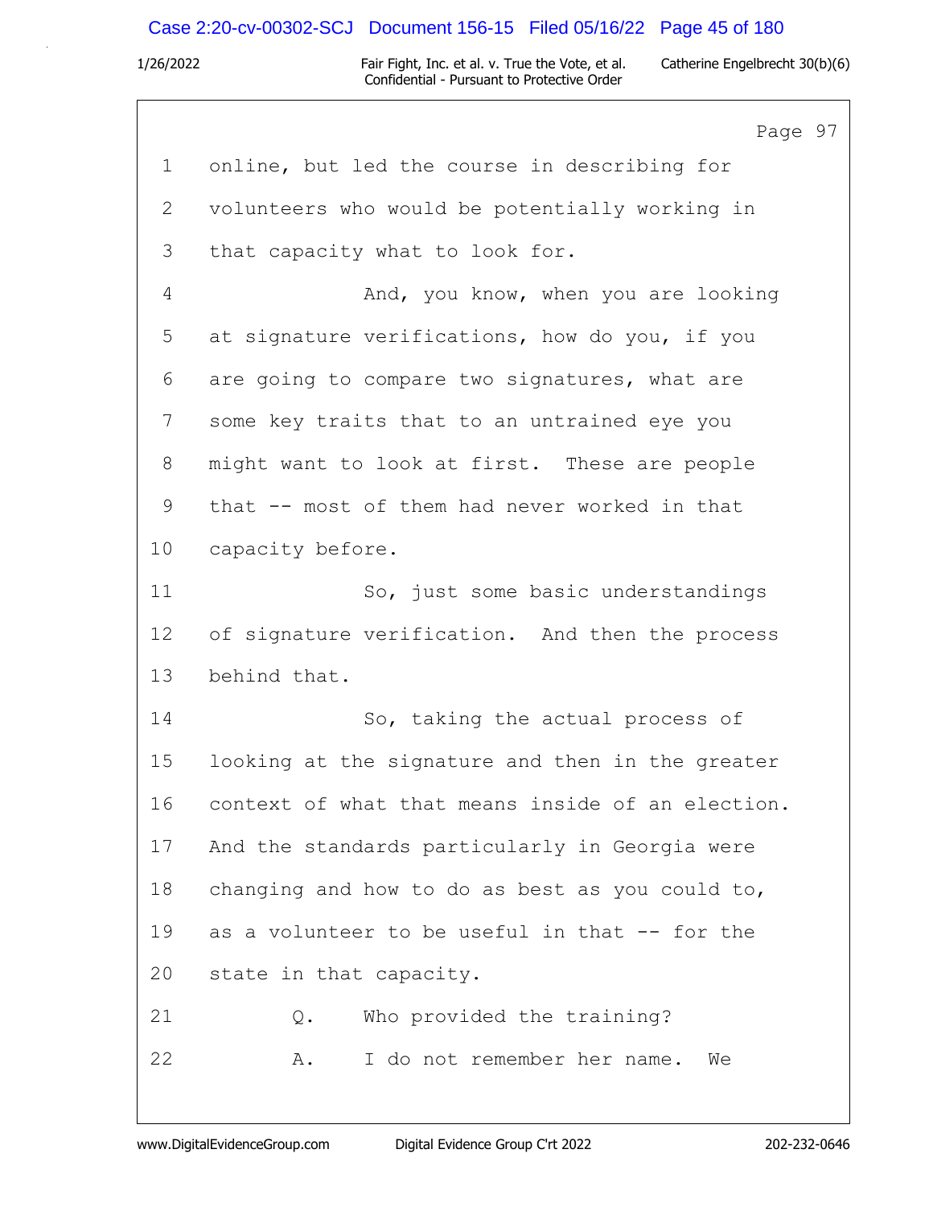Page 97

1 online, but led the course in describing for

2 volunteers who would be potentially working in

3 that capacity what to look for.

4 And, you know, when you are looking

5 at signature verifications, how do you, if you

6 are going to compare two signatures, what are

7 some key traits that to an untrained eye you

8 might want to look at first. These are people

9 that -- most of them had never worked in that

10 capacity before.

11 So, just some basic understandings

12 of signature verification. And then the process

13 behind that.

14 So, taking the actual process of

15 looking at the signature and then in the greater

16 context of what that means inside of an election.

17 And the standards particularly in Georgia were

18 changing and how to do as best as you could to,

19 as a volunteer to be useful in that -- for the

20 state in that capacity.

21 Q. Who provided the training?

22 A. I do not remember her name. We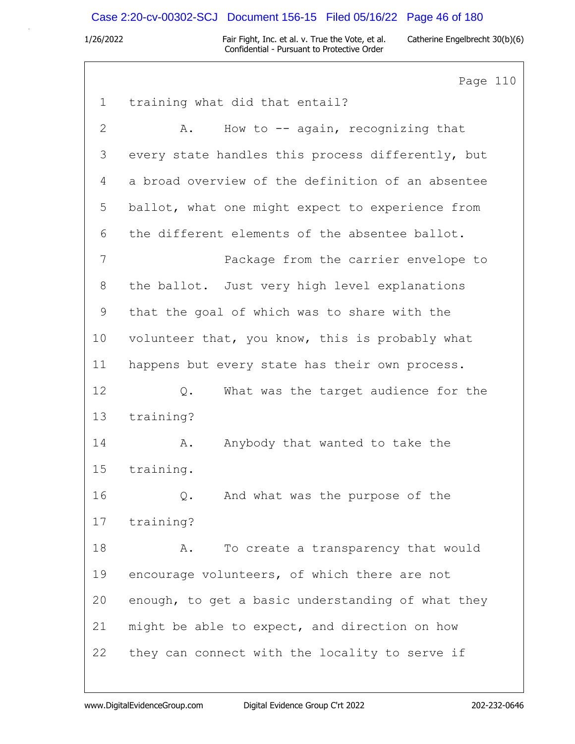Page 110

1 training what did that entail?

2 A. How to -- again, recognizing that

3 every state handles this process differently, but

4 a broad overview of the definition of an absentee

5 ballot, what one might expect to experience from

6 the different elements of the absentee ballot.

7 Package from the carrier envelope to

8 the ballot. Just very high level explanations

9 that the goal of which was to share with the

10 volunteer that, you know, this is probably what

11 happens but every state has their own process.

12 Q. What was the target audience for the

13 training?

14 A. Anybody that wanted to take the

15 training.

16 Q. And what was the purpose of the

17 training?

18 A. To create a transparency that would

19 encourage volunteers, of which there are not

20 enough, to get a basic understanding of what they

21 might be able to expect, and direction on how

22 they can connect with the locality to serve if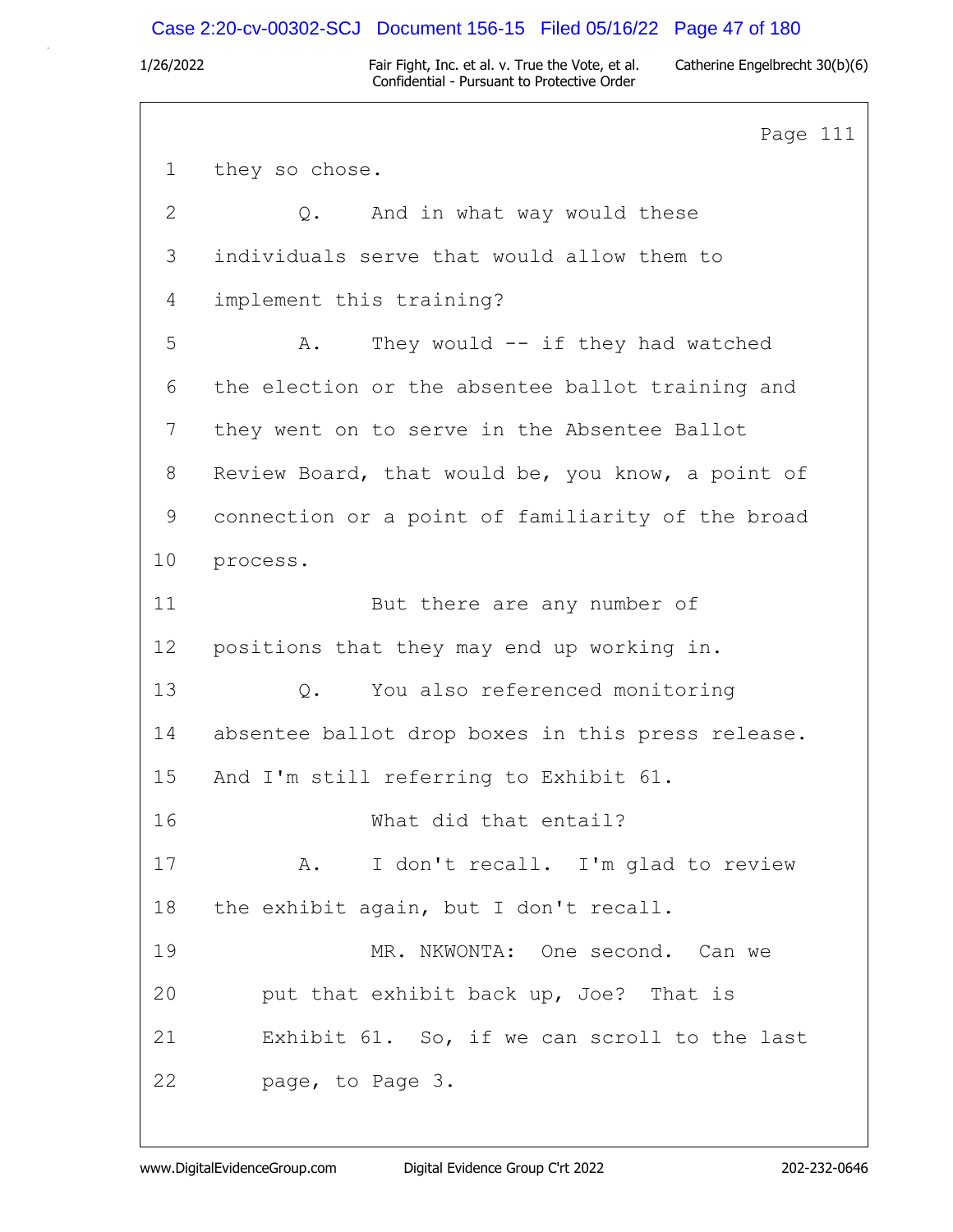Page 111

1 they so chose.

2 Q. And in what way would these

3 individuals serve that would allow them to

4 implement this training?

5 A. They would -- if they had watched

6 the election or the absentee ballot training and

7 they went on to serve in the Absentee Ballot

8 Review Board, that would be, you know, a point of

9 connection or a point of familiarity of the broad

10 process.

11 But there are any number of

12 positions that they may end up working in.

13 Q. You also referenced monitoring

14 absentee ballot drop boxes in this press release.

15 And I'm still referring to Exhibit 61.

16 What did that entail?

17 A. I don't recall. I'm glad to review

18 the exhibit again, but I don't recall.

19 MR. NKWONTA: One second. Can we

20 put that exhibit back up, Joe? That is

21 Exhibit 61. So, if we can scroll to the last

22 page, to Page 3.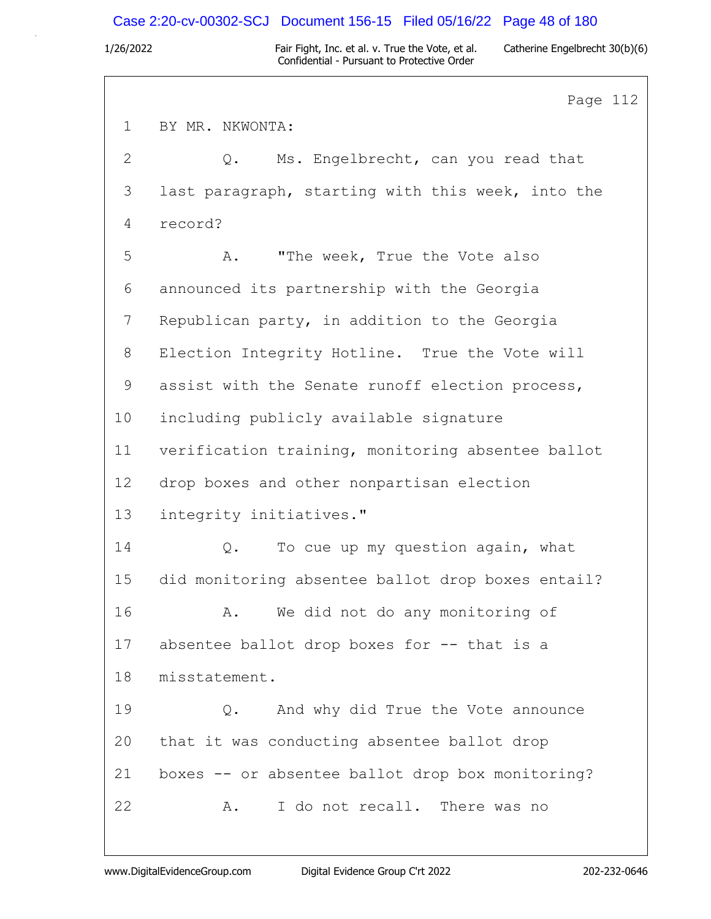Page 112

1 BY MR. NKWONTA:

2 Q. Ms. Engelbrecht, can you read that

3 last paragraph, starting with this week, into the

4 record?

5 A. "The week, True the Vote also

6 announced its partnership with the Georgia

7 Republican party, in addition to the Georgia

8 Election Integrity Hotline. True the Vote will

9 assist with the Senate runoff election process,

10 including publicly available signature

11 verification training, monitoring absentee ballot

12 drop boxes and other nonpartisan election

13 integrity initiatives."

14 Q. To cue up my question again, what

15 did monitoring absentee ballot drop boxes entail?

16 A. We did not do any monitoring of

17 absentee ballot drop boxes for -- that is a

18 misstatement.

19 Q. And why did True the Vote announce

20 that it was conducting absentee ballot drop

21 boxes -- or absentee ballot drop box monitoring?

22 A. I do not recall. There was no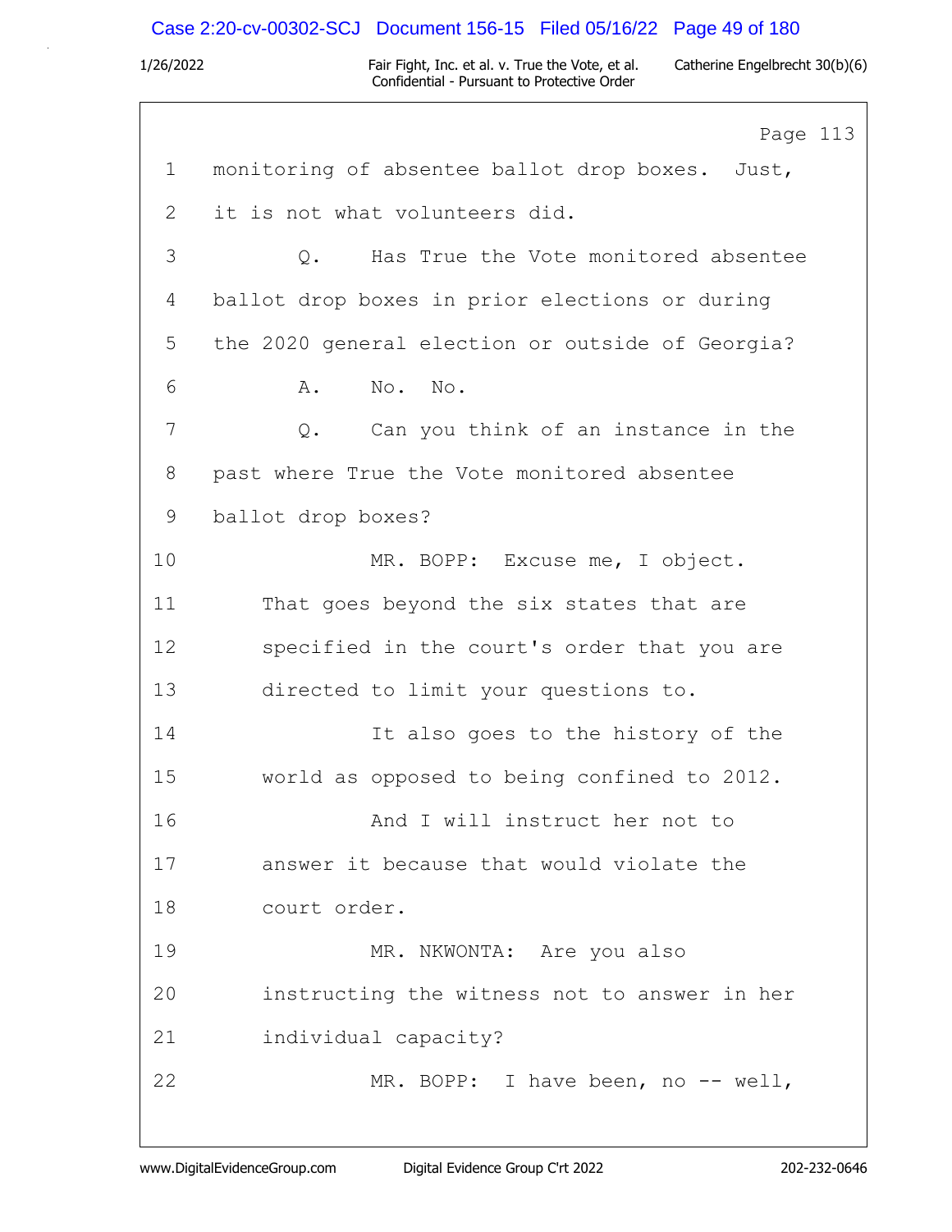Page 113

1 monitoring of absentee ballot drop boxes. Just,

2 it is not what volunteers did.

3 Q. Has True the Vote monitored absentee

4 ballot drop boxes in prior elections or during

5 the 2020 general election or outside of Georgia?

6 A. No. No.

7 Q. Can you think of an instance in the

8 past where True the Vote monitored absentee

9 ballot drop boxes?

10 MR. BOPP: Excuse me, I object.

11 That goes beyond the six states that are

12 specified in the court's order that you are

13 directed to limit your questions to.

14 It also goes to the history of the

15 world as opposed to being confined to 2012.

16 And I will instruct her not to

17 answer it because that would violate the

18 court order.

19 MR. NKWONTA: Are you also

20 instructing the witness not to answer in her

21 individual capacity?

22 MR. BOPP: I have been, no -- well,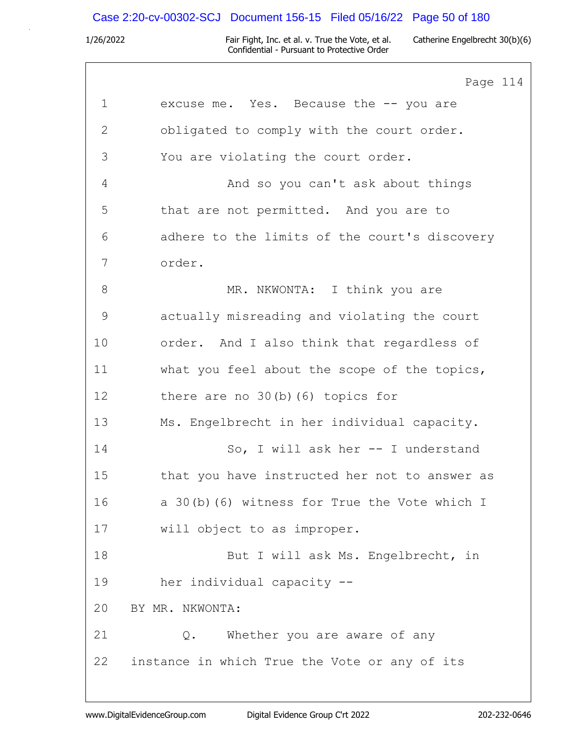Page 114

1 excuse me. Yes. Because the -- you are
2 obligated to comply with the court order.
3 You are violating the court order.
4 And so you can't ask about things
5 that are not permitted. And you are to
6 adhere to the limits of the court's discovery
7 order.
8 MR. NKWONTA: I think you are
9 actually misreading and violating the court
10 order. And I also think that regardless of
11 what you feel about the scope of the topics,
12 there are no 30(b)(6) topics for
13 Ms. Engelbrecht in her individual capacity.
14 So, I will ask her -- I understand
15 that you have instructed her not to answer as
16 a 30(b)(6) witness for True the Vote which I
17 will object to as improper.
18 But I will ask Ms. Engelbrecht, in
19 her individual capacity --
20 BY MR. NKWONTA:
21 Q. Whether you are aware of any
22 instance in which True the Vote or any of its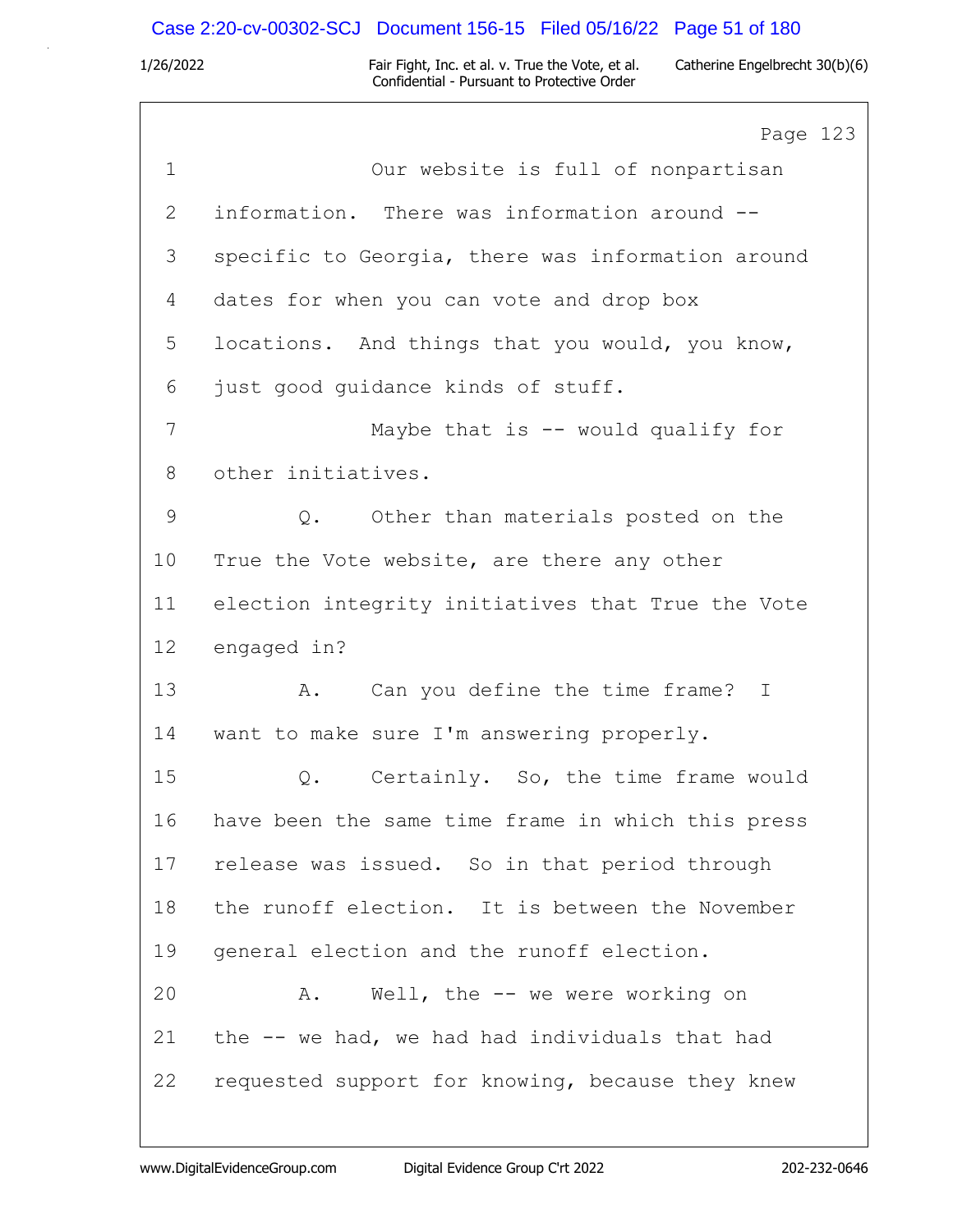Page 123

1 Our website is full of nonpartisan
2 information. There was information around --
3 specific to Georgia, there was information around
4 dates for when you can vote and drop box
5 locations. And things that you would, you know,
6 just good guidance kinds of stuff.
7 Maybe that is -- would qualify for
8 other initiatives.
9 Q. Other than materials posted on the
10 True the Vote website, are there any other
11 election integrity initiatives that True the Vote
12 engaged in?
13 A. Can you define the time frame? I
14 want to make sure I'm answering properly.
15 Q. Certainly. So, the time frame would
16 have been the same time frame in which this press
17 release was issued. So in that period through
18 the runoff election. It is between the November
19 general election and the runoff election.
20 A. Well, the -- we were working on
21 the -- we had, we had had individuals that had
22 requested support for knowing, because they knew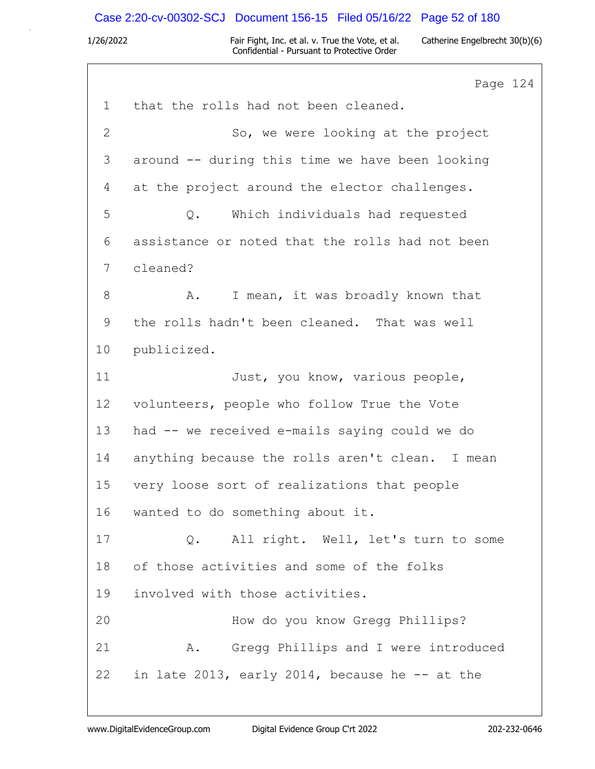Page 124

1 that the rolls had not been cleaned.

2 So, we were looking at the project

3 around -- during this time we have been looking

4 at the project around the elector challenges.

5 Q. Which individuals had requested

6 assistance or noted that the rolls had not been

7 cleaned?

8 A. I mean, it was broadly known that

9 the rolls hadn't been cleaned. That was well

10 publicized.

11 Just, you know, various people,

12 volunteers, people who follow True the Vote

13 had -- we received e-mails saying could we do

14 anything because the rolls aren't clean. I mean

15 very loose sort of realizations that people

16 wanted to do something about it.

17 Q. All right. Well, let's turn to some

18 of those activities and some of the folks

19 involved with those activities.

20 How do you know Gregg Phillips?

21 A. Gregg Phillips and I were introduced

22 in late 2013, early 2014, because he -- at the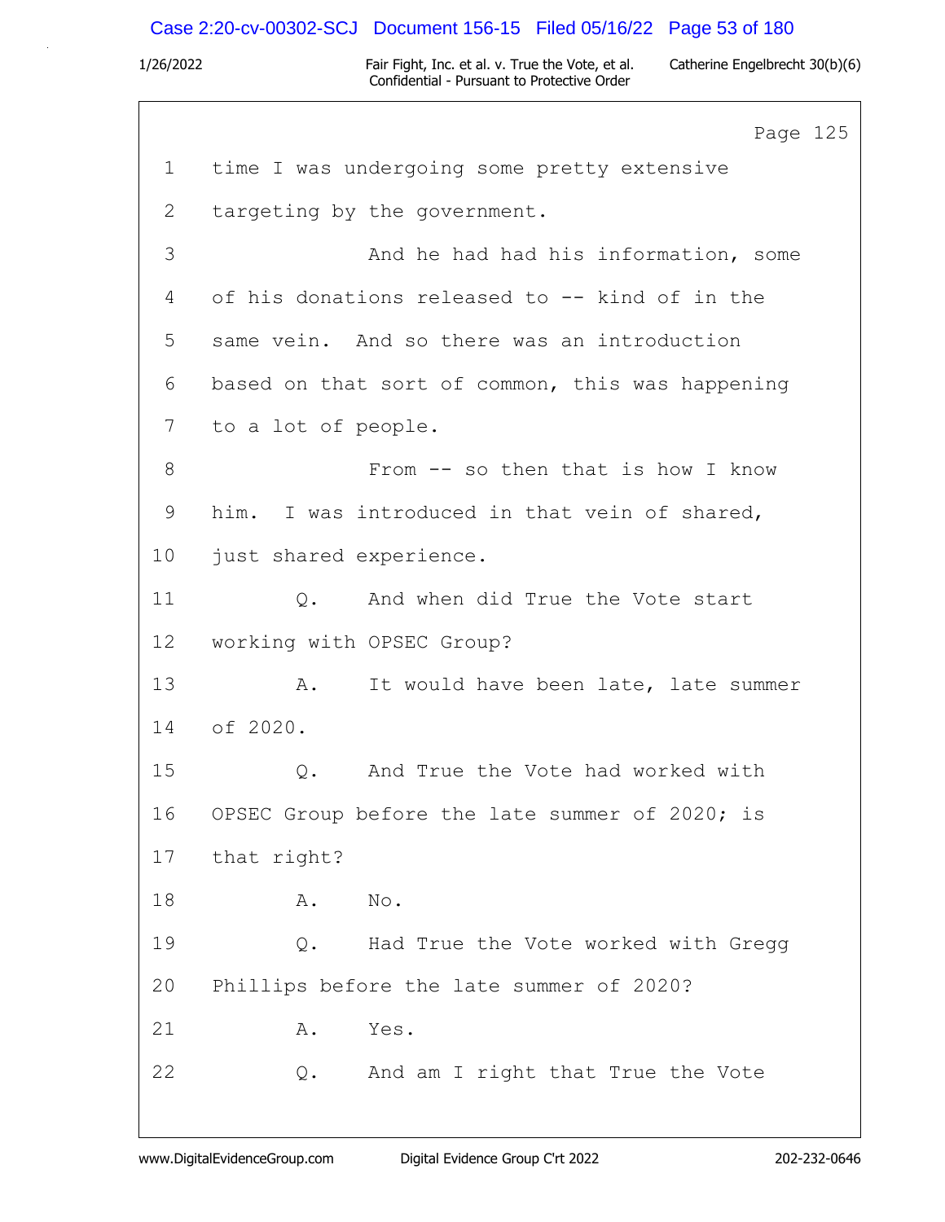Page 125

1 time I was undergoing some pretty extensive
2 targeting by the government.
3 And he had had his information, some
4 of his donations released to -- kind of in the
5 same vein. And so there was an introduction
6 based on that sort of common, this was happening
7 to a lot of people.
8 From -- so then that is how I know
9 him. I was introduced in that vein of shared,
10 just shared experience.
11 Q. And when did True the Vote start
12 working with OPSEC Group?
13 A. It would have been late, late summer
14 of 2020.
15 Q. And True the Vote had worked with
16 OPSEC Group before the late summer of 2020; is
17 that right?
18 A. No.
19 Q. Had True the Vote worked with Gregg
20 Phillips before the late summer of 2020?
21 A. Yes.
22 Q. And am I right that True the Vote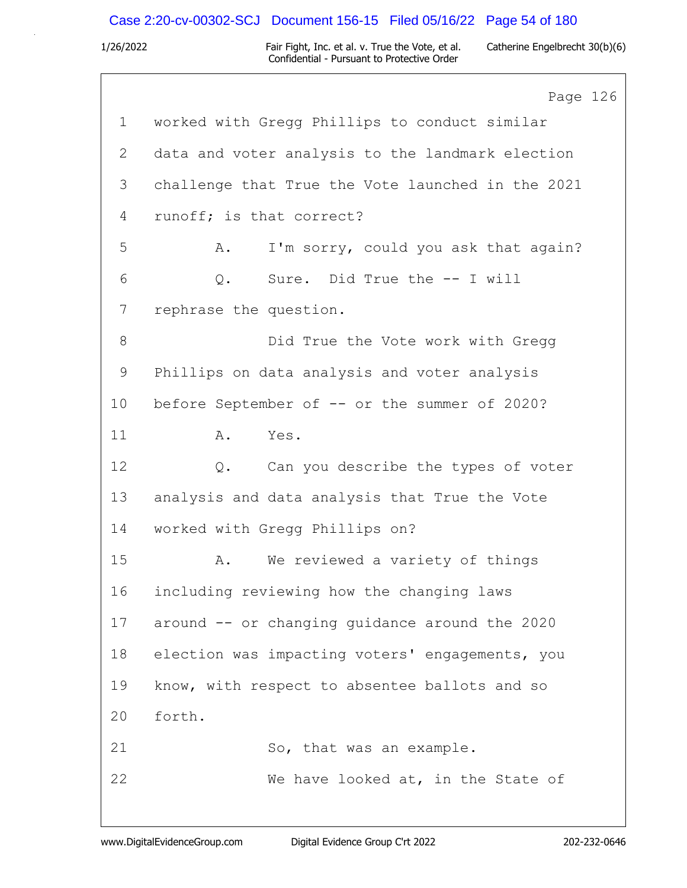Page 126

1 worked with Gregg Phillips to conduct similar
2 data and voter analysis to the landmark election
3 challenge that True the Vote launched in the 2021
4 runoff; is that correct?
5 A. I'm sorry, could you ask that again?
6 Q. Sure. Did True the -- I will
7 rephrase the question.
8 Did True the Vote work with Gregg
9 Phillips on data analysis and voter analysis
10 before September of -- or the summer of 2020?
11 A. Yes.
12 Q. Can you describe the types of voter
13 analysis and data analysis that True the Vote
14 worked with Gregg Phillips on?
15 A. We reviewed a variety of things
16 including reviewing how the changing laws
17 around -- or changing guidance around the 2020
18 election was impacting voters' engagements, you
19 know, with respect to absentee ballots and so
20 forth.
21 So, that was an example.
22 We have looked at, in the State of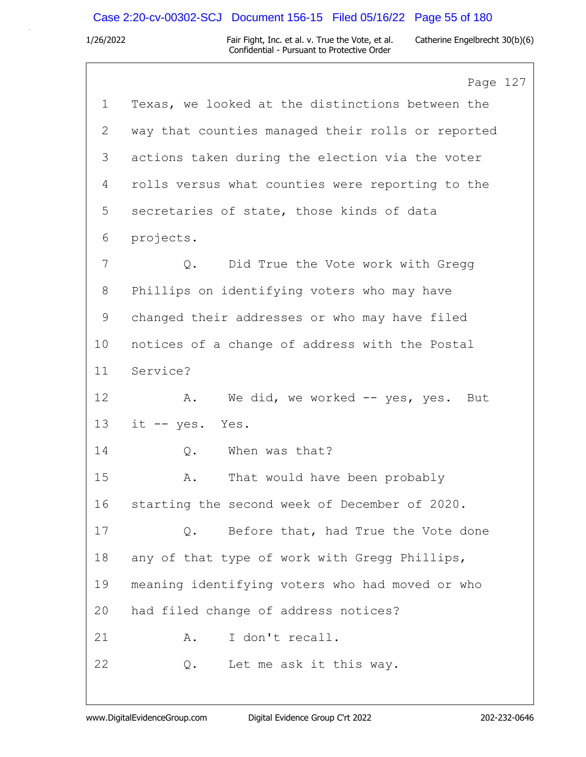Page 127

1 Texas, we looked at the distinctions between the
2 way that counties managed their rolls or reported
3 actions taken during the election via the voter
4 rolls versus what counties were reporting to the
5 secretaries of state, those kinds of data
6 projects.
7 Q. Did True the Vote work with Gregg
8 Phillips on identifying voters who may have
9 changed their addresses or who may have filed
10 notices of a change of address with the Postal
11 Service?
12 A. We did, we worked -- yes, yes. But
13 it -- yes. Yes.
14 Q. When was that?
15 A. That would have been probably
16 starting the second week of December of 2020.
17 Q. Before that, had True the Vote done
18 any of that type of work with Gregg Phillips,
19 meaning identifying voters who had moved or who
20 had filed change of address notices?
21 A. I don't recall.
22 Q. Let me ask it this way.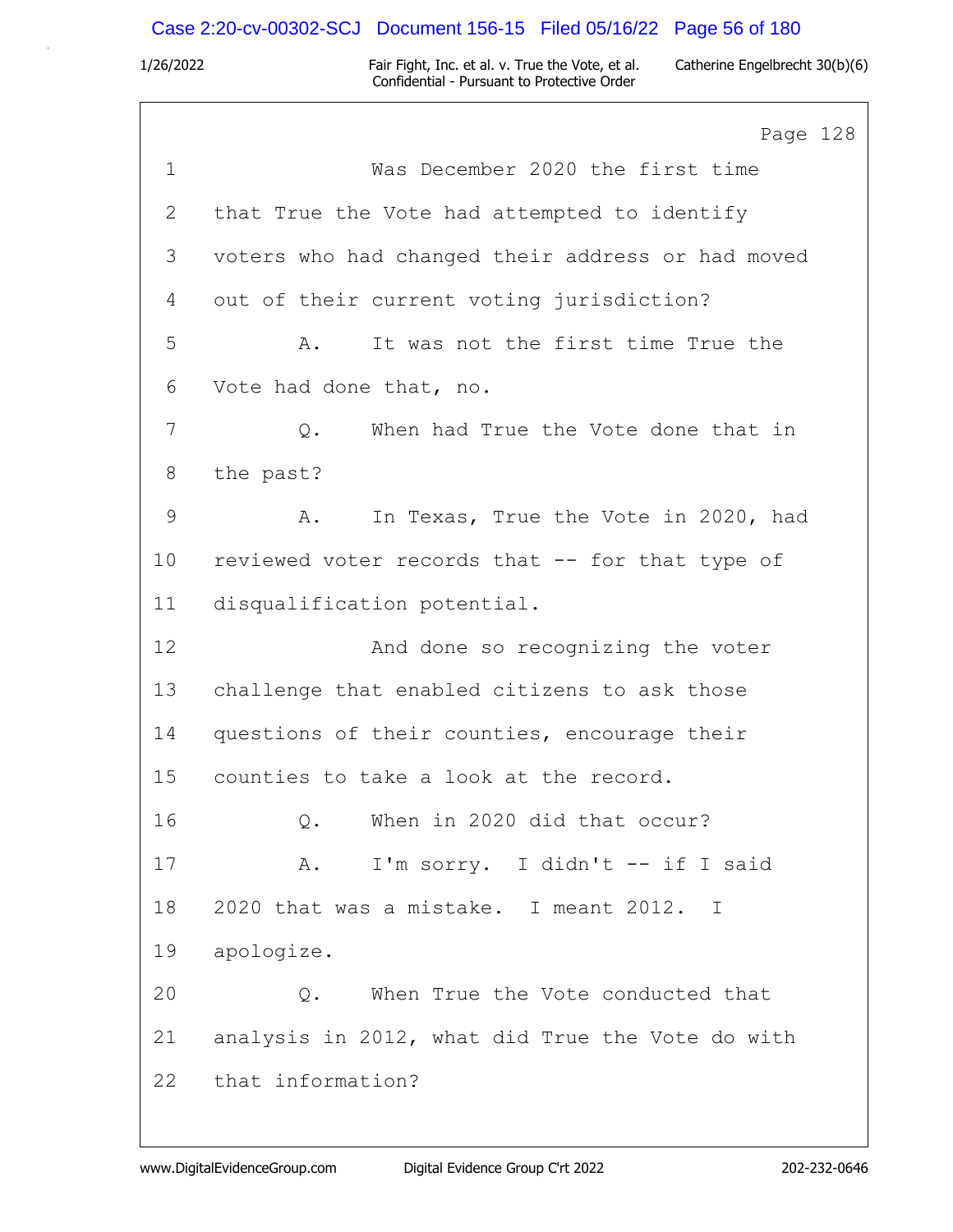Page 128

1 Was December 2020 the first time
2 that True the Vote had attempted to identify
3 voters who had changed their address or had moved
4 out of their current voting jurisdiction?
5 A. It was not the first time True the
6 Vote had done that, no.
7 Q. When had True the Vote done that in
8 the past?
9 A. In Texas, True the Vote in 2020, had
10 reviewed voter records that -- for that type of
11 disqualification potential.
12 And done so recognizing the voter
13 challenge that enabled citizens to ask those
14 questions of their counties, encourage their
15 counties to take a look at the record.
16 Q. When in 2020 did that occur?
17 A. I'm sorry. I didn't -- if I said
18 2020 that was a mistake. I meant 2012. I
19 apologize.
20 Q. When True the Vote conducted that
21 analysis in 2012, what did True the Vote do with
22 that information?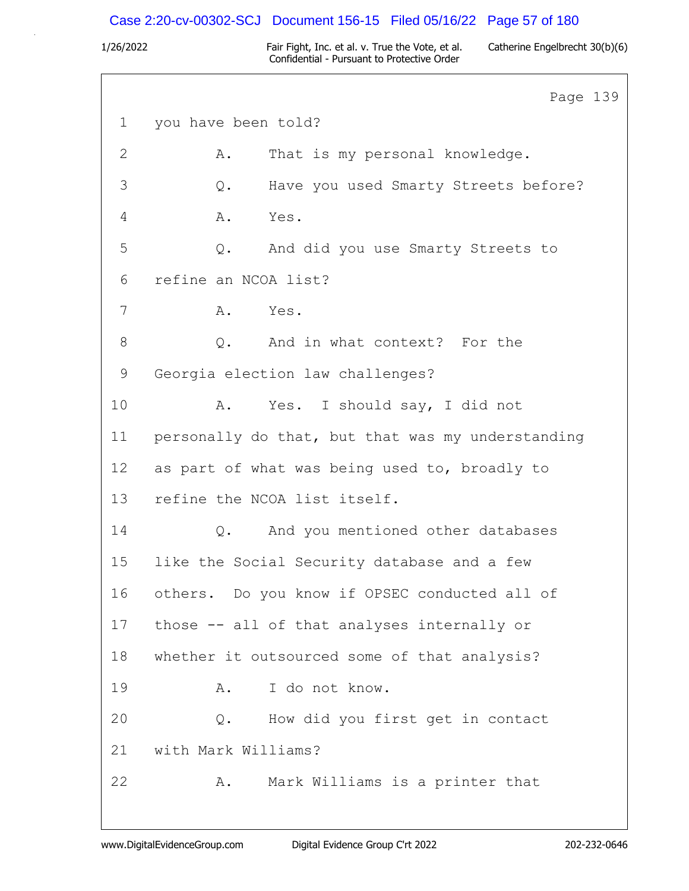Page 139

1 you have been told?

2 A. That is my personal knowledge.

3 Q. Have you used Smarty Streets before?

4 A. Yes.

5 Q. And did you use Smarty Streets to

6 refine an NCOA list?

7 A. Yes.

8 Q. And in what context? For the

9 Georgia election law challenges?

10 A. Yes. I should say, I did not

11 personally do that, but that was my understanding

12 as part of what was being used to, broadly to

13 refine the NCOA list itself.

14 Q. And you mentioned other databases

15 like the Social Security database and a few

16 others. Do you know if OPSEC conducted all of

17 those -- all of that analyses internally or

18 whether it outsourced some of that analysis?

19 A. I do not know.

20 Q. How did you first get in contact

21 with Mark Williams?

22 A. Mark Williams is a printer that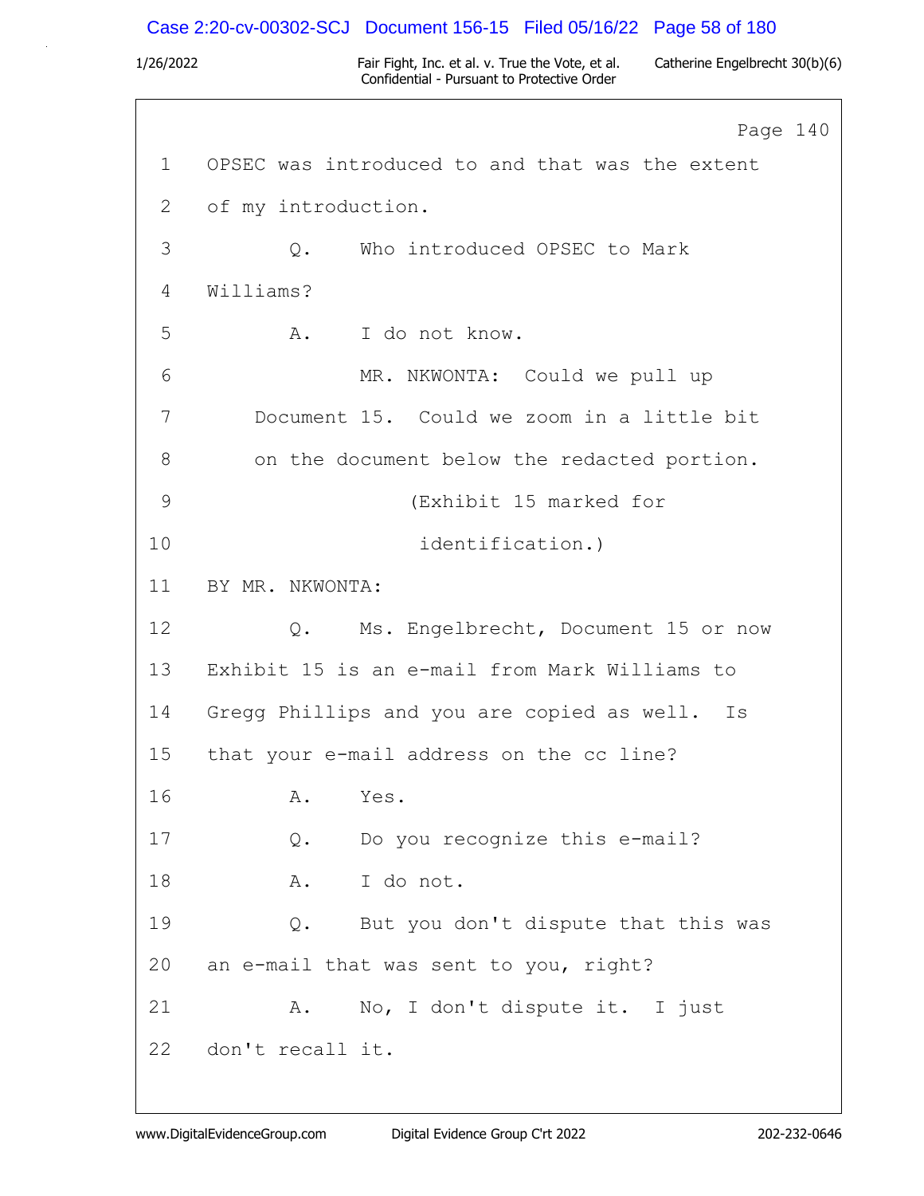Page 140

1 OPSEC was introduced to and that was the extent
2 of my introduction.
3 Q. Who introduced OPSEC to Mark
4 Williams?
5 A. I do not know.
6 MR. NKWONTA: Could we pull up
7 Document 15. Could we zoom in a little bit
8 on the document below the redacted portion.
9 (Exhibit 15 marked for
10 identification.)
11 BY MR. NKWONTA:
12 Q. Ms. Engelbrecht, Document 15 or now
13 Exhibit 15 is an e-mail from Mark Williams to
14 Gregg Phillips and you are copied as well. Is
15 that your e-mail address on the cc line?
16 A. Yes.
17 Q. Do you recognize this e-mail?
18 A. I do not.
19 Q. But you don't dispute that this was
20 an e-mail that was sent to you, right?
21 A. No, I don't dispute it. I just
22 don't recall it.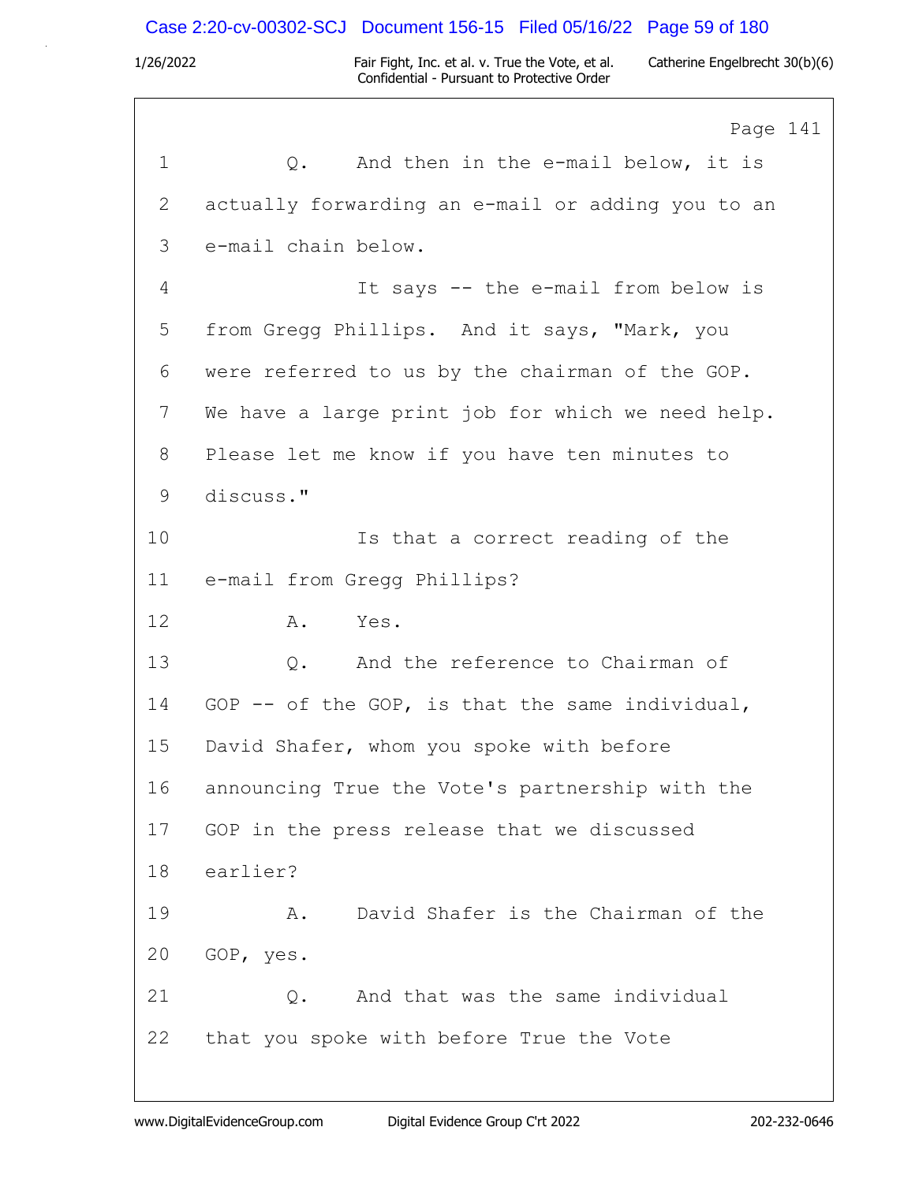Page 141

1 Q. And then in the e-mail below, it is
2 actually forwarding an e-mail or adding you to an
3 e-mail chain below.
4 It says -- the e-mail from below is
5 from Gregg Phillips. And it says, "Mark, you
6 were referred to us by the chairman of the GOP.
7 We have a large print job for which we need help.
8 Please let me know if you have ten minutes to
9 discuss."
10 Is that a correct reading of the
11 e-mail from Gregg Phillips?
12 A. Yes.
13 Q. And the reference to Chairman of
14 GOP -- of the GOP, is that the same individual,
15 David Shafer, whom you spoke with before
16 announcing True the Vote's partnership with the
17 GOP in the press release that we discussed
18 earlier?
19 A. David Shafer is the Chairman of the
20 GOP, yes.
21 Q. And that was the same individual
22 that you spoke with before True the Vote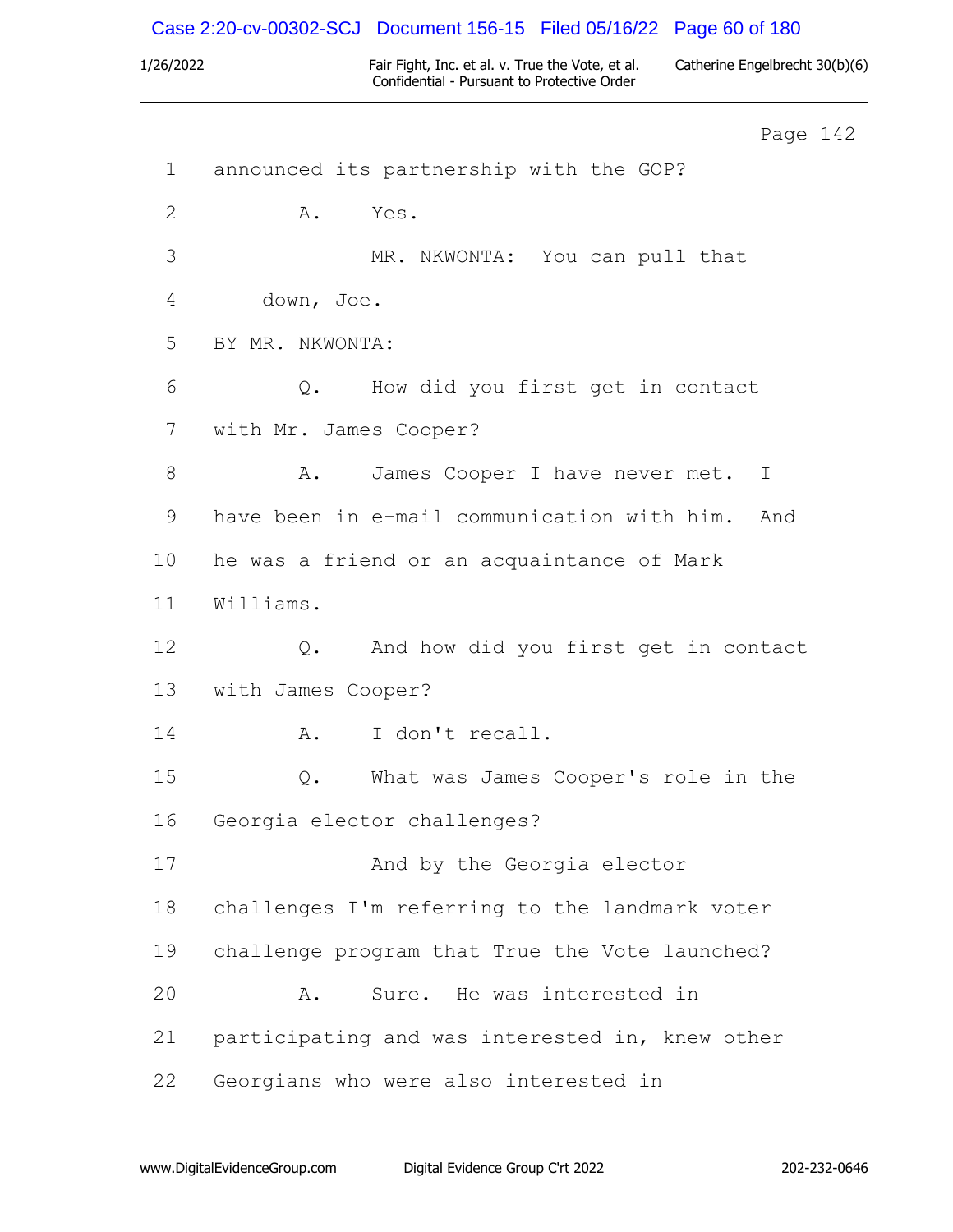Page 142

1 announced its partnership with the GOP?

2 A. Yes.

3 MR. NKWONTA: You can pull that

4 down, Joe.

5 BY MR. NKWONTA:

6 Q. How did you first get in contact

7 with Mr. James Cooper?

8 A. James Cooper I have never met. I

9 have been in e-mail communication with him. And

10 he was a friend or an acquaintance of Mark

11 Williams.

12 Q. And how did you first get in contact

13 with James Cooper?

14 A. I don't recall.

15 Q. What was James Cooper's role in the

16 Georgia elector challenges?

17 And by the Georgia elector

18 challenges I'm referring to the landmark voter

19 challenge program that True the Vote launched?

20 A. Sure. He was interested in

21 participating and was interested in, knew other

22 Georgians who were also interested in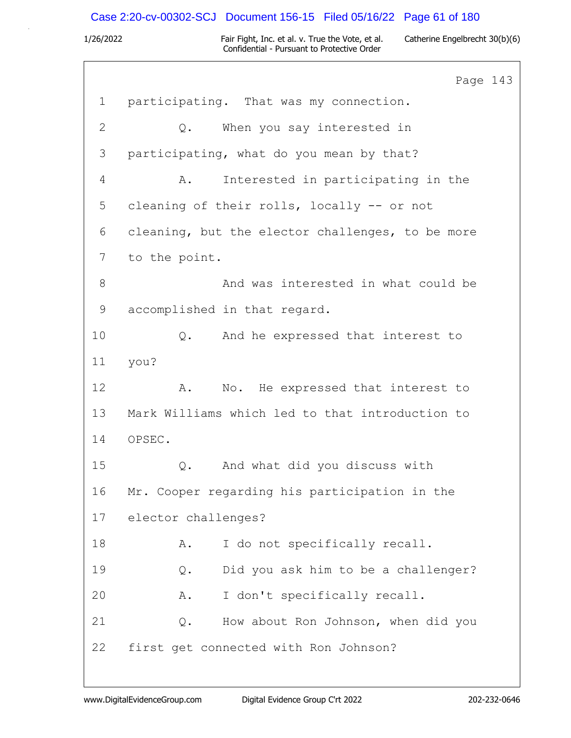Page 143

1 participating. That was my connection.

2 Q. When you say interested in

3 participating, what do you mean by that?

4 A. Interested in participating in the

5 cleaning of their rolls, locally -- or not

6 cleaning, but the elector challenges, to be more

7 to the point.

8 And was interested in what could be

9 accomplished in that regard.

10 Q. And he expressed that interest to

11 you?

12 A. No. He expressed that interest to

13 Mark Williams which led to that introduction to

14 OPSEC.

15 Q. And what did you discuss with

16 Mr. Cooper regarding his participation in the

17 elector challenges?

18 A. I do not specifically recall.

19 Q. Did you ask him to be a challenger?

20 A. I don't specifically recall.

21 Q. How about Ron Johnson, when did you

22 first get connected with Ron Johnson?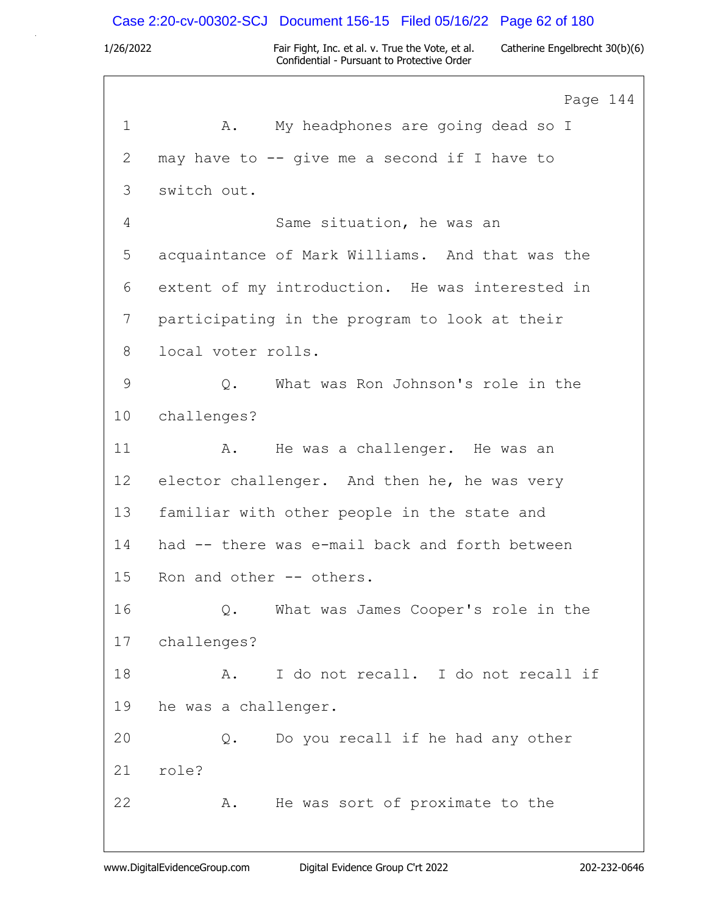Page 144

1 A. My headphones are going dead so I
2 may have to -- give me a second if I have to
3 switch out.
4 Same situation, he was an
5 acquaintance of Mark Williams. And that was the
6 extent of my introduction. He was interested in
7 participating in the program to look at their
8 local voter rolls.
9 Q. What was Ron Johnson's role in the
10 challenges?
11 A. He was a challenger. He was an
12 elector challenger. And then he, he was very
13 familiar with other people in the state and
14 had -- there was e-mail back and forth between
15 Ron and other -- others.
16 Q. What was James Cooper's role in the
17 challenges?
18 A. I do not recall. I do not recall if
19 he was a challenger.
20 Q. Do you recall if he had any other
21 role?
22 A. He was sort of proximate to the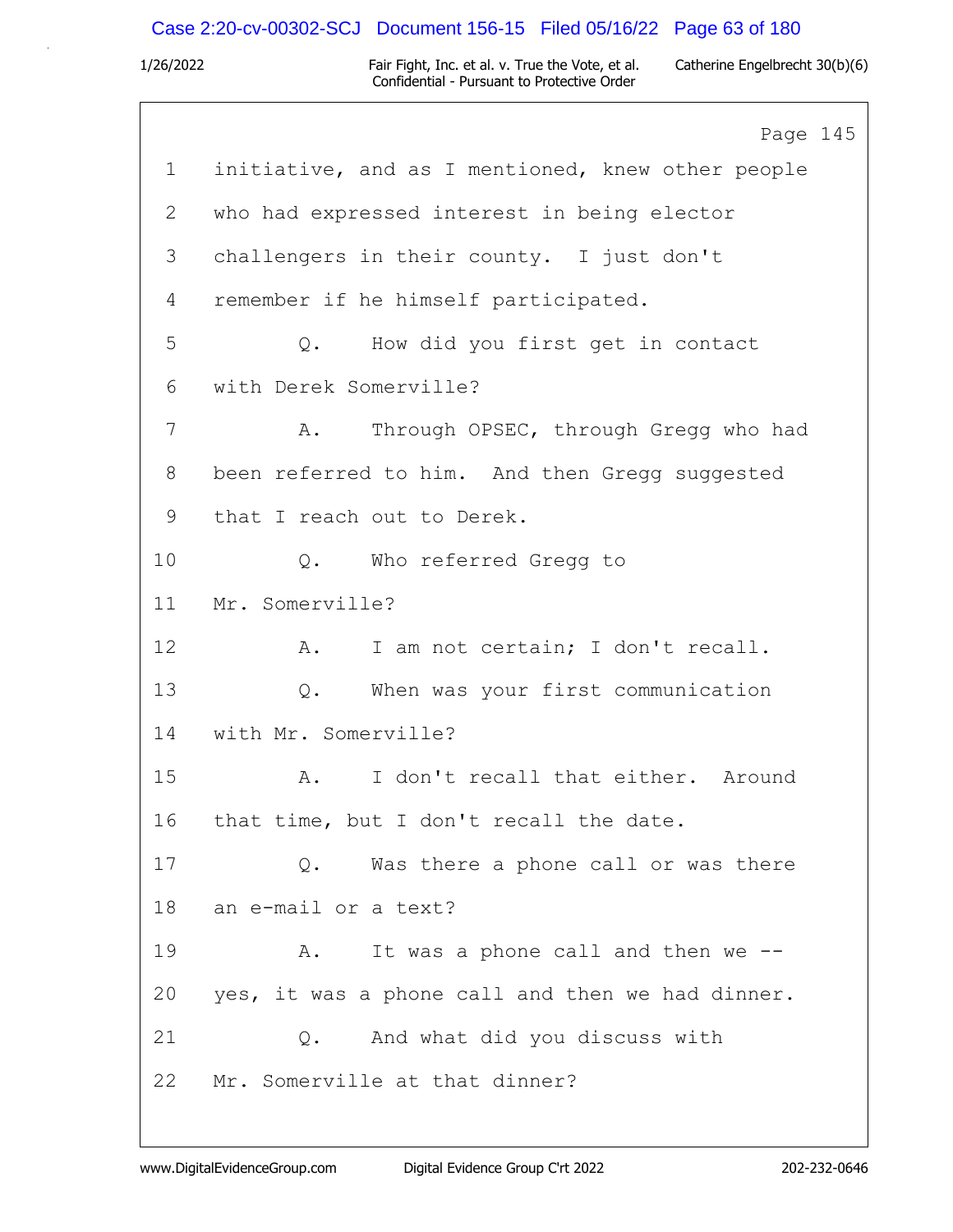Page 145

1 initiative, and as I mentioned, knew other people
2 who had expressed interest in being elector
3 challengers in their county. I just don't
4 remember if he himself participated.
5 Q. How did you first get in contact
6 with Derek Somerville?
7 A. Through OPSEC, through Gregg who had
8 been referred to him. And then Gregg suggested
9 that I reach out to Derek.
10 Q. Who referred Gregg to
11 Mr. Somerville?
12 A. I am not certain; I don't recall.
13 Q. When was your first communication
14 with Mr. Somerville?
15 A. I don't recall that either. Around
16 that time, but I don't recall the date.
17 Q. Was there a phone call or was there
18 an e-mail or a text?
19 A. It was a phone call and then we --
20 yes, it was a phone call and then we had dinner.
21 Q. And what did you discuss with
22 Mr. Somerville at that dinner?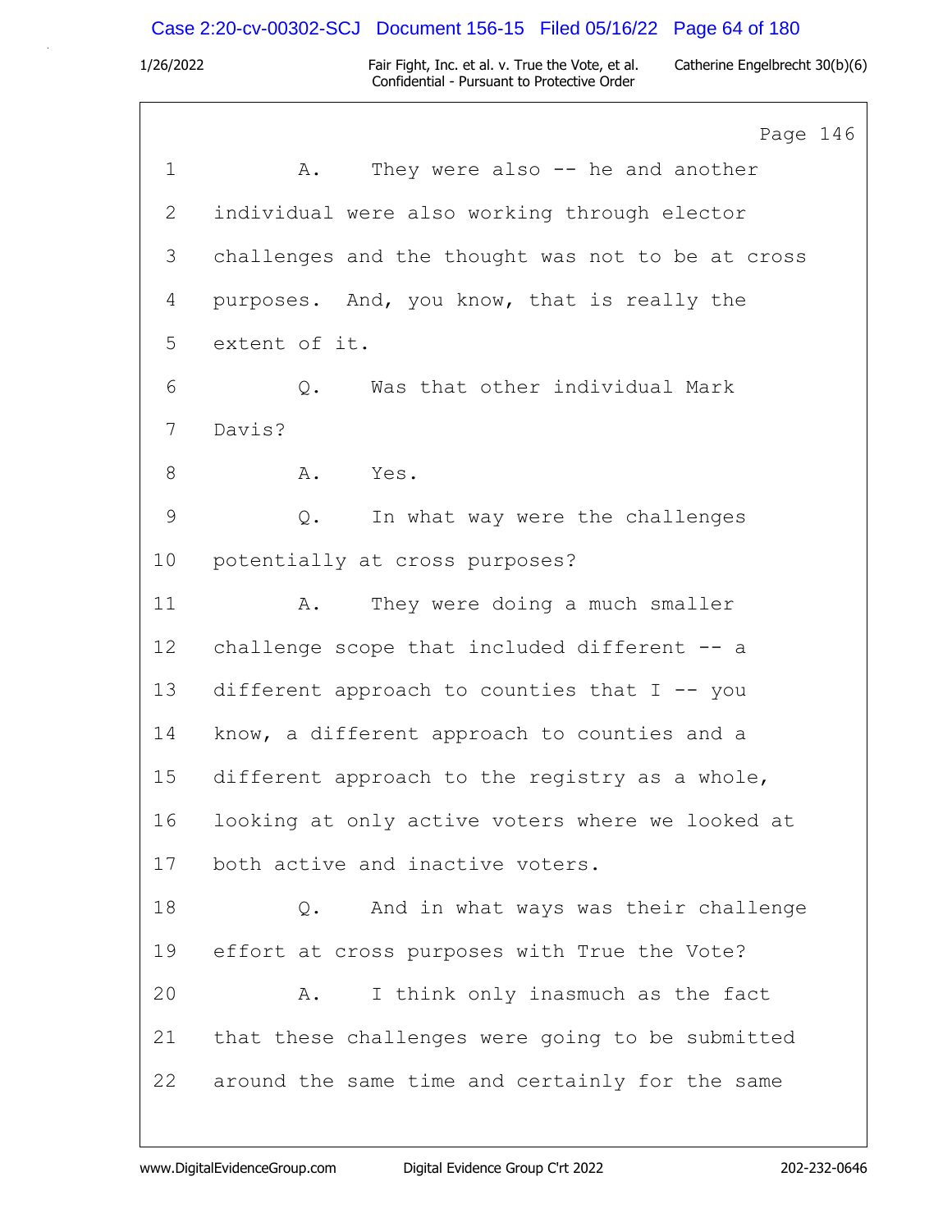Page 146

1 A. They were also -- he and another
2 individual were also working through elector
3 challenges and the thought was not to be at cross
4 purposes. And, you know, that is really the
5 extent of it.
6 Q. Was that other individual Mark
7 Davis?
8 A. Yes.
9 Q. In what way were the challenges
10 potentially at cross purposes?
11 A. They were doing a much smaller
12 challenge scope that included different -- a
13 different approach to counties that I -- you
14 know, a different approach to counties and a
15 different approach to the registry as a whole,
16 looking at only active voters where we looked at
17 both active and inactive voters.
18 Q. And in what ways was their challenge
19 effort at cross purposes with True the Vote?
20 A. I think only inasmuch as the fact
21 that these challenges were going to be submitted
22 around the same time and certainly for the same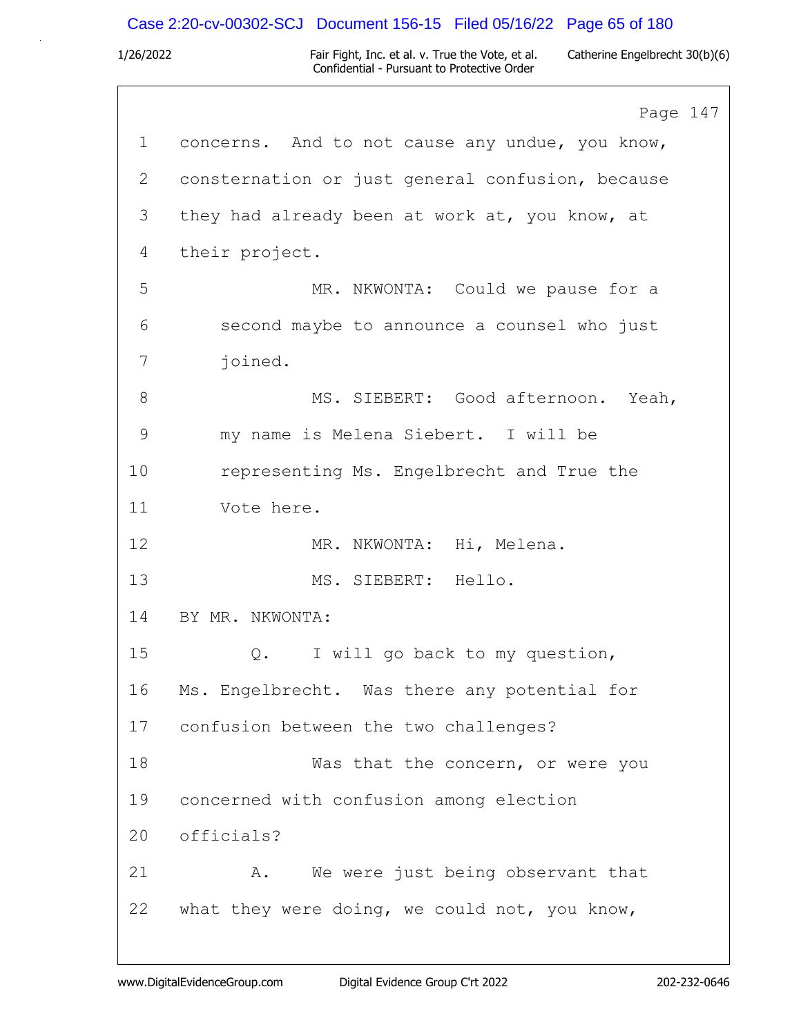Page 147

1 concerns. And to not cause any undue, you know,

2 consternation or just general confusion, because

3 they had already been at work at, you know, at

4 their project.

5 MR. NKWONTA: Could we pause for a

6 second maybe to announce a counsel who just

7 joined.

8 MS. SIEBERT: Good afternoon. Yeah,

9 my name is Melena Siebert. I will be

10 representing Ms. Engelbrecht and True the

11 Vote here.

12 MR. NKWONTA: Hi, Melena.

13 MS. SIEBERT: Hello.

14 BY MR. NKWONTA:

15 Q. I will go back to my question,

16 Ms. Engelbrecht. Was there any potential for

17 confusion between the two challenges?

18 Was that the concern, or were you

19 concerned with confusion among election

20 officials?

21 A. We were just being observant that

22 what they were doing, we could not, you know,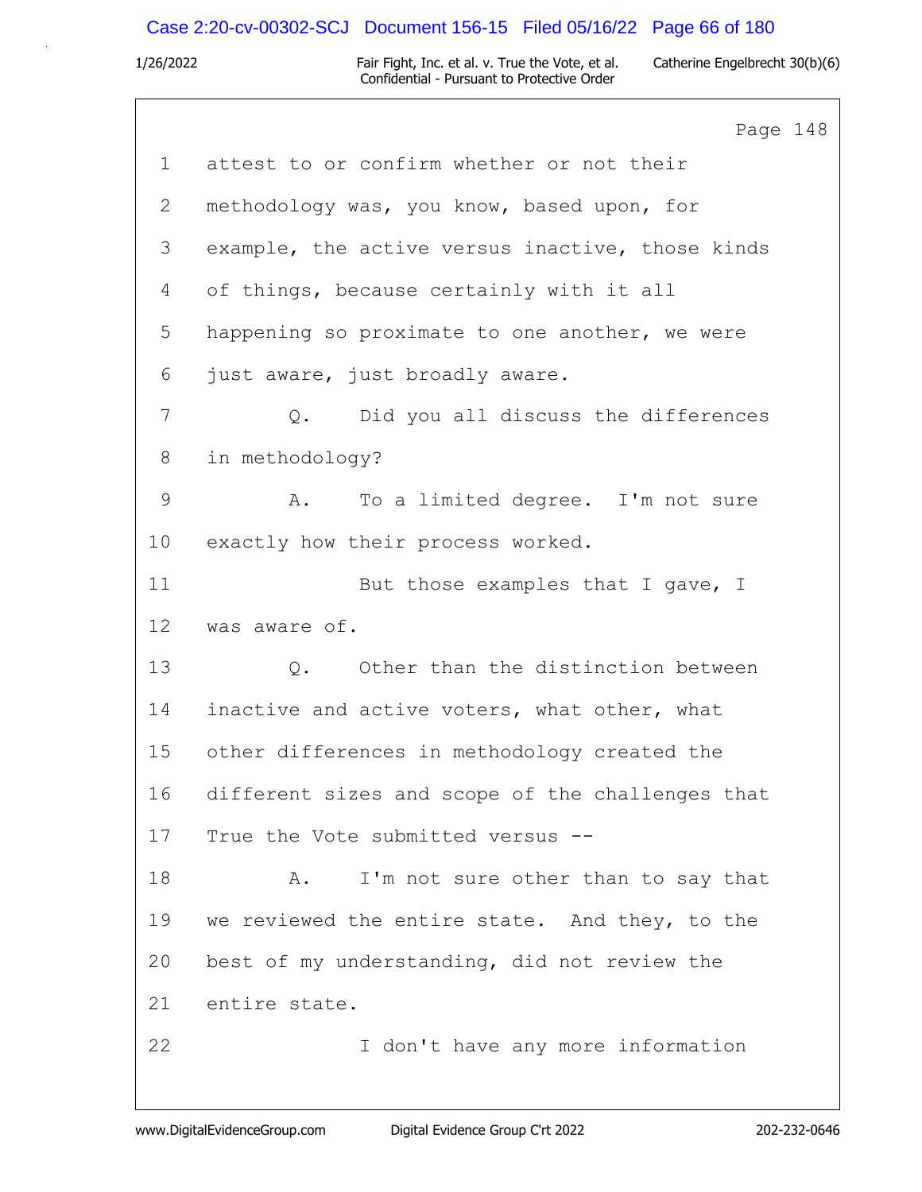Page 148

1 attest to or confirm whether or not their
2 methodology was, you know, based upon, for
3 example, the active versus inactive, those kinds
4 of things, because certainly with it all
5 happening so proximate to one another, we were
6 just aware, just broadly aware.
7 Q. Did you all discuss the differences
8 in methodology?
9 A. To a limited degree. I'm not sure
10 exactly how their process worked.
11 But those examples that I gave, I
12 was aware of.
13 Q. Other than the distinction between
14 inactive and active voters, what other, what
15 other differences in methodology created the
16 different sizes and scope of the challenges that
17 True the Vote submitted versus --
18 A. I'm not sure other than to say that
19 we reviewed the entire state. And they, to the
20 best of my understanding, did not review the
21 entire state.
22 I don't have any more information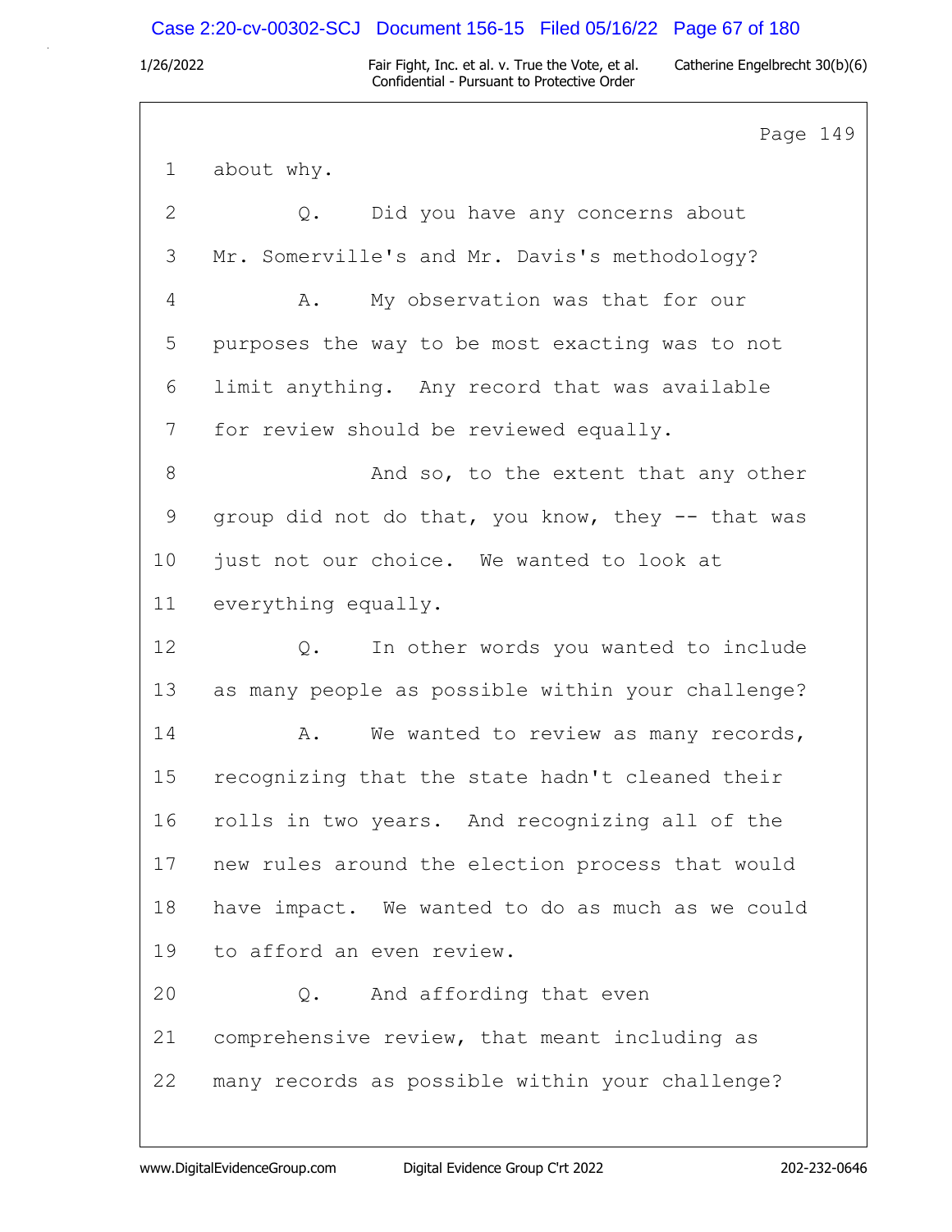Page 149

1 about why.

2 Q. Did you have any concerns about

3 Mr. Somerville's and Mr. Davis's methodology?

4 A. My observation was that for our

5 purposes the way to be most exacting was to not

6 limit anything. Any record that was available

7 for review should be reviewed equally.

8 And so, to the extent that any other

9 group did not do that, you know, they -- that was

10 just not our choice. We wanted to look at

11 everything equally.

12 Q. In other words you wanted to include

13 as many people as possible within your challenge?

14 A. We wanted to review as many records,

15 recognizing that the state hadn't cleaned their

16 rolls in two years. And recognizing all of the

17 new rules around the election process that would

18 have impact. We wanted to do as much as we could

19 to afford an even review.

20 Q. And affording that even

21 comprehensive review, that meant including as

22 many records as possible within your challenge?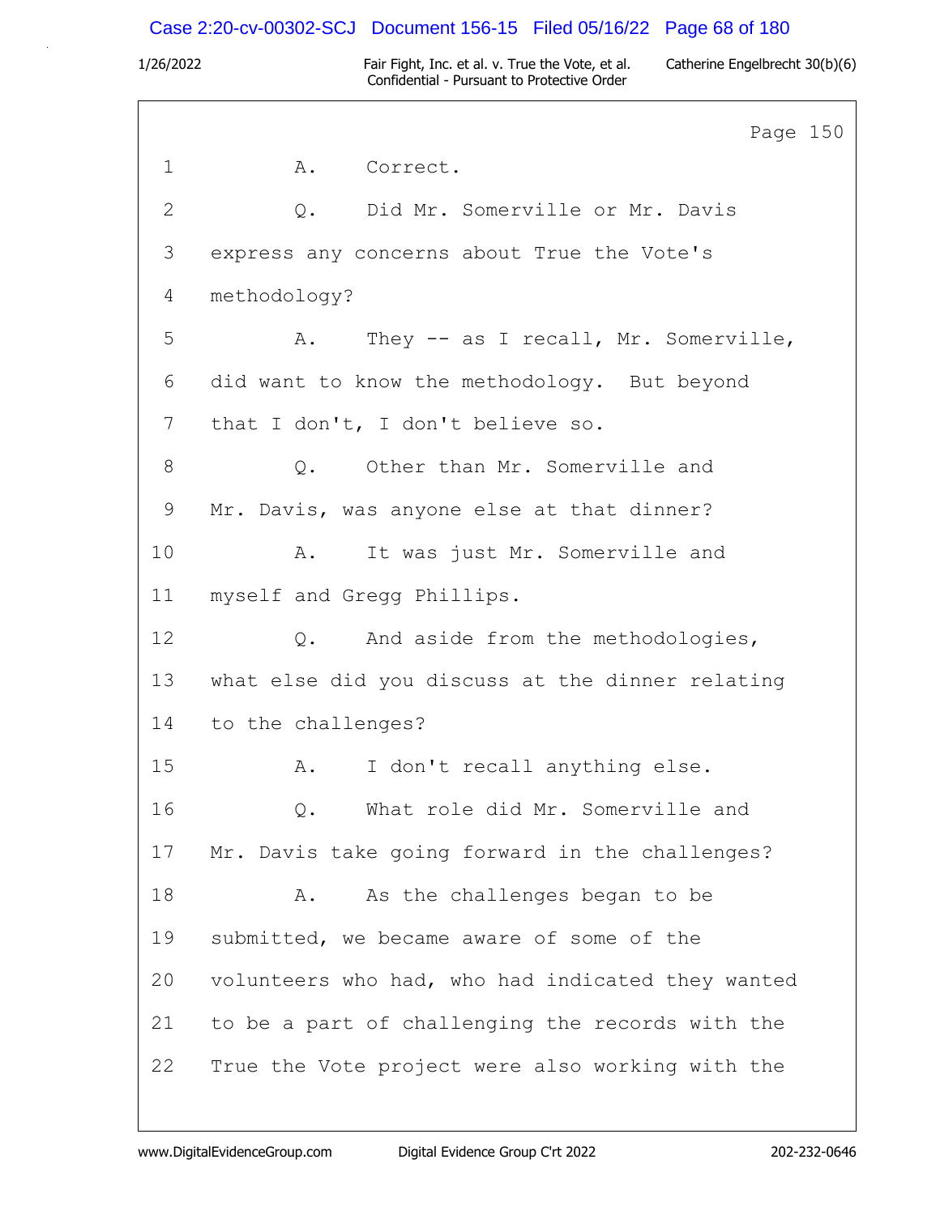Page 150

1 A. Correct.

2 Q. Did Mr. Somerville or Mr. Davis

3 express any concerns about True the Vote's

4 methodology?

5 A. They -- as I recall, Mr. Somerville,

6 did want to know the methodology. But beyond

7 that I don't, I don't believe so.

8 Q. Other than Mr. Somerville and

9 Mr. Davis, was anyone else at that dinner?

10 A. It was just Mr. Somerville and

11 myself and Gregg Phillips.

12 Q. And aside from the methodologies,

13 what else did you discuss at the dinner relating

14 to the challenges?

15 A. I don't recall anything else.

16 Q. What role did Mr. Somerville and

17 Mr. Davis take going forward in the challenges?

18 A. As the challenges began to be

19 submitted, we became aware of some of the

20 volunteers who had, who had indicated they wanted

21 to be a part of challenging the records with the

22 True the Vote project were also working with the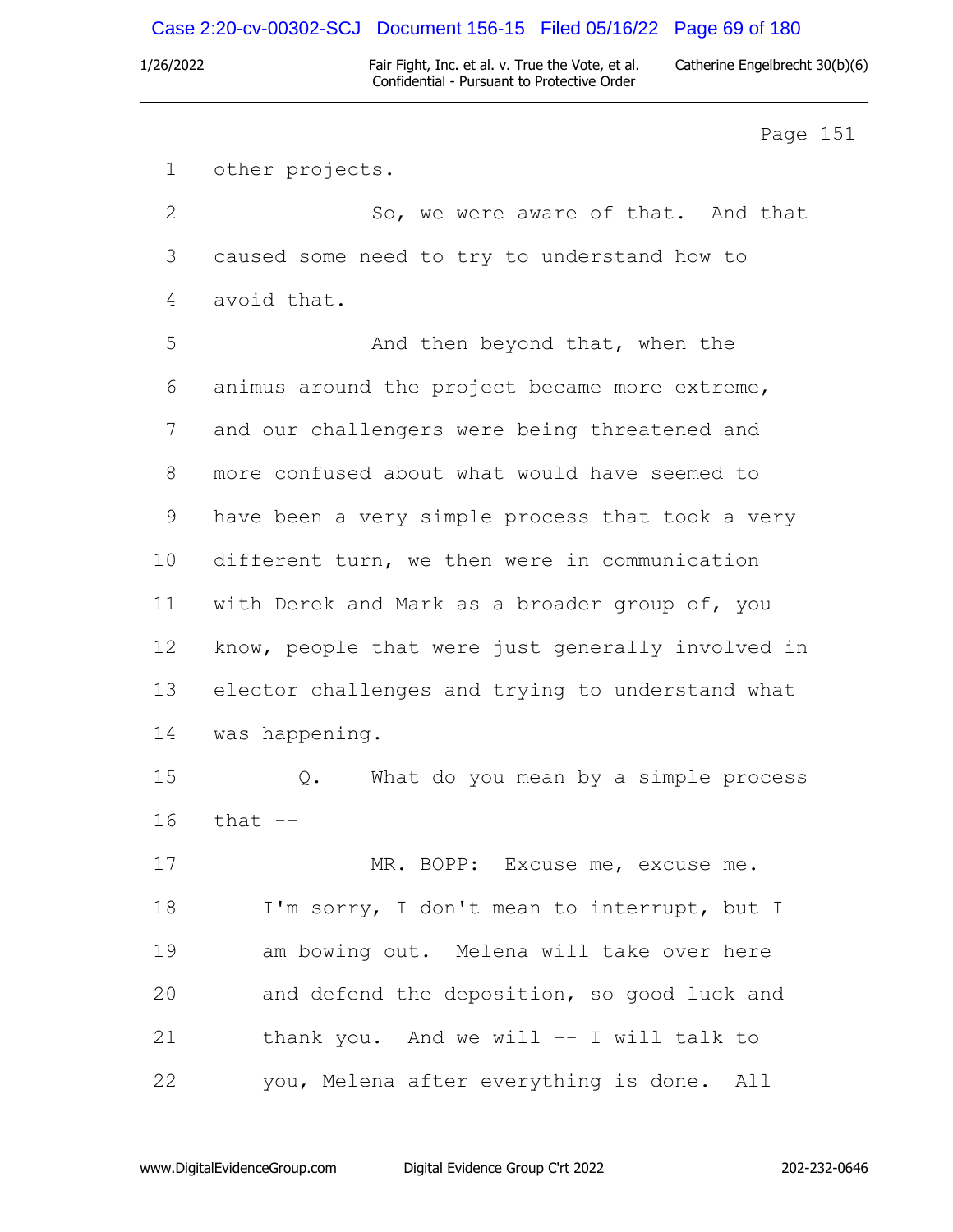Page 151

1 other projects.

2 So, we were aware of that. And that

3 caused some need to try to understand how to

4 avoid that.

5 And then beyond that, when the

6 animus around the project became more extreme,

7 and our challengers were being threatened and

8 more confused about what would have seemed to

9 have been a very simple process that took a very

10 different turn, we then were in communication

11 with Derek and Mark as a broader group of, you

12 know, people that were just generally involved in

13 elector challenges and trying to understand what

14 was happening.

15 Q. What do you mean by a simple process

16 that --

17 MR. BOPP: Excuse me, excuse me.

18 I'm sorry, I don't mean to interrupt, but I

19 am bowing out. Melena will take over here

20 and defend the deposition, so good luck and

21 thank you. And we will -- I will talk to

22 you, Melena after everything is done. All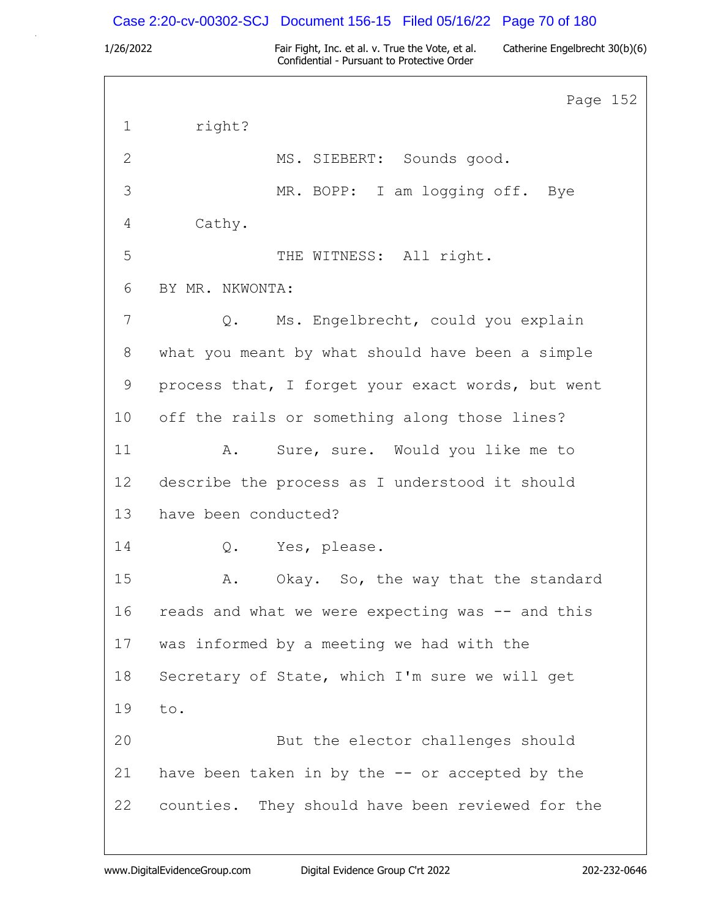Page 152

1 right?

2 MS. SIEBERT: Sounds good.

3 MR. BOPP: I am logging off. Bye

4 Cathy.

5 THE WITNESS: All right.

6 BY MR. NKWONTA:

7 Q. Ms. Engelbrecht, could you explain

8 what you meant by what should have been a simple

9 process that, I forget your exact words, but went

10 off the rails or something along those lines?

11 A. Sure, sure. Would you like me to

12 describe the process as I understood it should

13 have been conducted?

14 Q. Yes, please.

15 A. Okay. So, the way that the standard

16 reads and what we were expecting was -- and this

17 was informed by a meeting we had with the

18 Secretary of State, which I'm sure we will get

19 to.

20 But the elector challenges should

21 have been taken in by the -- or accepted by the

22 counties. They should have been reviewed for the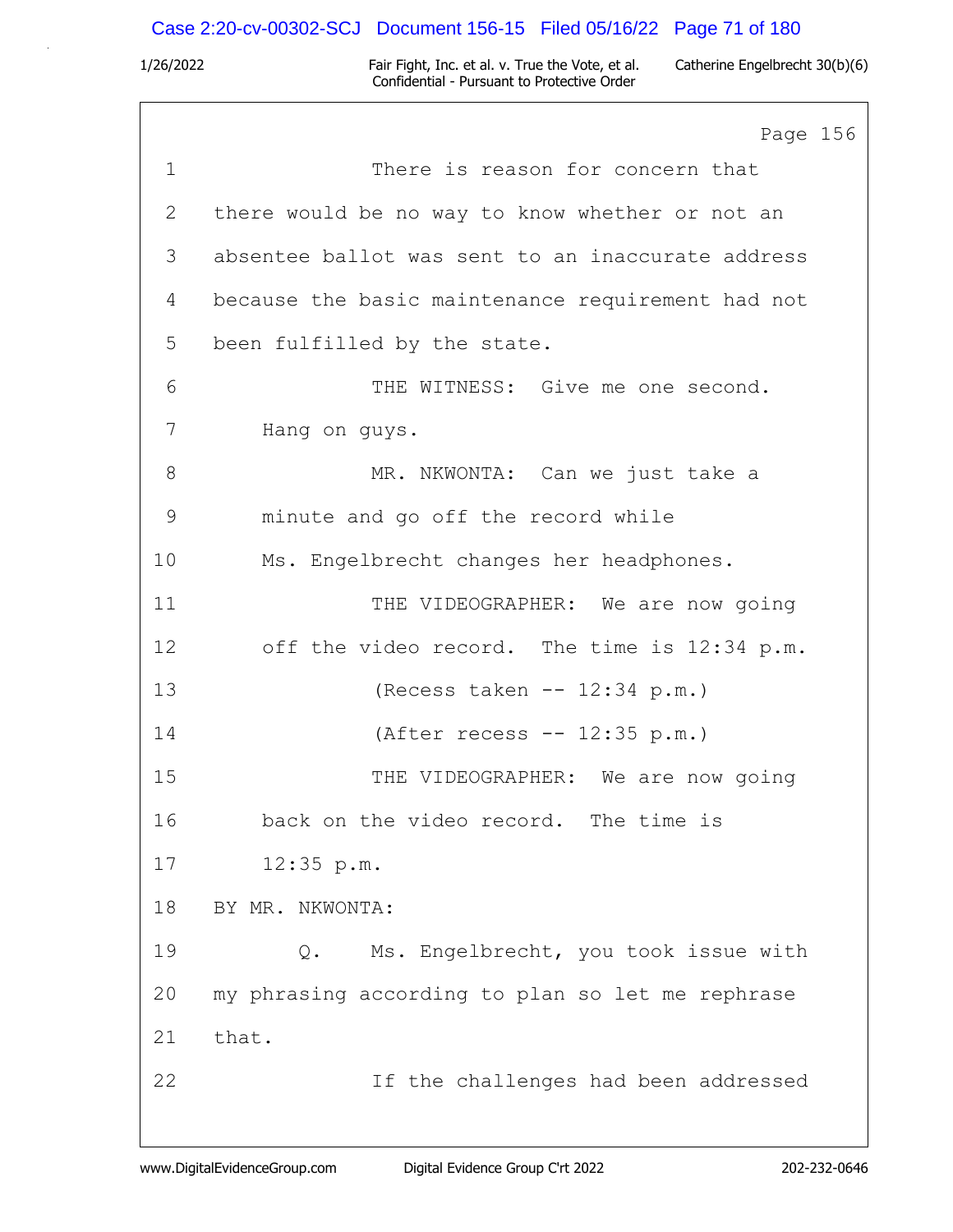Page 156

1 There is reason for concern that

2 there would be no way to know whether or not an

3 absentee ballot was sent to an inaccurate address

4 because the basic maintenance requirement had not

5 been fulfilled by the state.

6 THE WITNESS: Give me one second.

7 Hang on guys.

8 MR. NKWONTA: Can we just take a

9 minute and go off the record while

10 Ms. Engelbrecht changes her headphones.

11 THE VIDEOGRAPHER: We are now going

12 off the video record. The time is 12:34 p.m.

13 (Recess taken -- 12:34 p.m.)

14 (After recess -- 12:35 p.m.)

15 THE VIDEOGRAPHER: We are now going

16 back on the video record. The time is

17 12:35 p.m.

18 BY MR. NKWONTA:

19 Q. Ms. Engelbrecht, you took issue with

20 my phrasing according to plan so let me rephrase

21 that.

22 If the challenges had been addressed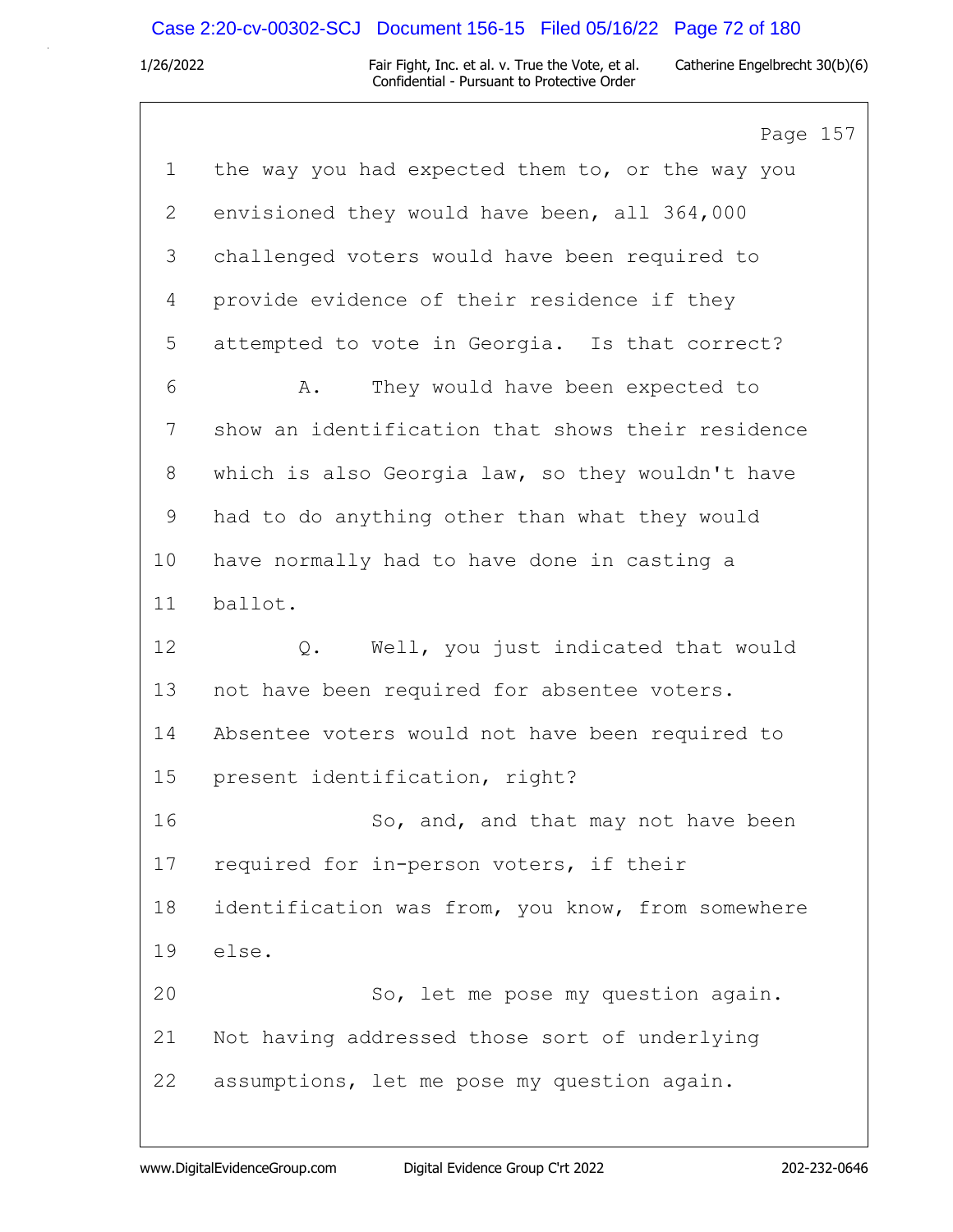Page 157

1 the way you had expected them to, or the way you
2 envisioned they would have been, all 364,000
3 challenged voters would have been required to
4 provide evidence of their residence if they
5 attempted to vote in Georgia. Is that correct?
6 A. They would have been expected to
7 show an identification that shows their residence
8 which is also Georgia law, so they wouldn't have
9 had to do anything other than what they would
10 have normally had to have done in casting a
11 ballot.
12 Q. Well, you just indicated that would
13 not have been required for absentee voters.
14 Absentee voters would not have been required to
15 present identification, right?
16 So, and, and that may not have been
17 required for in-person voters, if their
18 identification was from, you know, from somewhere
19 else.
20 So, let me pose my question again.
21 Not having addressed those sort of underlying
22 assumptions, let me pose my question again.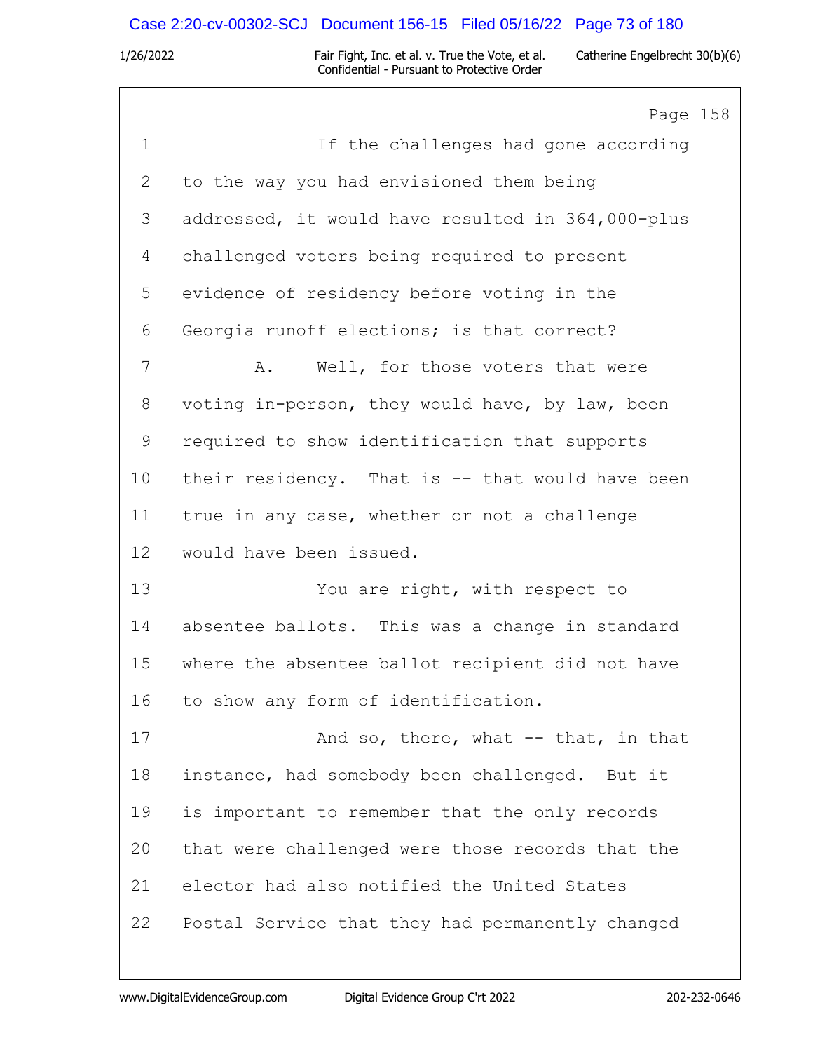Page 158

1 If the challenges had gone according
2 to the way you had envisioned them being
3 addressed, it would have resulted in 364,000-plus
4 challenged voters being required to present
5 evidence of residency before voting in the
6 Georgia runoff elections; is that correct?
7 A. Well, for those voters that were
8 voting in-person, they would have, by law, been
9 required to show identification that supports
10 their residency. That is -- that would have been
11 true in any case, whether or not a challenge
12 would have been issued.
13 You are right, with respect to
14 absentee ballots. This was a change in standard
15 where the absentee ballot recipient did not have
16 to show any form of identification.
17 And so, there, what -- that, in that
18 instance, had somebody been challenged. But it
19 is important to remember that the only records
20 that were challenged were those records that the
21 elector had also notified the United States
22 Postal Service that they had permanently changed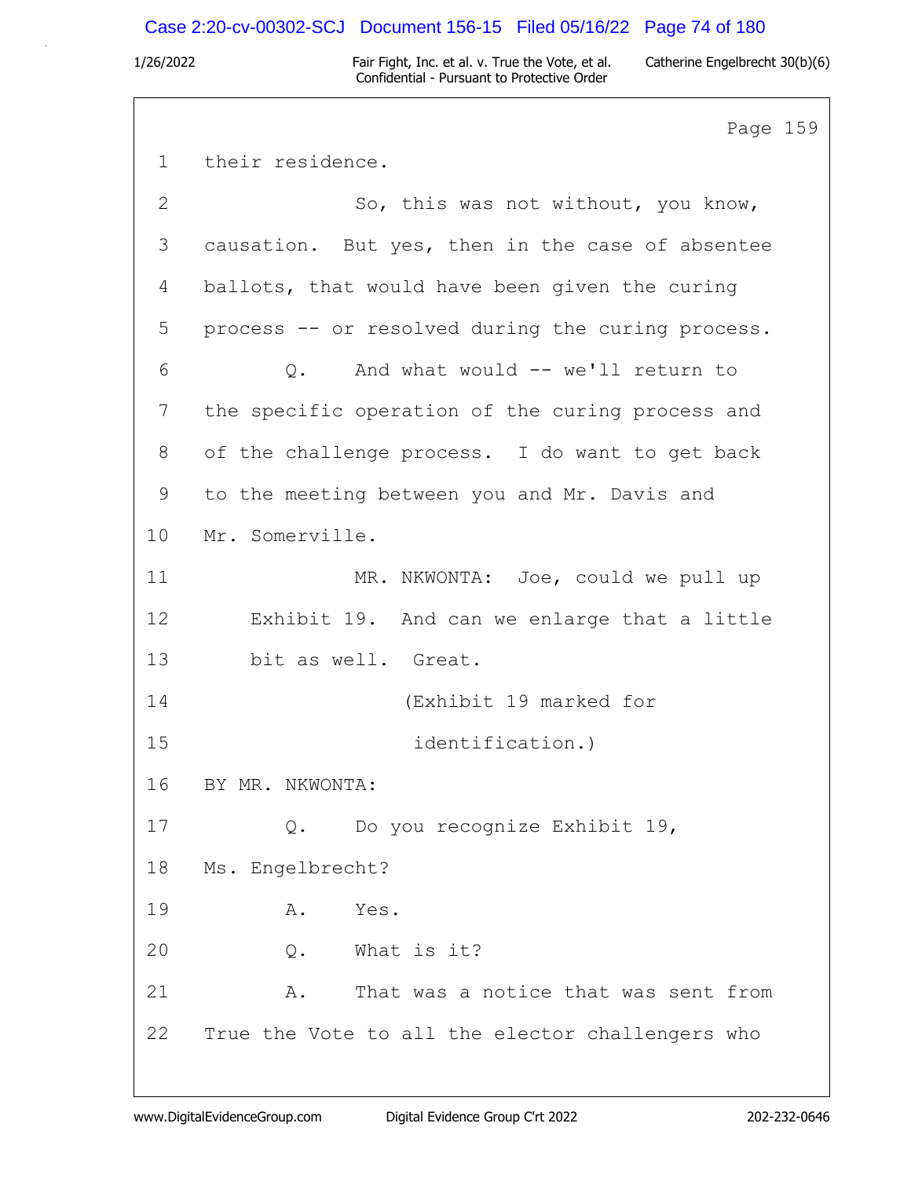Page 159

1 their residence.

2 So, this was not without, you know,

3 causation. But yes, then in the case of absentee

4 ballots, that would have been given the curing

5 process -- or resolved during the curing process.

6 Q. And what would -- we'll return to

7 the specific operation of the curing process and

8 of the challenge process. I do want to get back

9 to the meeting between you and Mr. Davis and

10 Mr. Somerville.

11 MR. NKWONTA: Joe, could we pull up

12 Exhibit 19. And can we enlarge that a little

13 bit as well. Great.

14 (Exhibit 19 marked for

15 identification.)

16 BY MR. NKWONTA:

17 Q. Do you recognize Exhibit 19,

18 Ms. Engelbrecht?

19 A. Yes.

20 Q. What is it?

21 A. That was a notice that was sent from

22 True the Vote to all the elector challengers who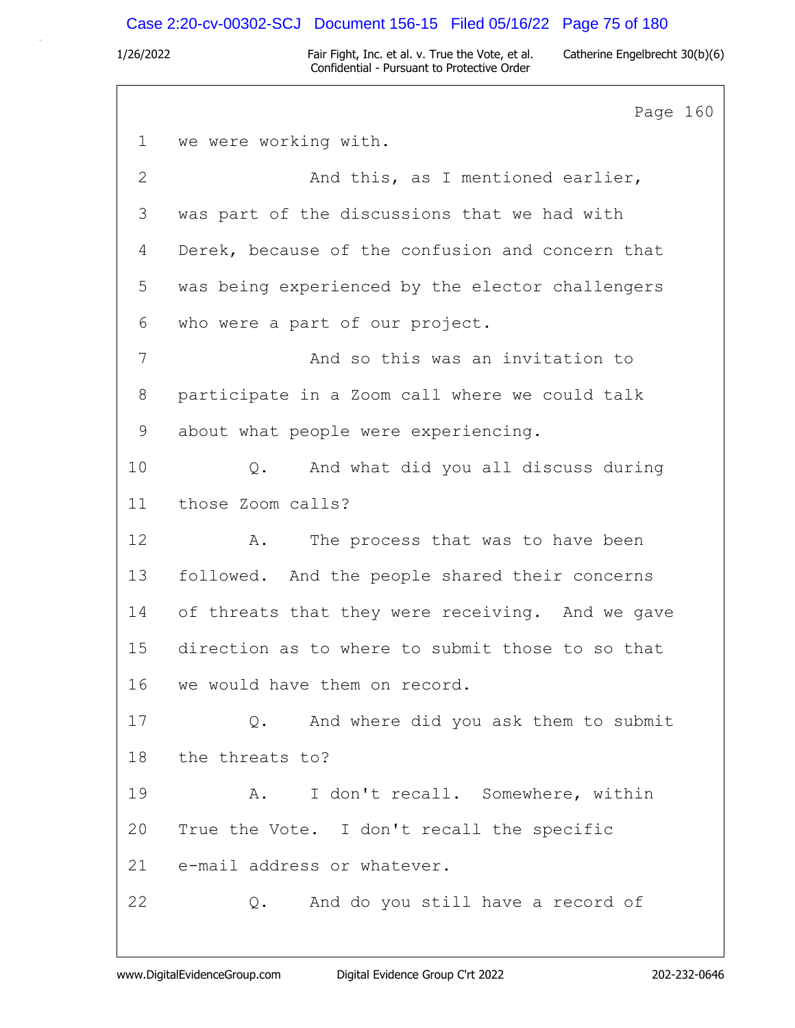Page 160

1 we were working with.

2 And this, as I mentioned earlier,

3 was part of the discussions that we had with

4 Derek, because of the confusion and concern that

5 was being experienced by the elector challengers

6 who were a part of our project.

7 And so this was an invitation to

8 participate in a Zoom call where we could talk

9 about what people were experiencing.

10 Q. And what did you all discuss during

11 those Zoom calls?

12 A. The process that was to have been

13 followed. And the people shared their concerns

14 of threats that they were receiving. And we gave

15 direction as to where to submit those to so that

16 we would have them on record.

17 Q. And where did you ask them to submit

18 the threats to?

19 A. I don't recall. Somewhere, within

20 True the Vote. I don't recall the specific

21 e-mail address or whatever.

22 Q. And do you still have a record of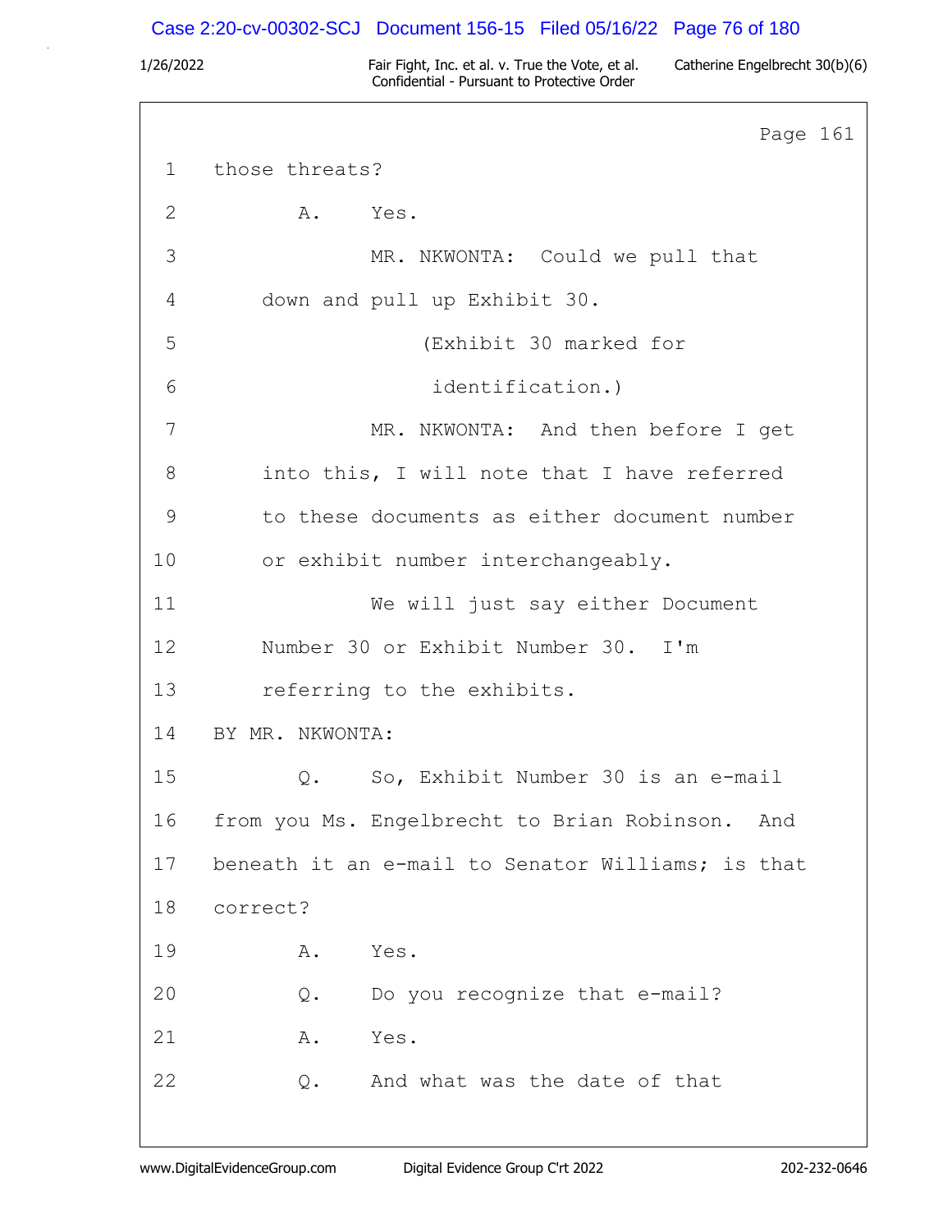Page 161

1 those threats?

2 A. Yes.

3 MR. NKWONTA: Could we pull that

4 down and pull up Exhibit 30.

5 (Exhibit 30 marked for

6 identification.)

7 MR. NKWONTA: And then before I get

8 into this, I will note that I have referred

9 to these documents as either document number

10 or exhibit number interchangeably.

11 We will just say either Document

12 Number 30 or Exhibit Number 30. I'm

13 referring to the exhibits.

14 BY MR. NKWONTA:

15 Q. So, Exhibit Number 30 is an e-mail

16 from you Ms. Engelbrecht to Brian Robinson. And

17 beneath it an e-mail to Senator Williams; is that

18 correct?

19 A. Yes.

20 Q. Do you recognize that e-mail?

21 A. Yes.

22 Q. And what was the date of that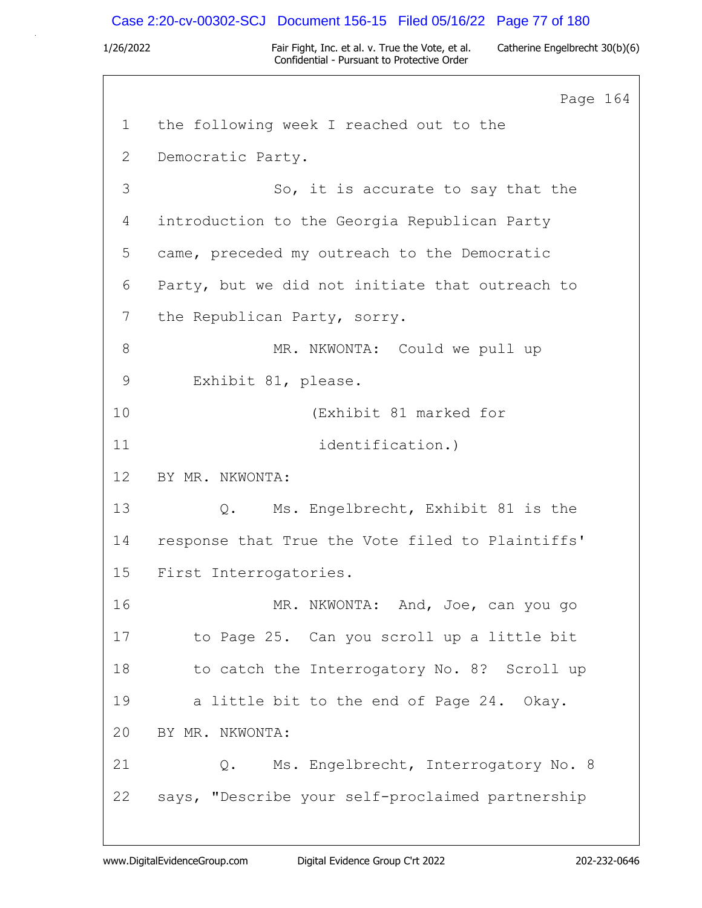Page 164

1 the following week I reached out to the

2 Democratic Party.

3 So, it is accurate to say that the

4 introduction to the Georgia Republican Party

5 came, preceded my outreach to the Democratic

6 Party, but we did not initiate that outreach to

7 the Republican Party, sorry.

8 MR. NKWONTA: Could we pull up

9 Exhibit 81, please.

10 (Exhibit 81 marked for

11 identification.)

12 BY MR. NKWONTA:

13 Q. Ms. Engelbrecht, Exhibit 81 is the

14 response that True the Vote filed to Plaintiffs'

15 First Interrogatories.

16 MR. NKWONTA: And, Joe, can you go

17 to Page 25. Can you scroll up a little bit

18 to catch the Interrogatory No. 8? Scroll up

19 a little bit to the end of Page 24. Okay.

20 BY MR. NKWONTA:

21 Q. Ms. Engelbrecht, Interrogatory No. 8

22 says, "Describe your self-proclaimed partnership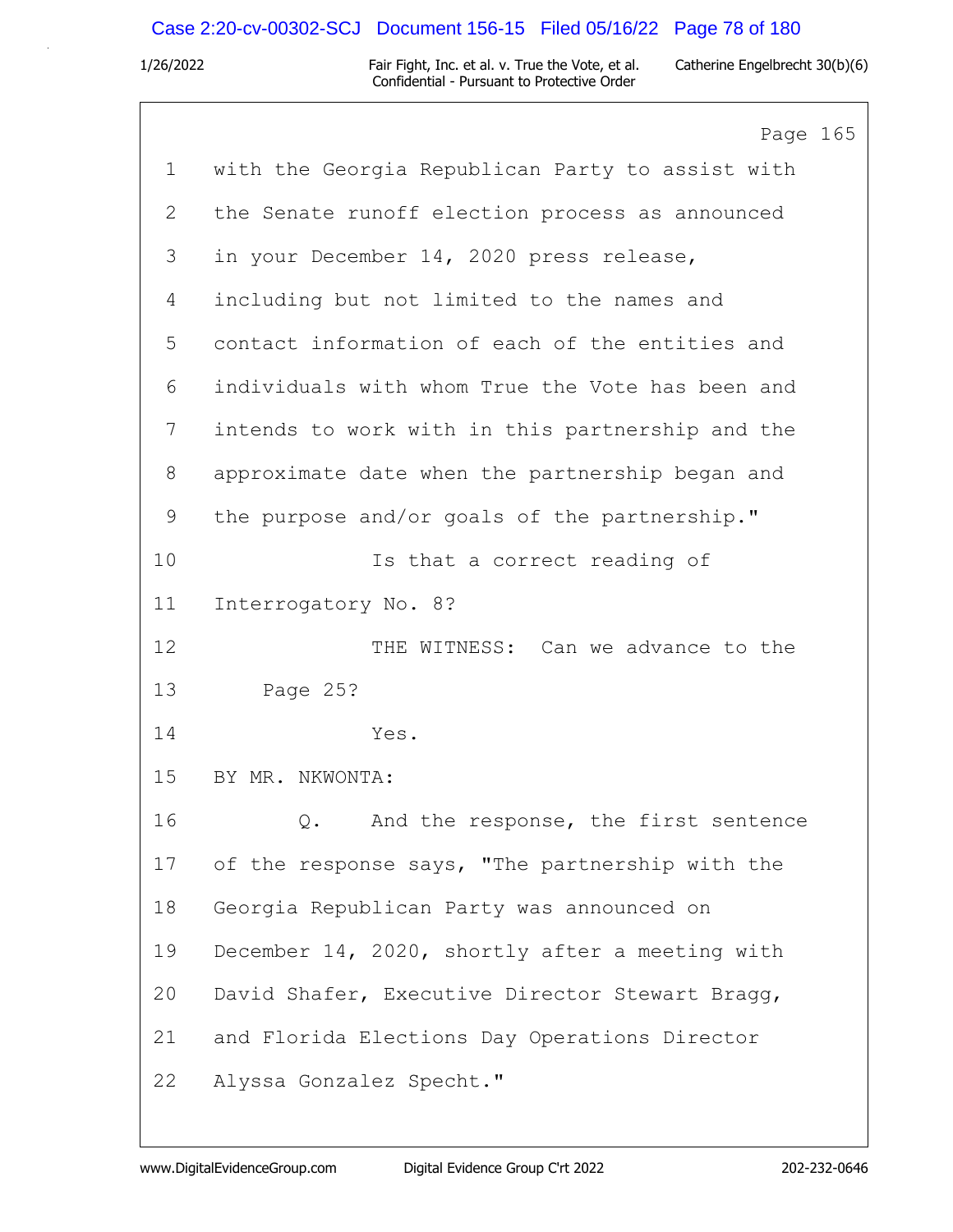Page 165

1 with the Georgia Republican Party to assist with
2 the Senate runoff election process as announced
3 in your December 14, 2020 press release,
4 including but not limited to the names and
5 contact information of each of the entities and
6 individuals with whom True the Vote has been and
7 intends to work with in this partnership and the
8 approximate date when the partnership began and
9 the purpose and/or goals of the partnership."
10 Is that a correct reading of
11 Interrogatory No. 8?
12 THE WITNESS: Can we advance to the
13 Page 25?
14 Yes.
15 BY MR. NKWONTA:
16 Q. And the response, the first sentence
17 of the response says, "The partnership with the
18 Georgia Republican Party was announced on
19 December 14, 2020, shortly after a meeting with
20 David Shafer, Executive Director Stewart Bragg,
21 and Florida Elections Day Operations Director
22 Alyssa Gonzalez Specht."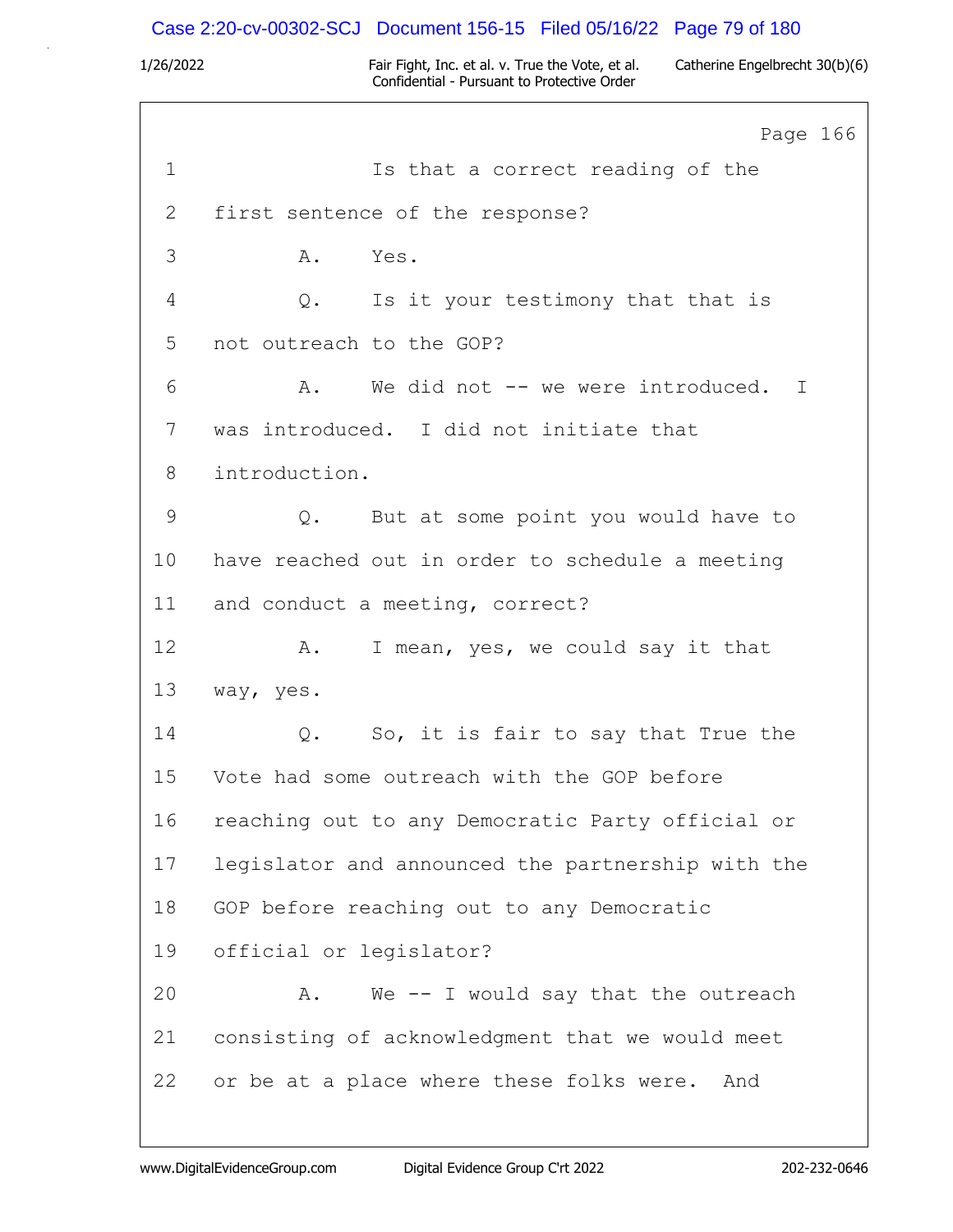Page 166

1 Is that a correct reading of the

2 first sentence of the response?

3 A. Yes.

4 Q. Is it your testimony that that is

5 not outreach to the GOP?

6 A. We did not -- we were introduced. I

7 was introduced. I did not initiate that

8 introduction.

9 Q. But at some point you would have to

10 have reached out in order to schedule a meeting

11 and conduct a meeting, correct?

12 A. I mean, yes, we could say it that

13 way, yes.

14 Q. So, it is fair to say that True the

15 Vote had some outreach with the GOP before

16 reaching out to any Democratic Party official or

17 legislator and announced the partnership with the

18 GOP before reaching out to any Democratic

19 official or legislator?

20 A. We -- I would say that the outreach

21 consisting of acknowledgment that we would meet

22 or be at a place where these folks were. And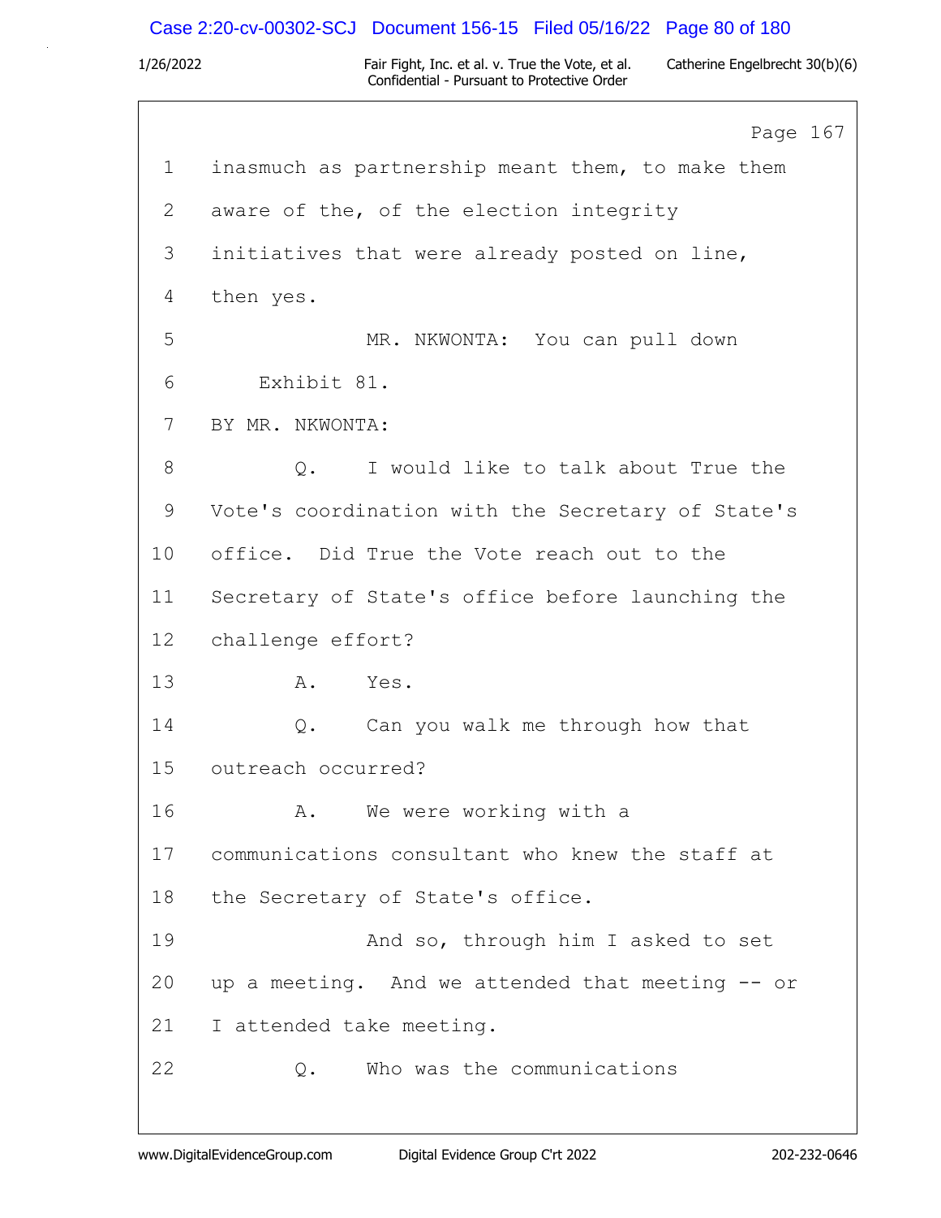Page 167

1 inasmuch as partnership meant them, to make them
2 aware of the, of the election integrity
3 initiatives that were already posted on line,
4 then yes.
5 MR. NKWONTA: You can pull down
6 Exhibit 81.
7 BY MR. NKWONTA:
8 Q. I would like to talk about True the
9 Vote's coordination with the Secretary of State's
10 office. Did True the Vote reach out to the
11 Secretary of State's office before launching the
12 challenge effort?
13 A. Yes.
14 Q. Can you walk me through how that
15 outreach occurred?
16 A. We were working with a
17 communications consultant who knew the staff at
18 the Secretary of State's office.
19 And so, through him I asked to set
20 up a meeting. And we attended that meeting -- or
21 I attended take meeting.
22 Q. Who was the communications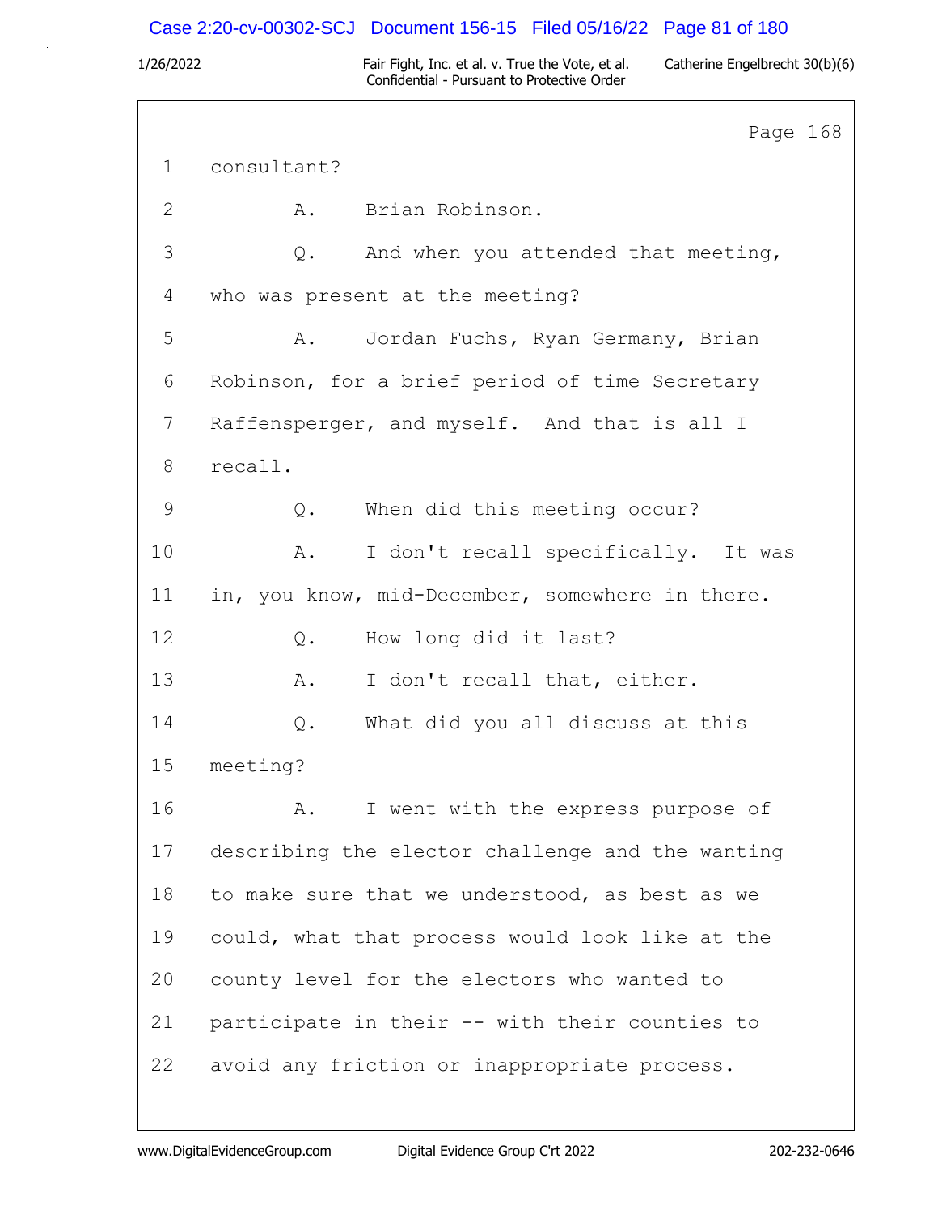Page 168

1 consultant?

2 A. Brian Robinson.

3 Q. And when you attended that meeting,

4 who was present at the meeting?

5 A. Jordan Fuchs, Ryan Germany, Brian

6 Robinson, for a brief period of time Secretary

7 Raffensperger, and myself. And that is all I

8 recall.

9 Q. When did this meeting occur?

10 A. I don't recall specifically. It was

11 in, you know, mid-December, somewhere in there.

12 Q. How long did it last?

13 A. I don't recall that, either.

14 Q. What did you all discuss at this

15 meeting?

16 A. I went with the express purpose of

17 describing the elector challenge and the wanting

18 to make sure that we understood, as best as we

19 could, what that process would look like at the

20 county level for the electors who wanted to

21 participate in their -- with their counties to

22 avoid any friction or inappropriate process.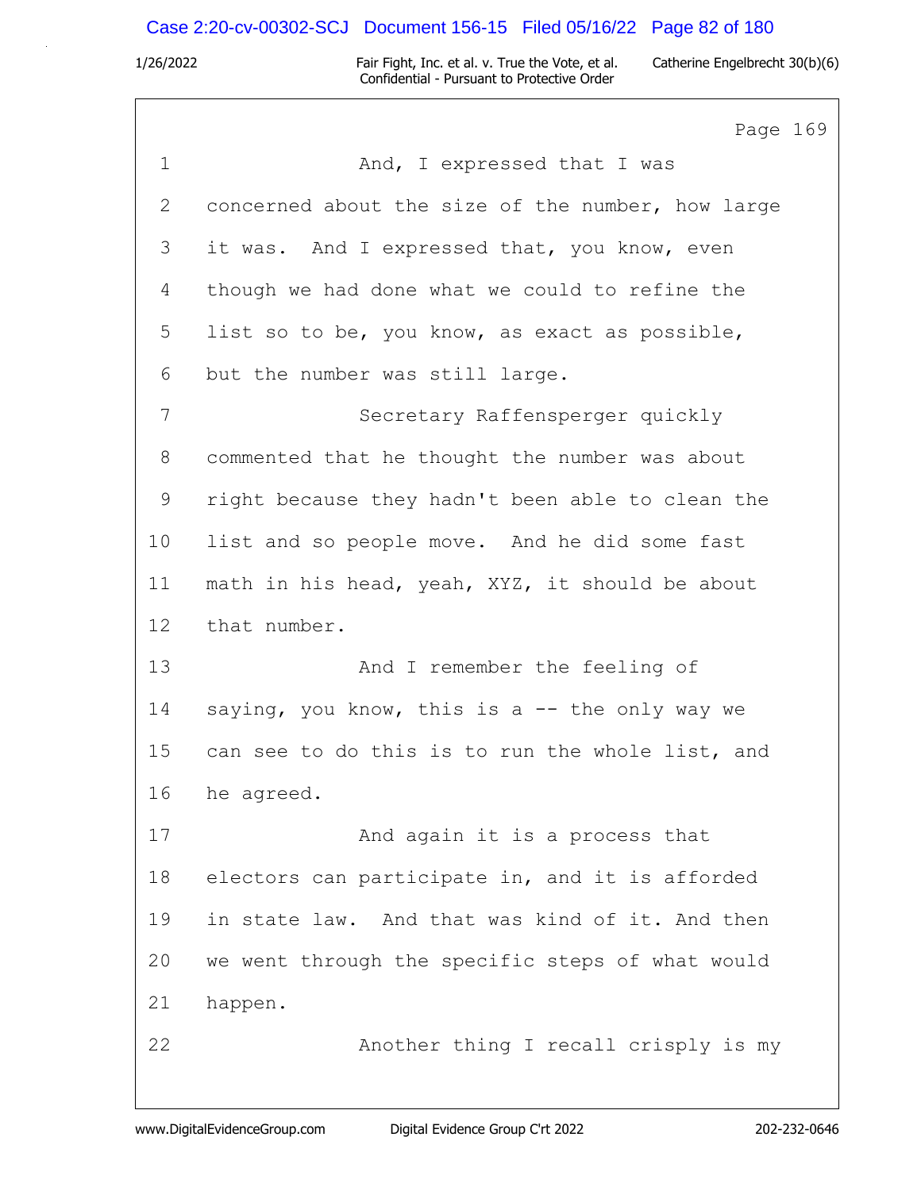Page 169

1 And, I expressed that I was
2 concerned about the size of the number, how large
3 it was. And I expressed that, you know, even
4 though we had done what we could to refine the
5 list so to be, you know, as exact as possible,
6 but the number was still large.
7 Secretary Raffensperger quickly
8 commented that he thought the number was about
9 right because they hadn't been able to clean the
10 list and so people move. And he did some fast
11 math in his head, yeah, XYZ, it should be about
12 that number.
13 And I remember the feeling of
14 saying, you know, this is a -- the only way we
15 can see to do this is to run the whole list, and
16 he agreed.
17 And again it is a process that
18 electors can participate in, and it is afforded
19 in state law. And that was kind of it. And then
20 we went through the specific steps of what would
21 happen.
22 Another thing I recall crisply is my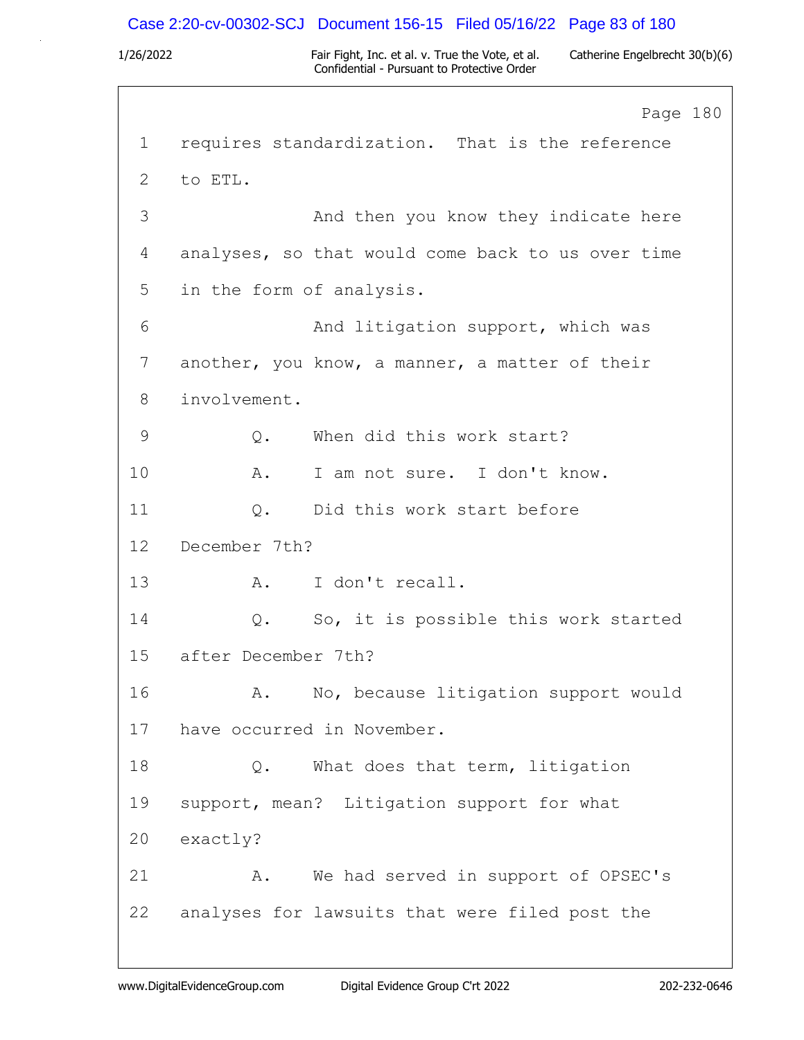Page 180

1 requires standardization. That is the reference

2 to ETL.

3 And then you know they indicate here

4 analyses, so that would come back to us over time

5 in the form of analysis.

6 And litigation support, which was

7 another, you know, a manner, a matter of their

8 involvement.

9 Q. When did this work start?

10 A. I am not sure. I don't know.

11 Q. Did this work start before

12 December 7th?

13 A. I don't recall.

14 Q. So, it is possible this work started

15 after December 7th?

16 A. No, because litigation support would

17 have occurred in November.

18 Q. What does that term, litigation

19 support, mean? Litigation support for what

20 exactly?

21 A. We had served in support of OPSEC's

22 analyses for lawsuits that were filed post the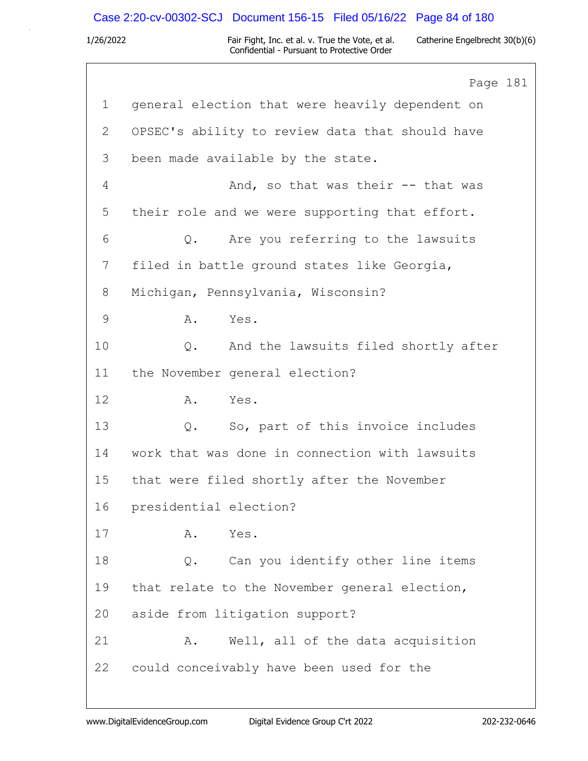Page 181

1 general election that were heavily dependent on

2 OPSEC's ability to review data that should have

3 been made available by the state.

4 And, so that was their -- that was

5 their role and we were supporting that effort.

6 Q. Are you referring to the lawsuits

7 filed in battle ground states like Georgia,

8 Michigan, Pennsylvania, Wisconsin?

9 A. Yes.

10 Q. And the lawsuits filed shortly after

11 the November general election?

12 A. Yes.

13 Q. So, part of this invoice includes

14 work that was done in connection with lawsuits

15 that were filed shortly after the November

16 presidential election?

17 A. Yes.

18 Q. Can you identify other line items

19 that relate to the November general election,

20 aside from litigation support?

21 A. Well, all of the data acquisition

22 could conceivably have been used for the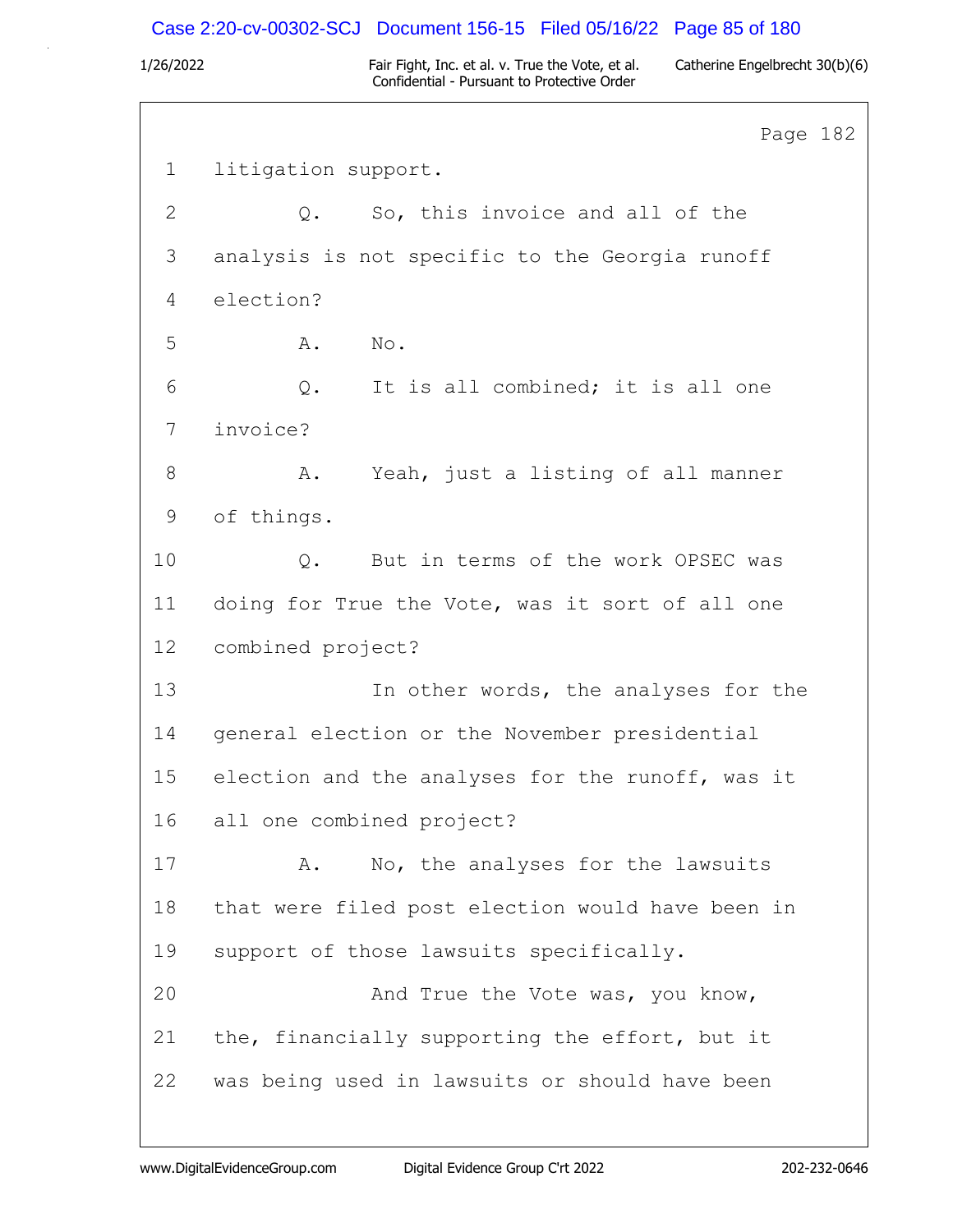Page 182

1 litigation support.

2 Q. So, this invoice and all of the

3 analysis is not specific to the Georgia runoff

4 election?

5 A. No.

6 Q. It is all combined; it is all one

7 invoice?

8 A. Yeah, just a listing of all manner

9 of things.

10 Q. But in terms of the work OPSEC was

11 doing for True the Vote, was it sort of all one

12 combined project?

13 In other words, the analyses for the

14 general election or the November presidential

15 election and the analyses for the runoff, was it

16 all one combined project?

17 A. No, the analyses for the lawsuits

18 that were filed post election would have been in

19 support of those lawsuits specifically.

20 And True the Vote was, you know,

21 the, financially supporting the effort, but it

22 was being used in lawsuits or should have been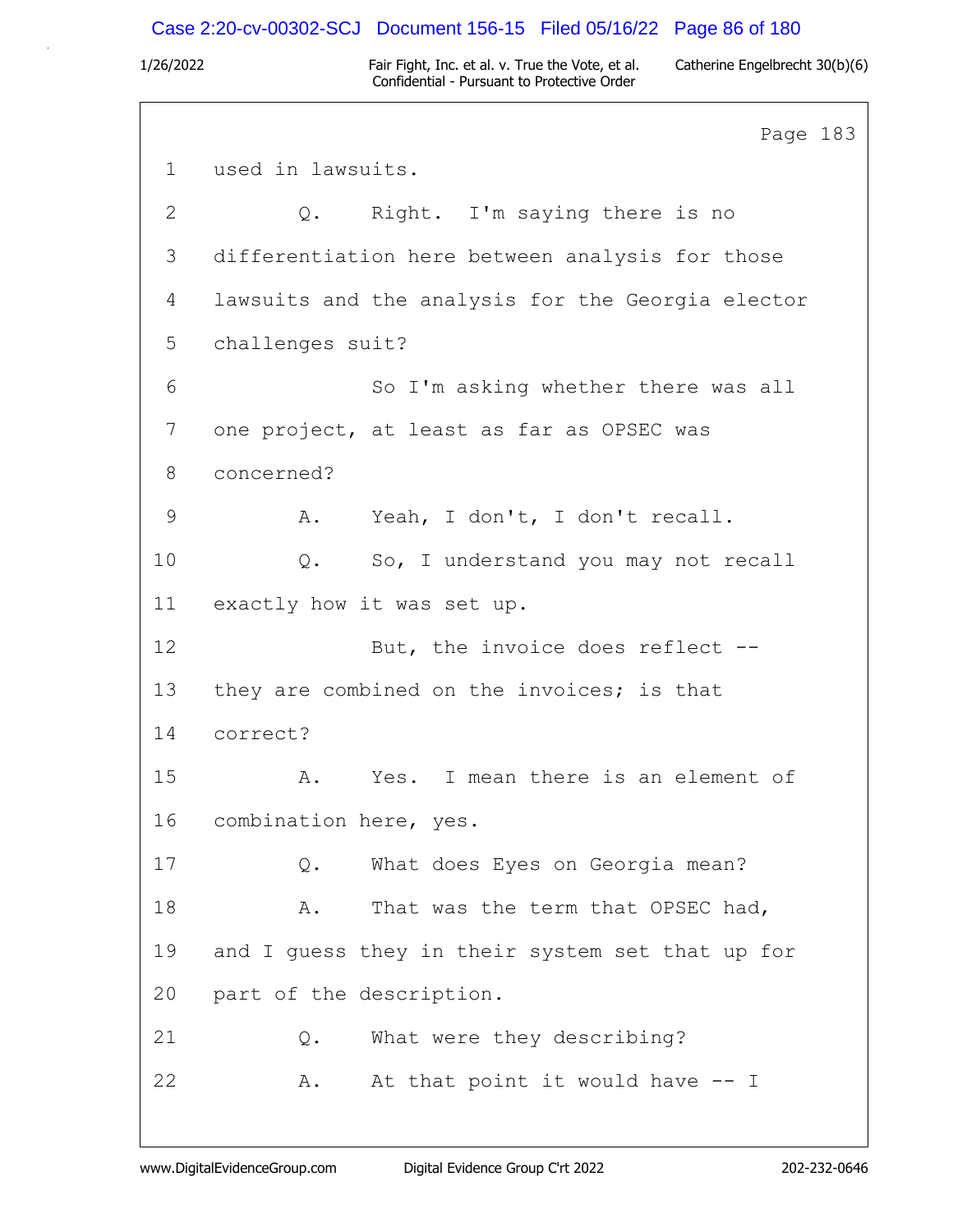Page 183

1 used in lawsuits.

2 Q. Right. I'm saying there is no

3 differentiation here between analysis for those

4 lawsuits and the analysis for the Georgia elector

5 challenges suit?

6 So I'm asking whether there was all

7 one project, at least as far as OPSEC was

8 concerned?

9 A. Yeah, I don't, I don't recall.

10 Q. So, I understand you may not recall

11 exactly how it was set up.

12 But, the invoice does reflect --

13 they are combined on the invoices; is that

14 correct?

15 A. Yes. I mean there is an element of

16 combination here, yes.

17 Q. What does Eyes on Georgia mean?

18 A. That was the term that OPSEC had,

19 and I guess they in their system set that up for

20 part of the description.

21 Q. What were they describing?

22 A. At that point it would have -- I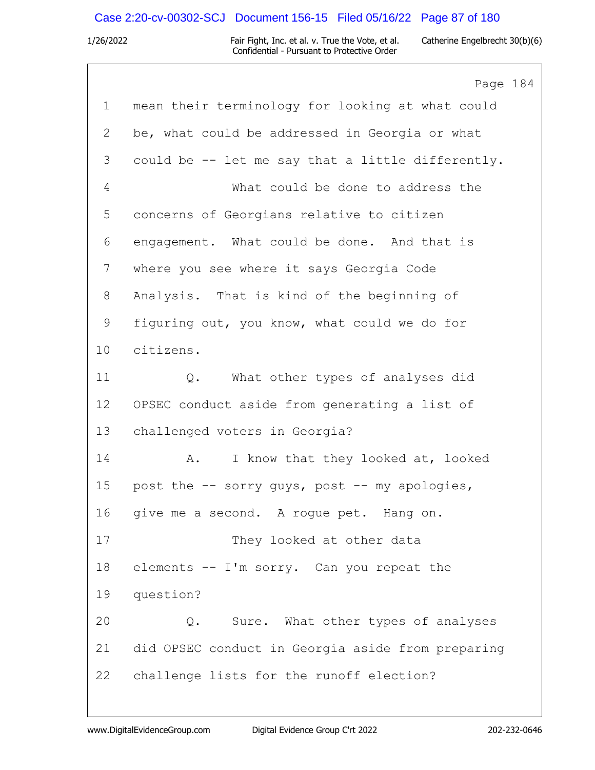Page 184

1 mean their terminology for looking at what could
2 be, what could be addressed in Georgia or what
3 could be -- let me say that a little differently.
4 What could be done to address the
5 concerns of Georgians relative to citizen
6 engagement. What could be done. And that is
7 where you see where it says Georgia Code
8 Analysis. That is kind of the beginning of
9 figuring out, you know, what could we do for
10 citizens.
11 Q. What other types of analyses did
12 OPSEC conduct aside from generating a list of
13 challenged voters in Georgia?
14 A. I know that they looked at, looked
15 post the -- sorry guys, post -- my apologies,
16 give me a second. A rogue pet. Hang on.
17 They looked at other data
18 elements -- I'm sorry. Can you repeat the
19 question?
20 Q. Sure. What other types of analyses
21 did OPSEC conduct in Georgia aside from preparing
22 challenge lists for the runoff election?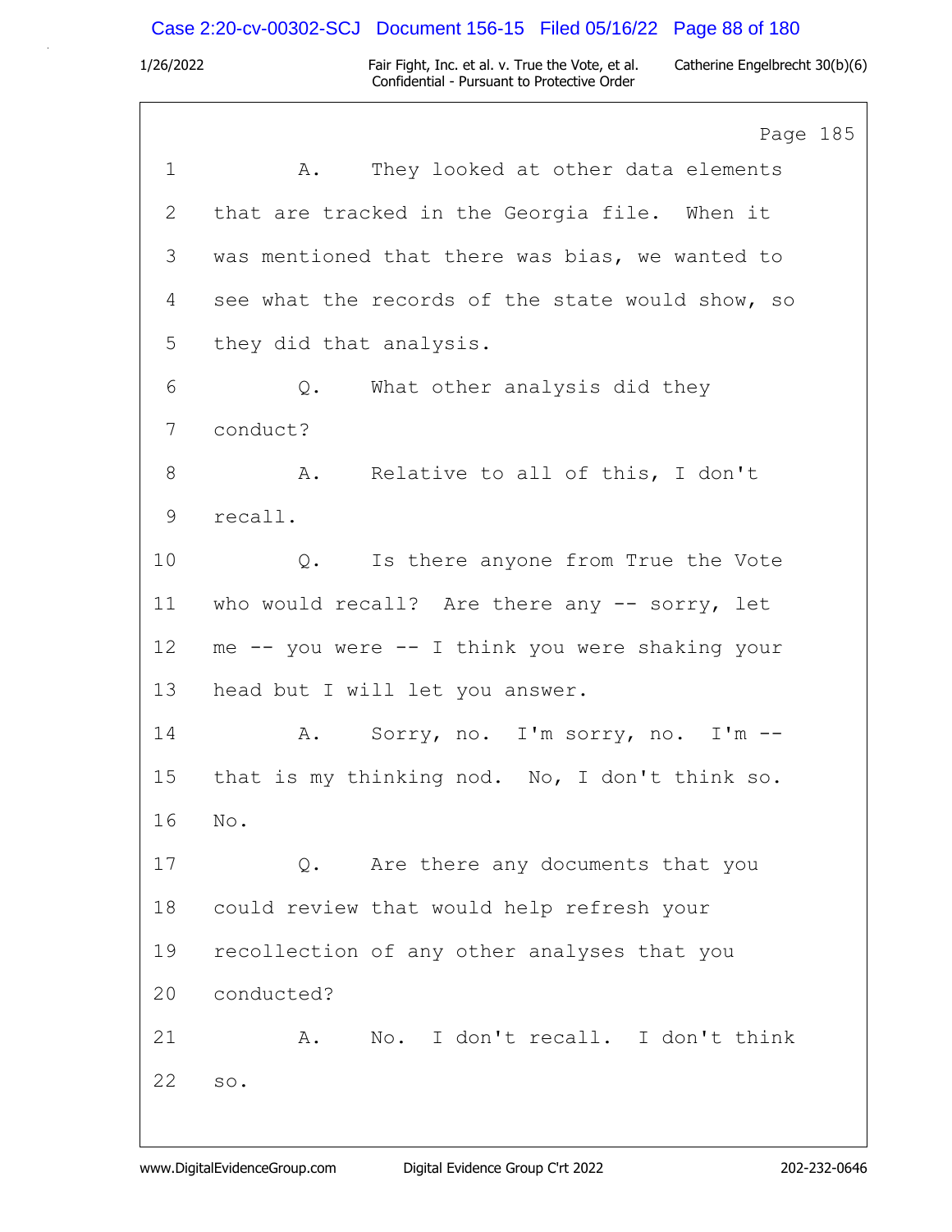Page 185

1 A. They looked at other data elements
2 that are tracked in the Georgia file. When it
3 was mentioned that there was bias, we wanted to
4 see what the records of the state would show, so
5 they did that analysis.
6 Q. What other analysis did they
7 conduct?
8 A. Relative to all of this, I don't
9 recall.
10 Q. Is there anyone from True the Vote
11 who would recall? Are there any -- sorry, let
12 me -- you were -- I think you were shaking your
13 head but I will let you answer.
14 A. Sorry, no. I'm sorry, no. I'm --
15 that is my thinking nod. No, I don't think so.
16 No.
17 Q. Are there any documents that you
18 could review that would help refresh your
19 recollection of any other analyses that you
20 conducted?
21 A. No. I don't recall. I don't think
22 so.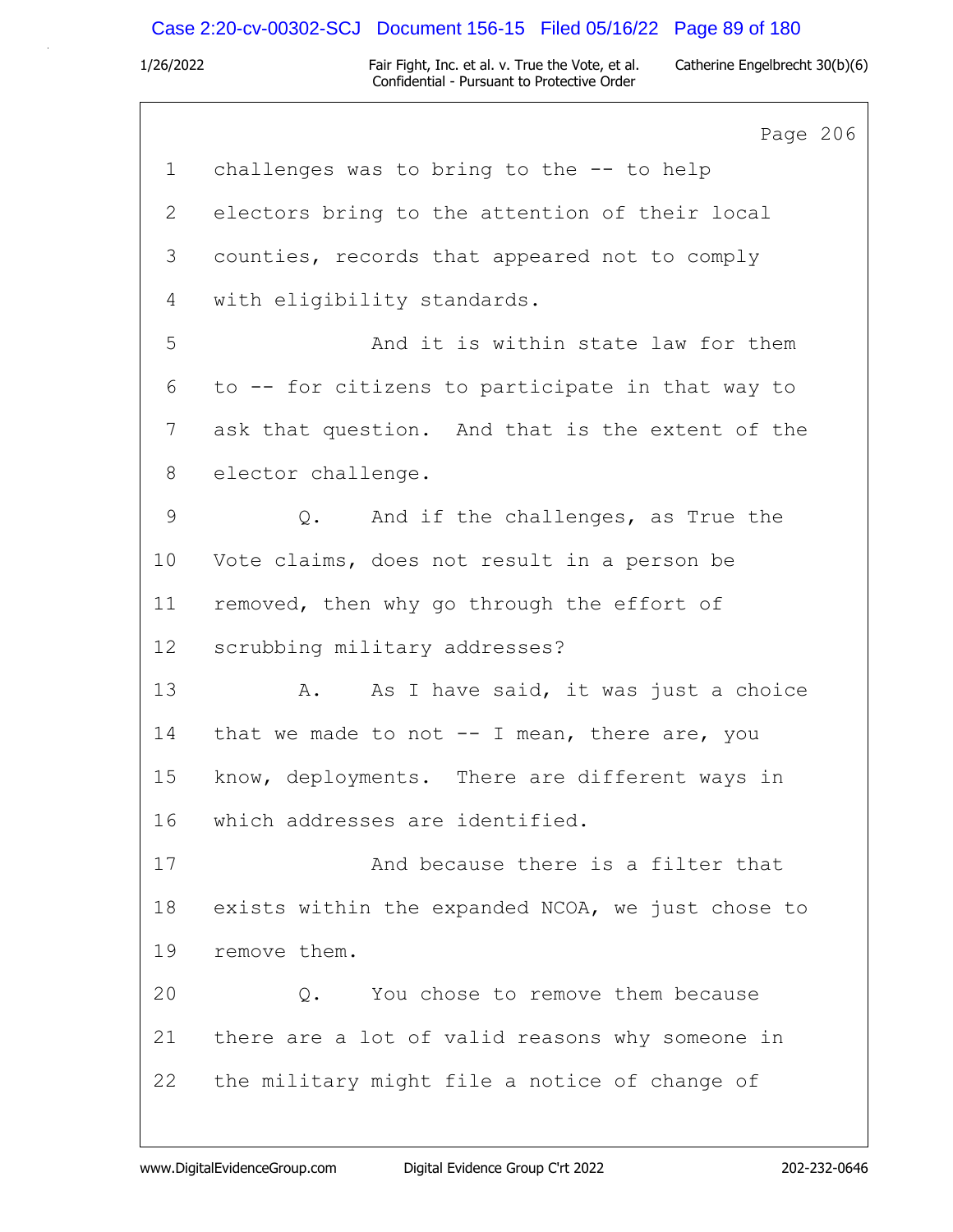Page 206

1 challenges was to bring to the -- to help
2 electors bring to the attention of their local
3 counties, records that appeared not to comply
4 with eligibility standards.
5 And it is within state law for them
6 to -- for citizens to participate in that way to
7 ask that question. And that is the extent of the
8 elector challenge.
9 Q. And if the challenges, as True the
10 Vote claims, does not result in a person be
11 removed, then why go through the effort of
12 scrubbing military addresses?
13 A. As I have said, it was just a choice
14 that we made to not -- I mean, there are, you
15 know, deployments. There are different ways in
16 which addresses are identified.
17 And because there is a filter that
18 exists within the expanded NCOA, we just chose to
19 remove them.
20 Q. You chose to remove them because
21 there are a lot of valid reasons why someone in
22 the military might file a notice of change of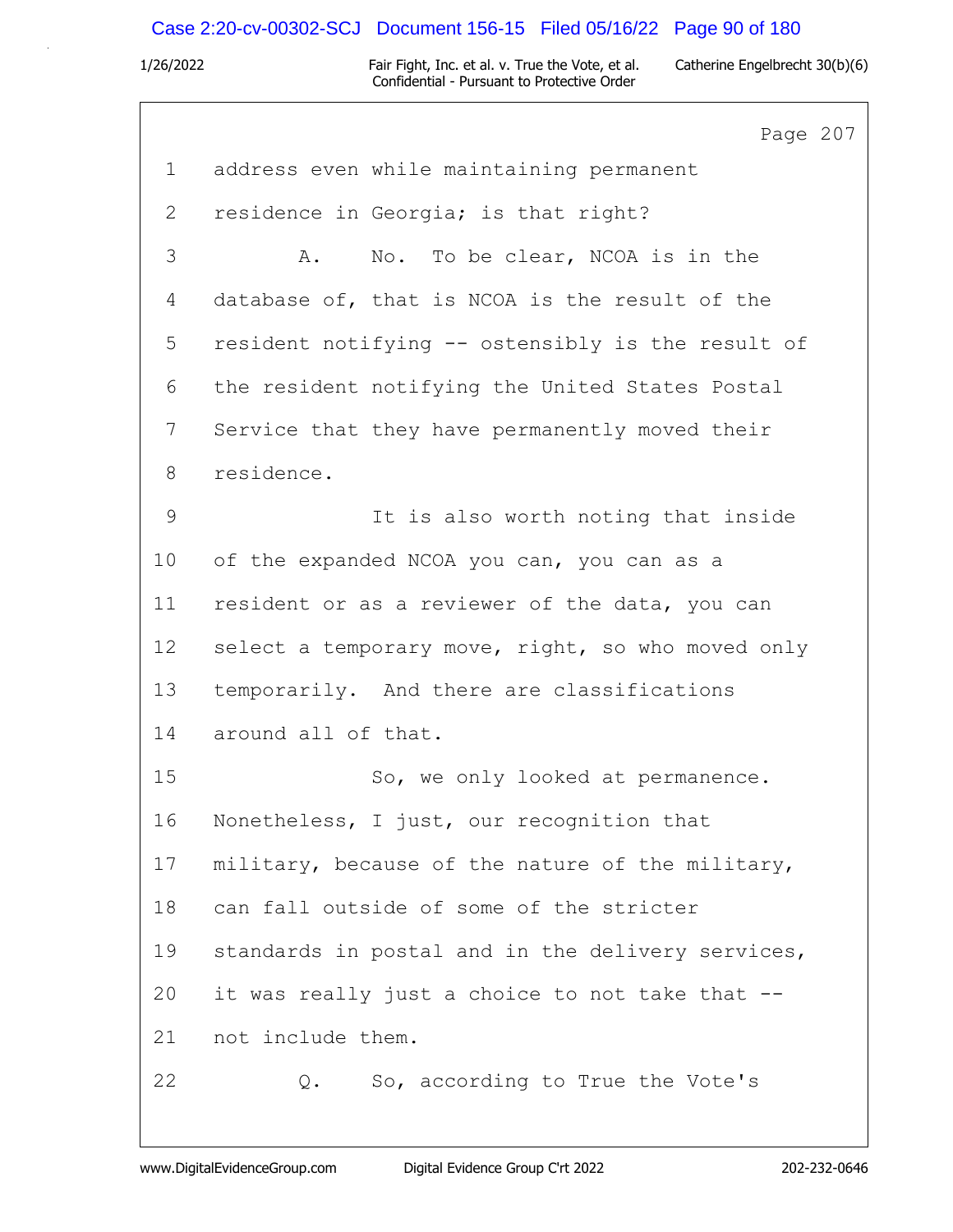Page 207

1 address even while maintaining permanent
2 residence in Georgia; is that right?
3 A. No. To be clear, NCOA is in the
4 database of, that is NCOA is the result of the
5 resident notifying -- ostensibly is the result of
6 the resident notifying the United States Postal
7 Service that they have permanently moved their
8 residence.
9 It is also worth noting that inside
10 of the expanded NCOA you can, you can as a
11 resident or as a reviewer of the data, you can
12 select a temporary move, right, so who moved only
13 temporarily. And there are classifications
14 around all of that.
15 So, we only looked at permanence.
16 Nonetheless, I just, our recognition that
17 military, because of the nature of the military,
18 can fall outside of some of the stricter
19 standards in postal and in the delivery services,
20 it was really just a choice to not take that --
21 not include them.
22 Q. So, according to True the Vote's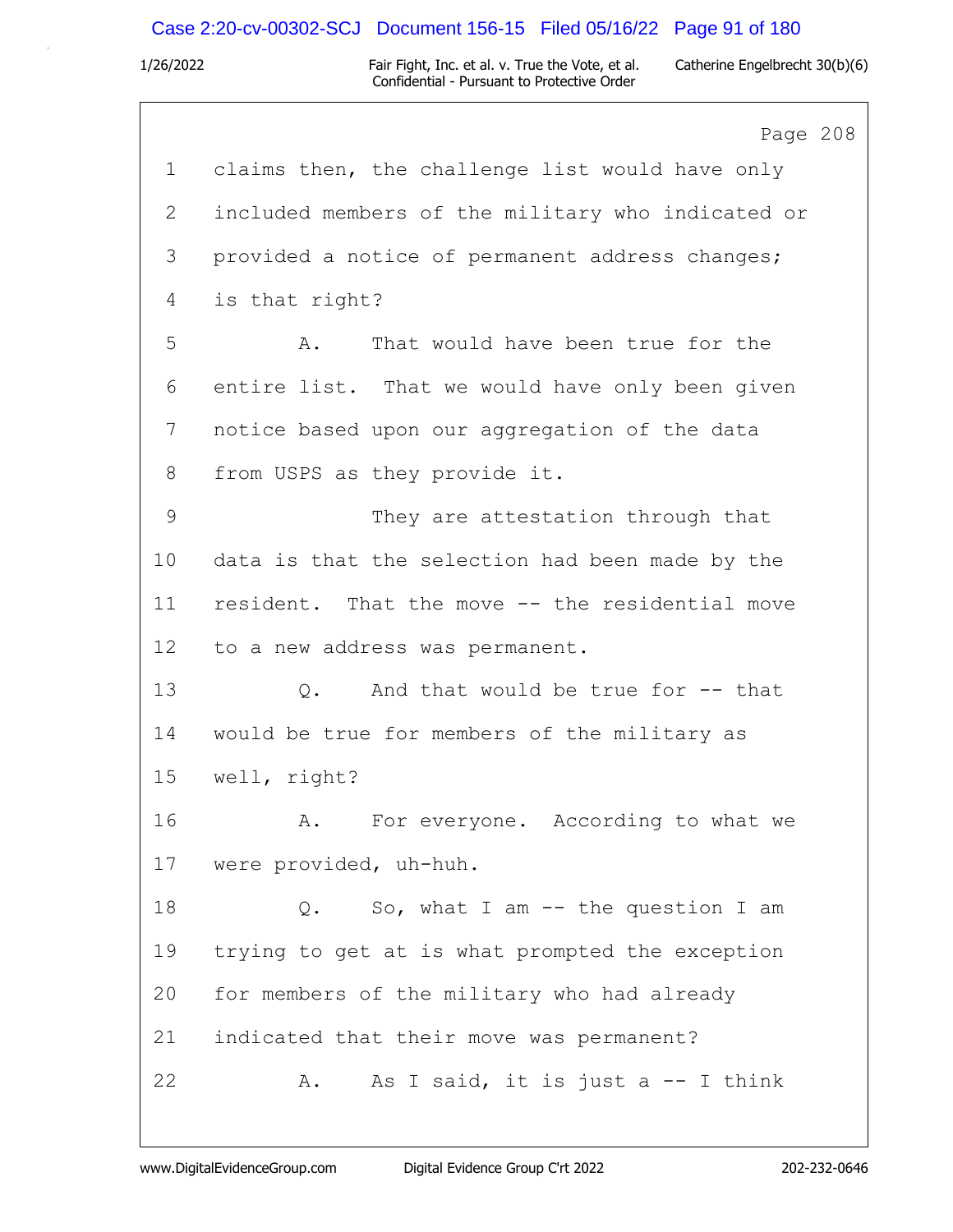Page 208

1 claims then, the challenge list would have only

2 included members of the military who indicated or

3 provided a notice of permanent address changes;

4 is that right?

5 A. That would have been true for the

6 entire list. That we would have only been given

7 notice based upon our aggregation of the data

8 from USPS as they provide it.

9 They are attestation through that

10 data is that the selection had been made by the

11 resident. That the move -- the residential move

12 to a new address was permanent.

13 Q. And that would be true for -- that

14 would be true for members of the military as

15 well, right?

16 A. For everyone. According to what we

17 were provided, uh-huh.

18 Q. So, what I am -- the question I am

19 trying to get at is what prompted the exception

20 for members of the military who had already

21 indicated that their move was permanent?

22 A. As I said, it is just a -- I think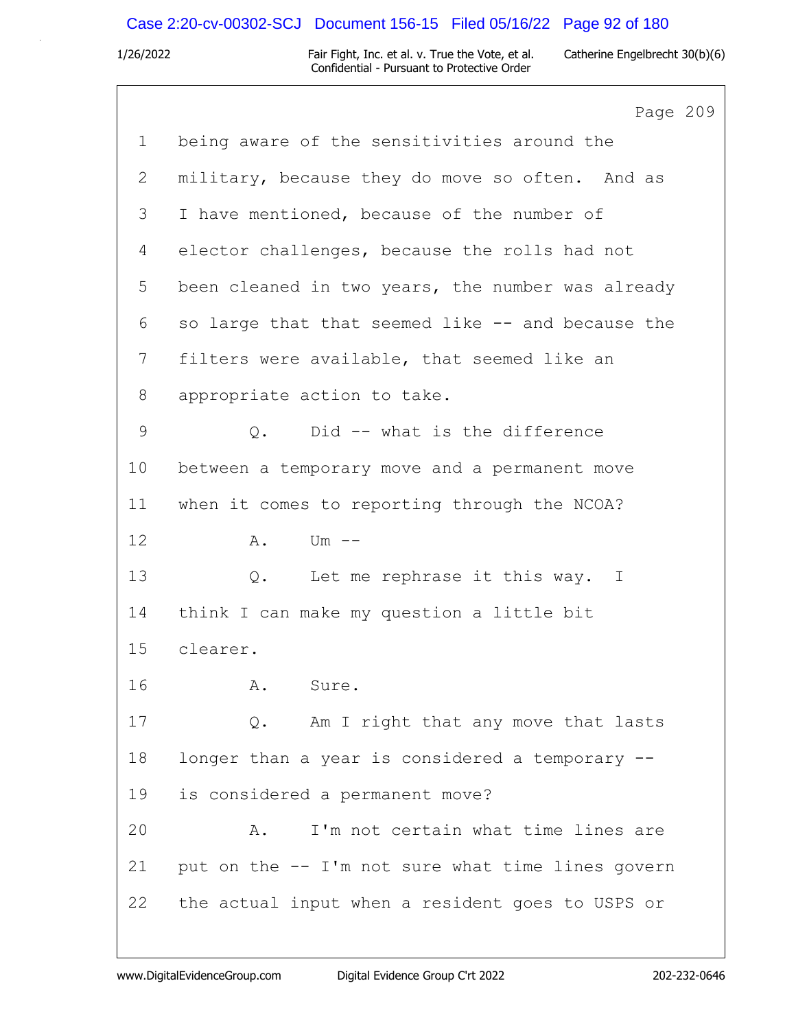Page 209

1 being aware of the sensitivities around the
2 military, because they do move so often. And as
3 I have mentioned, because of the number of
4 elector challenges, because the rolls had not
5 been cleaned in two years, the number was already
6 so large that that seemed like -- and because the
7 filters were available, that seemed like an
8 appropriate action to take.

9 Q. Did -- what is the difference
10 between a temporary move and a permanent move
11 when it comes to reporting through the NCOA?

12 A. Um --

13 Q. Let me rephrase it this way. I
14 think I can make my question a little bit
15 clearer.

16 A. Sure.

17 Q. Am I right that any move that lasts
18 longer than a year is considered a temporary --
19 is considered a permanent move?

20 A. I'm not certain what time lines are
21 put on the -- I'm not sure what time lines govern
22 the actual input when a resident goes to USPS or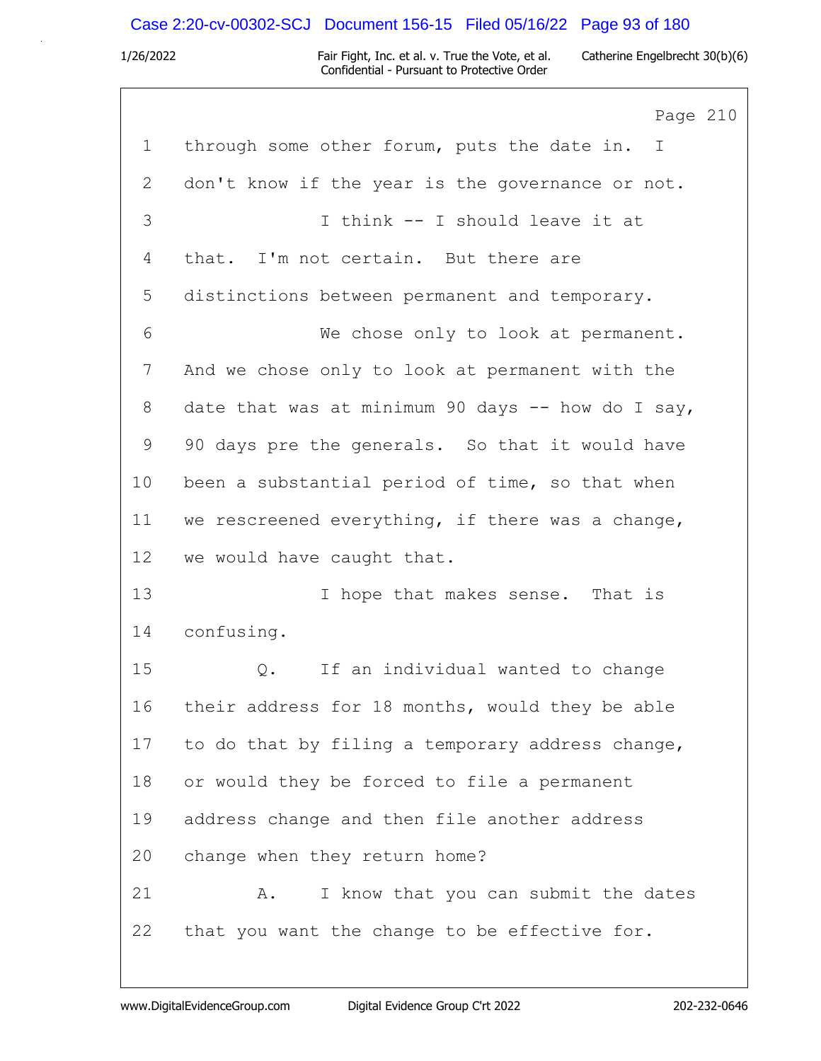through some other forum, puts the date in. I don't know if the year is the governance or not.

I think -- I should leave it at that. I'm not certain. But there are distinctions between permanent and temporary.

We chose only to look at permanent. And we chose only to look at permanent with the date that was at minimum 90 days -- how do I say, 90 days pre the generals. So that it would have been a substantial period of time, so that when we rescreened everything, if there was a change, we would have caught that.

I hope that makes sense. That is confusing.

Q. If an individual wanted to change their address for 18 months, would they be able to do that by filing a temporary address change, or would they be forced to file a permanent address change and then file another address change when they return home?

A. I know that you can submit the dates that you want the change to be effective for.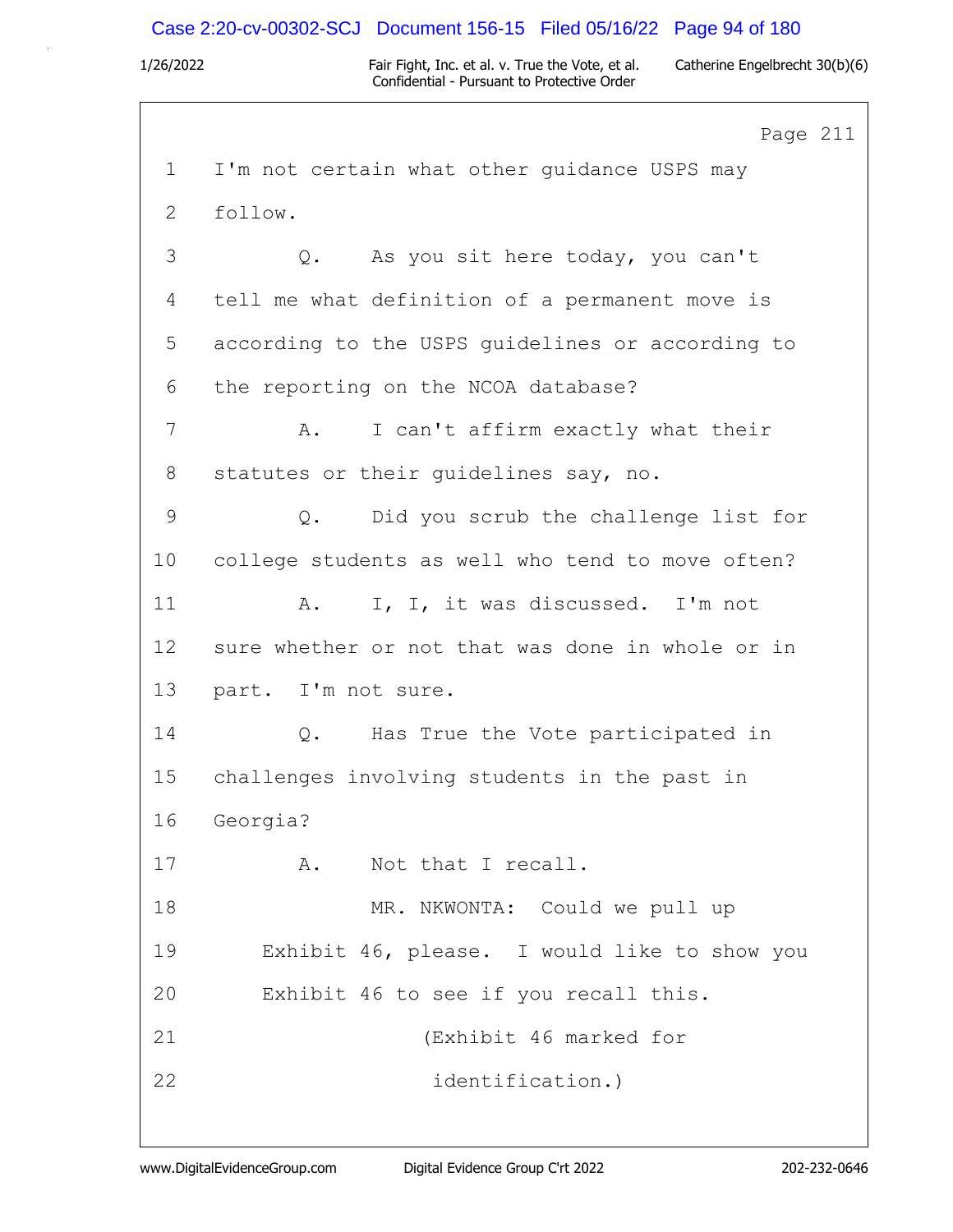Page 211

1 I'm not certain what other guidance USPS may
2 follow.
3 Q. As you sit here today, you can't
4 tell me what definition of a permanent move is
5 according to the USPS guidelines or according to
6 the reporting on the NCOA database?
7 A. I can't affirm exactly what their
8 statutes or their guidelines say, no.
9 Q. Did you scrub the challenge list for
10 college students as well who tend to move often?
11 A. I, I, it was discussed. I'm not
12 sure whether or not that was done in whole or in
13 part. I'm not sure.
14 Q. Has True the Vote participated in
15 challenges involving students in the past in
16 Georgia?
17 A. Not that I recall.
18 MR. NKWONTA: Could we pull up
19 Exhibit 46, please. I would like to show you
20 Exhibit 46 to see if you recall this.
21 (Exhibit 46 marked for
22 identification.)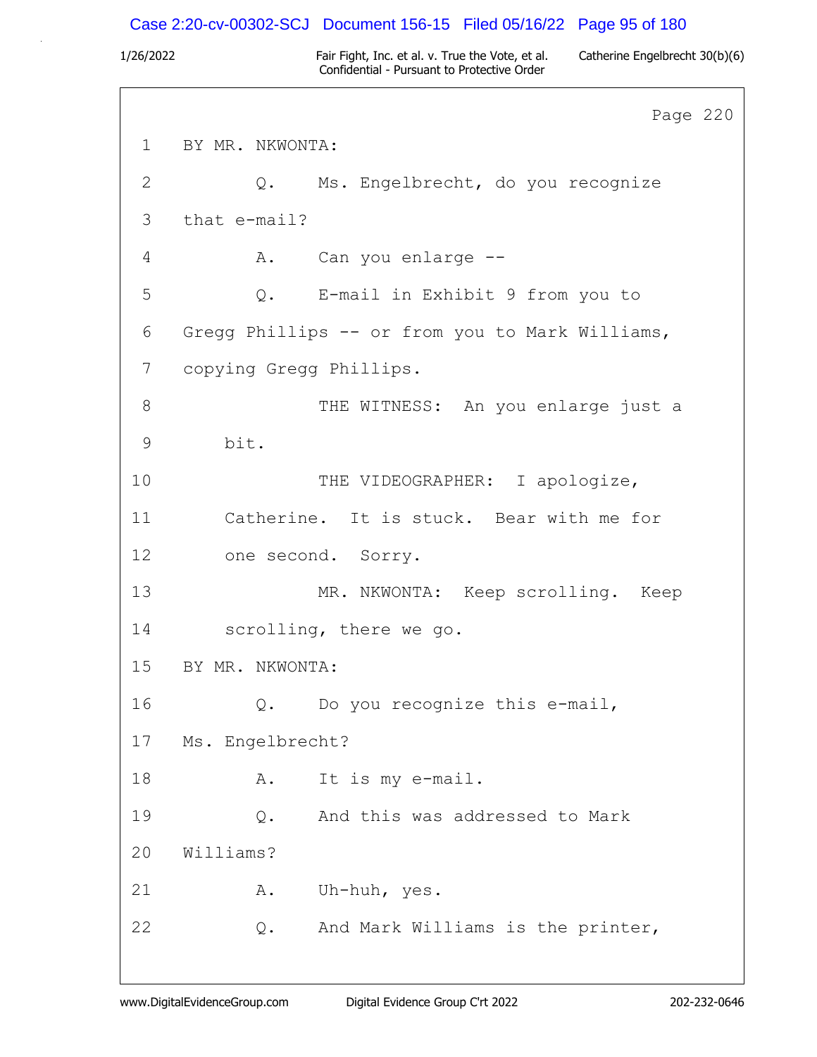Page 220

1 BY MR. NKWONTA:

2 Q. Ms. Engelbrecht, do you recognize

3 that e-mail?

4 A. Can you enlarge --

5 Q. E-mail in Exhibit 9 from you to

6 Gregg Phillips -- or from you to Mark Williams,

7 copying Gregg Phillips.

8 THE WITNESS: An you enlarge just a

9 bit.

10 THE VIDEOGRAPHER: I apologize,

11 Catherine. It is stuck. Bear with me for

12 one second. Sorry.

13 MR. NKWONTA: Keep scrolling. Keep

14 scrolling, there we go.

15 BY MR. NKWONTA:

16 Q. Do you recognize this e-mail,

17 Ms. Engelbrecht?

18 A. It is my e-mail.

19 Q. And this was addressed to Mark

20 Williams?

21 A. Uh-huh, yes.

22 Q. And Mark Williams is the printer,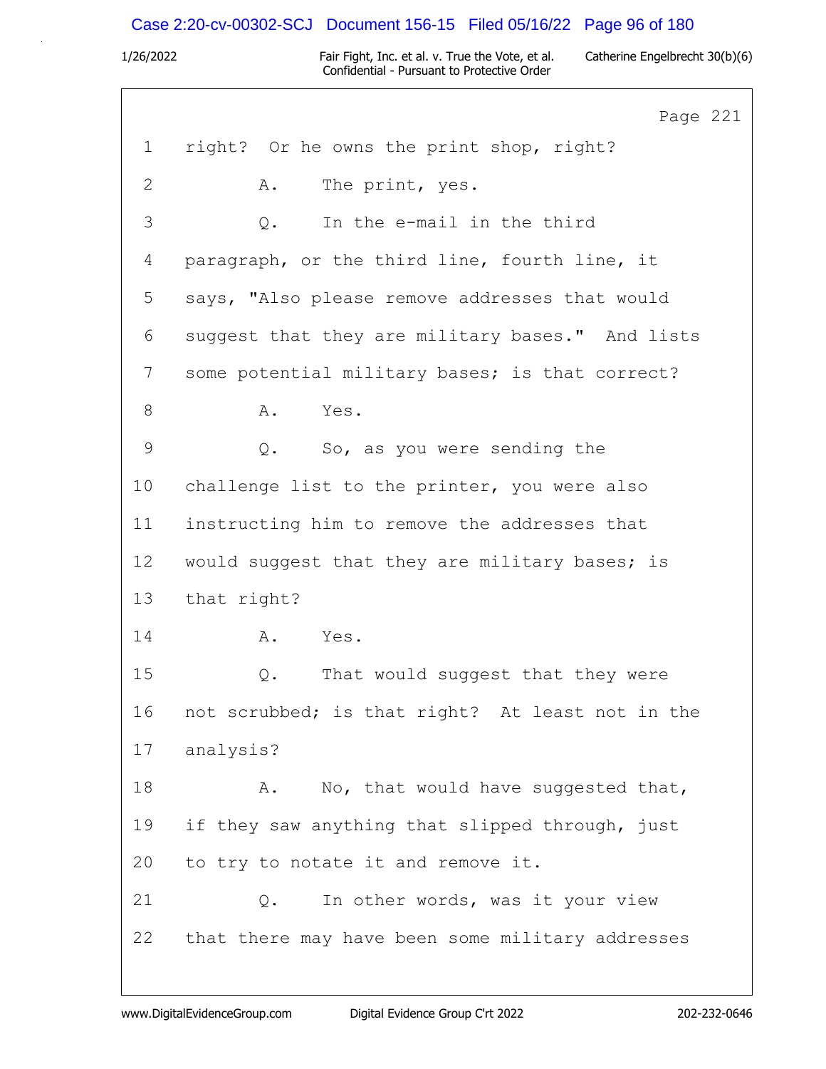Page 221

1 right? Or he owns the print shop, right?

2 A. The print, yes.

3 Q. In the e-mail in the third

4 paragraph, or the third line, fourth line, it

5 says, "Also please remove addresses that would

6 suggest that they are military bases." And lists

7 some potential military bases; is that correct?

8 A. Yes.

9 Q. So, as you were sending the

10 challenge list to the printer, you were also

11 instructing him to remove the addresses that

12 would suggest that they are military bases; is

13 that right?

14 A. Yes.

15 Q. That would suggest that they were

16 not scrubbed; is that right? At least not in the

17 analysis?

18 A. No, that would have suggested that,

19 if they saw anything that slipped through, just

20 to try to notate it and remove it.

21 Q. In other words, was it your view

22 that there may have been some military addresses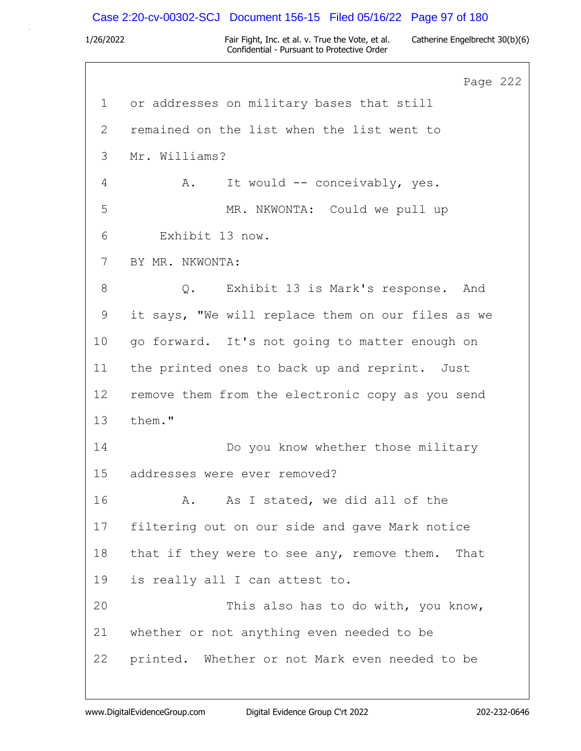Page 222

1 or addresses on military bases that still
2 remained on the list when the list went to
3 Mr. Williams?
4 A. It would -- conceivably, yes.
5 MR. NKWONTA: Could we pull up
6 Exhibit 13 now.
7 BY MR. NKWONTA:
8 Q. Exhibit 13 is Mark's response. And
9 it says, "We will replace them on our files as we
10 go forward. It's not going to matter enough on
11 the printed ones to back up and reprint. Just
12 remove them from the electronic copy as you send
13 them."
14 Do you know whether those military
15 addresses were ever removed?
16 A. As I stated, we did all of the
17 filtering out on our side and gave Mark notice
18 that if they were to see any, remove them. That
19 is really all I can attest to.
20 This also has to do with, you know,
21 whether or not anything even needed to be
22 printed. Whether or not Mark even needed to be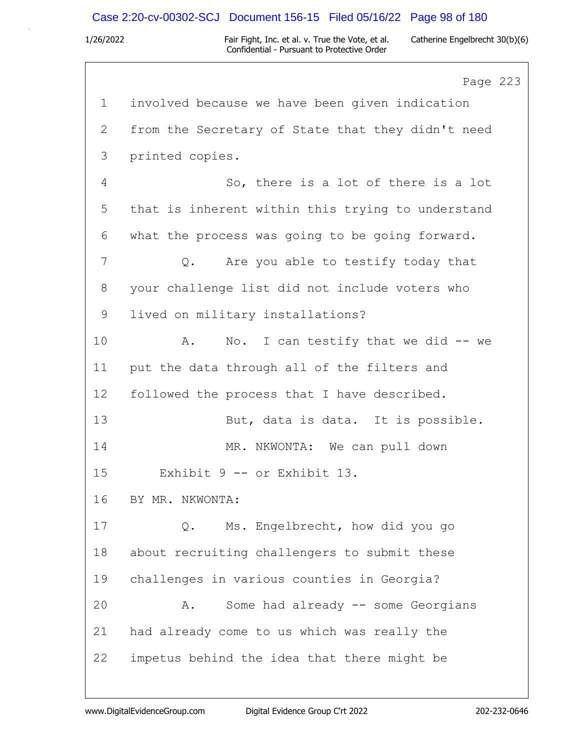Page 223

1 involved because we have been given indication
2 from the Secretary of State that they didn't need
3 printed copies.
4 So, there is a lot of there is a lot
5 that is inherent within this trying to understand
6 what the process was going to be going forward.
7 Q. Are you able to testify today that
8 your challenge list did not include voters who
9 lived on military installations?
10 A. No. I can testify that we did -- we
11 put the data through all of the filters and
12 followed the process that I have described.
13 But, data is data. It is possible.
14 MR. NKWONTA: We can pull down
15 Exhibit 9 -- or Exhibit 13.
16 BY MR. NKWONTA:
17 Q. Ms. Engelbrecht, how did you go
18 about recruiting challengers to submit these
19 challenges in various counties in Georgia?
20 A. Some had already -- some Georgians
21 had already come to us which was really the
22 impetus behind the idea that there might be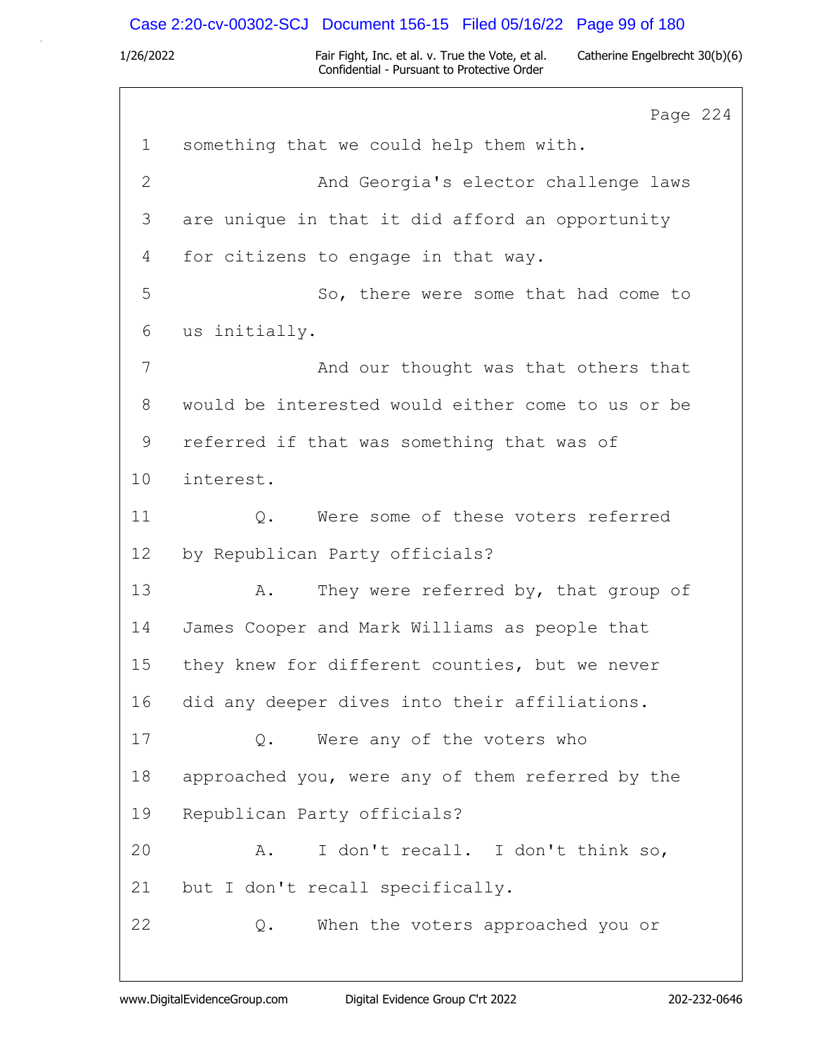Page 224

1 something that we could help them with.

2 And Georgia's elector challenge laws

3 are unique in that it did afford an opportunity

4 for citizens to engage in that way.

5 So, there were some that had come to

6 us initially.

7 And our thought was that others that

8 would be interested would either come to us or be

9 referred if that was something that was of

10 interest.

11 Q. Were some of these voters referred

12 by Republican Party officials?

13 A. They were referred by, that group of

14 James Cooper and Mark Williams as people that

15 they knew for different counties, but we never

16 did any deeper dives into their affiliations.

17 Q. Were any of the voters who

18 approached you, were any of them referred by the

19 Republican Party officials?

20 A. I don't recall. I don't think so,

21 but I don't recall specifically.

22 Q. When the voters approached you or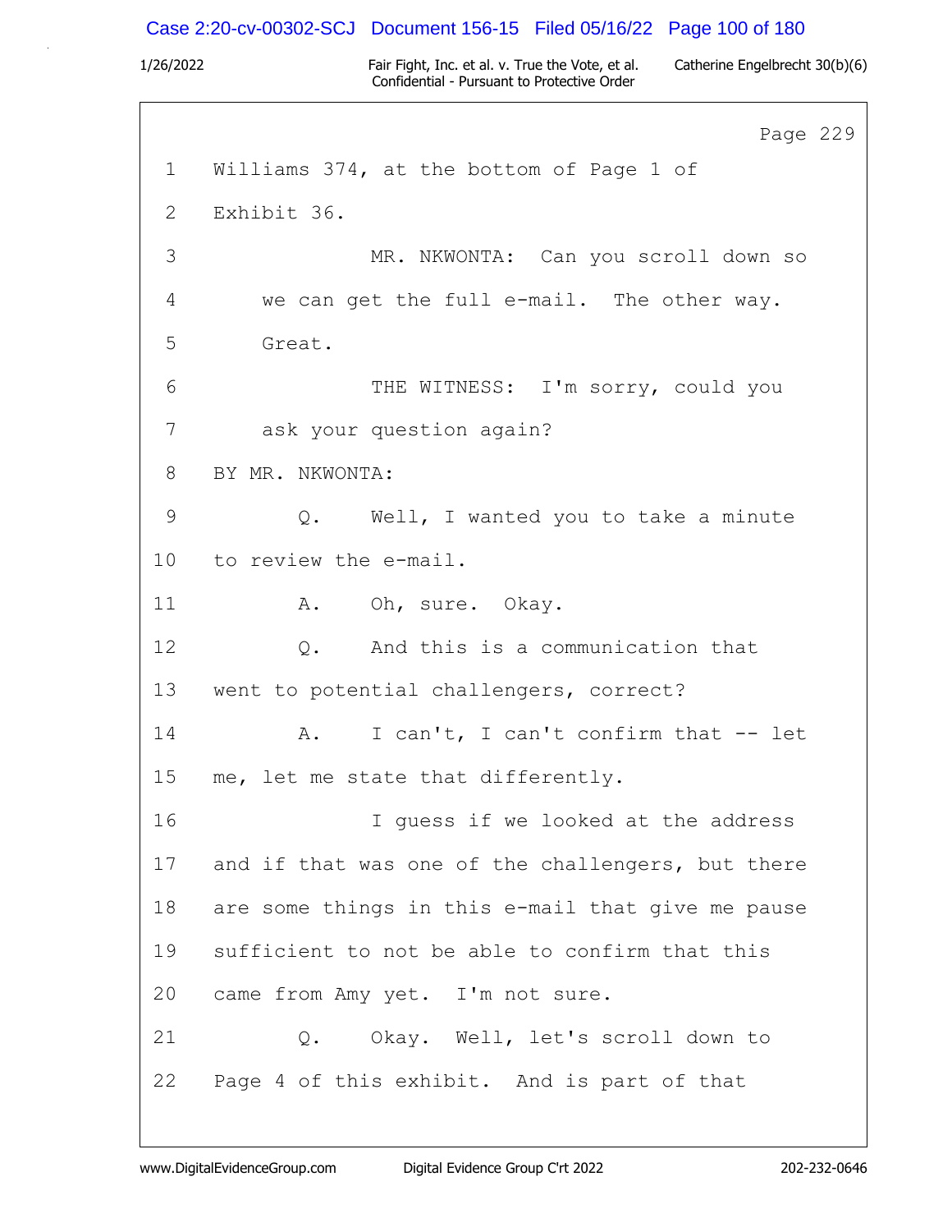Page 229

1 Williams 374, at the bottom of Page 1 of
2 Exhibit 36.
3 MR. NKWONTA: Can you scroll down so
4 we can get the full e-mail. The other way.
5 Great.
6 THE WITNESS: I'm sorry, could you
7 ask your question again?
8 BY MR. NKWONTA:
9 Q. Well, I wanted you to take a minute
10 to review the e-mail.
11 A. Oh, sure. Okay.
12 Q. And this is a communication that
13 went to potential challengers, correct?
14 A. I can't, I can't confirm that -- let
15 me, let me state that differently.
16 I guess if we looked at the address
17 and if that was one of the challengers, but there
18 are some things in this e-mail that give me pause
19 sufficient to not be able to confirm that this
20 came from Amy yet. I'm not sure.
21 Q. Okay. Well, let's scroll down to
22 Page 4 of this exhibit. And is part of that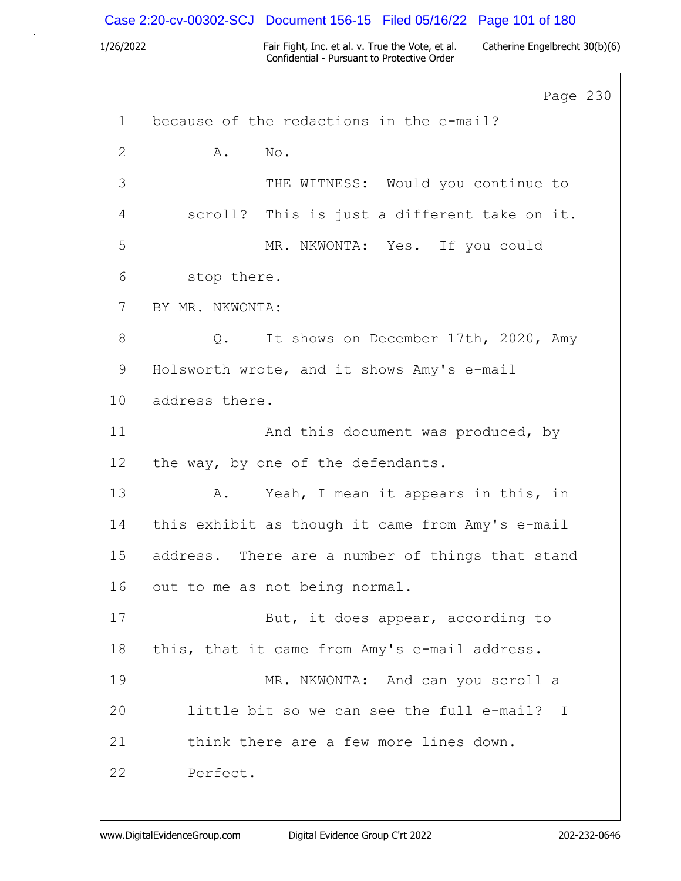Page 230

1 because of the redactions in the e-mail?

2 A. No.

3 THE WITNESS: Would you continue to

4 scroll? This is just a different take on it.

5 MR. NKWONTA: Yes. If you could

6 stop there.

7 BY MR. NKWONTA:

8 Q. It shows on December 17th, 2020, Amy

9 Holsworth wrote, and it shows Amy's e-mail

10 address there.

11 And this document was produced, by

12 the way, by one of the defendants.

13 A. Yeah, I mean it appears in this, in

14 this exhibit as though it came from Amy's e-mail

15 address. There are a number of things that stand

16 out to me as not being normal.

17 But, it does appear, according to

18 this, that it came from Amy's e-mail address.

19 MR. NKWONTA: And can you scroll a

20 little bit so we can see the full e-mail? I

21 think there are a few more lines down.

22 Perfect.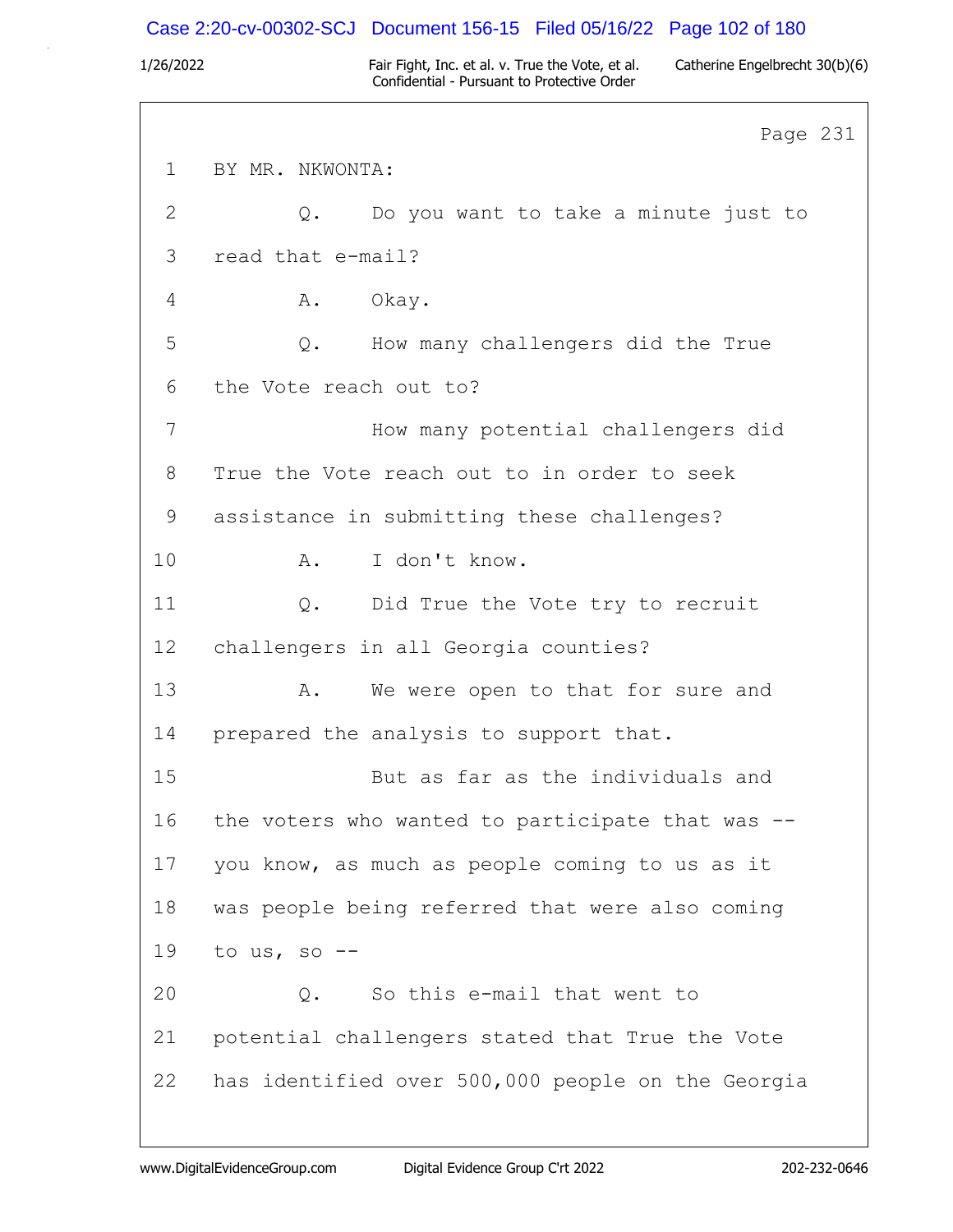Page 231

1 BY MR. NKWONTA:

2 Q. Do you want to take a minute just to

3 read that e-mail?

4 A. Okay.

5 Q. How many challengers did the True

6 the Vote reach out to?

7 How many potential challengers did

8 True the Vote reach out to in order to seek

9 assistance in submitting these challenges?

10 A. I don't know.

11 Q. Did True the Vote try to recruit

12 challengers in all Georgia counties?

13 A. We were open to that for sure and

14 prepared the analysis to support that.

15 But as far as the individuals and

16 the voters who wanted to participate that was --

17 you know, as much as people coming to us as it

18 was people being referred that were also coming

19 to us, so --

20 Q. So this e-mail that went to

21 potential challengers stated that True the Vote

22 has identified over 500,000 people on the Georgia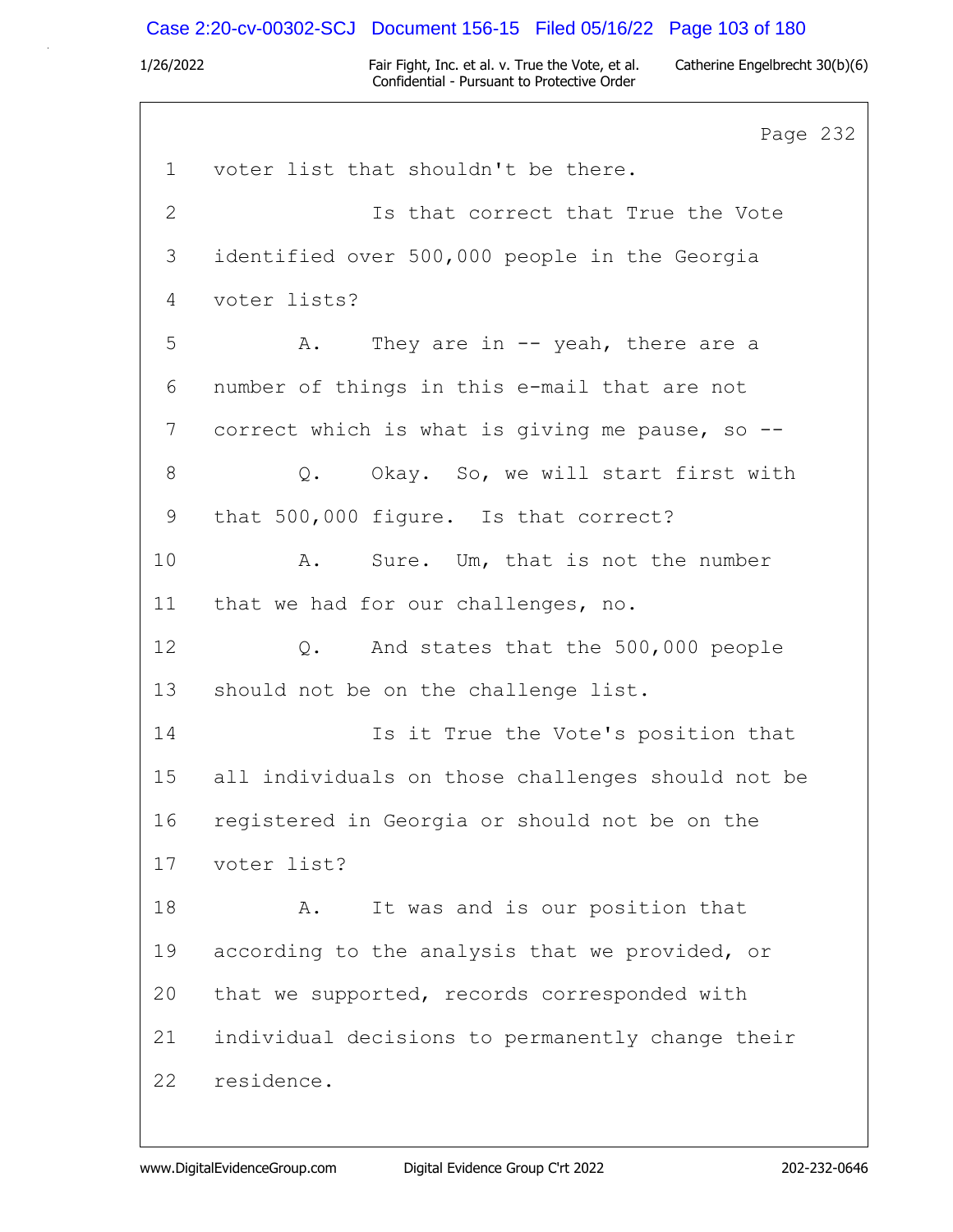Page 232

1 voter list that shouldn't be there.

2 Is that correct that True the Vote

3 identified over 500,000 people in the Georgia

4 voter lists?

5 A. They are in -- yeah, there are a

6 number of things in this e-mail that are not

7 correct which is what is giving me pause, so --

8 Q. Okay. So, we will start first with

9 that 500,000 figure. Is that correct?

10 A. Sure. Um, that is not the number

11 that we had for our challenges, no.

12 Q. And states that the 500,000 people

13 should not be on the challenge list.

14 Is it True the Vote's position that

15 all individuals on those challenges should not be

16 registered in Georgia or should not be on the

17 voter list?

18 A. It was and is our position that

19 according to the analysis that we provided, or

20 that we supported, records corresponded with

21 individual decisions to permanently change their

22 residence.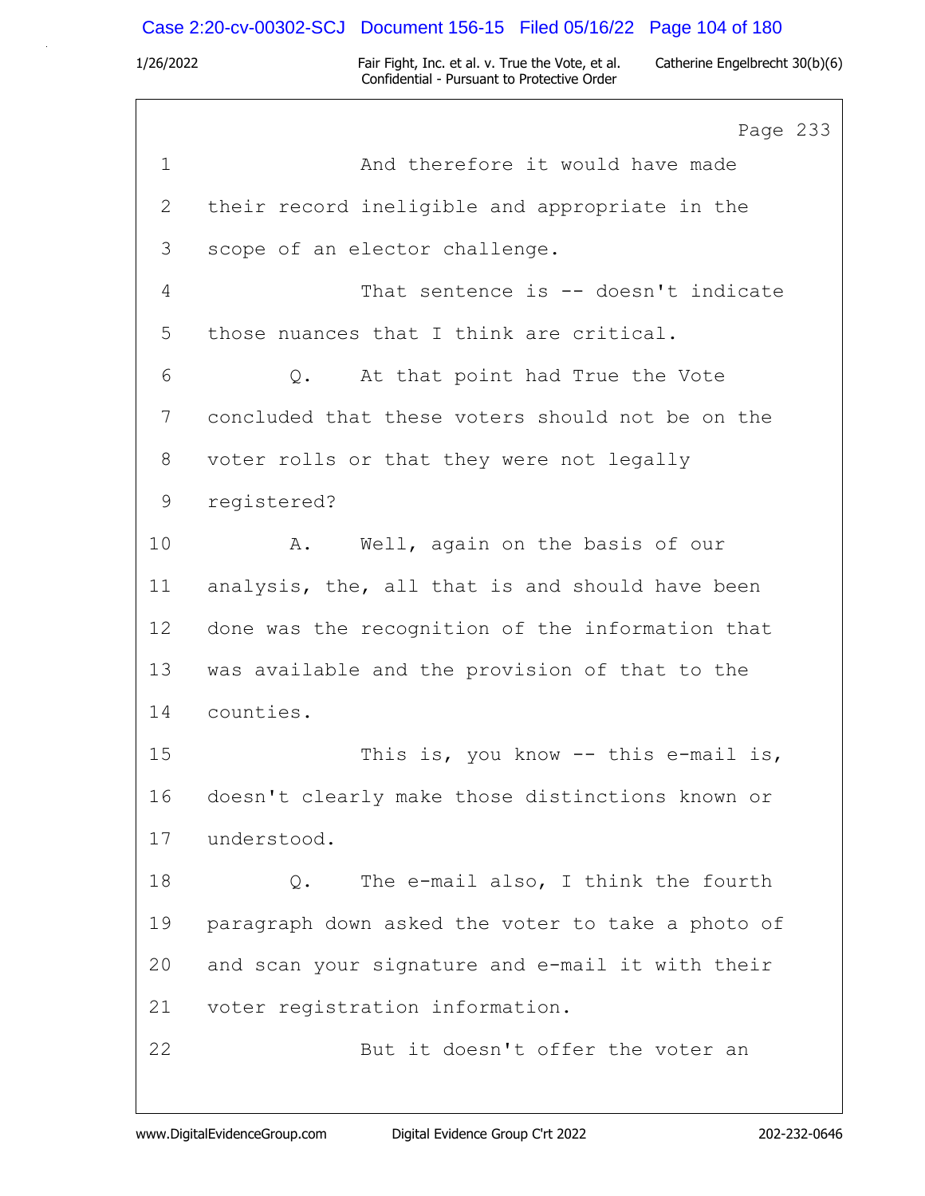Page 233

1 And therefore it would have made
2 their record ineligible and appropriate in the
3 scope of an elector challenge.
4 That sentence is -- doesn't indicate
5 those nuances that I think are critical.
6 Q. At that point had True the Vote
7 concluded that these voters should not be on the
8 voter rolls or that they were not legally
9 registered?
10 A. Well, again on the basis of our
11 analysis, the, all that is and should have been
12 done was the recognition of the information that
13 was available and the provision of that to the
14 counties.
15 This is, you know -- this e-mail is,
16 doesn't clearly make those distinctions known or
17 understood.
18 Q. The e-mail also, I think the fourth
19 paragraph down asked the voter to take a photo of
20 and scan your signature and e-mail it with their
21 voter registration information.
22 But it doesn't offer the voter an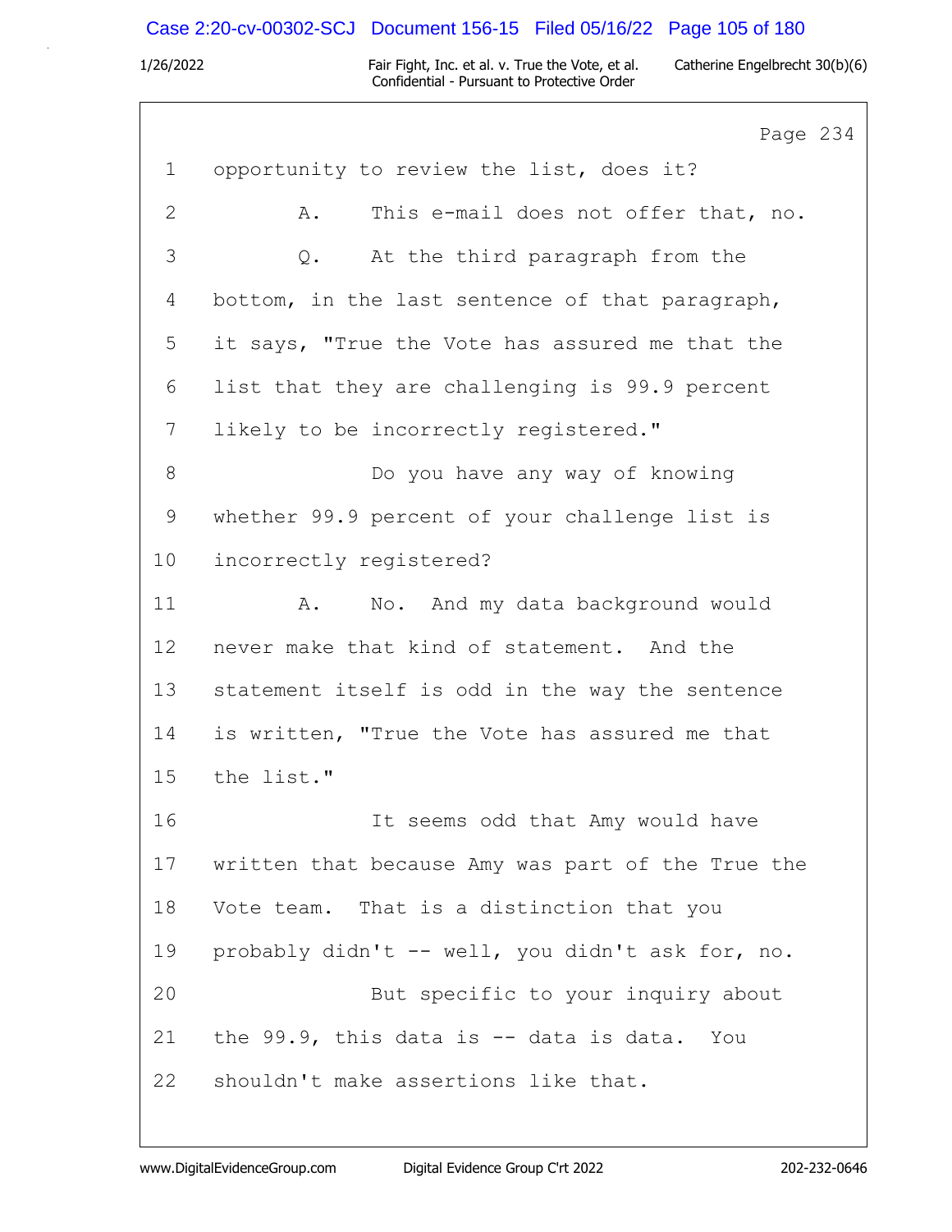Page 234

1 opportunity to review the list, does it?

2 A. This e-mail does not offer that, no.

3 Q. At the third paragraph from the

4 bottom, in the last sentence of that paragraph,

5 it says, "True the Vote has assured me that the

6 list that they are challenging is 99.9 percent

7 likely to be incorrectly registered."

8 Do you have any way of knowing

9 whether 99.9 percent of your challenge list is

10 incorrectly registered?

11 A. No. And my data background would

12 never make that kind of statement. And the

13 statement itself is odd in the way the sentence

14 is written, "True the Vote has assured me that

15 the list."

16 It seems odd that Amy would have

17 written that because Amy was part of the True the

18 Vote team. That is a distinction that you

19 probably didn't -- well, you didn't ask for, no.

20 But specific to your inquiry about

21 the 99.9, this data is -- data is data. You

22 shouldn't make assertions like that.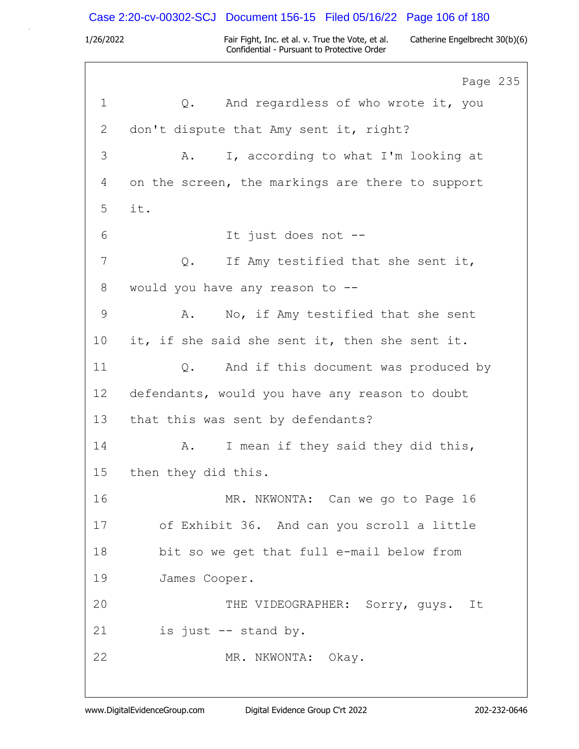Page 235

1 Q. And regardless of who wrote it, you
2 don't dispute that Amy sent it, right?
3 A. I, according to what I'm looking at
4 on the screen, the markings are there to support
5 it.
6 It just does not --
7 Q. If Amy testified that she sent it,
8 would you have any reason to --
9 A. No, if Amy testified that she sent
10 it, if she said she sent it, then she sent it.
11 Q. And if this document was produced by
12 defendants, would you have any reason to doubt
13 that this was sent by defendants?
14 A. I mean if they said they did this,
15 then they did this.
16 MR. NKWONTA: Can we go to Page 16
17 of Exhibit 36. And can you scroll a little
18 bit so we get that full e-mail below from
19 James Cooper.
20 THE VIDEOGRAPHER: Sorry, guys. It
21 is just -- stand by.
22 MR. NKWONTA: Okay.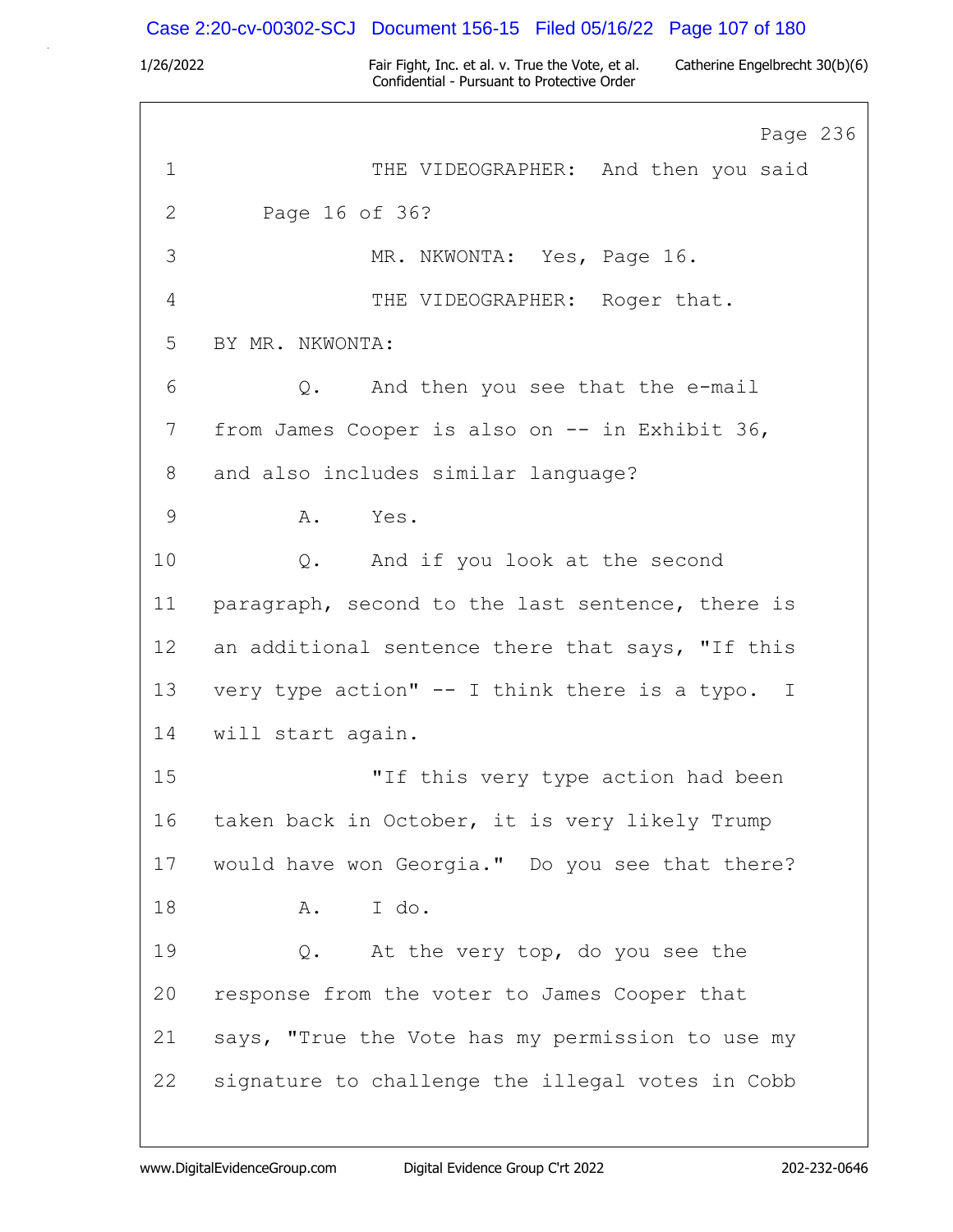Page 236

1 THE VIDEOGRAPHER: And then you said

2 Page 16 of 36?

3 MR. NKWONTA: Yes, Page 16.

4 THE VIDEOGRAPHER: Roger that.

5 BY MR. NKWONTA:

6 Q. And then you see that the e-mail

7 from James Cooper is also on -- in Exhibit 36,

8 and also includes similar language?

9 A. Yes.

10 Q. And if you look at the second

11 paragraph, second to the last sentence, there is

12 an additional sentence there that says, "If this

13 very type action" -- I think there is a typo. I

14 will start again.

15 "If this very type action had been

16 taken back in October, it is very likely Trump

17 would have won Georgia." Do you see that there?

18 A. I do.

19 Q. At the very top, do you see the

20 response from the voter to James Cooper that

21 says, "True the Vote has my permission to use my

22 signature to challenge the illegal votes in Cobb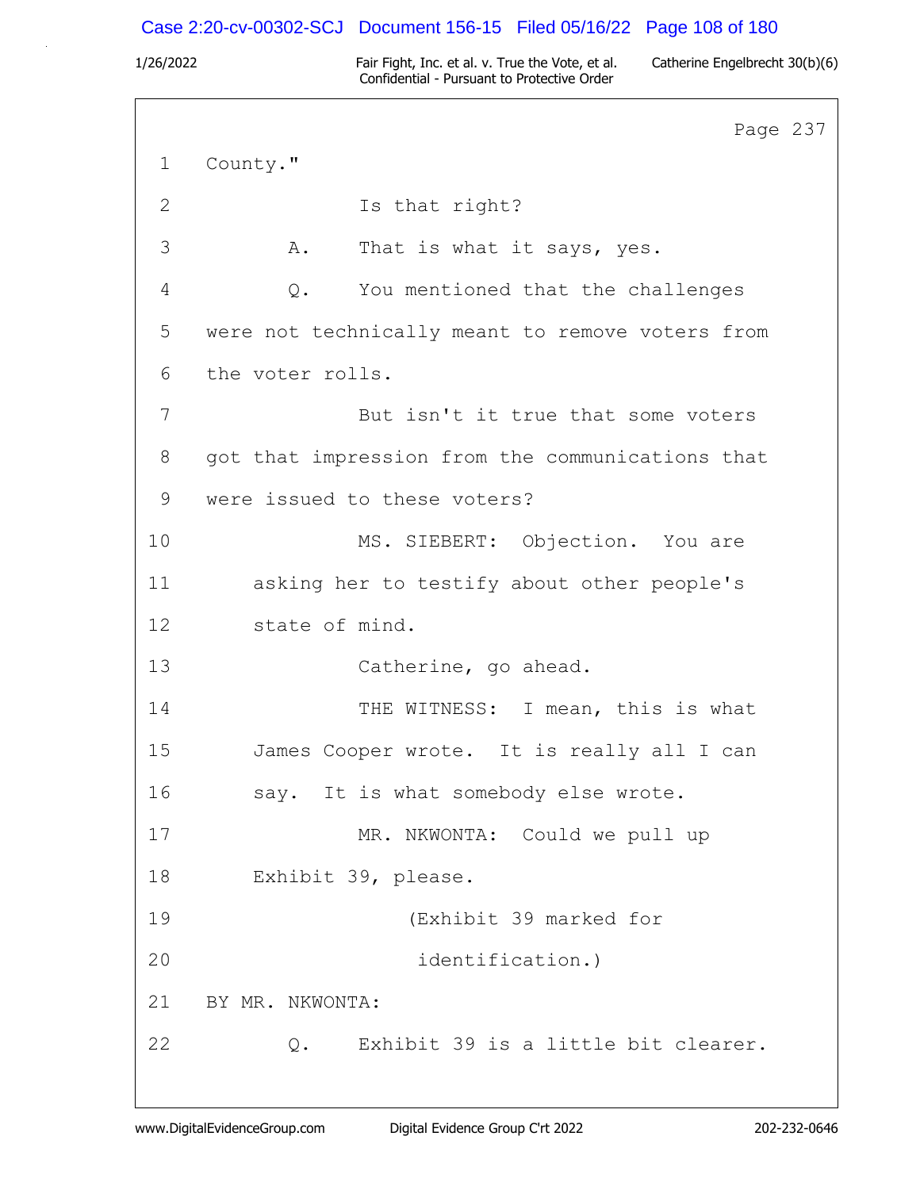Page 237

1 County."

2 Is that right?

3 A. That is what it says, yes.

4 Q. You mentioned that the challenges

5 were not technically meant to remove voters from

6 the voter rolls.

7 But isn't it true that some voters

8 got that impression from the communications that

9 were issued to these voters?

10 MS. SIEBERT: Objection. You are

11 asking her to testify about other people's

12 state of mind.

13 Catherine, go ahead.

14 THE WITNESS: I mean, this is what

15 James Cooper wrote. It is really all I can

16 say. It is what somebody else wrote.

17 MR. NKWONTA: Could we pull up

18 Exhibit 39, please.

19 (Exhibit 39 marked for

20 identification.)

21 BY MR. NKWONTA:

22 Q. Exhibit 39 is a little bit clearer.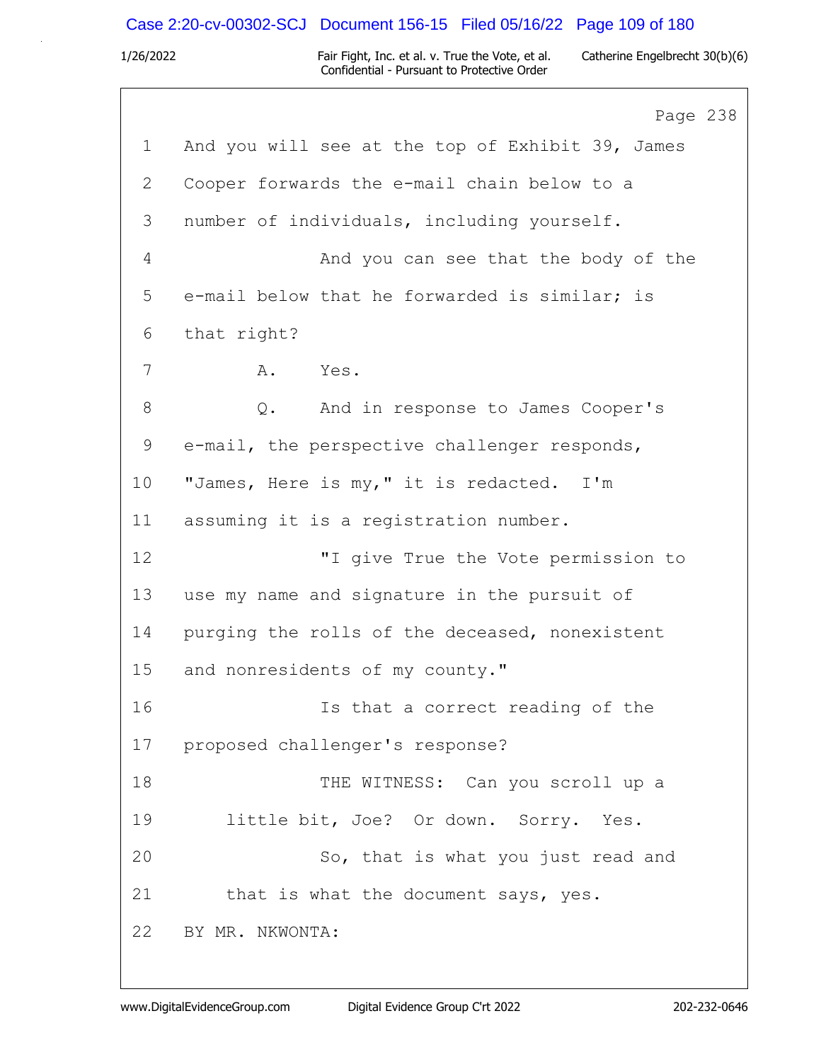Page 238

1 And you will see at the top of Exhibit 39, James
2 Cooper forwards the e-mail chain below to a
3 number of individuals, including yourself.
4 And you can see that the body of the
5 e-mail below that he forwarded is similar; is
6 that right?
7 A. Yes.
8 Q. And in response to James Cooper's
9 e-mail, the perspective challenger responds,
10 "James, Here is my," it is redacted. I'm
11 assuming it is a registration number.
12 "I give True the Vote permission to
13 use my name and signature in the pursuit of
14 purging the rolls of the deceased, nonexistent
15 and nonresidents of my county."
16 Is that a correct reading of the
17 proposed challenger's response?
18 THE WITNESS: Can you scroll up a
19 little bit, Joe? Or down. Sorry. Yes.
20 So, that is what you just read and
21 that is what the document says, yes.
22 BY MR. NKWONTA: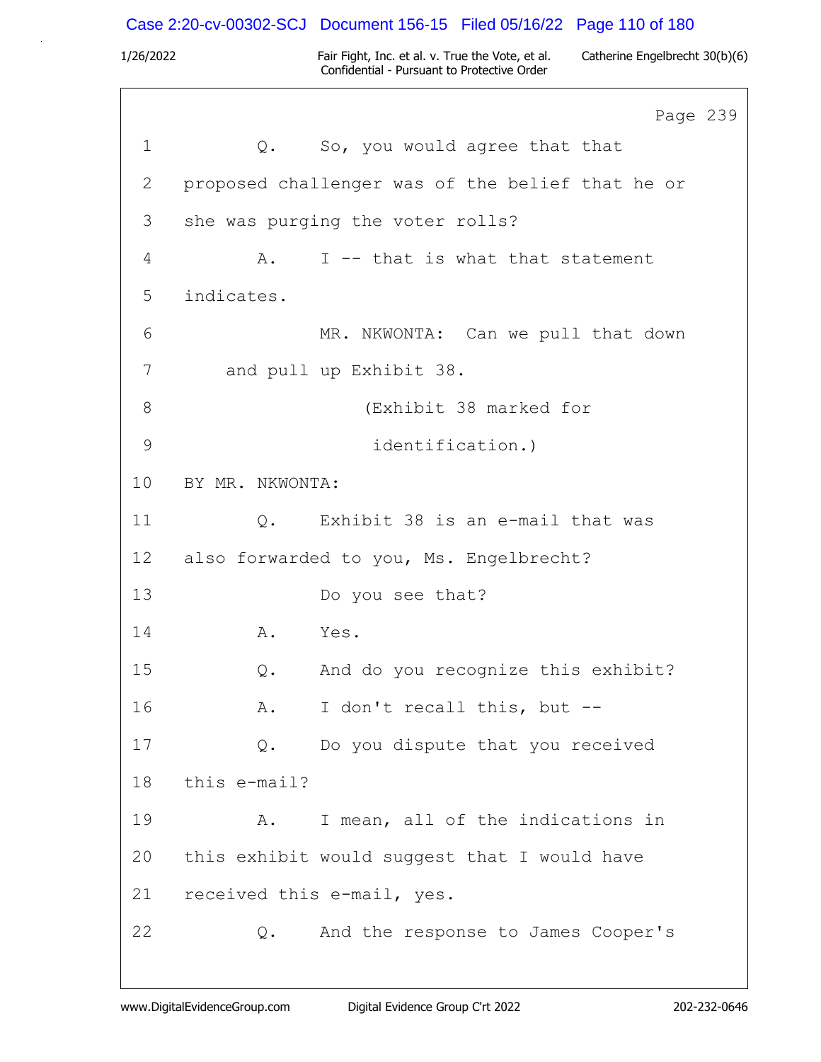Page 239

1 Q. So, you would agree that that
2 proposed challenger was of the belief that he or
3 she was purging the voter rolls?
4 A. I -- that is what that statement
5 indicates.
6 MR. NKWONTA: Can we pull that down
7 and pull up Exhibit 38.
8 (Exhibit 38 marked for
9 identification.)
10 BY MR. NKWONTA:
11 Q. Exhibit 38 is an e-mail that was
12 also forwarded to you, Ms. Engelbrecht?
13 Do you see that?
14 A. Yes.
15 Q. And do you recognize this exhibit?
16 A. I don't recall this, but --
17 Q. Do you dispute that you received
18 this e-mail?
19 A. I mean, all of the indications in
20 this exhibit would suggest that I would have
21 received this e-mail, yes.
22 Q. And the response to James Cooper's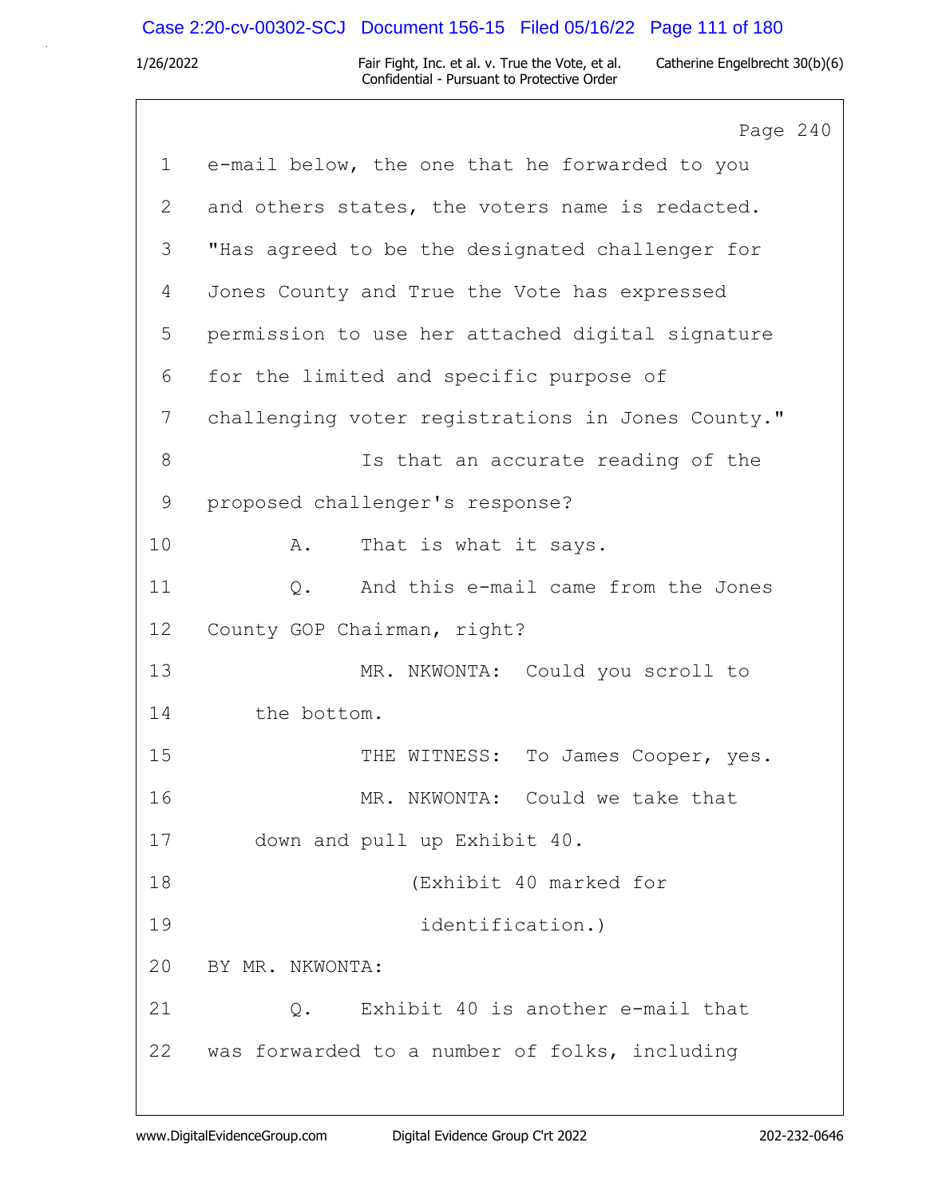1 e-mail below, the one that he forwarded to you

2 and others states, the voters name is redacted.

3 "Has agreed to be the designated challenger for

4 Jones County and True the Vote has expressed

5 permission to use her attached digital signature

6 for the limited and specific purpose of

7 challenging voter registrations in Jones County."

8 Is that an accurate reading of the

9 proposed challenger's response?

10 A. That is what it says.

11 Q. And this e-mail came from the Jones

12 County GOP Chairman, right?

13 MR. NKWONTA: Could you scroll to

14 the bottom.

15 THE WITNESS: To James Cooper, yes.

16 MR. NKWONTA: Could we take that

17 down and pull up Exhibit 40.

18 (Exhibit 40 marked for

19 identification.)

20 BY MR. NKWONTA:

21 Q. Exhibit 40 is another e-mail that

22 was forwarded to a number of folks, including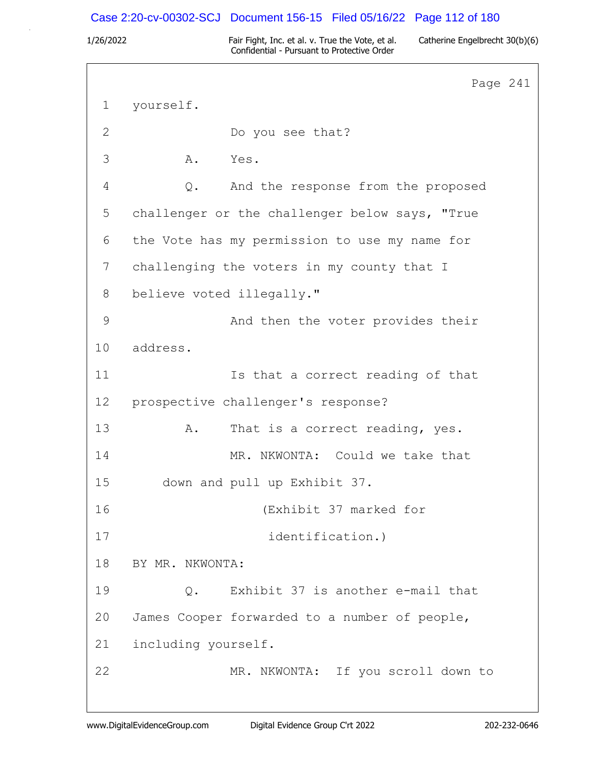Page 241

1 yourself.

2 Do you see that?

3 A. Yes.

4 Q. And the response from the proposed

5 challenger or the challenger below says, "True

6 the Vote has my permission to use my name for

7 challenging the voters in my county that I

8 believe voted illegally."

9 And then the voter provides their

10 address.

11 Is that a correct reading of that

12 prospective challenger's response?

13 A. That is a correct reading, yes.

14 MR. NKWONTA: Could we take that

15 down and pull up Exhibit 37.

16 (Exhibit 37 marked for

17 identification.)

18 BY MR. NKWONTA:

19 Q. Exhibit 37 is another e-mail that

20 James Cooper forwarded to a number of people,

21 including yourself.

22 MR. NKWONTA: If you scroll down to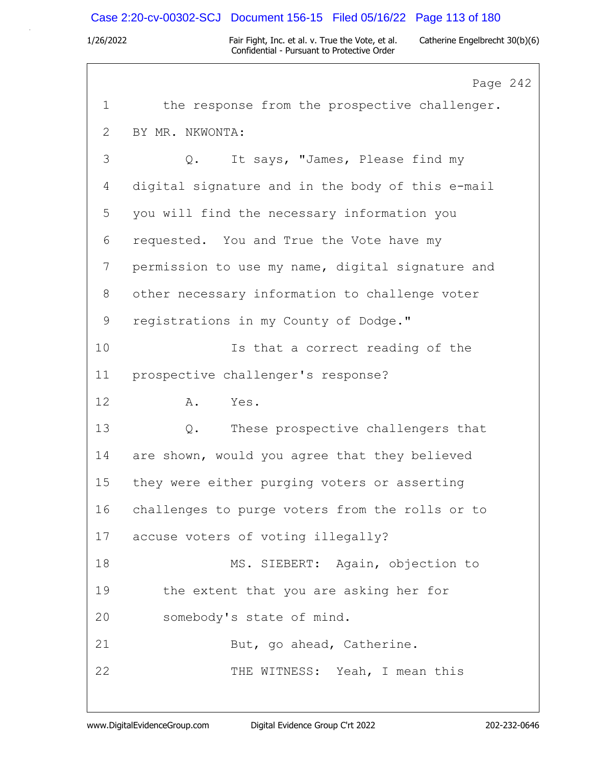Page 242

1 the response from the prospective challenger.

2 BY MR. NKWONTA:

3 Q. It says, "James, Please find my

4 digital signature and in the body of this e-mail

5 you will find the necessary information you

6 requested. You and True the Vote have my

7 permission to use my name, digital signature and

8 other necessary information to challenge voter

9 registrations in my County of Dodge."

10 Is that a correct reading of the

11 prospective challenger's response?

12 A. Yes.

13 Q. These prospective challengers that

14 are shown, would you agree that they believed

15 they were either purging voters or asserting

16 challenges to purge voters from the rolls or to

17 accuse voters of voting illegally?

18 MS. SIEBERT: Again, objection to

19 the extent that you are asking her for

20 somebody's state of mind.

21 But, go ahead, Catherine.

22 THE WITNESS: Yeah, I mean this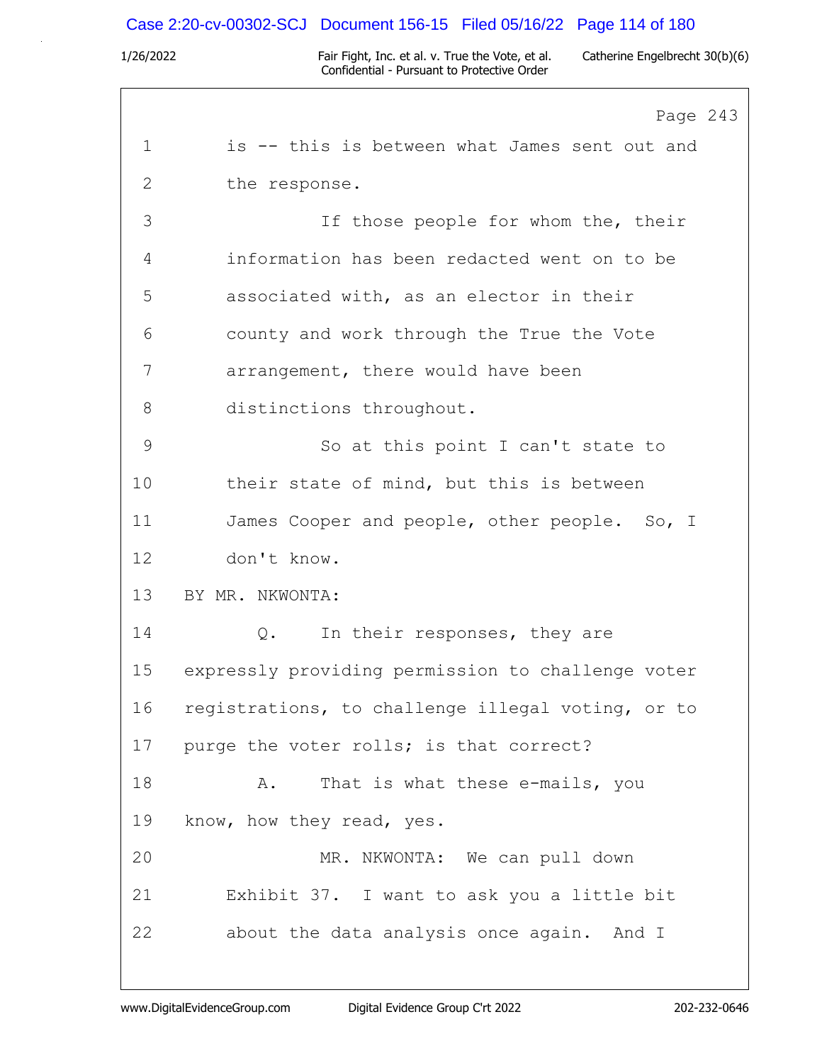Page 243

1 is -- this is between what James sent out and
2 the response.
3 If those people for whom the, their
4 information has been redacted went on to be
5 associated with, as an elector in their
6 county and work through the True the Vote
7 arrangement, there would have been
8 distinctions throughout.
9 So at this point I can't state to
10 their state of mind, but this is between
11 James Cooper and people, other people. So, I
12 don't know.
13 BY MR. NKWONTA:
14 Q. In their responses, they are
15 expressly providing permission to challenge voter
16 registrations, to challenge illegal voting, or to
17 purge the voter rolls; is that correct?
18 A. That is what these e-mails, you
19 know, how they read, yes.
20 MR. NKWONTA: We can pull down
21 Exhibit 37. I want to ask you a little bit
22 about the data analysis once again. And I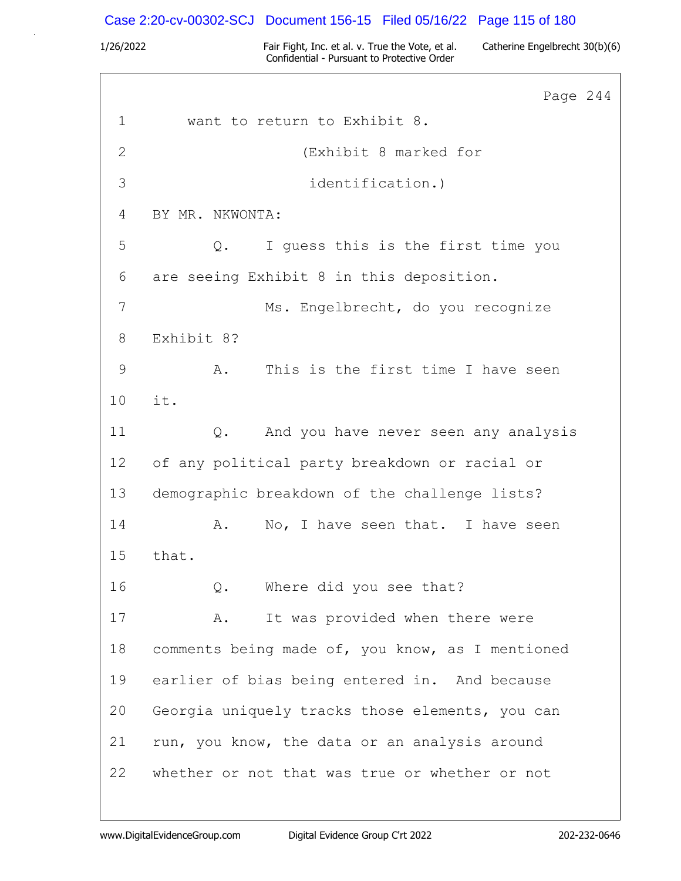Page 244

1 want to return to Exhibit 8.

2 (Exhibit 8 marked for

3 identification.)

4 BY MR. NKWONTA:

5 Q. I guess this is the first time you

6 are seeing Exhibit 8 in this deposition.

7 Ms. Engelbrecht, do you recognize

8 Exhibit 8?

9 A. This is the first time I have seen

10 it.

11 Q. And you have never seen any analysis

12 of any political party breakdown or racial or

13 demographic breakdown of the challenge lists?

14 A. No, I have seen that. I have seen

15 that.

16 Q. Where did you see that?

17 A. It was provided when there were

18 comments being made of, you know, as I mentioned

19 earlier of bias being entered in. And because

20 Georgia uniquely tracks those elements, you can

21 run, you know, the data or an analysis around

22 whether or not that was true or whether or not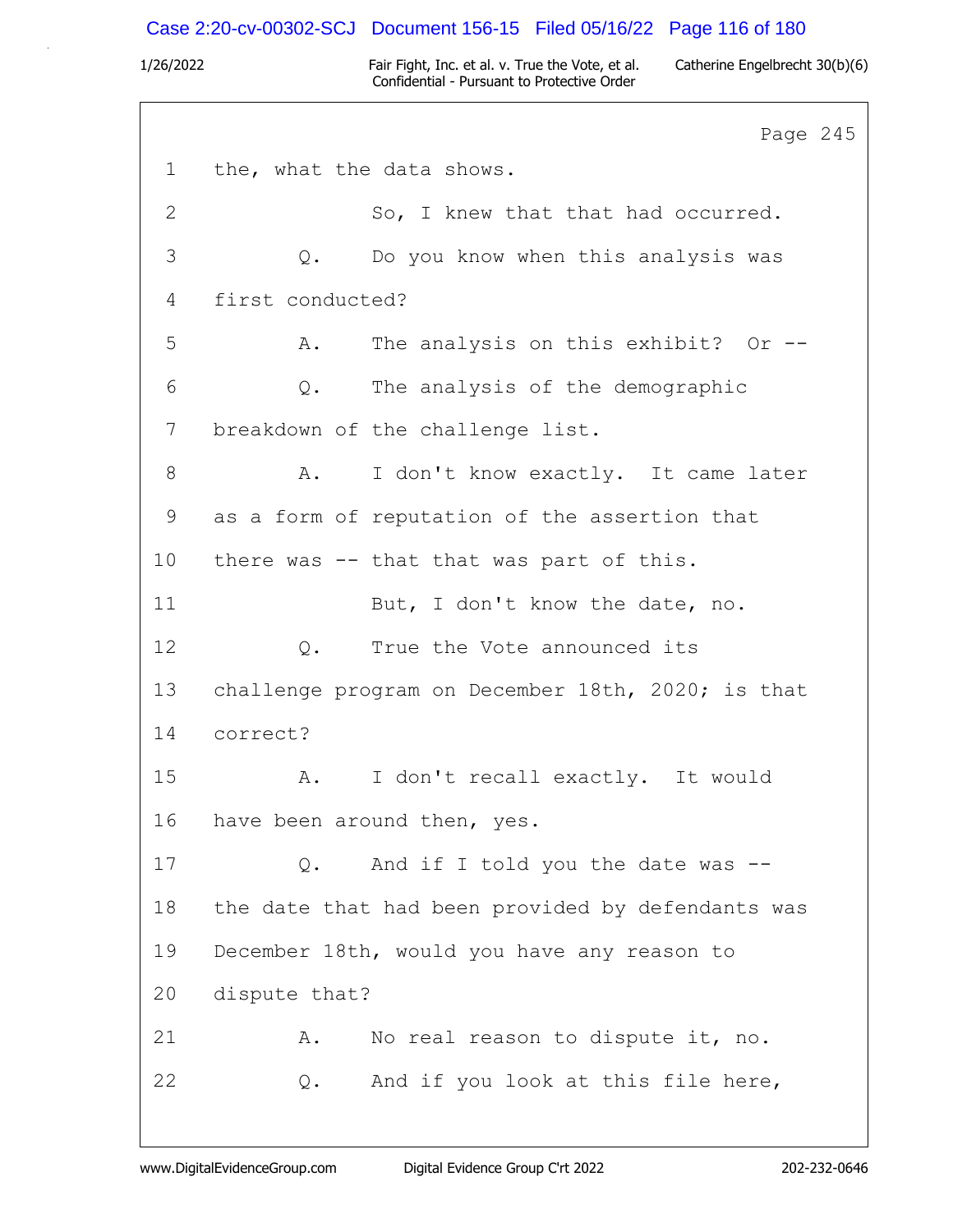Page 245

1 the, what the data shows.

2 So, I knew that that had occurred.

3 Q. Do you know when this analysis was

4 first conducted?

5 A. The analysis on this exhibit? Or --

6 Q. The analysis of the demographic

7 breakdown of the challenge list.

8 A. I don't know exactly. It came later

9 as a form of reputation of the assertion that

10 there was -- that that was part of this.

11 But, I don't know the date, no.

12 Q. True the Vote announced its

13 challenge program on December 18th, 2020; is that

14 correct?

15 A. I don't recall exactly. It would

16 have been around then, yes.

17 Q. And if I told you the date was --

18 the date that had been provided by defendants was

19 December 18th, would you have any reason to

20 dispute that?

21 A. No real reason to dispute it, no.

22 Q. And if you look at this file here,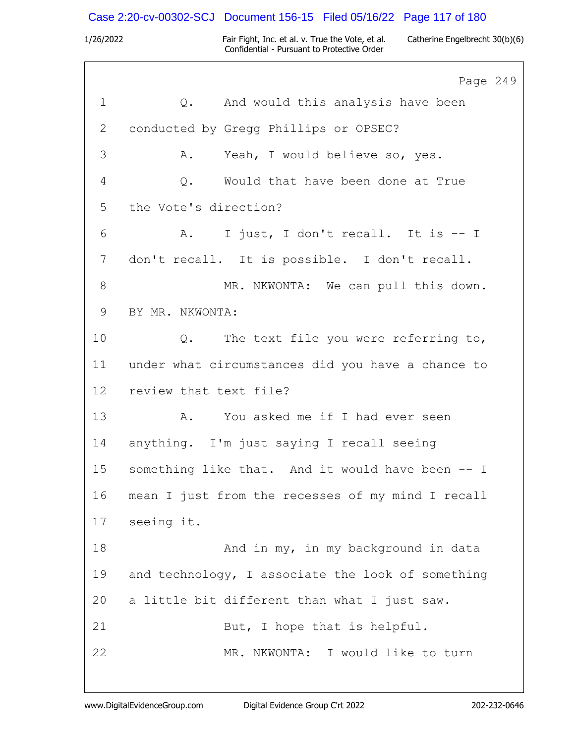Page 249

1 Q. And would this analysis have been
2 conducted by Gregg Phillips or OPSEC?
3 A. Yeah, I would believe so, yes.
4 Q. Would that have been done at True
5 the Vote's direction?
6 A. I just, I don't recall. It is -- I
7 don't recall. It is possible. I don't recall.
8 MR. NKWONTA: We can pull this down.
9 BY MR. NKWONTA:
10 Q. The text file you were referring to,
11 under what circumstances did you have a chance to
12 review that text file?
13 A. You asked me if I had ever seen
14 anything. I'm just saying I recall seeing
15 something like that. And it would have been -- I
16 mean I just from the recesses of my mind I recall
17 seeing it.
18 And in my, in my background in data
19 and technology, I associate the look of something
20 a little bit different than what I just saw.
21 But, I hope that is helpful.
22 MR. NKWONTA: I would like to turn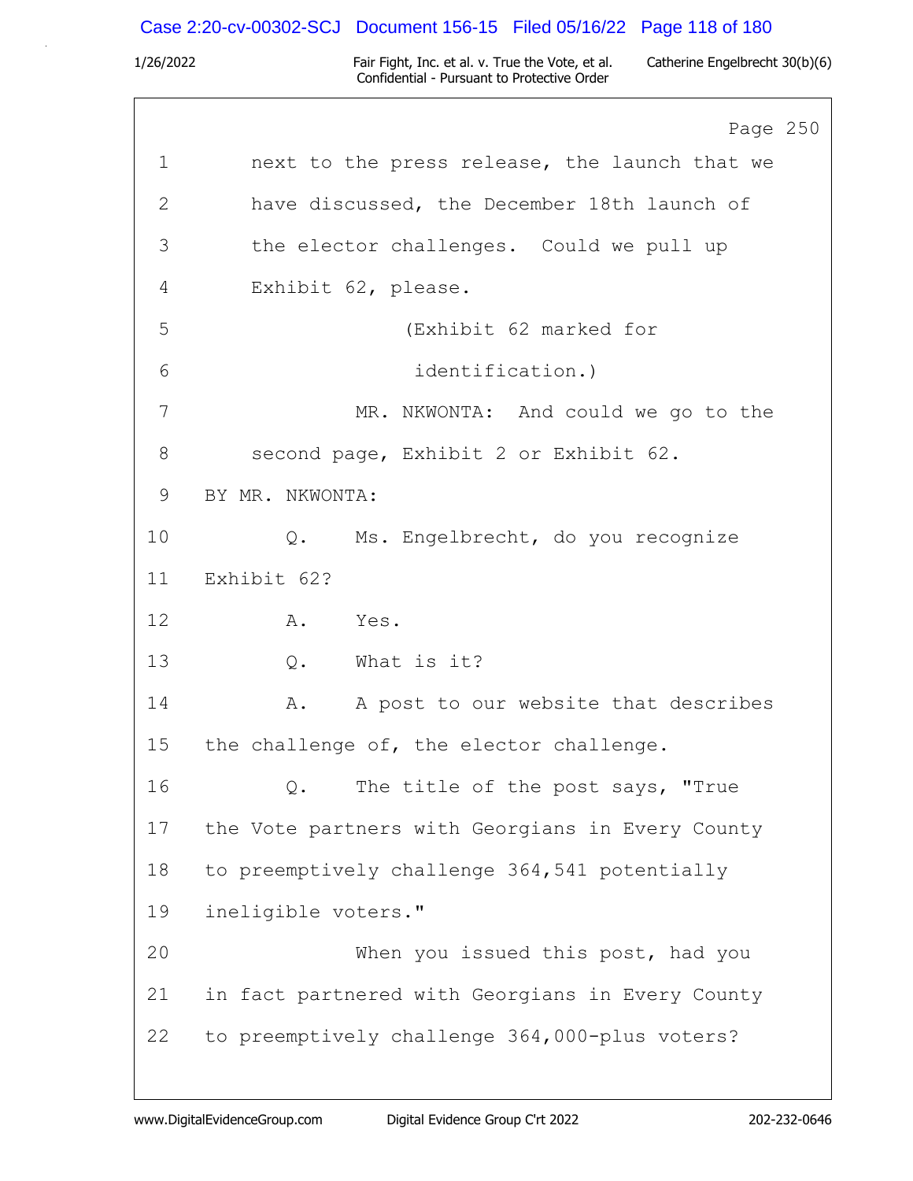1 next to the press release, the launch that we

2 have discussed, the December 18th launch of

3 the elector challenges. Could we pull up

4 Exhibit 62, please.

5 (Exhibit 62 marked for

6 identification.)

7 MR. NKWONTA: And could we go to the

8 second page, Exhibit 2 or Exhibit 62.

9 BY MR. NKWONTA:

10 Q. Ms. Engelbrecht, do you recognize

11 Exhibit 62?

12 A. Yes.

13 Q. What is it?

14 A. A post to our website that describes

15 the challenge of, the elector challenge.

16 Q. The title of the post says, "True

17 the Vote partners with Georgians in Every County

18 to preemptively challenge 364,541 potentially

19 ineligible voters."

20 When you issued this post, had you

21 in fact partnered with Georgians in Every County

22 to preemptively challenge 364,000-plus voters?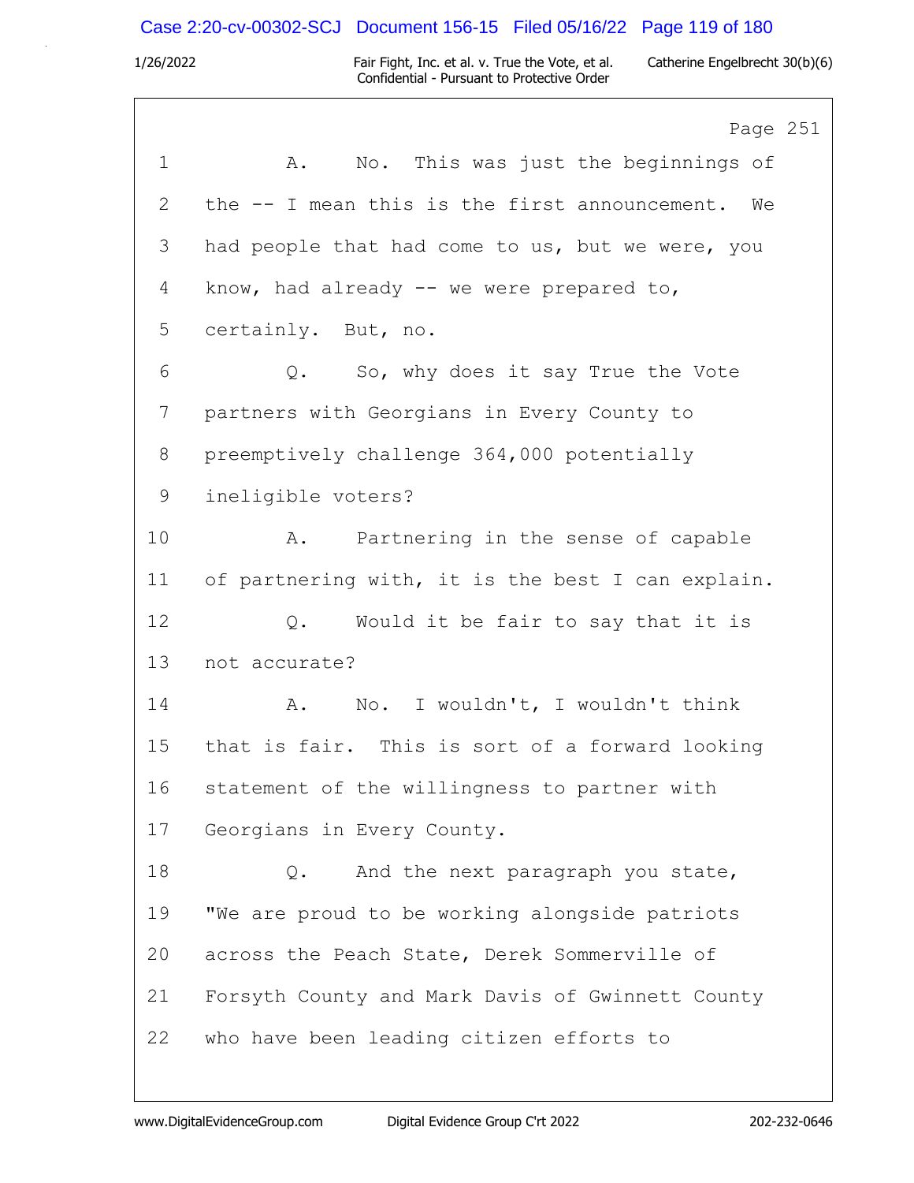1 A. No. This was just the beginnings of
2 the -- I mean this is the first announcement. We
3 had people that had come to us, but we were, you
4 know, had already -- we were prepared to,
5 certainly. But, no.
6 Q. So, why does it say True the Vote
7 partners with Georgians in Every County to
8 preemptively challenge 364,000 potentially
9 ineligible voters?
10 A. Partnering in the sense of capable
11 of partnering with, it is the best I can explain.
12 Q. Would it be fair to say that it is
13 not accurate?
14 A. No. I wouldn't, I wouldn't think
15 that is fair. This is sort of a forward looking
16 statement of the willingness to partner with
17 Georgians in Every County.
18 Q. And the next paragraph you state,
19 "We are proud to be working alongside patriots
20 across the Peach State, Derek Sommerville of
21 Forsyth County and Mark Davis of Gwinnett County
22 who have been leading citizen efforts to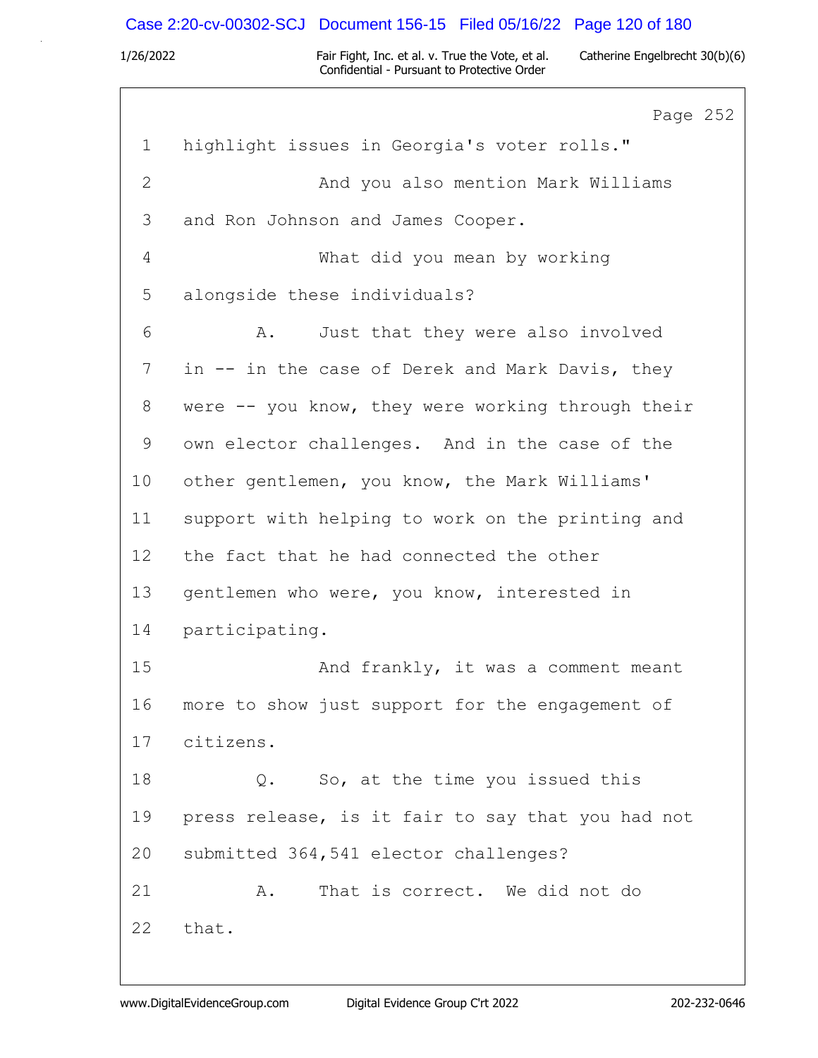Page 252

1 highlight issues in Georgia's voter rolls."

2 And you also mention Mark Williams

3 and Ron Johnson and James Cooper.

4 What did you mean by working

5 alongside these individuals?

6 A. Just that they were also involved

7 in -- in the case of Derek and Mark Davis, they

8 were -- you know, they were working through their

9 own elector challenges. And in the case of the

10 other gentlemen, you know, the Mark Williams'

11 support with helping to work on the printing and

12 the fact that he had connected the other

13 gentlemen who were, you know, interested in

14 participating.

15 And frankly, it was a comment meant

16 more to show just support for the engagement of

17 citizens.

18 Q. So, at the time you issued this

19 press release, is it fair to say that you had not

20 submitted 364,541 elector challenges?

21 A. That is correct. We did not do

22 that.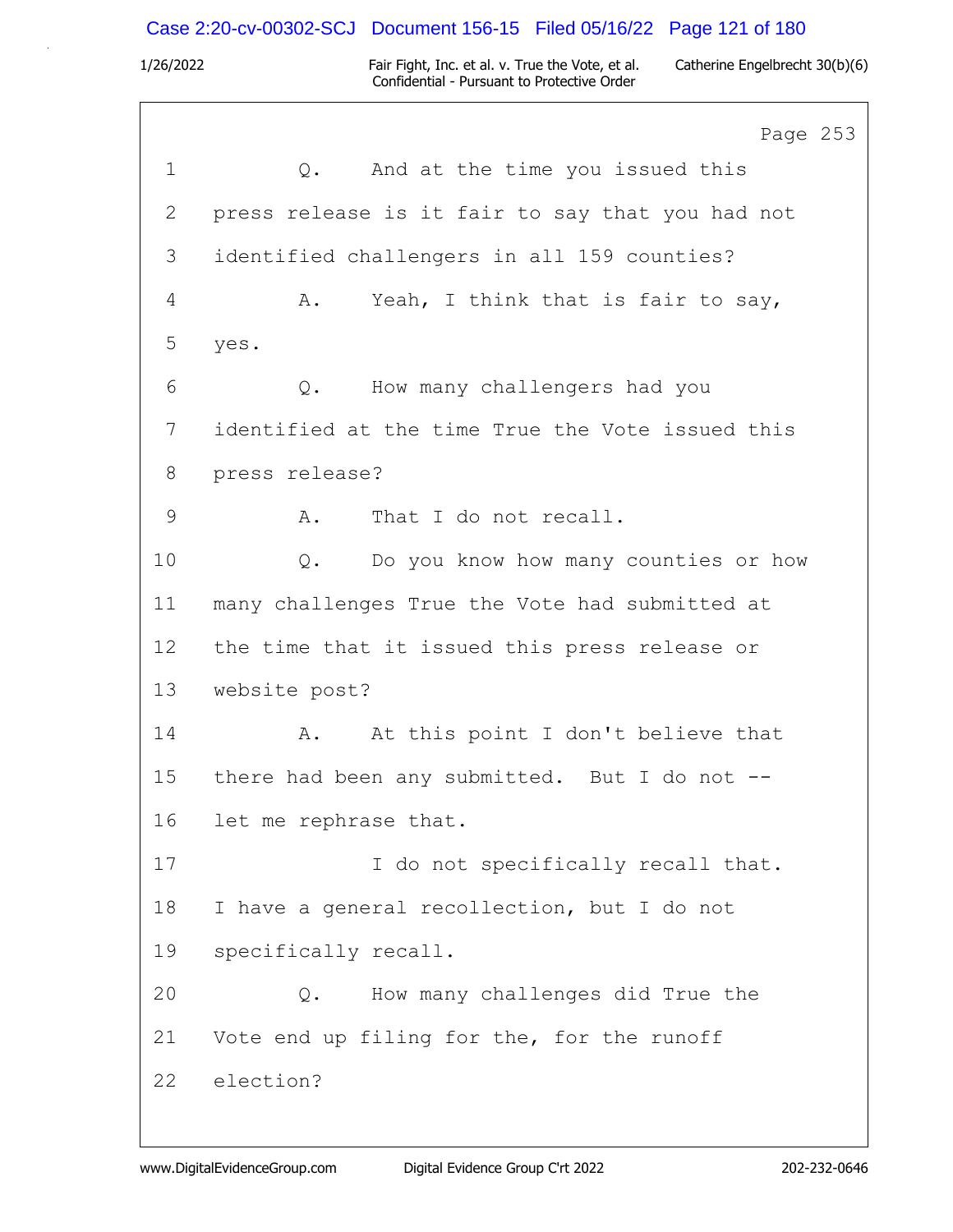Page 253

1 Q. And at the time you issued this
2 press release is it fair to say that you had not
3 identified challengers in all 159 counties?
4 A. Yeah, I think that is fair to say,
5 yes.
6 Q. How many challengers had you
7 identified at the time True the Vote issued this
8 press release?
9 A. That I do not recall.
10 Q. Do you know how many counties or how
11 many challenges True the Vote had submitted at
12 the time that it issued this press release or
13 website post?
14 A. At this point I don't believe that
15 there had been any submitted. But I do not --
16 let me rephrase that.
17 I do not specifically recall that.
18 I have a general recollection, but I do not
19 specifically recall.
20 Q. How many challenges did True the
21 Vote end up filing for the, for the runoff
22 election?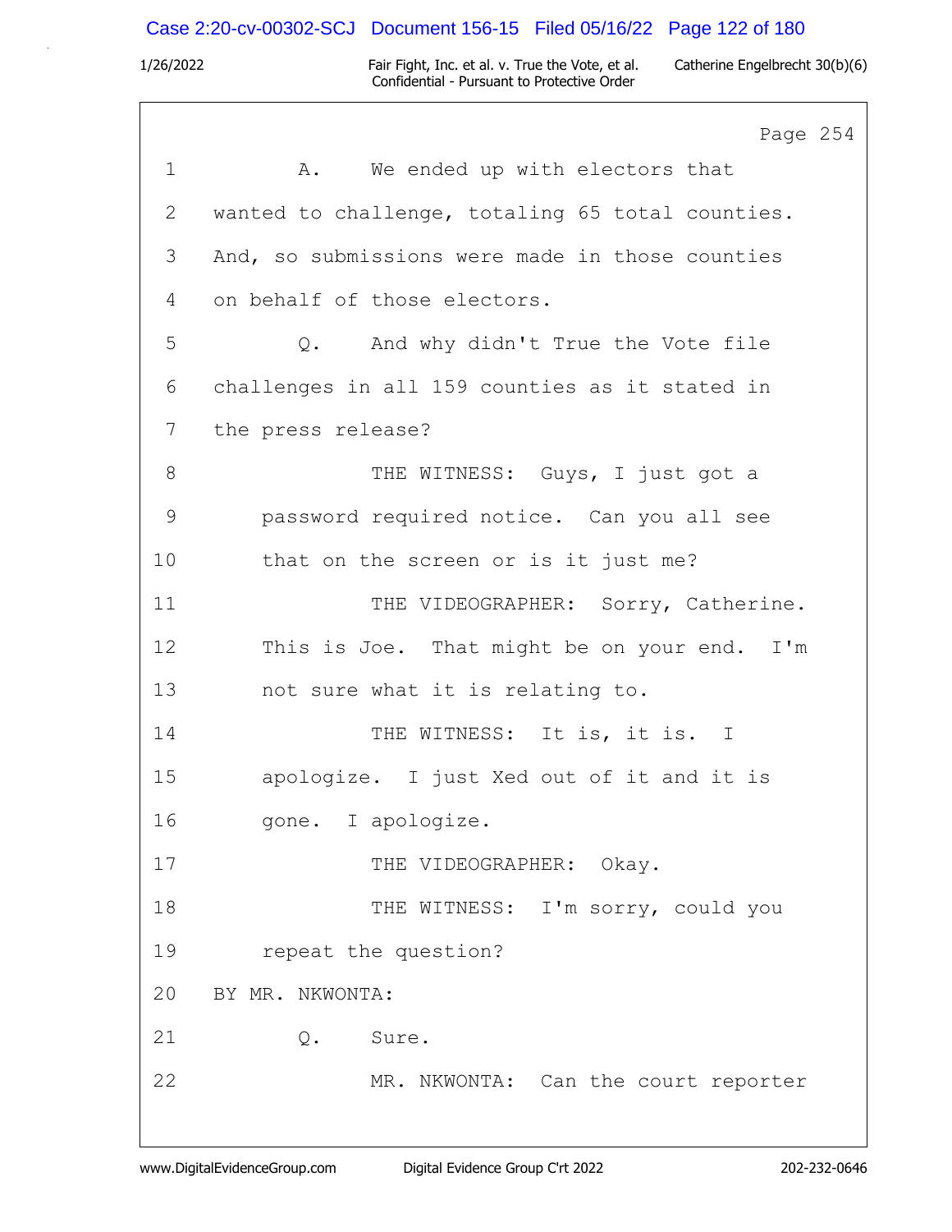Page 254

1 A. We ended up with electors that

2 wanted to challenge, totaling 65 total counties.

3 And, so submissions were made in those counties

4 on behalf of those electors.

5 Q. And why didn't True the Vote file

6 challenges in all 159 counties as it stated in

7 the press release?

8 THE WITNESS: Guys, I just got a

9 password required notice. Can you all see

10 that on the screen or is it just me?

11 THE VIDEOGRAPHER: Sorry, Catherine.

12 This is Joe. That might be on your end. I'm

13 not sure what it is relating to.

14 THE WITNESS: It is, it is. I

15 apologize. I just Xed out of it and it is

16 gone. I apologize.

17 THE VIDEOGRAPHER: Okay.

18 THE WITNESS: I'm sorry, could you

19 repeat the question?

20 BY MR. NKWONTA:

21 Q. Sure.

22 MR. NKWONTA: Can the court reporter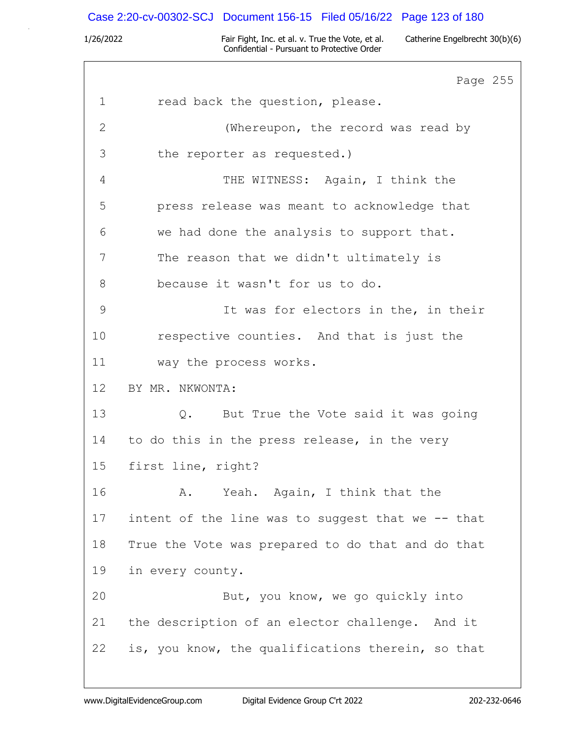Page 255

1 read back the question, please.

2 (Whereupon, the record was read by

3 the reporter as requested.)

4 THE WITNESS: Again, I think the

5 press release was meant to acknowledge that

6 we had done the analysis to support that.

7 The reason that we didn't ultimately is

8 because it wasn't for us to do.

9 It was for electors in the, in their

10 respective counties. And that is just the

11 way the process works.

12 BY MR. NKWONTA:

13 Q. But True the Vote said it was going

14 to do this in the press release, in the very

15 first line, right?

16 A. Yeah. Again, I think that the

17 intent of the line was to suggest that we -- that

18 True the Vote was prepared to do that and do that

19 in every county.

20 But, you know, we go quickly into

21 the description of an elector challenge. And it

22 is, you know, the qualifications therein, so that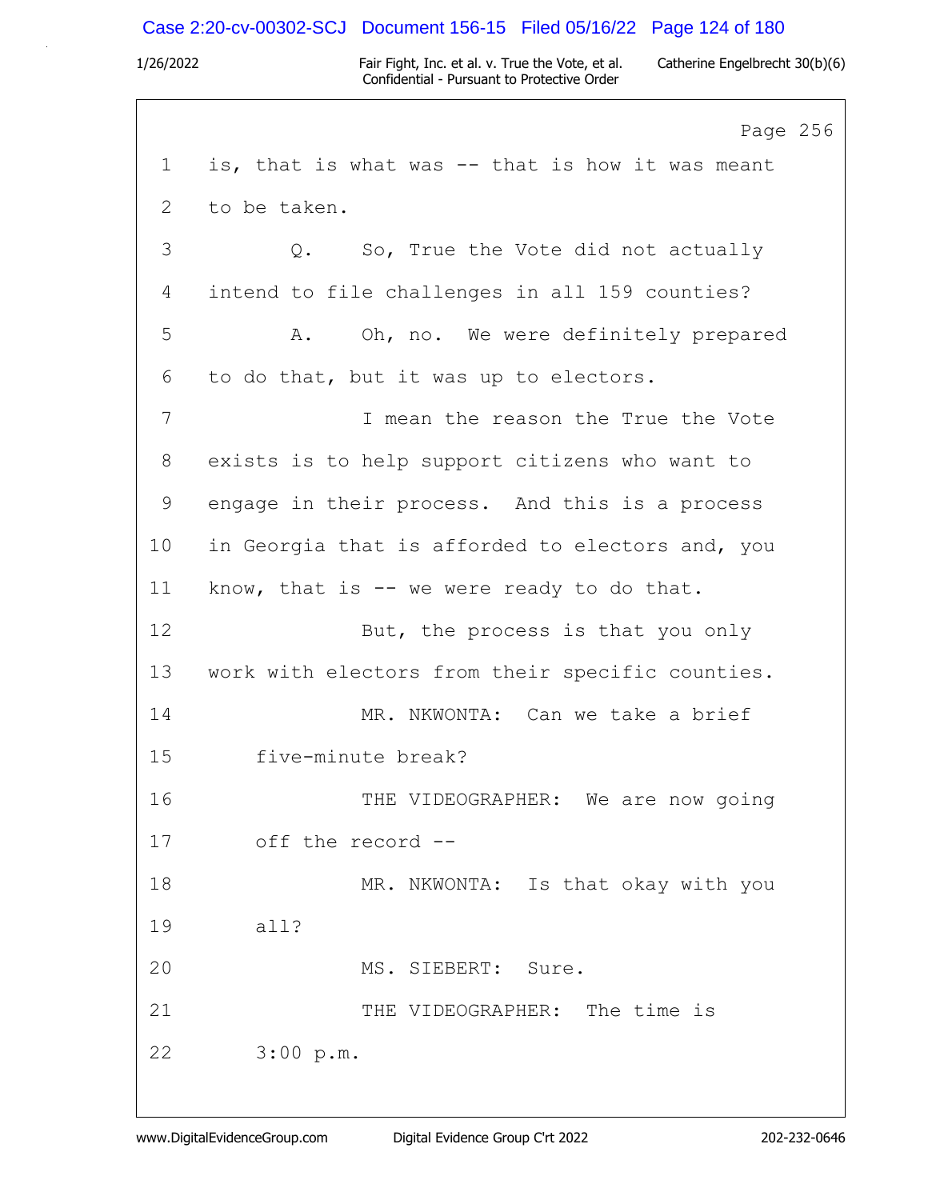Page 256

1 is, that is what was -- that is how it was meant
2 to be taken.
3 Q. So, True the Vote did not actually
4 intend to file challenges in all 159 counties?
5 A. Oh, no. We were definitely prepared
6 to do that, but it was up to electors.
7 I mean the reason the True the Vote
8 exists is to help support citizens who want to
9 engage in their process. And this is a process
10 in Georgia that is afforded to electors and, you
11 know, that is -- we were ready to do that.
12 But, the process is that you only
13 work with electors from their specific counties.
14 MR. NKWONTA: Can we take a brief
15 five-minute break?
16 THE VIDEOGRAPHER: We are now going
17 off the record --
18 MR. NKWONTA: Is that okay with you
19 all?
20 MS. SIEBERT: Sure.
21 THE VIDEOGRAPHER: The time is
22 3:00 p.m.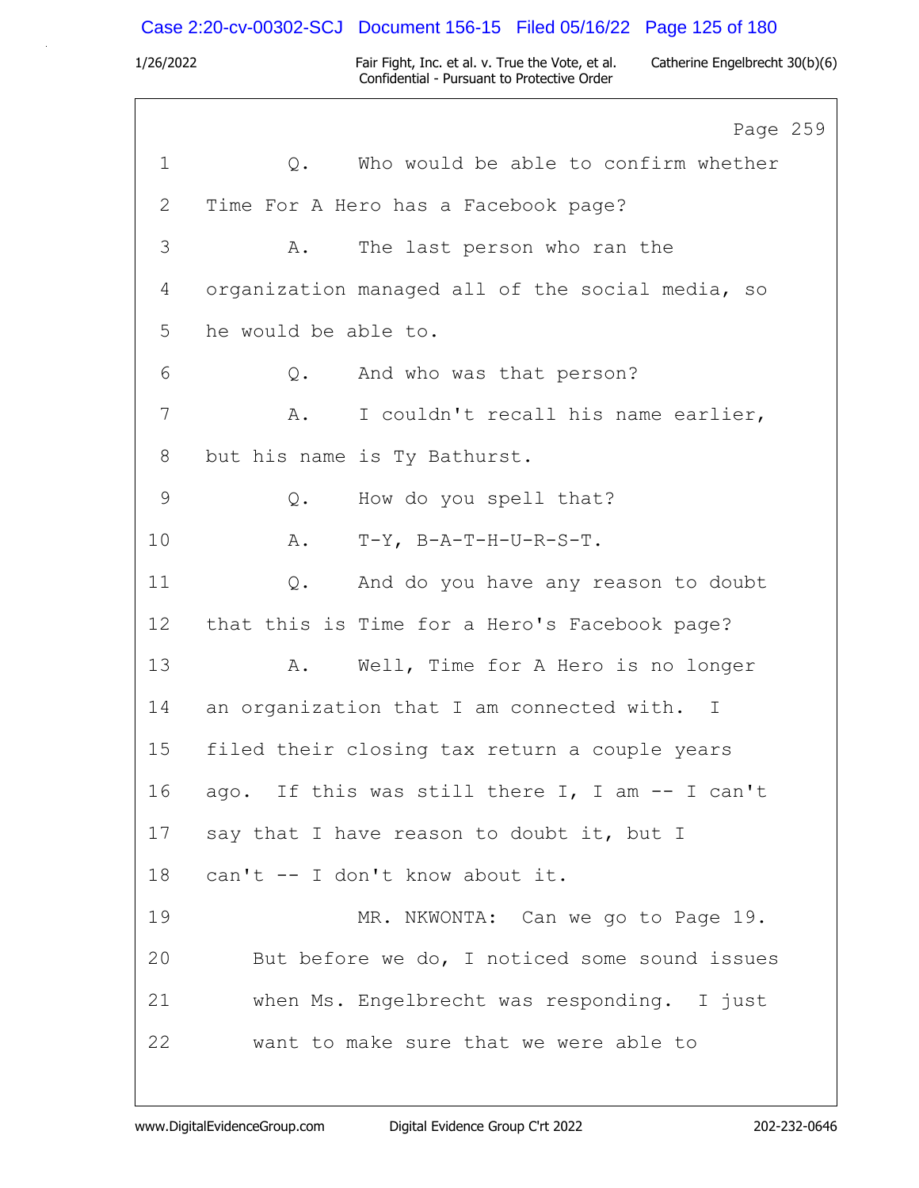Page 259

1 Q. Who would be able to confirm whether
2 Time For A Hero has a Facebook page?
3 A. The last person who ran the
4 organization managed all of the social media, so
5 he would be able to.
6 Q. And who was that person?
7 A. I couldn't recall his name earlier,
8 but his name is Ty Bathurst.
9 Q. How do you spell that?
10 A. T-Y, B-A-T-H-U-R-S-T.
11 Q. And do you have any reason to doubt
12 that this is Time for a Hero's Facebook page?
13 A. Well, Time for A Hero is no longer
14 an organization that I am connected with. I
15 filed their closing tax return a couple years
16 ago. If this was still there I, I am -- I can't
17 say that I have reason to doubt it, but I
18 can't -- I don't know about it.
19 MR. NKWONTA: Can we go to Page 19.
20 But before we do, I noticed some sound issues
21 when Ms. Engelbrecht was responding. I just
22 want to make sure that we were able to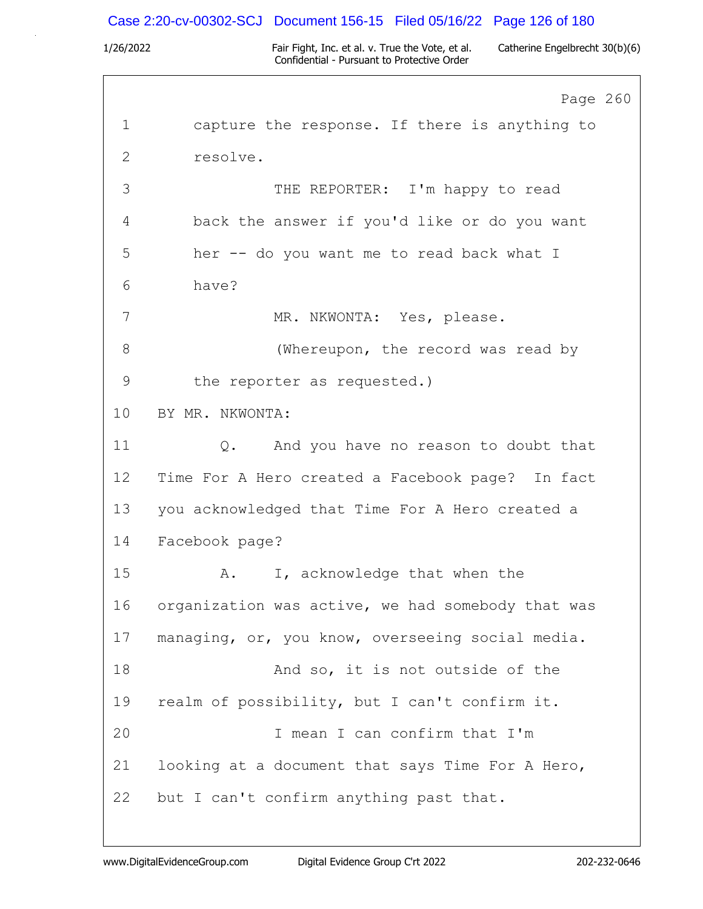Page 260

1 capture the response. If there is anything to
2 resolve.
3 THE REPORTER: I'm happy to read
4 back the answer if you'd like or do you want
5 her -- do you want me to read back what I
6 have?
7 MR. NKWONTA: Yes, please.
8 (Whereupon, the record was read by
9 the reporter as requested.)
10 BY MR. NKWONTA:
11 Q. And you have no reason to doubt that
12 Time For A Hero created a Facebook page? In fact
13 you acknowledged that Time For A Hero created a
14 Facebook page?
15 A. I, acknowledge that when the
16 organization was active, we had somebody that was
17 managing, or, you know, overseeing social media.
18 And so, it is not outside of the
19 realm of possibility, but I can't confirm it.
20 I mean I can confirm that I'm
21 looking at a document that says Time For A Hero,
22 but I can't confirm anything past that.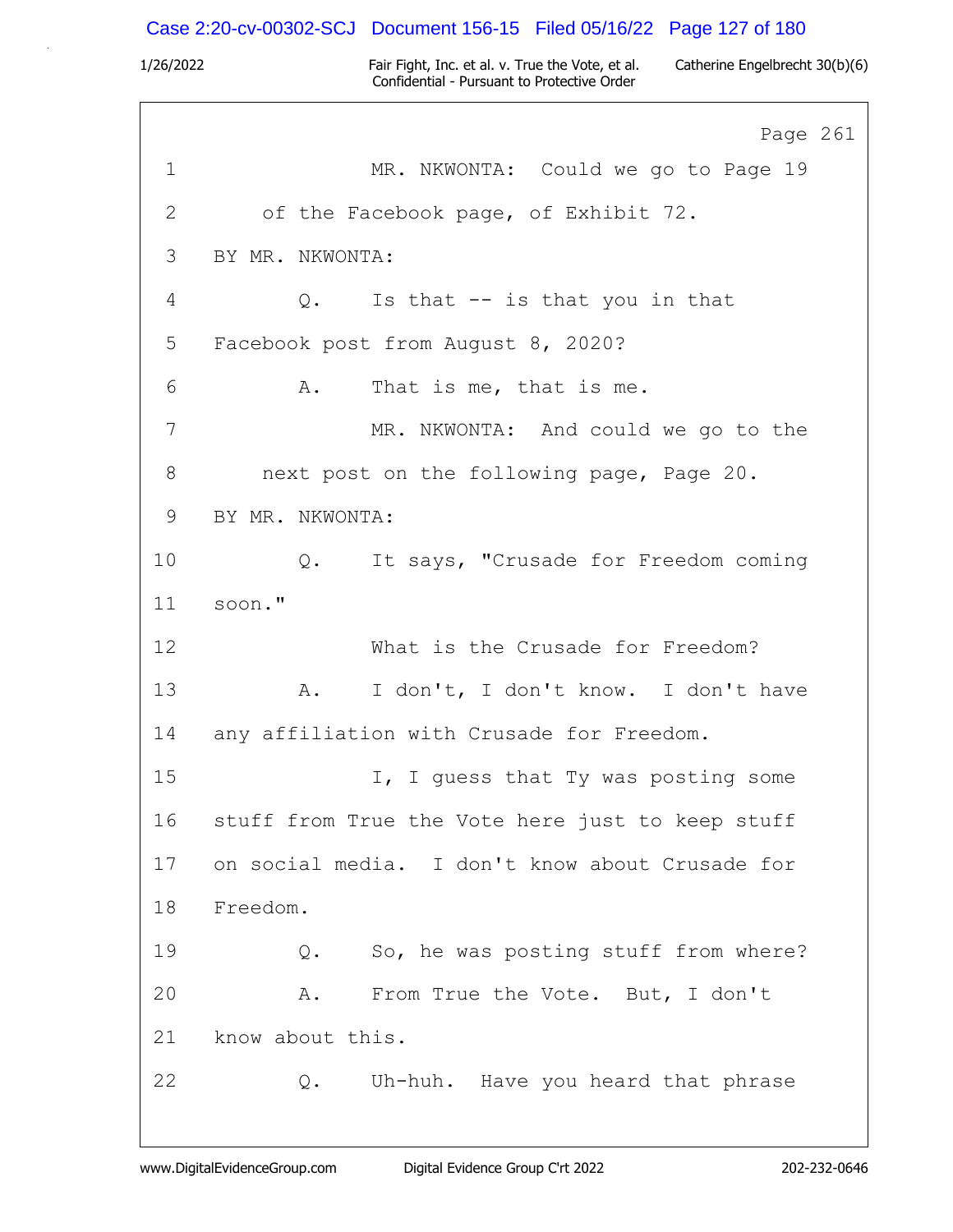Page 261

1 MR. NKWONTA: Could we go to Page 19
2 of the Facebook page, of Exhibit 72.
3 BY MR. NKWONTA:
4 Q. Is that -- is that you in that
5 Facebook post from August 8, 2020?
6 A. That is me, that is me.
7 MR. NKWONTA: And could we go to the
8 next post on the following page, Page 20.
9 BY MR. NKWONTA:
10 Q. It says, "Crusade for Freedom coming
11 soon."
12 What is the Crusade for Freedom?
13 A. I don't, I don't know. I don't have
14 any affiliation with Crusade for Freedom.
15 I, I guess that Ty was posting some
16 stuff from True the Vote here just to keep stuff
17 on social media. I don't know about Crusade for
18 Freedom.
19 Q. So, he was posting stuff from where?
20 A. From True the Vote. But, I don't
21 know about this.
22 Q. Uh-huh. Have you heard that phrase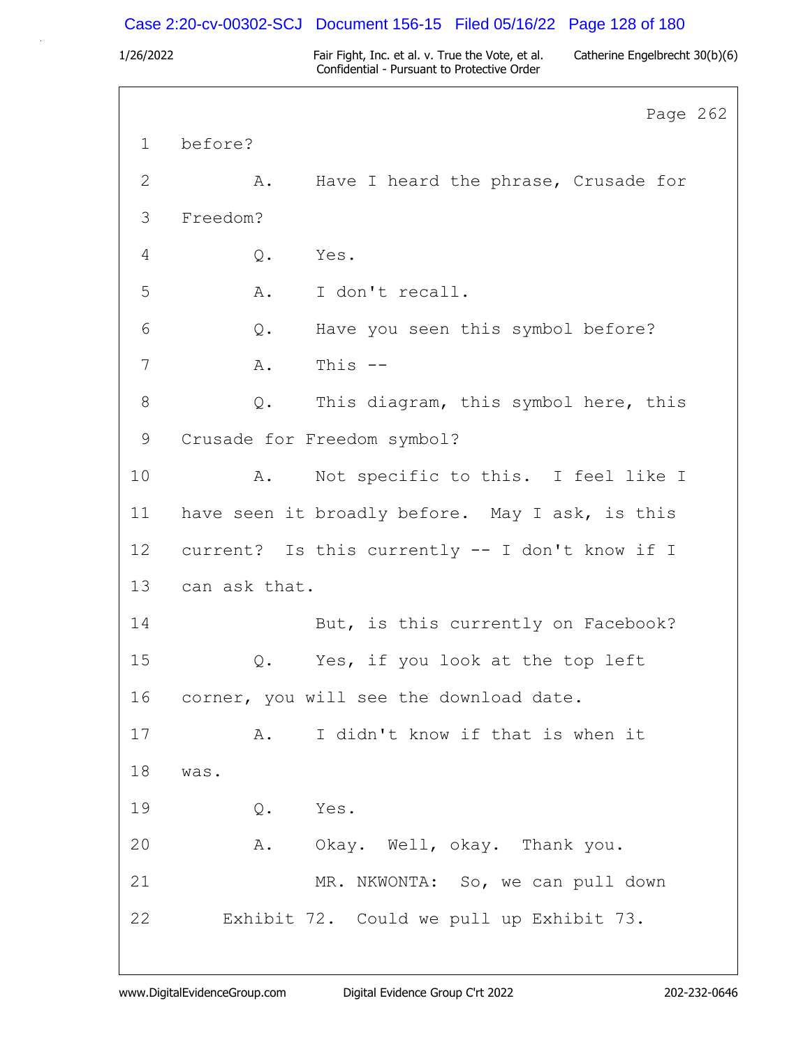Page 262

1 before?

2 A. Have I heard the phrase, Crusade for

3 Freedom?

4 Q. Yes.

5 A. I don't recall.

6 Q. Have you seen this symbol before?

7 A. This --

8 Q. This diagram, this symbol here, this

9 Crusade for Freedom symbol?

10 A. Not specific to this. I feel like I

11 have seen it broadly before. May I ask, is this

12 current? Is this currently -- I don't know if I

13 can ask that.

14 But, is this currently on Facebook?

15 Q. Yes, if you look at the top left

16 corner, you will see the download date.

17 A. I didn't know if that is when it

18 was.

19 Q. Yes.

20 A. Okay. Well, okay. Thank you.

21 MR. NKWONTA: So, we can pull down

22 Exhibit 72. Could we pull up Exhibit 73.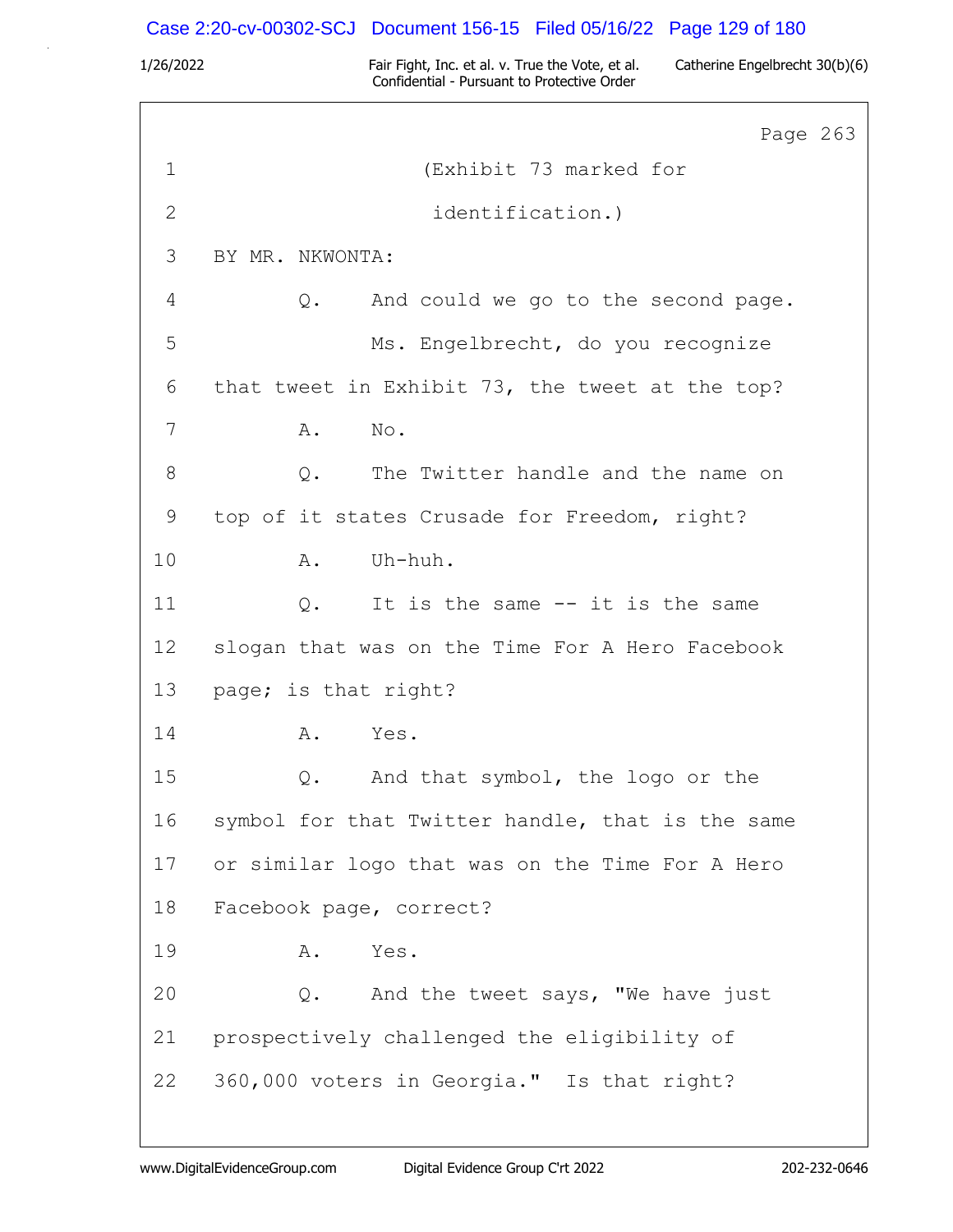Page 263

1 (Exhibit 73 marked for

2 identification.)

3 BY MR. NKWONTA:

4 Q. And could we go to the second page.

5 Ms. Engelbrecht, do you recognize

6 that tweet in Exhibit 73, the tweet at the top?

7 A. No.

8 Q. The Twitter handle and the name on

9 top of it states Crusade for Freedom, right?

10 A. Uh-huh.

11 Q. It is the same -- it is the same

12 slogan that was on the Time For A Hero Facebook

13 page; is that right?

14 A. Yes.

15 Q. And that symbol, the logo or the

16 symbol for that Twitter handle, that is the same

17 or similar logo that was on the Time For A Hero

18 Facebook page, correct?

19 A. Yes.

20 Q. And the tweet says, "We have just

21 prospectively challenged the eligibility of

22 360,000 voters in Georgia." Is that right?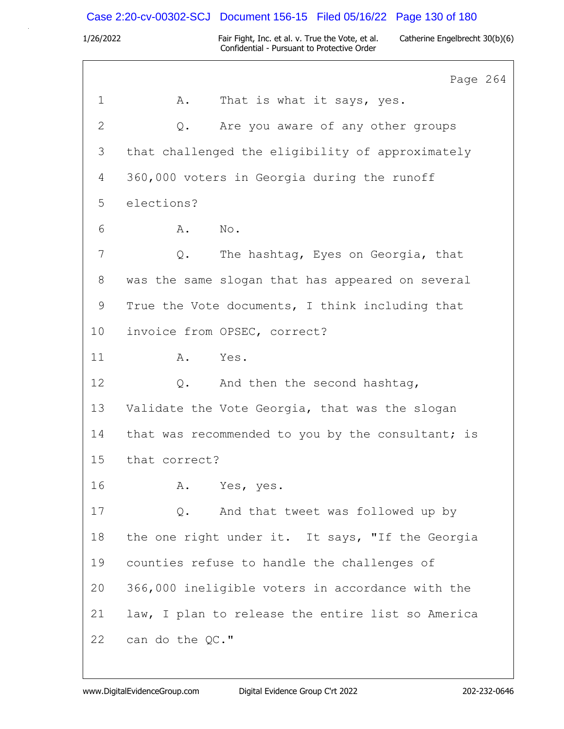Page 264

1 A. That is what it says, yes.

2 Q. Are you aware of any other groups

3 that challenged the eligibility of approximately

4 360,000 voters in Georgia during the runoff

5 elections?

6 A. No.

7 Q. The hashtag, Eyes on Georgia, that

8 was the same slogan that has appeared on several

9 True the Vote documents, I think including that

10 invoice from OPSEC, correct?

11 A. Yes.

12 Q. And then the second hashtag,

13 Validate the Vote Georgia, that was the slogan

14 that was recommended to you by the consultant; is

15 that correct?

16 A. Yes, yes.

17 Q. And that tweet was followed up by

18 the one right under it. It says, "If the Georgia

19 counties refuse to handle the challenges of

20 366,000 ineligible voters in accordance with the

21 law, I plan to release the entire list so America

22 can do the QC."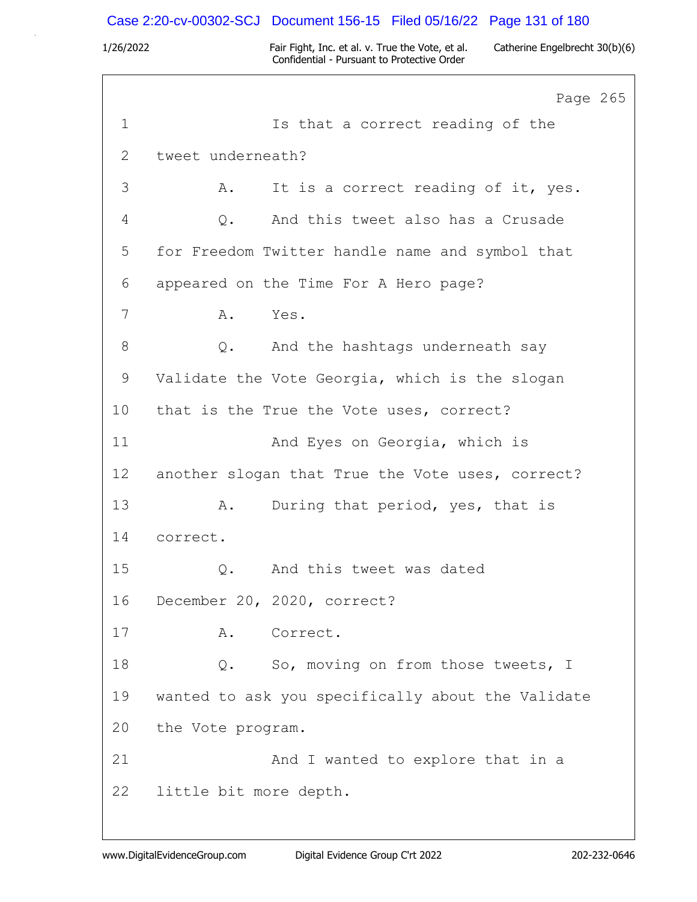Page 265

1 Is that a correct reading of the

2 tweet underneath?

3 A. It is a correct reading of it, yes.

4 Q. And this tweet also has a Crusade

5 for Freedom Twitter handle name and symbol that

6 appeared on the Time For A Hero page?

7 A. Yes.

8 Q. And the hashtags underneath say

9 Validate the Vote Georgia, which is the slogan

10 that is the True the Vote uses, correct?

11 And Eyes on Georgia, which is

12 another slogan that True the Vote uses, correct?

13 A. During that period, yes, that is

14 correct.

15 Q. And this tweet was dated

16 December 20, 2020, correct?

17 A. Correct.

18 Q. So, moving on from those tweets, I

19 wanted to ask you specifically about the Validate

20 the Vote program.

21 And I wanted to explore that in a

22 little bit more depth.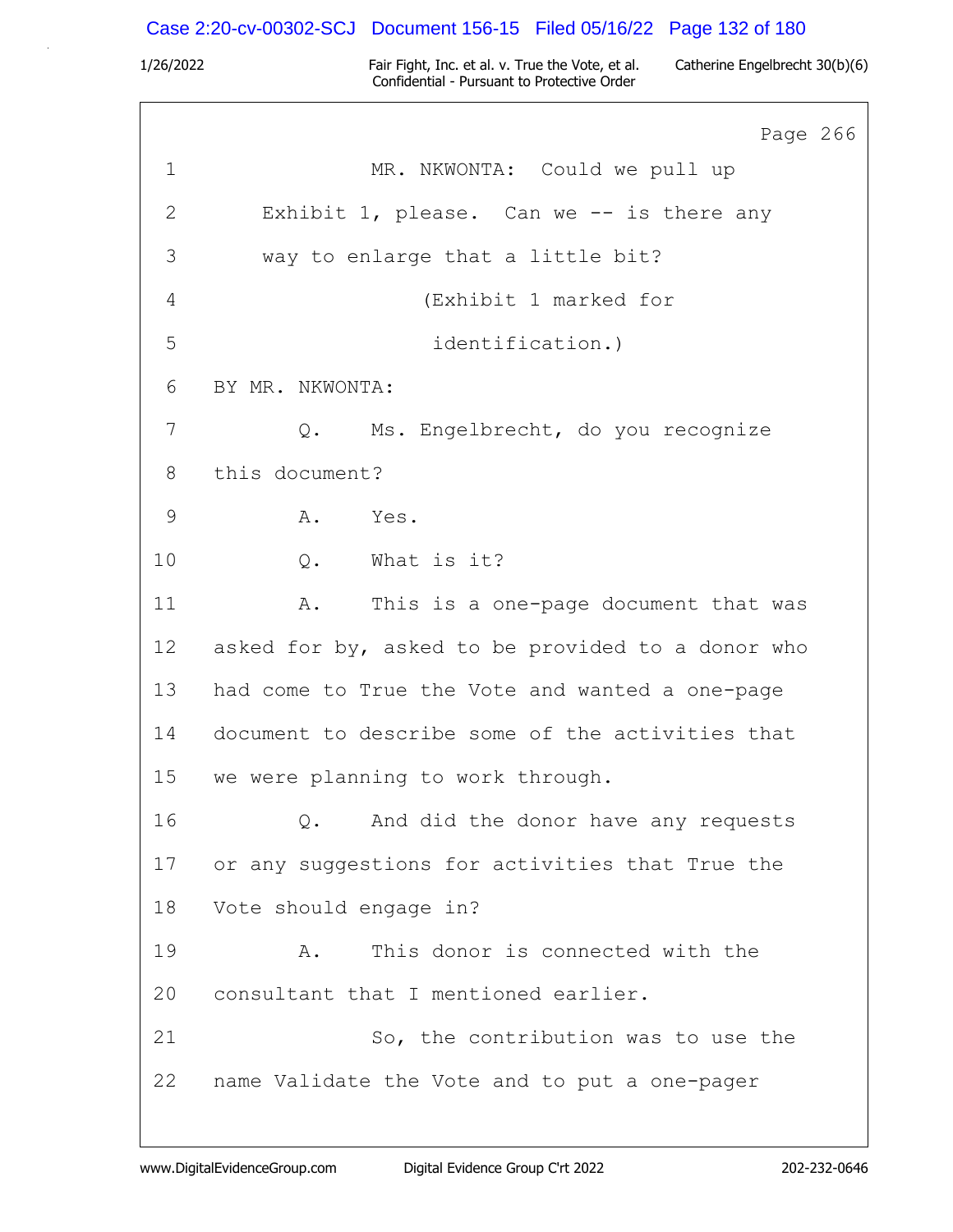Page 266

1 MR. NKWONTA: Could we pull up
2 Exhibit 1, please. Can we -- is there any
3 way to enlarge that a little bit?
4 (Exhibit 1 marked for
5 identification.)
6 BY MR. NKWONTA:
7 Q. Ms. Engelbrecht, do you recognize
8 this document?
9 A. Yes.
10 Q. What is it?
11 A. This is a one-page document that was
12 asked for by, asked to be provided to a donor who
13 had come to True the Vote and wanted a one-page
14 document to describe some of the activities that
15 we were planning to work through.
16 Q. And did the donor have any requests
17 or any suggestions for activities that True the
18 Vote should engage in?
19 A. This donor is connected with the
20 consultant that I mentioned earlier.
21 So, the contribution was to use the
22 name Validate the Vote and to put a one-pager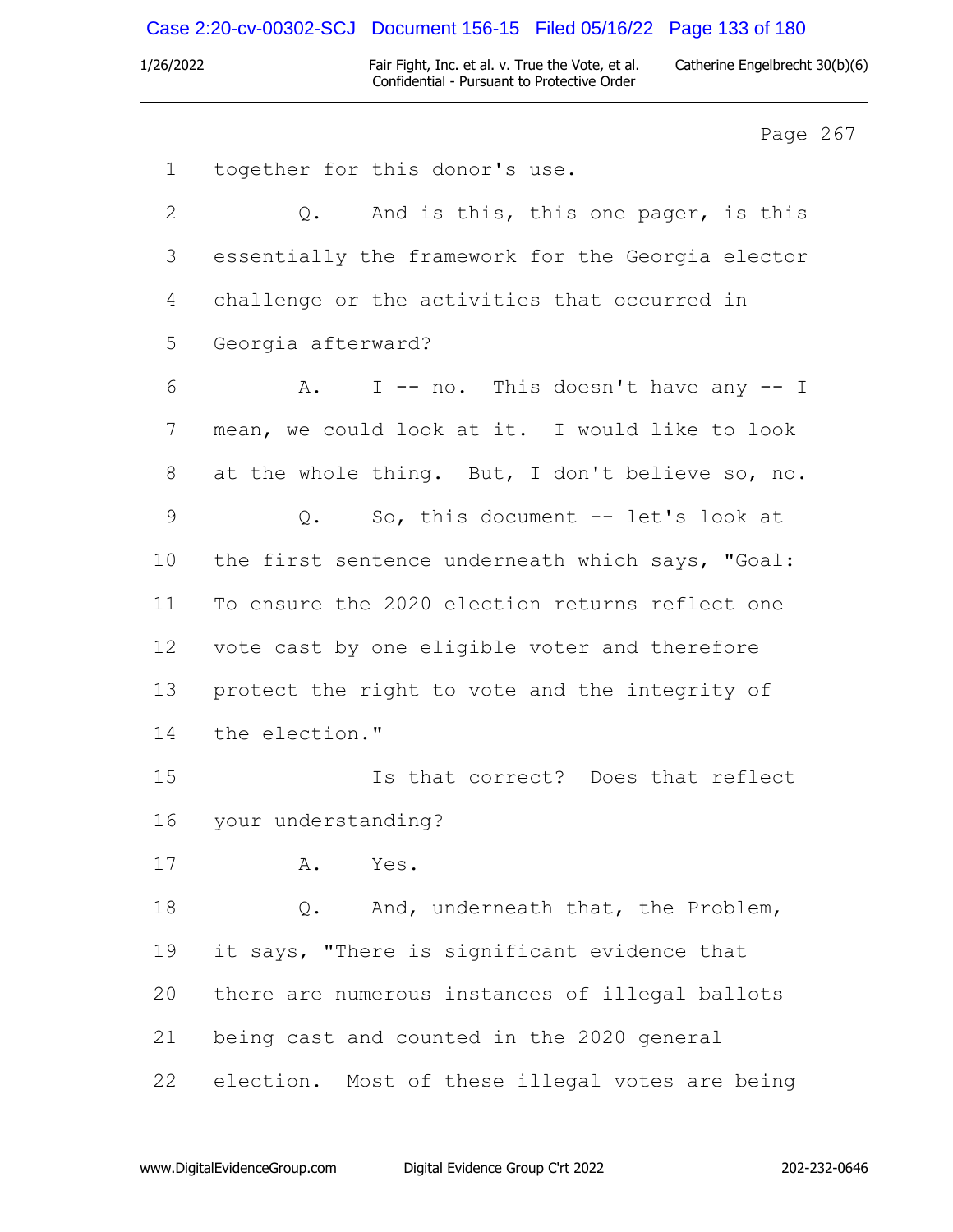Page 267

1 together for this donor's use.

2 Q. And is this, this one pager, is this

3 essentially the framework for the Georgia elector

4 challenge or the activities that occurred in

5 Georgia afterward?

6 A. I -- no. This doesn't have any -- I

7 mean, we could look at it. I would like to look

8 at the whole thing. But, I don't believe so, no.

9 Q. So, this document -- let's look at

10 the first sentence underneath which says, "Goal:

11 To ensure the 2020 election returns reflect one

12 vote cast by one eligible voter and therefore

13 protect the right to vote and the integrity of

14 the election."

15 Is that correct? Does that reflect

16 your understanding?

17 A. Yes.

18 Q. And, underneath that, the Problem,

19 it says, "There is significant evidence that

20 there are numerous instances of illegal ballots

21 being cast and counted in the 2020 general

22 election. Most of these illegal votes are being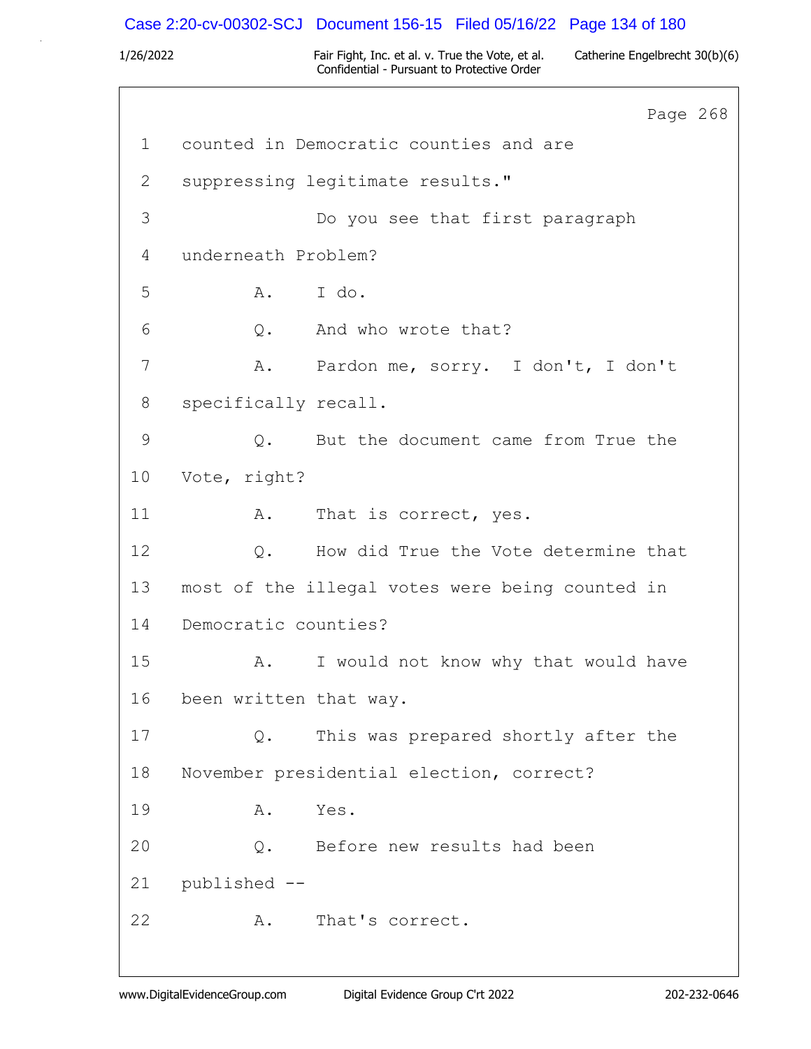Page 268

1 counted in Democratic counties and are
2 suppressing legitimate results."
3 Do you see that first paragraph
4 underneath Problem?
5 A. I do.
6 Q. And who wrote that?
7 A. Pardon me, sorry. I don't, I don't
8 specifically recall.
9 Q. But the document came from True the
10 Vote, right?
11 A. That is correct, yes.
12 Q. How did True the Vote determine that
13 most of the illegal votes were being counted in
14 Democratic counties?
15 A. I would not know why that would have
16 been written that way.
17 Q. This was prepared shortly after the
18 November presidential election, correct?
19 A. Yes.
20 Q. Before new results had been
21 published --
22 A. That's correct.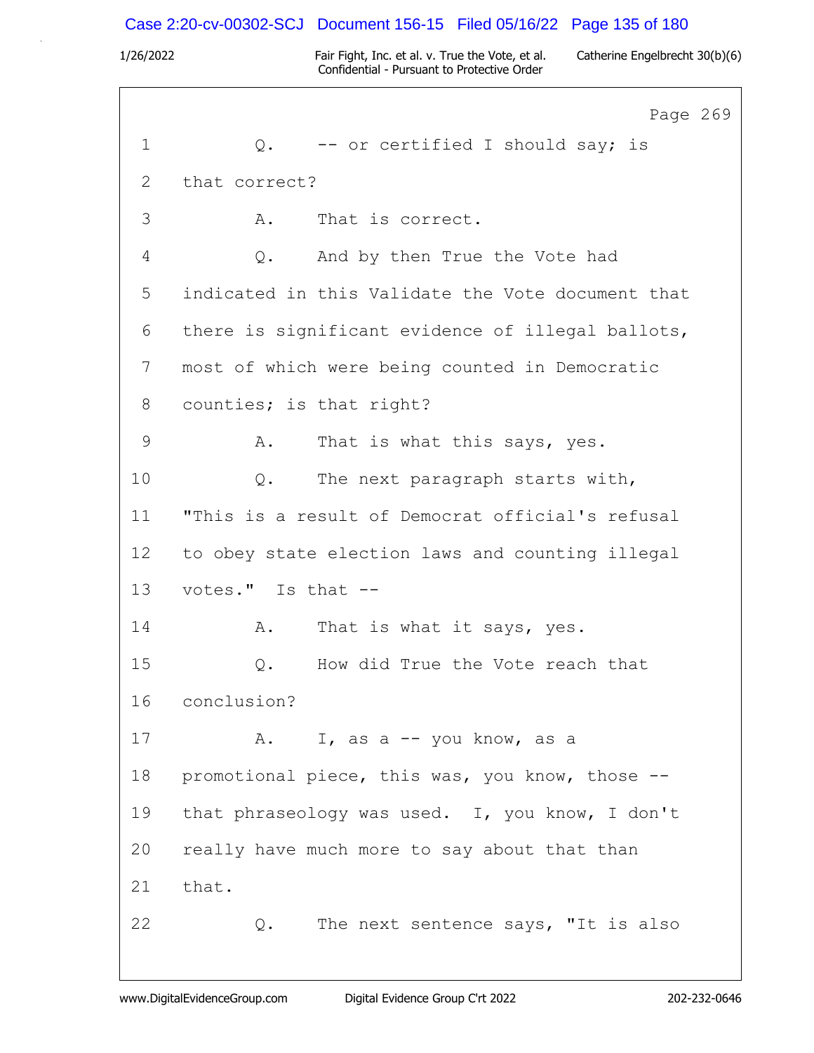Page 269

1 Q. -- or certified I should say; is

2 that correct?

3 A. That is correct.

4 Q. And by then True the Vote had

5 indicated in this Validate the Vote document that

6 there is significant evidence of illegal ballots,

7 most of which were being counted in Democratic

8 counties; is that right?

9 A. That is what this says, yes.

10 Q. The next paragraph starts with,

11 "This is a result of Democrat official's refusal

12 to obey state election laws and counting illegal

13 votes." Is that --

14 A. That is what it says, yes.

15 Q. How did True the Vote reach that

16 conclusion?

17 A. I, as a -- you know, as a

18 promotional piece, this was, you know, those --

19 that phraseology was used. I, you know, I don't

20 really have much more to say about that than

21 that.

22 Q. The next sentence says, "It is also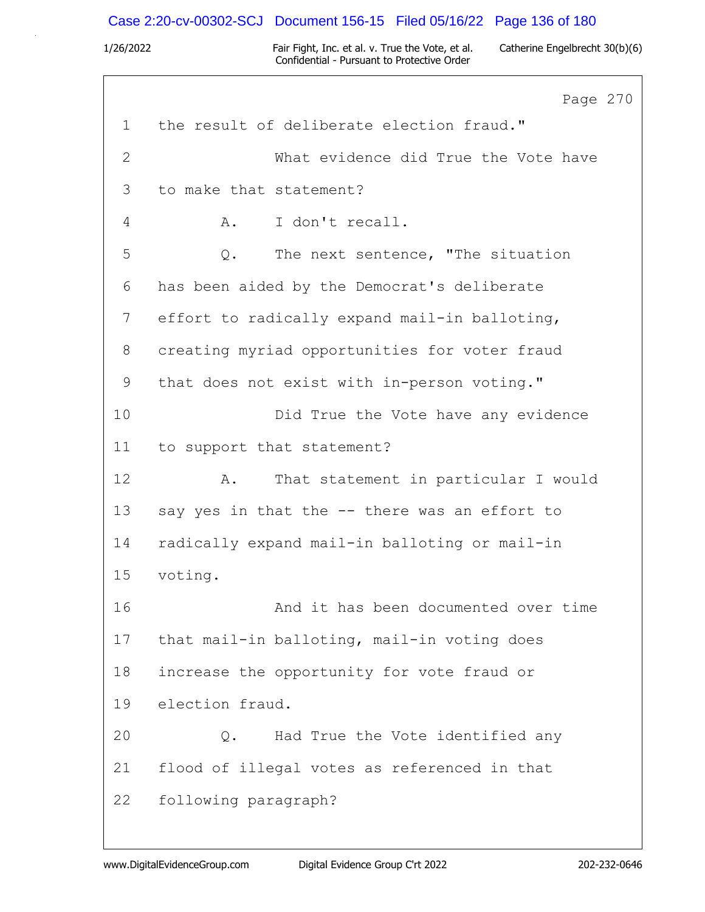Page 270

1 the result of deliberate election fraud."

2 What evidence did True the Vote have

3 to make that statement?

4 A. I don't recall.

5 Q. The next sentence, "The situation

6 has been aided by the Democrat's deliberate

7 effort to radically expand mail-in balloting,

8 creating myriad opportunities for voter fraud

9 that does not exist with in-person voting."

10 Did True the Vote have any evidence

11 to support that statement?

12 A. That statement in particular I would

13 say yes in that the -- there was an effort to

14 radically expand mail-in balloting or mail-in

15 voting.

16 And it has been documented over time

17 that mail-in balloting, mail-in voting does

18 increase the opportunity for vote fraud or

19 election fraud.

20 Q. Had True the Vote identified any

21 flood of illegal votes as referenced in that

22 following paragraph?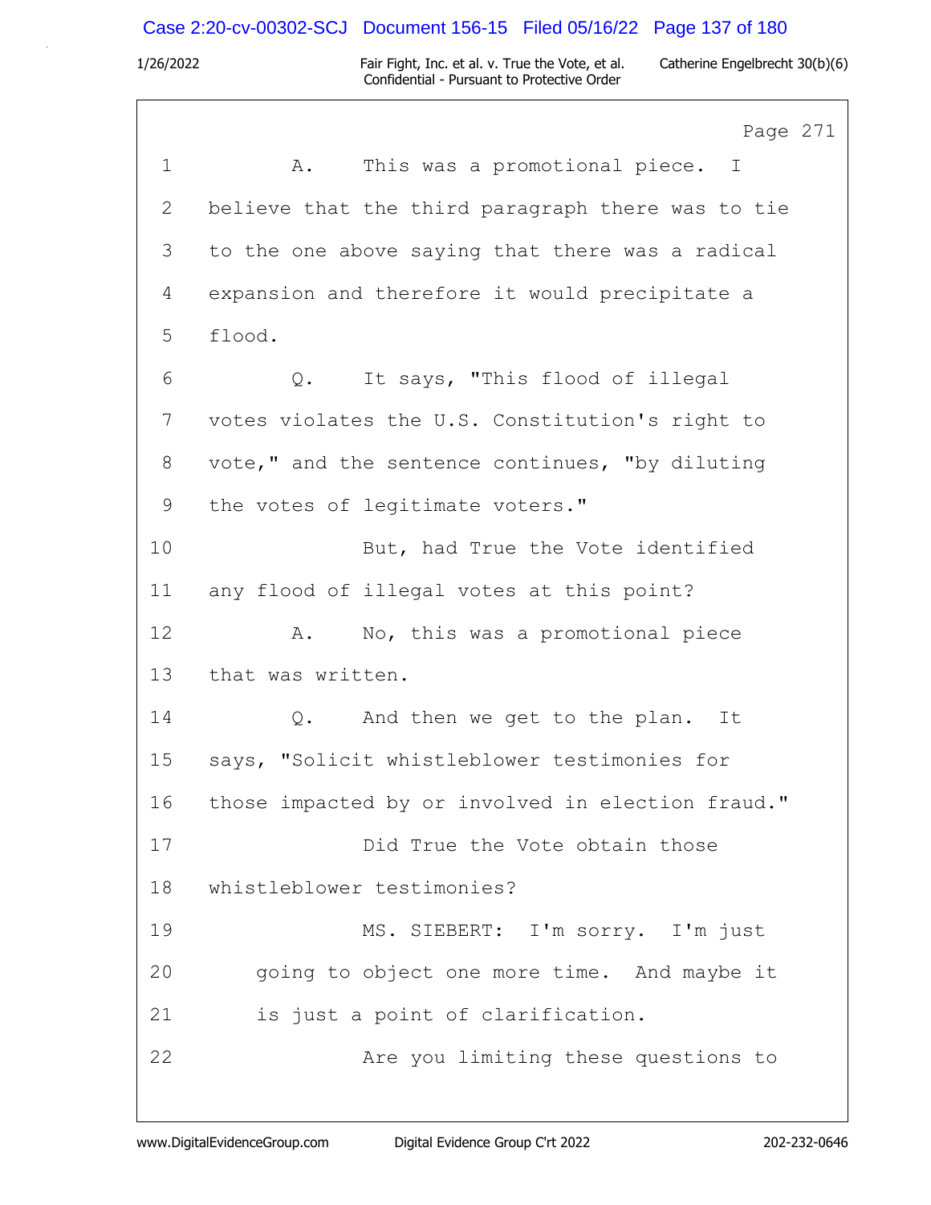Page 271

1 A. This was a promotional piece. I
2 believe that the third paragraph there was to tie
3 to the one above saying that there was a radical
4 expansion and therefore it would precipitate a
5 flood.
6 Q. It says, "This flood of illegal
7 votes violates the U.S. Constitution's right to
8 vote," and the sentence continues, "by diluting
9 the votes of legitimate voters."
10 But, had True the Vote identified
11 any flood of illegal votes at this point?
12 A. No, this was a promotional piece
13 that was written.
14 Q. And then we get to the plan. It
15 says, "Solicit whistleblower testimonies for
16 those impacted by or involved in election fraud."
17 Did True the Vote obtain those
18 whistleblower testimonies?
19 MS. SIEBERT: I'm sorry. I'm just
20 going to object one more time. And maybe it
21 is just a point of clarification.
22 Are you limiting these questions to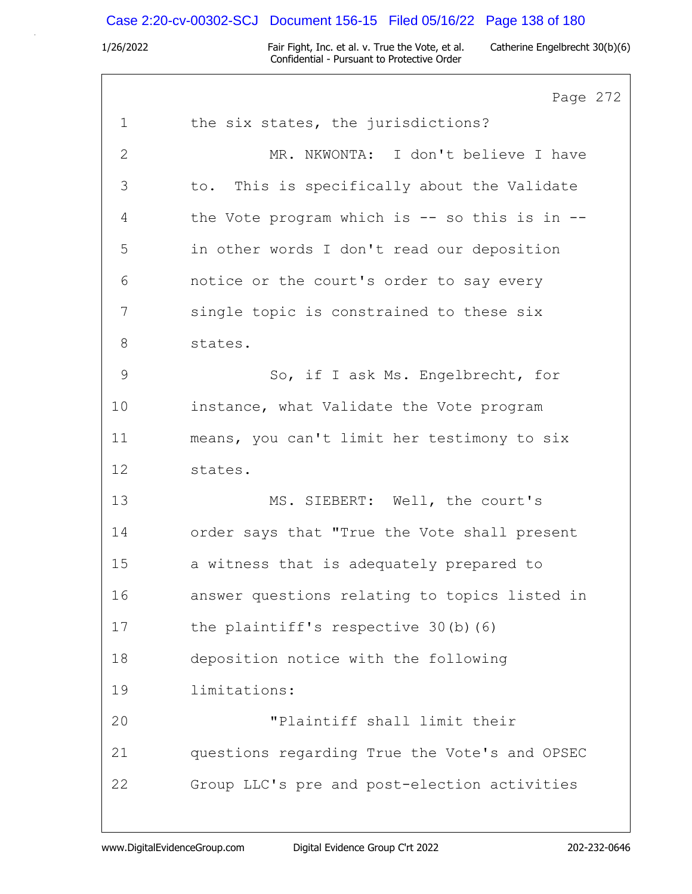Page 272

1 the six states, the jurisdictions?

2 MR. NKWONTA: I don't believe I have

3 to. This is specifically about the Validate

4 the Vote program which is -- so this is in --

5 in other words I don't read our deposition

6 notice or the court's order to say every

7 single topic is constrained to these six

8 states.

9 So, if I ask Ms. Engelbrecht, for

10 instance, what Validate the Vote program

11 means, you can't limit her testimony to six

12 states.

13 MS. SIEBERT: Well, the court's

14 order says that "True the Vote shall present

15 a witness that is adequately prepared to

16 answer questions relating to topics listed in

17 the plaintiff's respective 30(b)(6)

18 deposition notice with the following

19 limitations:

20 "Plaintiff shall limit their

21 questions regarding True the Vote's and OPSEC

22 Group LLC's pre and post-election activities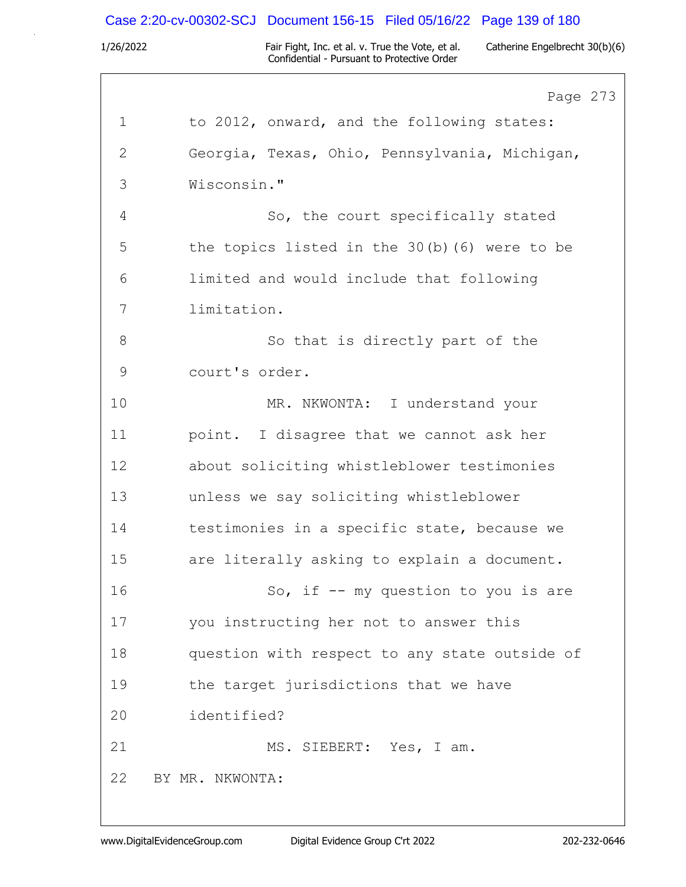Page 273

1 to 2012, onward, and the following states:
2 Georgia, Texas, Ohio, Pennsylvania, Michigan,
3 Wisconsin."
4 So, the court specifically stated
5 the topics listed in the 30(b)(6) were to be
6 limited and would include that following
7 limitation.
8 So that is directly part of the
9 court's order.
10 MR. NKWONTA: I understand your
11 point. I disagree that we cannot ask her
12 about soliciting whistleblower testimonies
13 unless we say soliciting whistleblower
14 testimonies in a specific state, because we
15 are literally asking to explain a document.
16 So, if -- my question to you is are
17 you instructing her not to answer this
18 question with respect to any state outside of
19 the target jurisdictions that we have
20 identified?
21 MS. SIEBERT: Yes, I am.
22 BY MR. NKWONTA: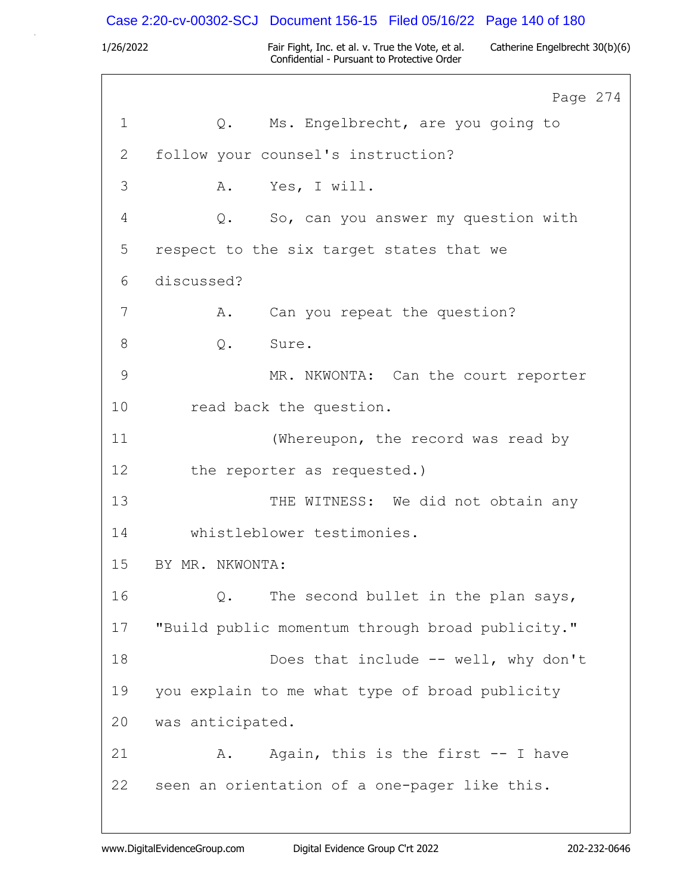Page 274

1 Q. Ms. Engelbrecht, are you going to
2 follow your counsel's instruction?
3 A. Yes, I will.
4 Q. So, can you answer my question with
5 respect to the six target states that we
6 discussed?
7 A. Can you repeat the question?
8 Q. Sure.
9 MR. NKWONTA: Can the court reporter
10 read back the question.
11 (Whereupon, the record was read by
12 the reporter as requested.)
13 THE WITNESS: We did not obtain any
14 whistleblower testimonies.
15 BY MR. NKWONTA:
16 Q. The second bullet in the plan says,
17 "Build public momentum through broad publicity."
18 Does that include -- well, why don't
19 you explain to me what type of broad publicity
20 was anticipated.
21 A. Again, this is the first -- I have
22 seen an orientation of a one-pager like this.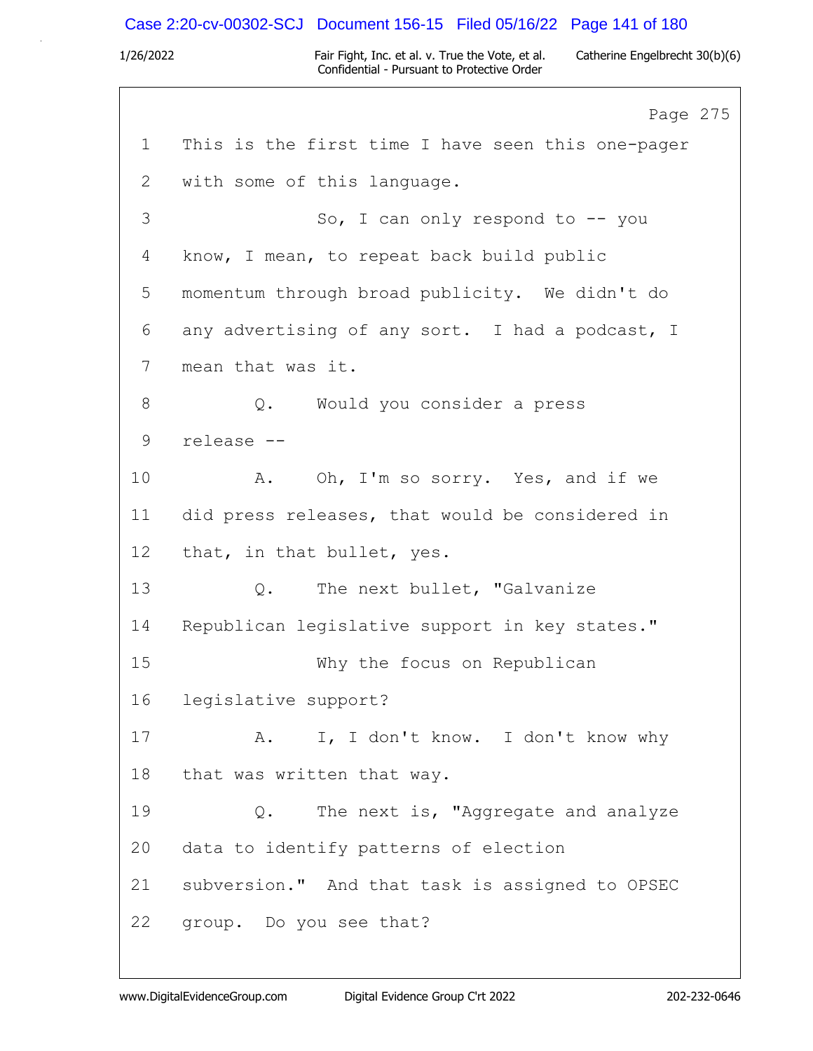Page 275

1 This is the first time I have seen this one-pager
2 with some of this language.
3 So, I can only respond to -- you
4 know, I mean, to repeat back build public
5 momentum through broad publicity. We didn't do
6 any advertising of any sort. I had a podcast, I
7 mean that was it.
8 Q. Would you consider a press
9 release --
10 A. Oh, I'm so sorry. Yes, and if we
11 did press releases, that would be considered in
12 that, in that bullet, yes.
13 Q. The next bullet, "Galvanize
14 Republican legislative support in key states."
15 Why the focus on Republican
16 legislative support?
17 A. I, I don't know. I don't know why
18 that was written that way.
19 Q. The next is, "Aggregate and analyze
20 data to identify patterns of election
21 subversion." And that task is assigned to OPSEC
22 group. Do you see that?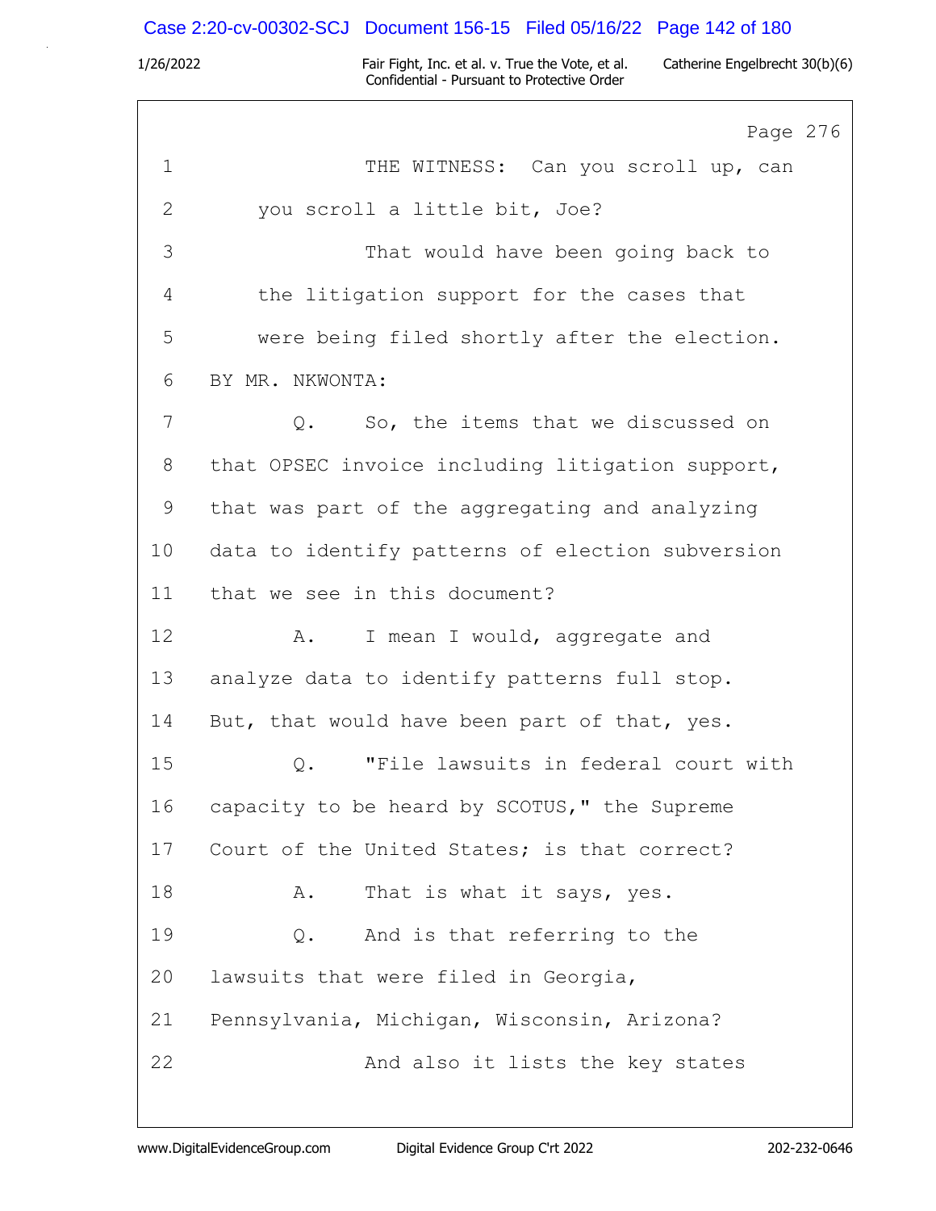Page 276

1 THE WITNESS: Can you scroll up, can
2 you scroll a little bit, Joe?
3 That would have been going back to
4 the litigation support for the cases that
5 were being filed shortly after the election.
6 BY MR. NKWONTA:
7 Q. So, the items that we discussed on
8 that OPSEC invoice including litigation support,
9 that was part of the aggregating and analyzing
10 data to identify patterns of election subversion
11 that we see in this document?
12 A. I mean I would, aggregate and
13 analyze data to identify patterns full stop.
14 But, that would have been part of that, yes.
15 Q. "File lawsuits in federal court with
16 capacity to be heard by SCOTUS," the Supreme
17 Court of the United States; is that correct?
18 A. That is what it says, yes.
19 Q. And is that referring to the
20 lawsuits that were filed in Georgia,
21 Pennsylvania, Michigan, Wisconsin, Arizona?
22 And also it lists the key states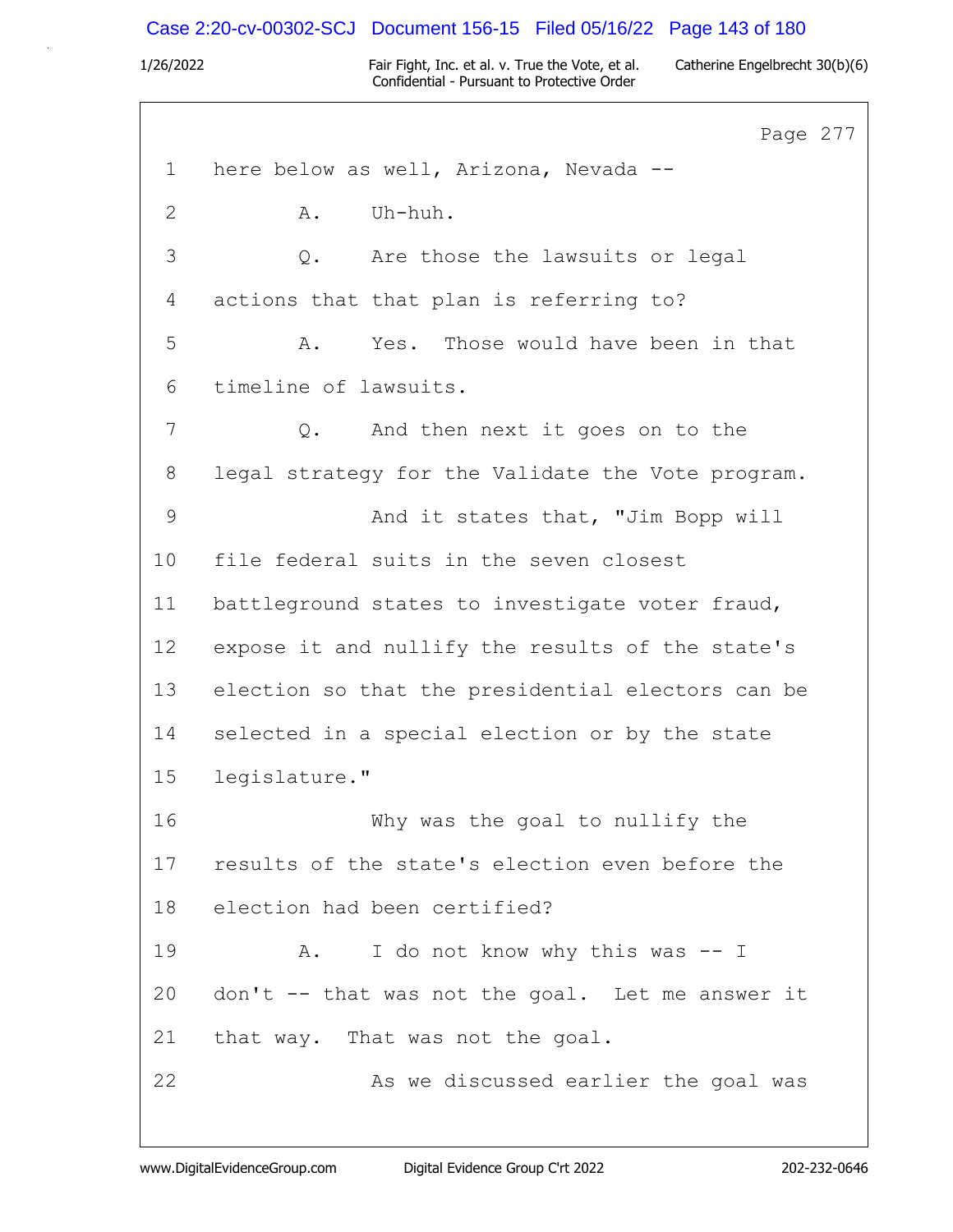Page 277

1 here below as well, Arizona, Nevada --

2 A. Uh-huh.

3 Q. Are those the lawsuits or legal

4 actions that that plan is referring to?

5 A. Yes. Those would have been in that

6 timeline of lawsuits.

7 Q. And then next it goes on to the

8 legal strategy for the Validate the Vote program.

9 And it states that, "Jim Bopp will

10 file federal suits in the seven closest

11 battleground states to investigate voter fraud,

12 expose it and nullify the results of the state's

13 election so that the presidential electors can be

14 selected in a special election or by the state

15 legislature."

16 Why was the goal to nullify the

17 results of the state's election even before the

18 election had been certified?

19 A. I do not know why this was -- I

20 don't -- that was not the goal. Let me answer it

21 that way. That was not the goal.

22 As we discussed earlier the goal was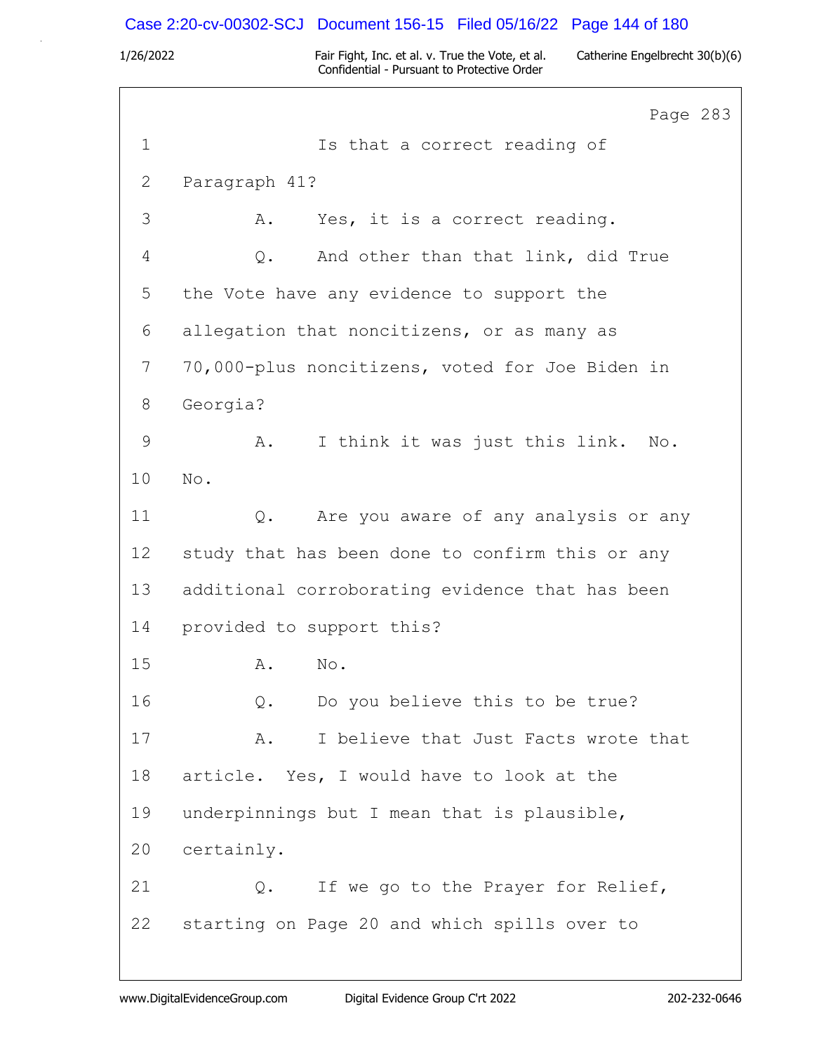Page 283

1 Is that a correct reading of

2 Paragraph 41?

3 A. Yes, it is a correct reading.

4 Q. And other than that link, did True

5 the Vote have any evidence to support the

6 allegation that noncitizens, or as many as

7 70,000-plus noncitizens, voted for Joe Biden in

8 Georgia?

9 A. I think it was just this link. No.

10 No.

11 Q. Are you aware of any analysis or any

12 study that has been done to confirm this or any

13 additional corroborating evidence that has been

14 provided to support this?

15 A. No.

16 Q. Do you believe this to be true?

17 A. I believe that Just Facts wrote that

18 article. Yes, I would have to look at the

19 underpinnings but I mean that is plausible,

20 certainly.

21 Q. If we go to the Prayer for Relief,

22 starting on Page 20 and which spills over to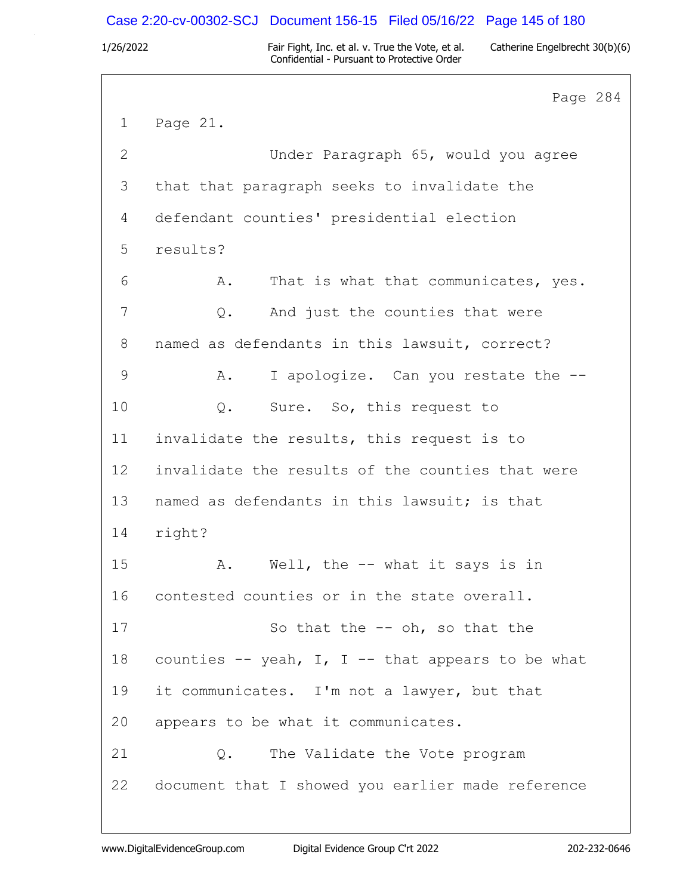Page 284

1 Page 21.

2 Under Paragraph 65, would you agree

3 that that paragraph seeks to invalidate the

4 defendant counties' presidential election

5 results?

6 A. That is what that communicates, yes.

7 Q. And just the counties that were

8 named as defendants in this lawsuit, correct?

9 A. I apologize. Can you restate the --

10 Q. Sure. So, this request to

11 invalidate the results, this request is to

12 invalidate the results of the counties that were

13 named as defendants in this lawsuit; is that

14 right?

15 A. Well, the -- what it says is in

16 contested counties or in the state overall.

17 So that the -- oh, so that the

18 counties -- yeah, I, I -- that appears to be what

19 it communicates. I'm not a lawyer, but that

20 appears to be what it communicates.

21 Q. The Validate the Vote program

22 document that I showed you earlier made reference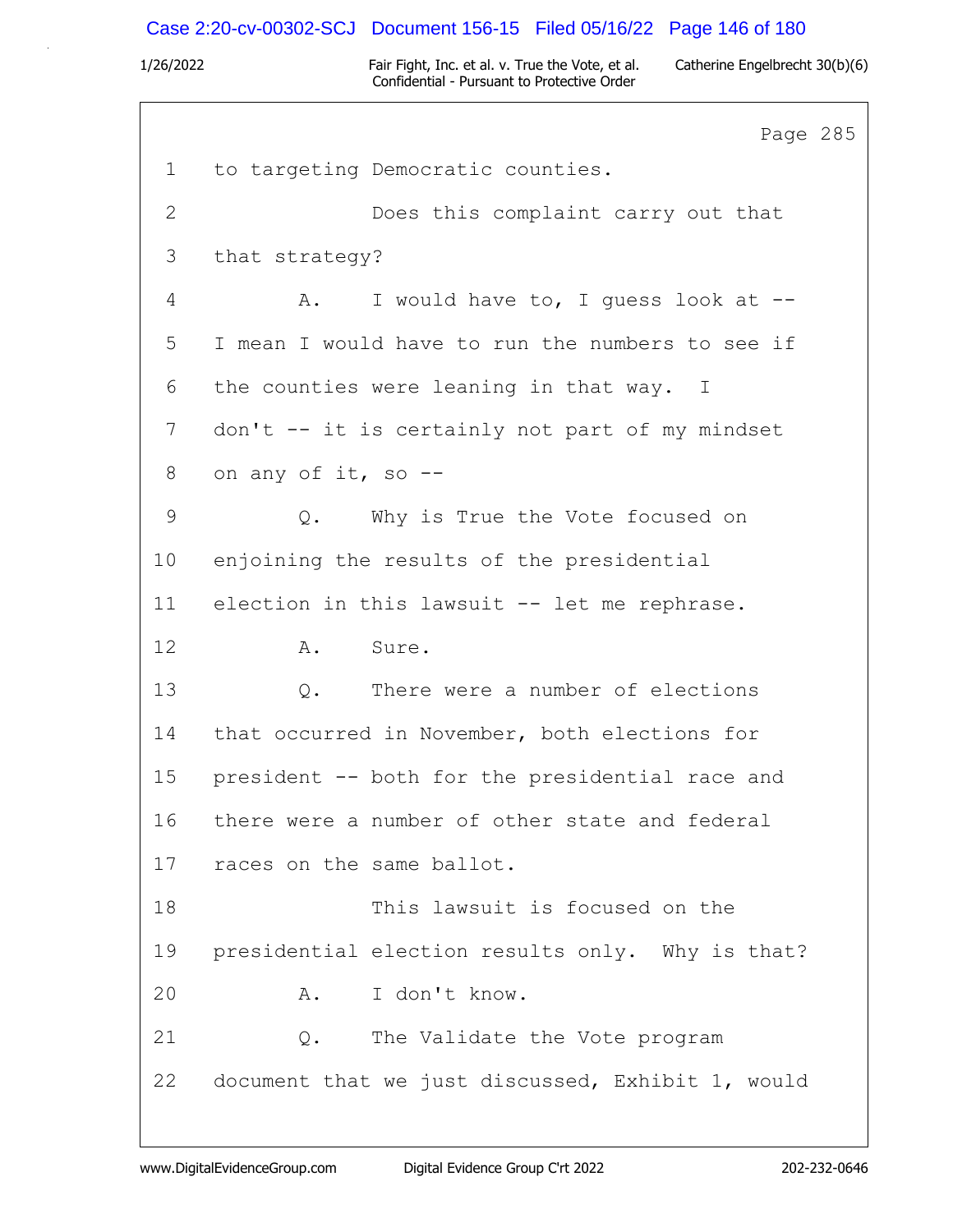Page 285

1 to targeting Democratic counties.

2 Does this complaint carry out that

3 that strategy?

4 A. I would have to, I guess look at --

5 I mean I would have to run the numbers to see if

6 the counties were leaning in that way. I

7 don't -- it is certainly not part of my mindset

8 on any of it, so --

9 Q. Why is True the Vote focused on

10 enjoining the results of the presidential

11 election in this lawsuit -- let me rephrase.

12 A. Sure.

13 Q. There were a number of elections

14 that occurred in November, both elections for

15 president -- both for the presidential race and

16 there were a number of other state and federal

17 races on the same ballot.

18 This lawsuit is focused on the

19 presidential election results only. Why is that?

20 A. I don't know.

21 Q. The Validate the Vote program

22 document that we just discussed, Exhibit 1, would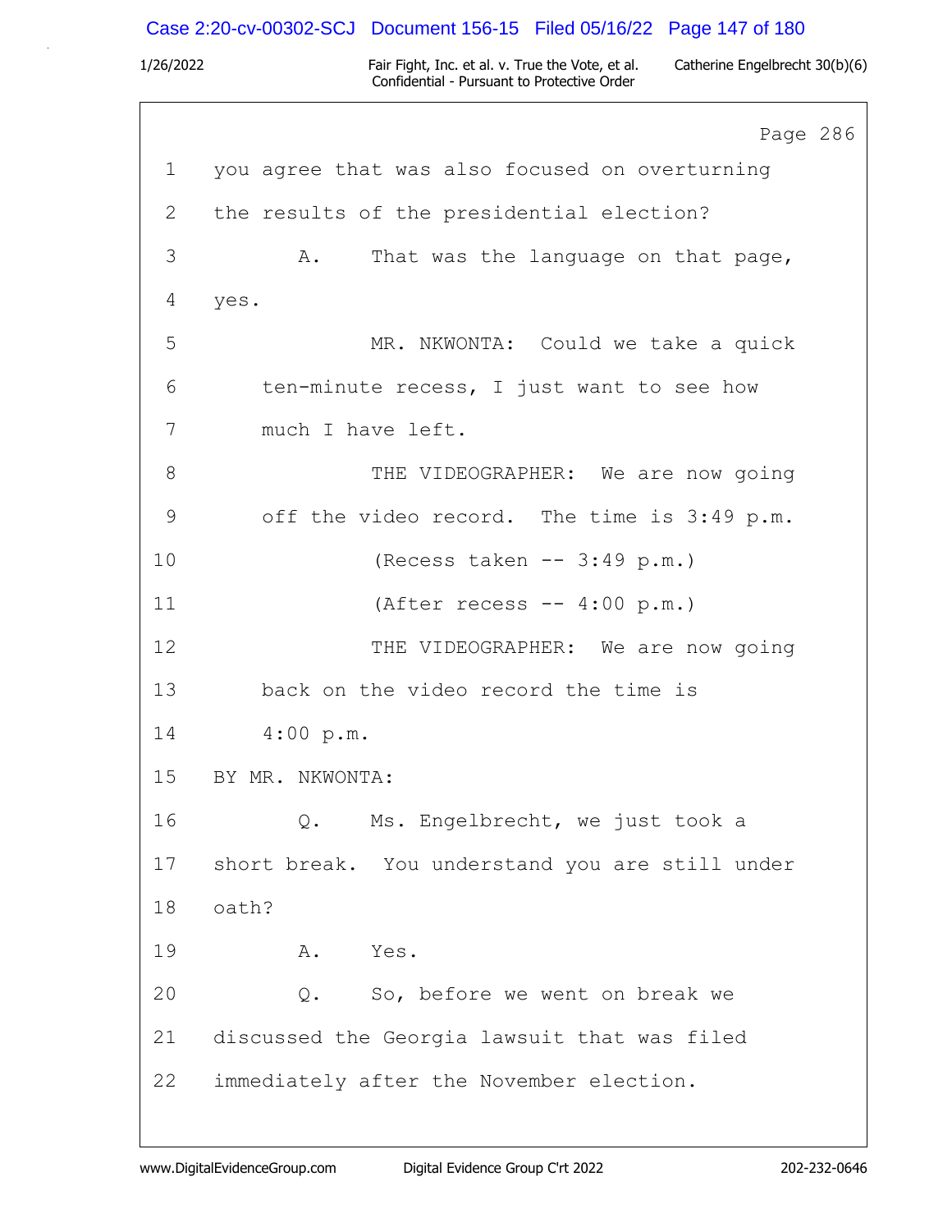Page 286

1 you agree that was also focused on overturning

2 the results of the presidential election?

3 A. That was the language on that page,

4 yes.

5 MR. NKWONTA: Could we take a quick

6 ten-minute recess, I just want to see how

7 much I have left.

8 THE VIDEOGRAPHER: We are now going

9 off the video record. The time is 3:49 p.m.

10 (Recess taken -- 3:49 p.m.)

11 (After recess -- 4:00 p.m.)

12 THE VIDEOGRAPHER: We are now going

13 back on the video record the time is

14 4:00 p.m.

15 BY MR. NKWONTA:

16 Q. Ms. Engelbrecht, we just took a

17 short break. You understand you are still under

18 oath?

19 A. Yes.

20 Q. So, before we went on break we

21 discussed the Georgia lawsuit that was filed

22 immediately after the November election.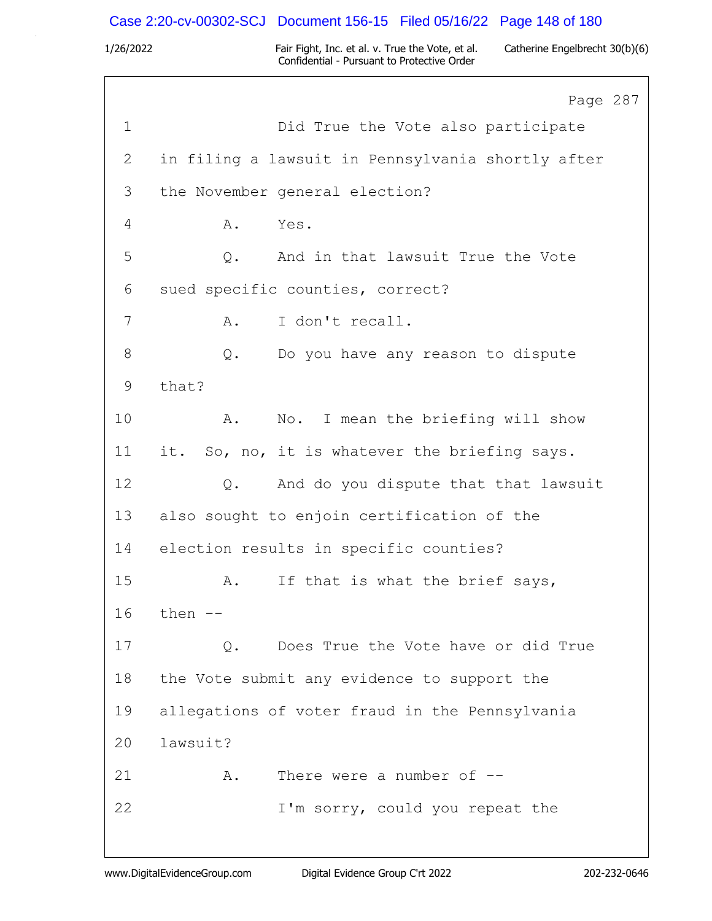Page 287

1 Did True the Vote also participate
2 in filing a lawsuit in Pennsylvania shortly after
3 the November general election?
4 A. Yes.
5 Q. And in that lawsuit True the Vote
6 sued specific counties, correct?
7 A. I don't recall.
8 Q. Do you have any reason to dispute
9 that?
10 A. No. I mean the briefing will show
11 it. So, no, it is whatever the briefing says.
12 Q. And do you dispute that that lawsuit
13 also sought to enjoin certification of the
14 election results in specific counties?
15 A. If that is what the brief says,
16 then --
17 Q. Does True the Vote have or did True
18 the Vote submit any evidence to support the
19 allegations of voter fraud in the Pennsylvania
20 lawsuit?
21 A. There were a number of --
22 I'm sorry, could you repeat the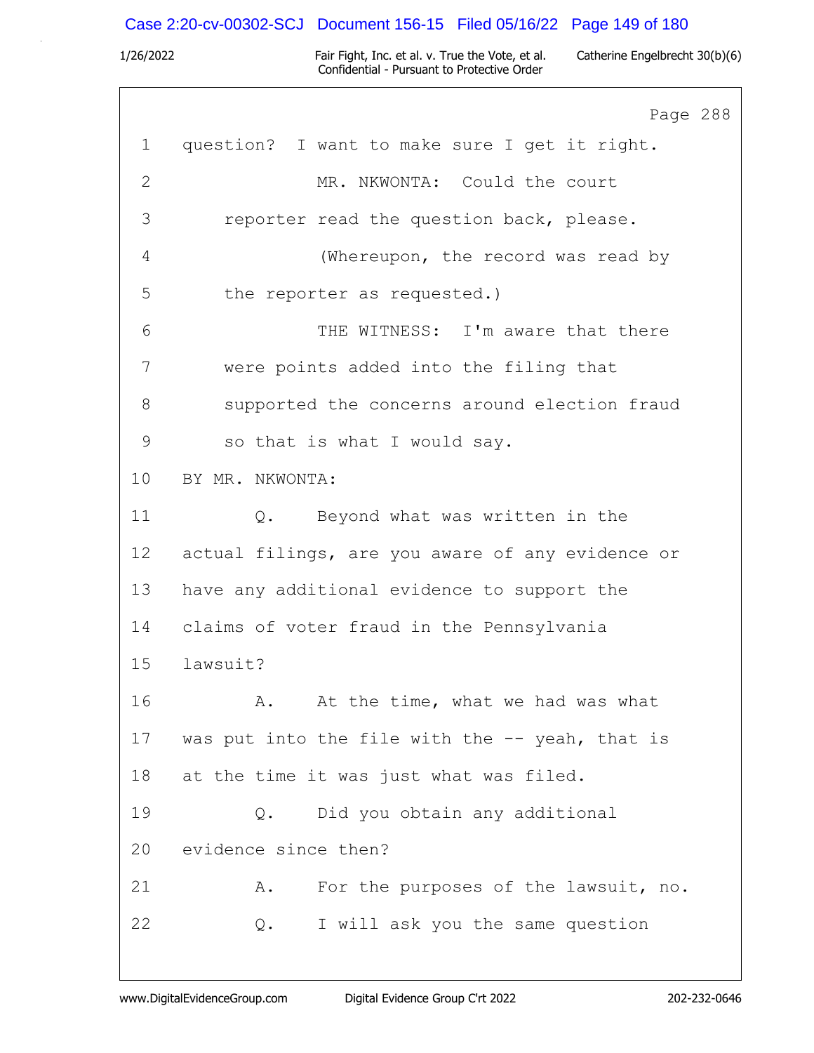Page 288

1 question? I want to make sure I get it right.

2 MR. NKWONTA: Could the court

3 reporter read the question back, please.

4 (Whereupon, the record was read by

5 the reporter as requested.)

6 THE WITNESS: I'm aware that there

7 were points added into the filing that

8 supported the concerns around election fraud

9 so that is what I would say.

10 BY MR. NKWONTA:

11 Q. Beyond what was written in the

12 actual filings, are you aware of any evidence or

13 have any additional evidence to support the

14 claims of voter fraud in the Pennsylvania

15 lawsuit?

16 A. At the time, what we had was what

17 was put into the file with the -- yeah, that is

18 at the time it was just what was filed.

19 Q. Did you obtain any additional

20 evidence since then?

21 A. For the purposes of the lawsuit, no.

22 Q. I will ask you the same question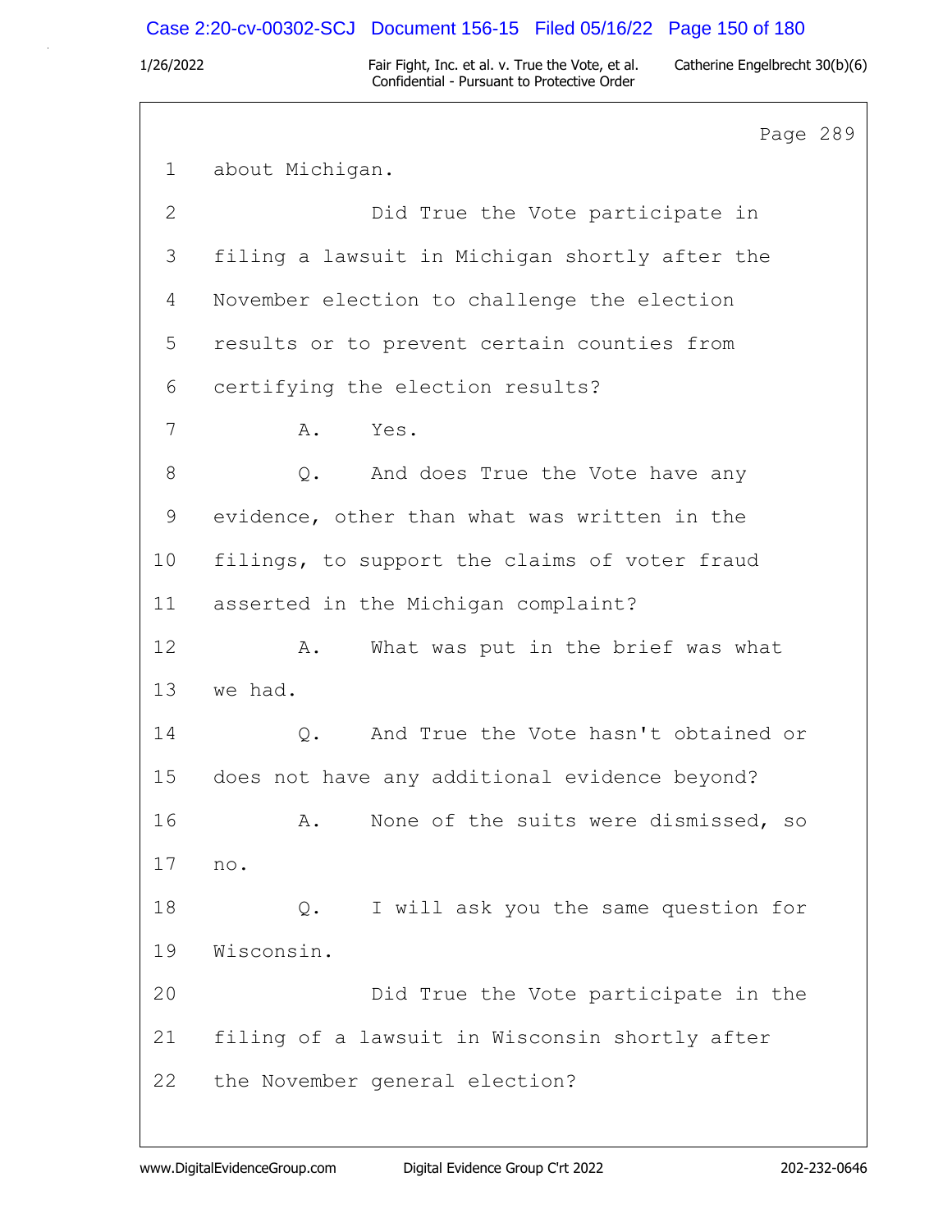Page 289

1 about Michigan.

2 Did True the Vote participate in

3 filing a lawsuit in Michigan shortly after the

4 November election to challenge the election

5 results or to prevent certain counties from

6 certifying the election results?

7 A. Yes.

8 Q. And does True the Vote have any

9 evidence, other than what was written in the

10 filings, to support the claims of voter fraud

11 asserted in the Michigan complaint?

12 A. What was put in the brief was what

13 we had.

14 Q. And True the Vote hasn't obtained or

15 does not have any additional evidence beyond?

16 A. None of the suits were dismissed, so

17 no.

18 Q. I will ask you the same question for

19 Wisconsin.

20 Did True the Vote participate in the

21 filing of a lawsuit in Wisconsin shortly after

22 the November general election?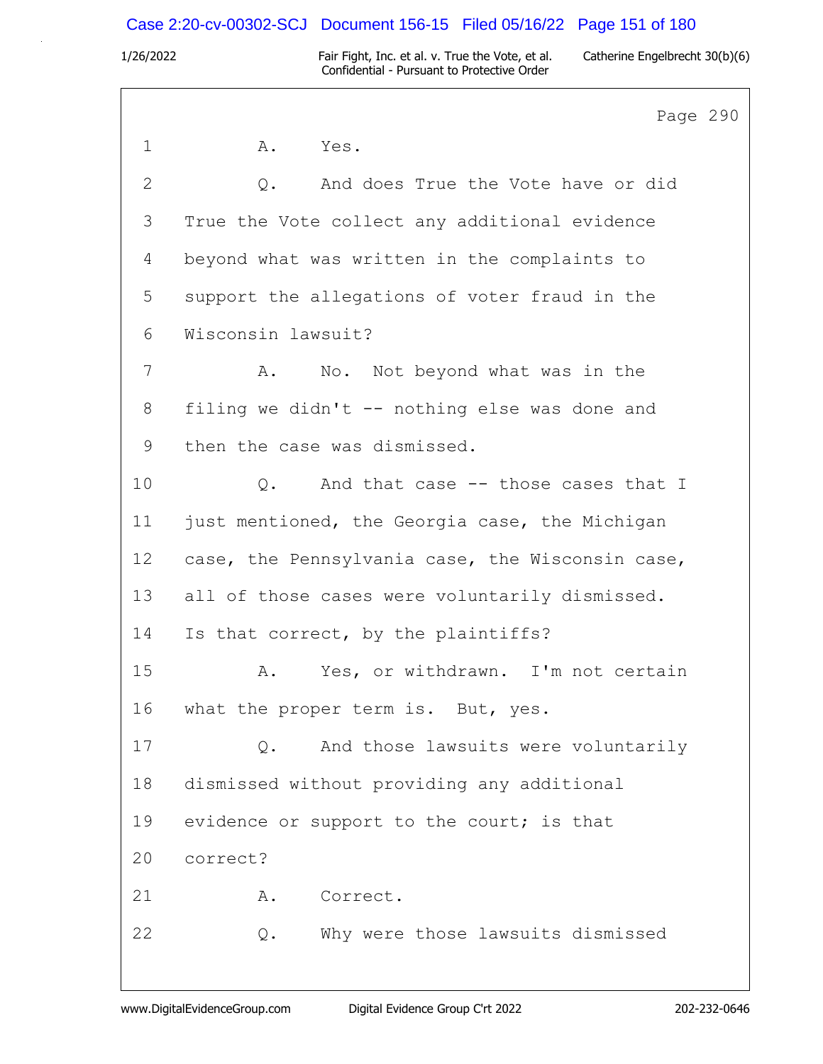Page 290

1 A. Yes.

2 Q. And does True the Vote have or did

3 True the Vote collect any additional evidence

4 beyond what was written in the complaints to

5 support the allegations of voter fraud in the

6 Wisconsin lawsuit?

7 A. No. Not beyond what was in the

8 filing we didn't -- nothing else was done and

9 then the case was dismissed.

10 Q. And that case -- those cases that I

11 just mentioned, the Georgia case, the Michigan

12 case, the Pennsylvania case, the Wisconsin case,

13 all of those cases were voluntarily dismissed.

14 Is that correct, by the plaintiffs?

15 A. Yes, or withdrawn. I'm not certain

16 what the proper term is. But, yes.

17 Q. And those lawsuits were voluntarily

18 dismissed without providing any additional

19 evidence or support to the court; is that

20 correct?

21 A. Correct.

22 Q. Why were those lawsuits dismissed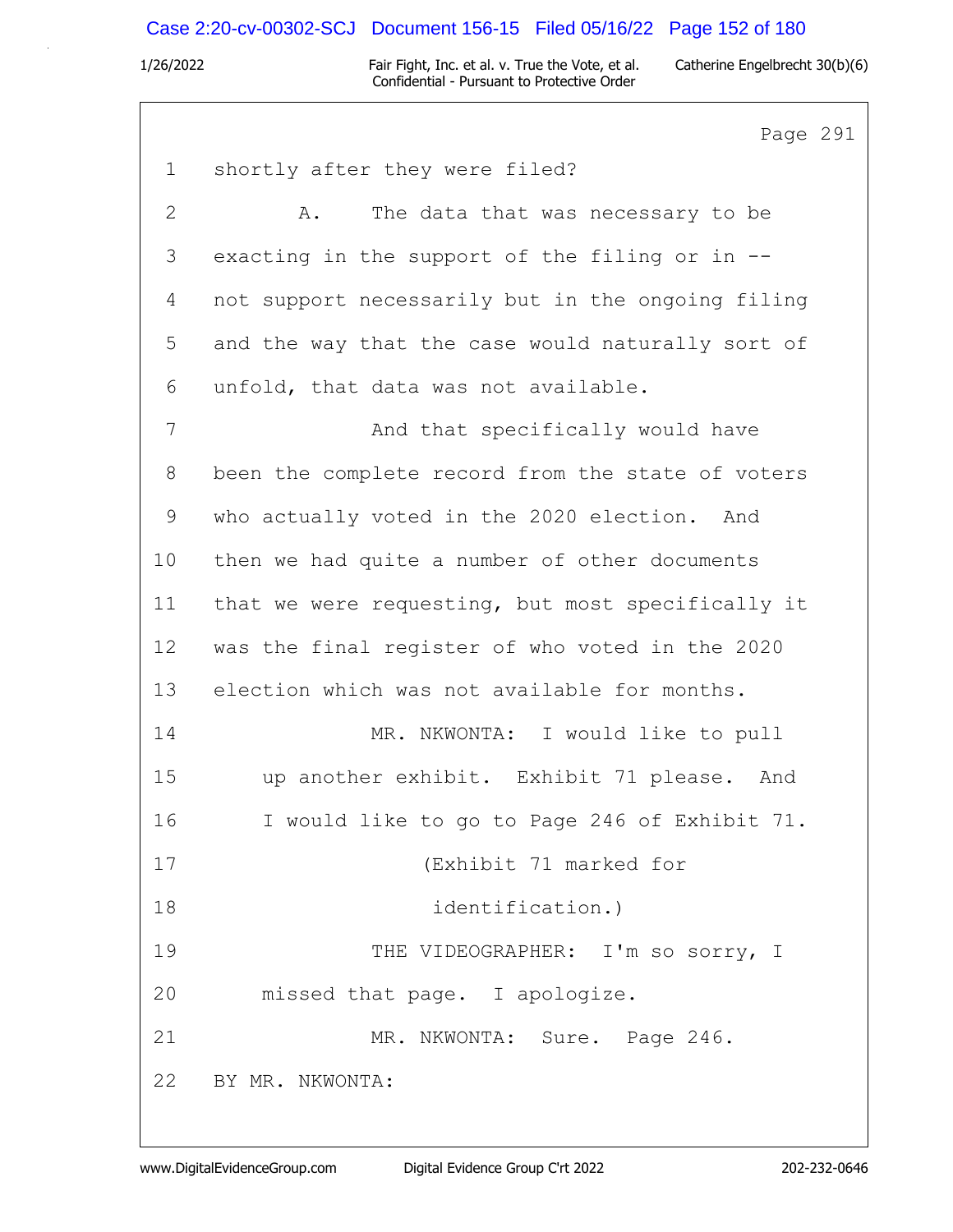Page 291

1 shortly after they were filed?

2 A. The data that was necessary to be

3 exacting in the support of the filing or in --

4 not support necessarily but in the ongoing filing

5 and the way that the case would naturally sort of

6 unfold, that data was not available.

7 And that specifically would have

8 been the complete record from the state of voters

9 who actually voted in the 2020 election. And

10 then we had quite a number of other documents

11 that we were requesting, but most specifically it

12 was the final register of who voted in the 2020

13 election which was not available for months.

14 MR. NKWONTA: I would like to pull

15 up another exhibit. Exhibit 71 please. And

16 I would like to go to Page 246 of Exhibit 71.

17 (Exhibit 71 marked for

18 identification.)

19 THE VIDEOGRAPHER: I'm so sorry, I

20 missed that page. I apologize.

21 MR. NKWONTA: Sure. Page 246.

22 BY MR. NKWONTA: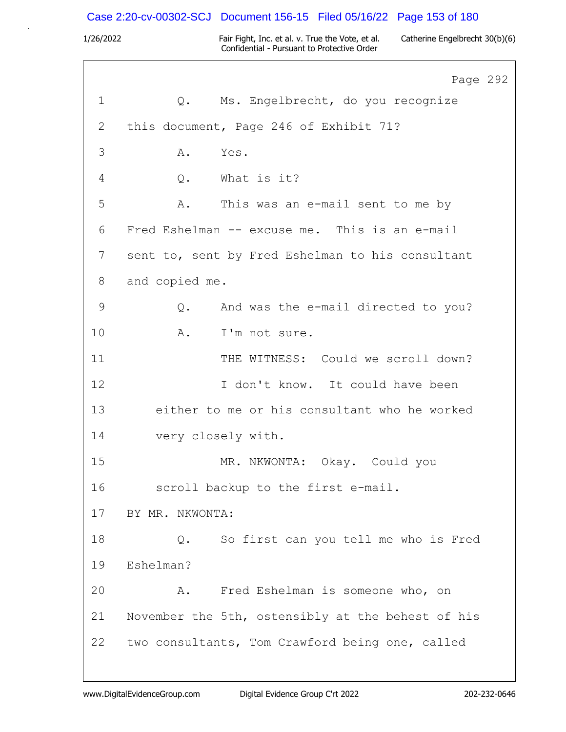Page 292

1 Q. Ms. Engelbrecht, do you recognize
2 this document, Page 246 of Exhibit 71?
3 A. Yes.
4 Q. What is it?
5 A. This was an e-mail sent to me by
6 Fred Eshelman -- excuse me. This is an e-mail
7 sent to, sent by Fred Eshelman to his consultant
8 and copied me.
9 Q. And was the e-mail directed to you?
10 A. I'm not sure.
11 THE WITNESS: Could we scroll down?
12 I don't know. It could have been
13 either to me or his consultant who he worked
14 very closely with.
15 MR. NKWONTA: Okay. Could you
16 scroll backup to the first e-mail.
17 BY MR. NKWONTA:
18 Q. So first can you tell me who is Fred
19 Eshelman?
20 A. Fred Eshelman is someone who, on
21 November the 5th, ostensibly at the behest of his
22 two consultants, Tom Crawford being one, called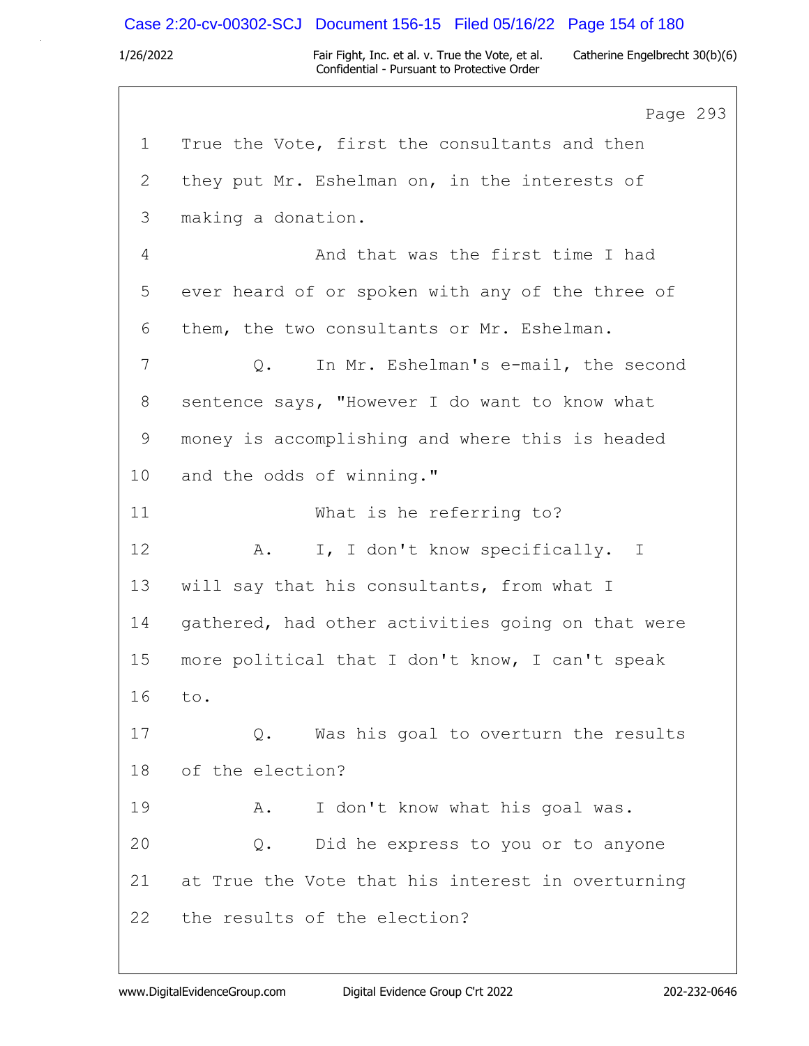Page 293

1 True the Vote, first the consultants and then
2 they put Mr. Eshelman on, in the interests of
3 making a donation.
4 And that was the first time I had
5 ever heard of or spoken with any of the three of
6 them, the two consultants or Mr. Eshelman.
7 Q. In Mr. Eshelman's e-mail, the second
8 sentence says, "However I do want to know what
9 money is accomplishing and where this is headed
10 and the odds of winning."
11 What is he referring to?
12 A. I, I don't know specifically. I
13 will say that his consultants, from what I
14 gathered, had other activities going on that were
15 more political that I don't know, I can't speak
16 to.
17 Q. Was his goal to overturn the results
18 of the election?
19 A. I don't know what his goal was.
20 Q. Did he express to you or to anyone
21 at True the Vote that his interest in overturning
22 the results of the election?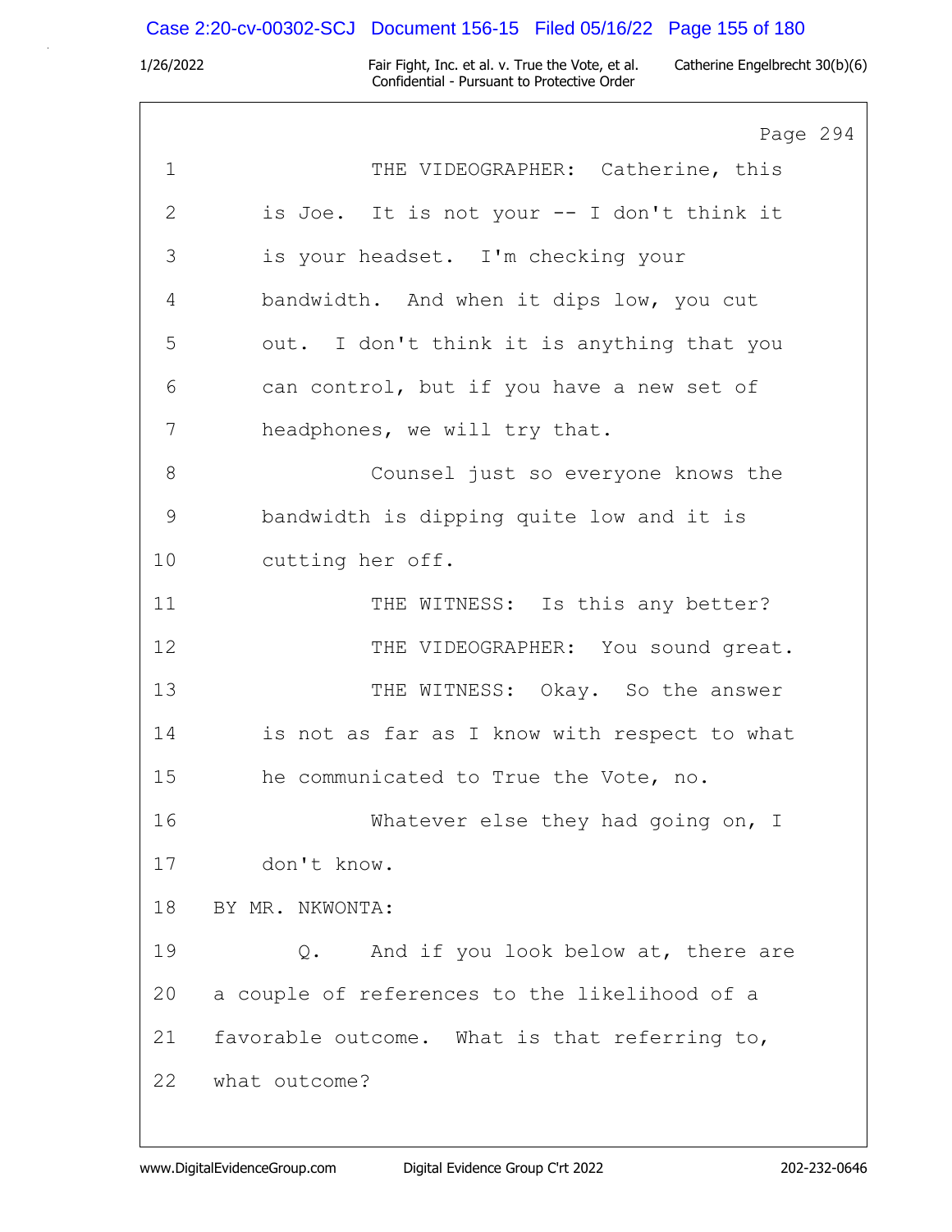Page 294

1 THE VIDEOGRAPHER: Catherine, this
2 is Joe. It is not your -- I don't think it
3 is your headset. I'm checking your
4 bandwidth. And when it dips low, you cut
5 out. I don't think it is anything that you
6 can control, but if you have a new set of
7 headphones, we will try that.
8 Counsel just so everyone knows the
9 bandwidth is dipping quite low and it is
10 cutting her off.
11 THE WITNESS: Is this any better?
12 THE VIDEOGRAPHER: You sound great.
13 THE WITNESS: Okay. So the answer
14 is not as far as I know with respect to what
15 he communicated to True the Vote, no.
16 Whatever else they had going on, I
17 don't know.
18 BY MR. NKWONTA:
19 Q. And if you look below at, there are
20 a couple of references to the likelihood of a
21 favorable outcome. What is that referring to,
22 what outcome?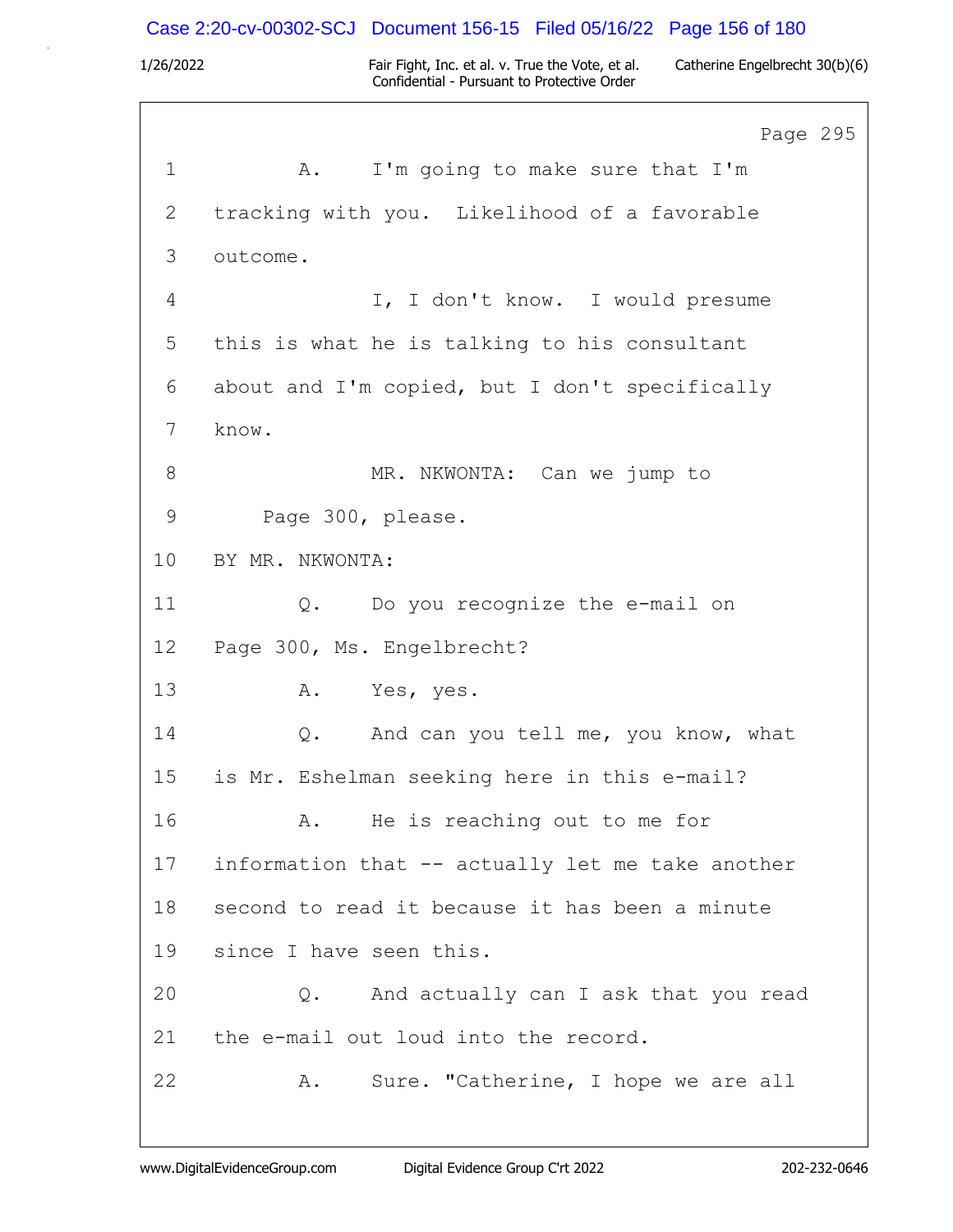Page 295

1 A. I'm going to make sure that I'm

2 tracking with you. Likelihood of a favorable

3 outcome.

4 I, I don't know. I would presume

5 this is what he is talking to his consultant

6 about and I'm copied, but I don't specifically

7 know.

8 MR. NKWONTA: Can we jump to

9 Page 300, please.

10 BY MR. NKWONTA:

11 Q. Do you recognize the e-mail on

12 Page 300, Ms. Engelbrecht?

13 A. Yes, yes.

14 Q. And can you tell me, you know, what

15 is Mr. Eshelman seeking here in this e-mail?

16 A. He is reaching out to me for

17 information that -- actually let me take another

18 second to read it because it has been a minute

19 since I have seen this.

20 Q. And actually can I ask that you read

21 the e-mail out loud into the record.

22 A. Sure. "Catherine, I hope we are all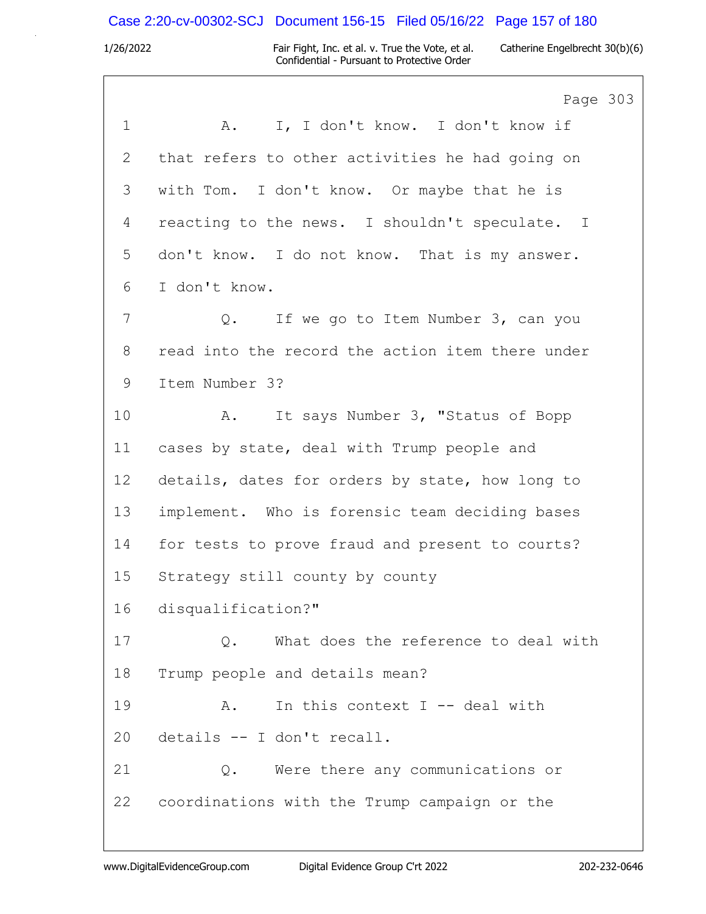Page 303

1 A. I, I don't know. I don't know if
2 that refers to other activities he had going on
3 with Tom. I don't know. Or maybe that he is
4 reacting to the news. I shouldn't speculate. I
5 don't know. I do not know. That is my answer.
6 I don't know.
7 Q. If we go to Item Number 3, can you
8 read into the record the action item there under
9 Item Number 3?
10 A. It says Number 3, "Status of Bopp
11 cases by state, deal with Trump people and
12 details, dates for orders by state, how long to
13 implement. Who is forensic team deciding bases
14 for tests to prove fraud and present to courts?
15 Strategy still county by county
16 disqualification?"
17 Q. What does the reference to deal with
18 Trump people and details mean?
19 A. In this context I -- deal with
20 details -- I don't recall.
21 Q. Were there any communications or
22 coordinations with the Trump campaign or the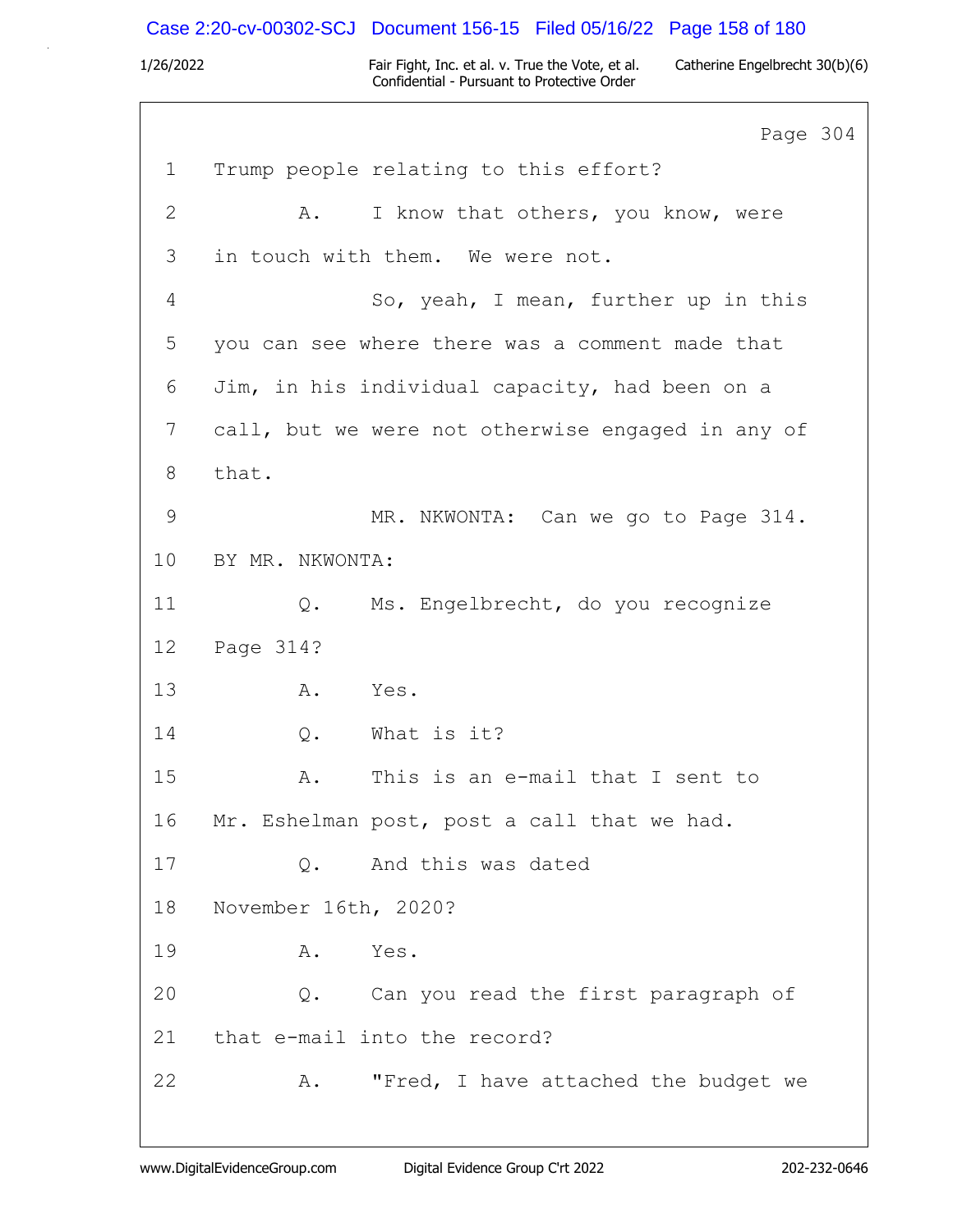Page 304

1 Trump people relating to this effort?

2 A. I know that others, you know, were

3 in touch with them. We were not.

4 So, yeah, I mean, further up in this

5 you can see where there was a comment made that

6 Jim, in his individual capacity, had been on a

7 call, but we were not otherwise engaged in any of

8 that.

9 MR. NKWONTA: Can we go to Page 314.

10 BY MR. NKWONTA:

11 Q. Ms. Engelbrecht, do you recognize

12 Page 314?

13 A. Yes.

14 Q. What is it?

15 A. This is an e-mail that I sent to

16 Mr. Eshelman post, post a call that we had.

17 Q. And this was dated

18 November 16th, 2020?

19 A. Yes.

20 Q. Can you read the first paragraph of

21 that e-mail into the record?

22 A. "Fred, I have attached the budget we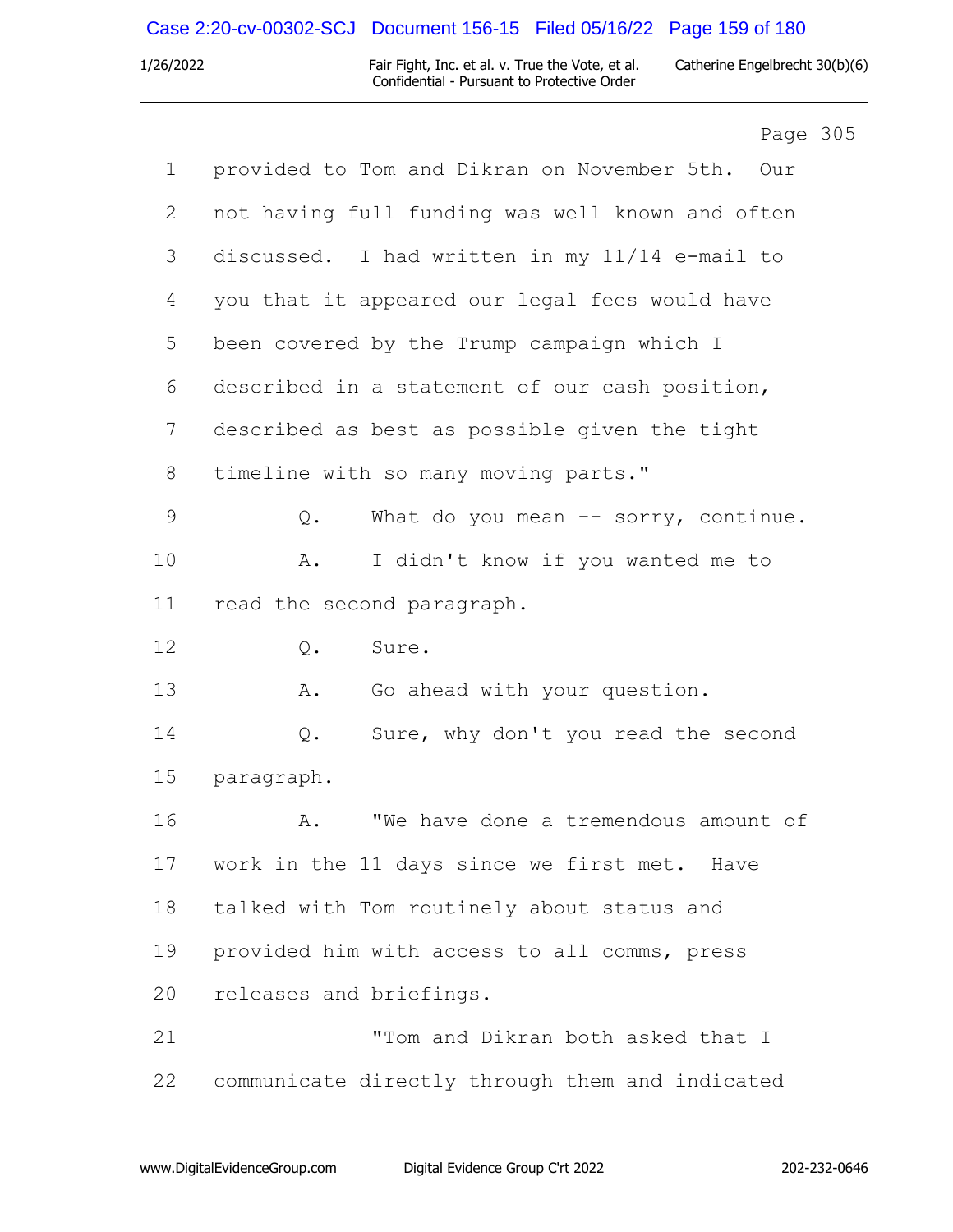Page 305

1 provided to Tom and Dikran on November 5th. Our
2 not having full funding was well known and often
3 discussed. I had written in my 11/14 e-mail to
4 you that it appeared our legal fees would have
5 been covered by the Trump campaign which I
6 described in a statement of our cash position,
7 described as best as possible given the tight
8 timeline with so many moving parts."
9 Q. What do you mean -- sorry, continue.
10 A. I didn't know if you wanted me to
11 read the second paragraph.
12 Q. Sure.
13 A. Go ahead with your question.
14 Q. Sure, why don't you read the second
15 paragraph.
16 A. "We have done a tremendous amount of
17 work in the 11 days since we first met. Have
18 talked with Tom routinely about status and
19 provided him with access to all comms, press
20 releases and briefings.
21 "Tom and Dikran both asked that I
22 communicate directly through them and indicated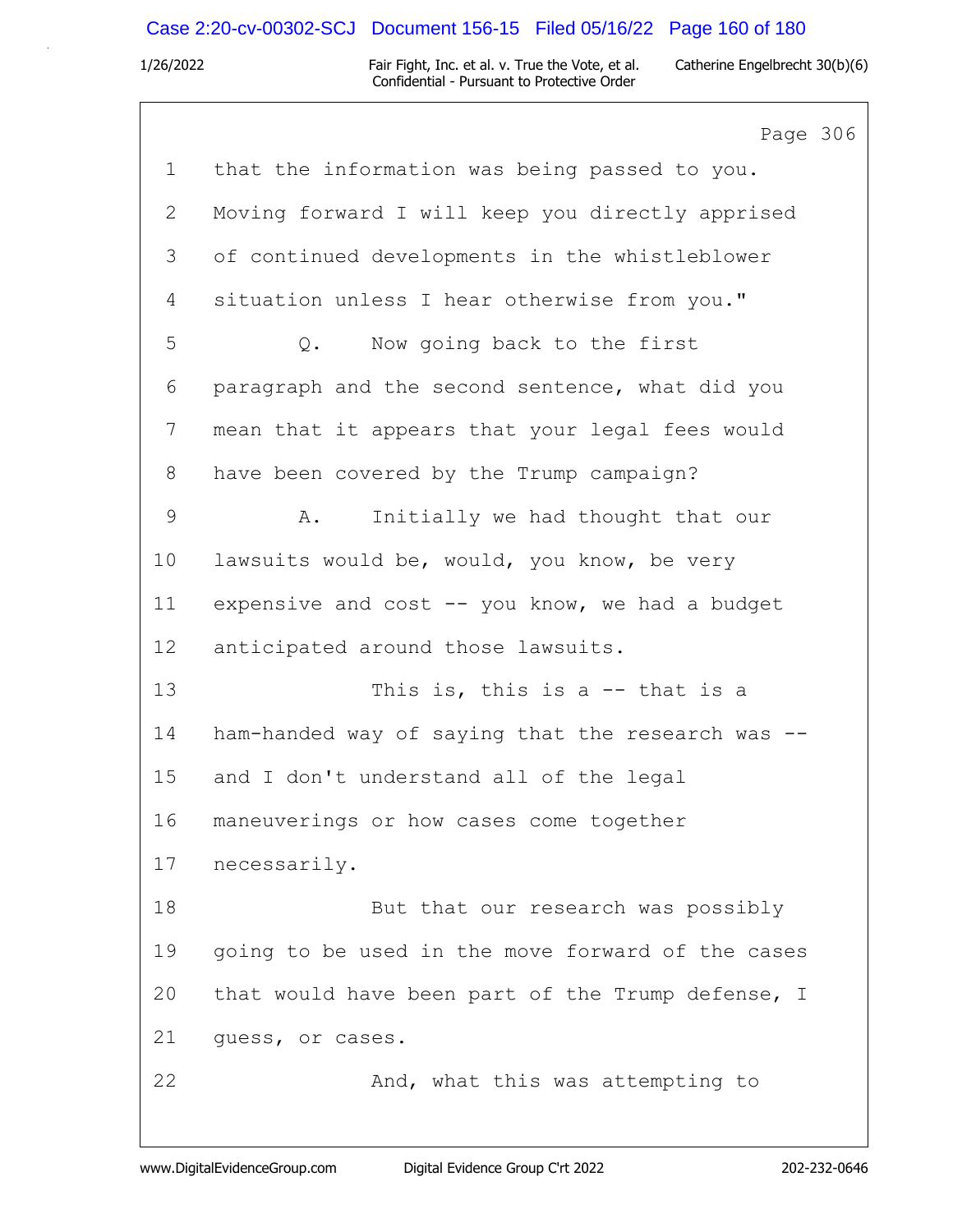Page 306

1 that the information was being passed to you.
2 Moving forward I will keep you directly apprised
3 of continued developments in the whistleblower
4 situation unless I hear otherwise from you."
5 Q. Now going back to the first
6 paragraph and the second sentence, what did you
7 mean that it appears that your legal fees would
8 have been covered by the Trump campaign?
9 A. Initially we had thought that our
10 lawsuits would be, would, you know, be very
11 expensive and cost -- you know, we had a budget
12 anticipated around those lawsuits.
13 This is, this is a -- that is a
14 ham-handed way of saying that the research was --
15 and I don't understand all of the legal
16 maneuverings or how cases come together
17 necessarily.
18 But that our research was possibly
19 going to be used in the move forward of the cases
20 that would have been part of the Trump defense, I
21 guess, or cases.
22 And, what this was attempting to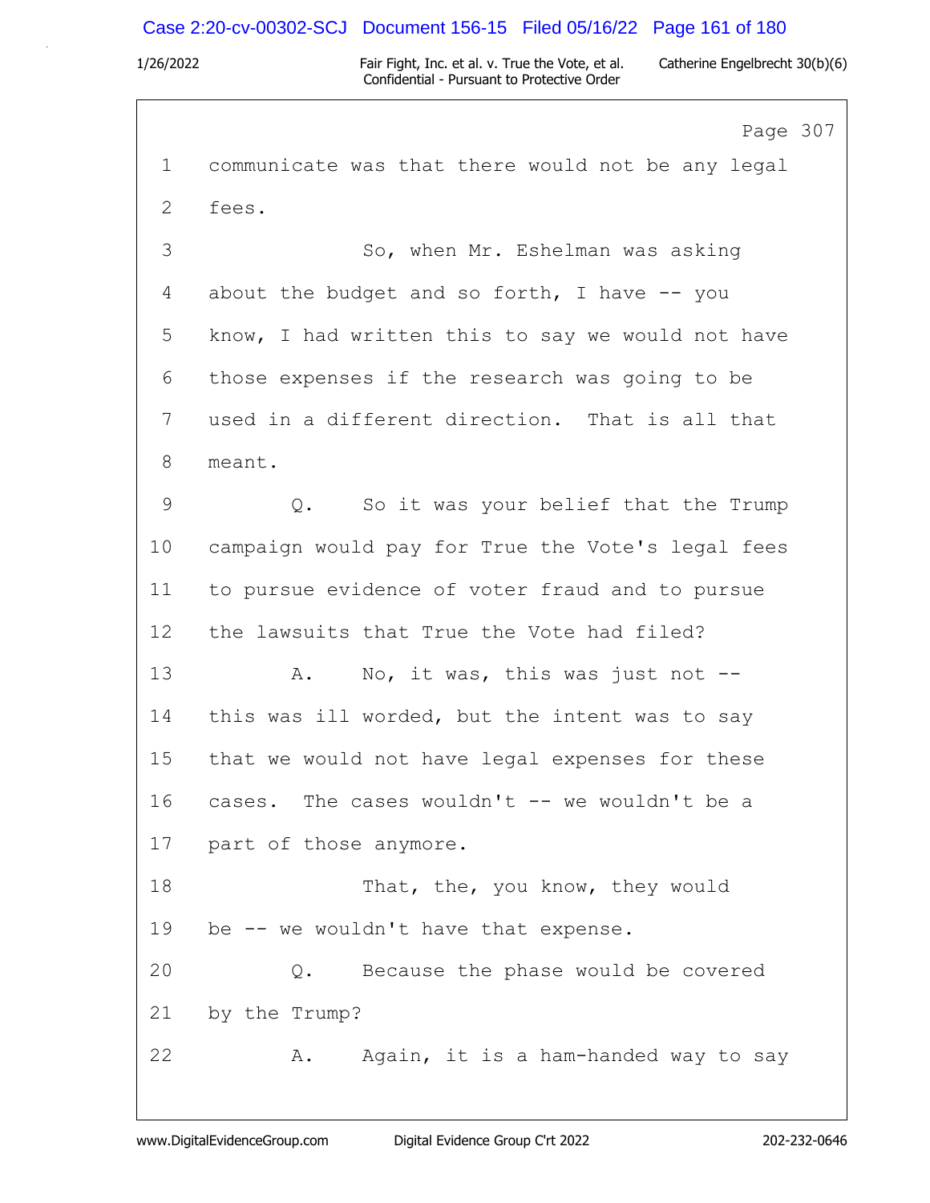Page 307

1 communicate was that there would not be any legal
2 fees.
3 So, when Mr. Eshelman was asking
4 about the budget and so forth, I have -- you
5 know, I had written this to say we would not have
6 those expenses if the research was going to be
7 used in a different direction. That is all that
8 meant.
9 Q. So it was your belief that the Trump
10 campaign would pay for True the Vote's legal fees
11 to pursue evidence of voter fraud and to pursue
12 the lawsuits that True the Vote had filed?
13 A. No, it was, this was just not --
14 this was ill worded, but the intent was to say
15 that we would not have legal expenses for these
16 cases. The cases wouldn't -- we wouldn't be a
17 part of those anymore.
18 That, the, you know, they would
19 be -- we wouldn't have that expense.
20 Q. Because the phase would be covered
21 by the Trump?
22 A. Again, it is a ham-handed way to say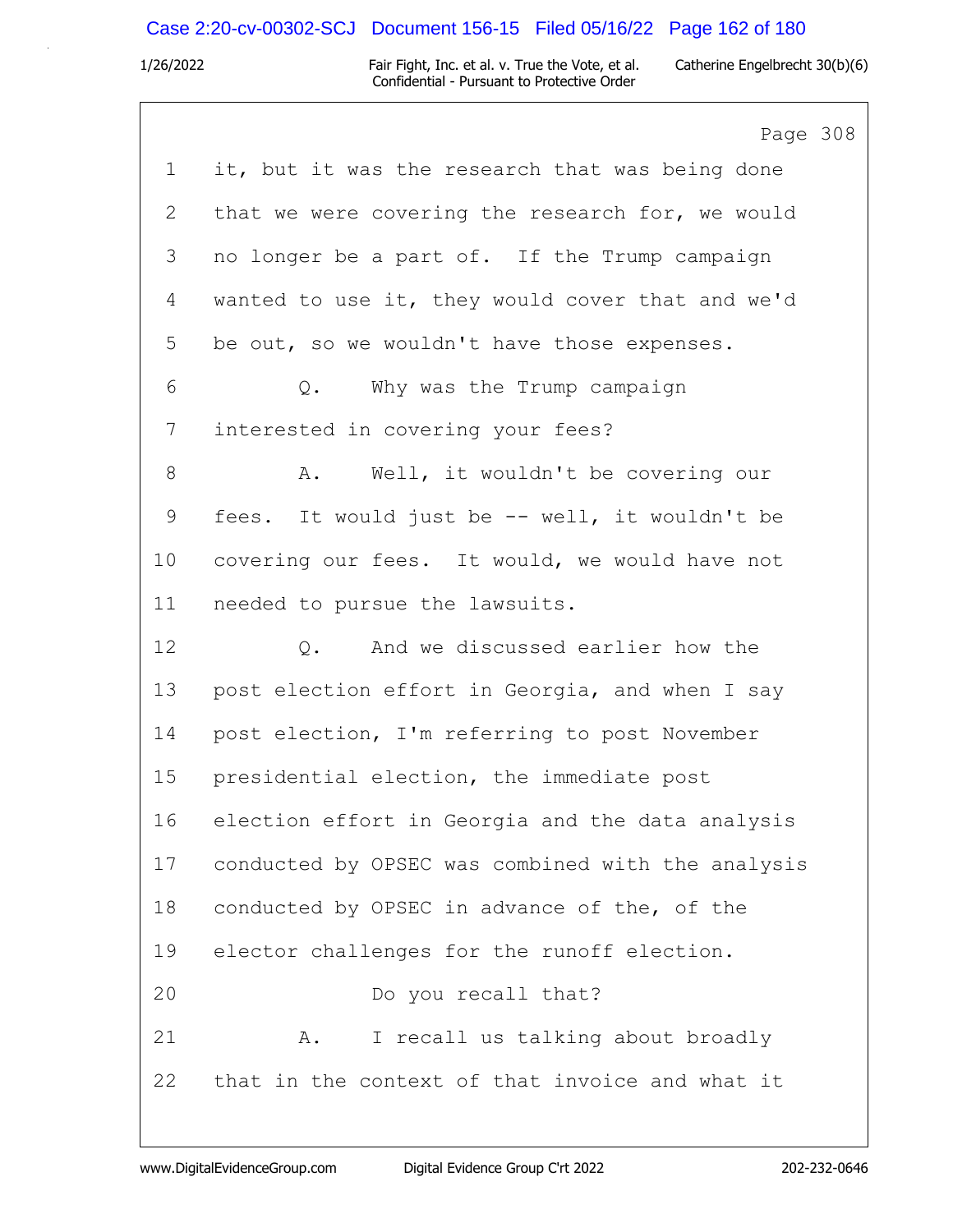Page 308

1 it, but it was the research that was being done

2 that we were covering the research for, we would

3 no longer be a part of. If the Trump campaign

4 wanted to use it, they would cover that and we'd

5 be out, so we wouldn't have those expenses.

6 Q. Why was the Trump campaign

7 interested in covering your fees?

8 A. Well, it wouldn't be covering our

9 fees. It would just be -- well, it wouldn't be

10 covering our fees. It would, we would have not

11 needed to pursue the lawsuits.

12 Q. And we discussed earlier how the

13 post election effort in Georgia, and when I say

14 post election, I'm referring to post November

15 presidential election, the immediate post

16 election effort in Georgia and the data analysis

17 conducted by OPSEC was combined with the analysis

18 conducted by OPSEC in advance of the, of the

19 elector challenges for the runoff election.

20 Do you recall that?

21 A. I recall us talking about broadly

22 that in the context of that invoice and what it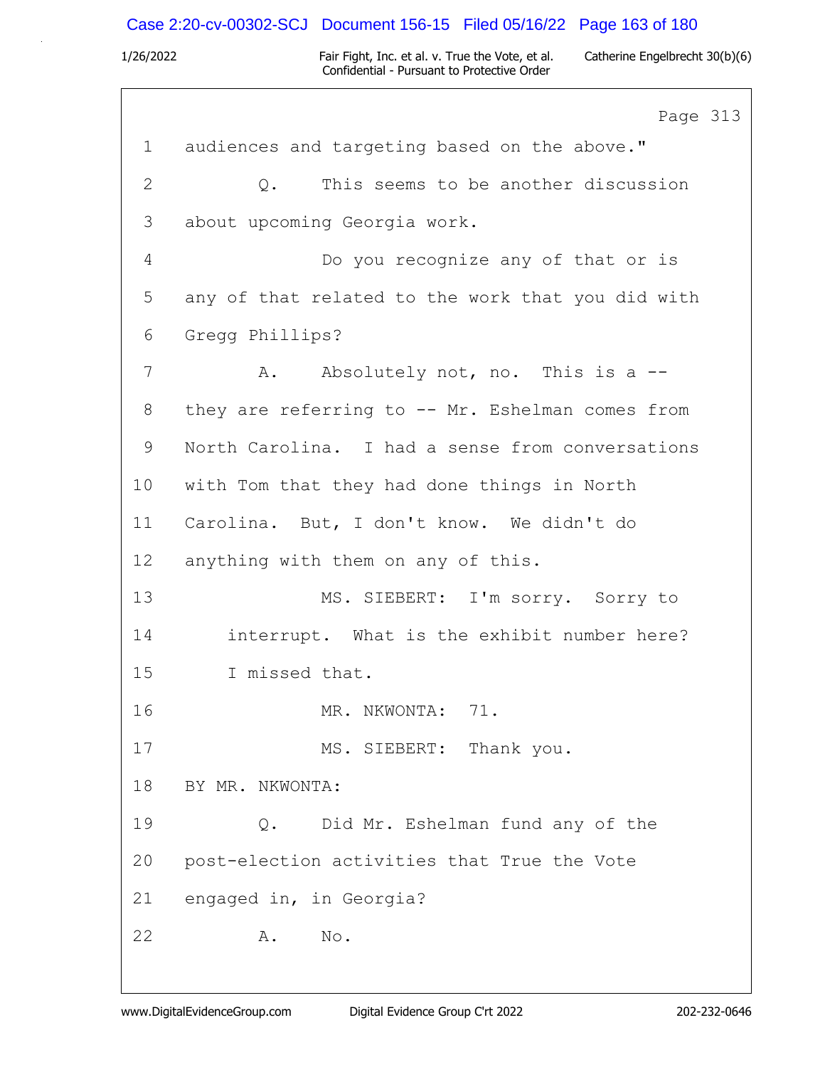Page 313

1 audiences and targeting based on the above."

2 Q. This seems to be another discussion

3 about upcoming Georgia work.

4 Do you recognize any of that or is

5 any of that related to the work that you did with

6 Gregg Phillips?

7 A. Absolutely not, no. This is a --

8 they are referring to -- Mr. Eshelman comes from

9 North Carolina. I had a sense from conversations

10 with Tom that they had done things in North

11 Carolina. But, I don't know. We didn't do

12 anything with them on any of this.

13 MS. SIEBERT: I'm sorry. Sorry to

14 interrupt. What is the exhibit number here?

15 I missed that.

16 MR. NKWONTA: 71.

17 MS. SIEBERT: Thank you.

18 BY MR. NKWONTA:

19 Q. Did Mr. Eshelman fund any of the

20 post-election activities that True the Vote

21 engaged in, in Georgia?

22 A. No.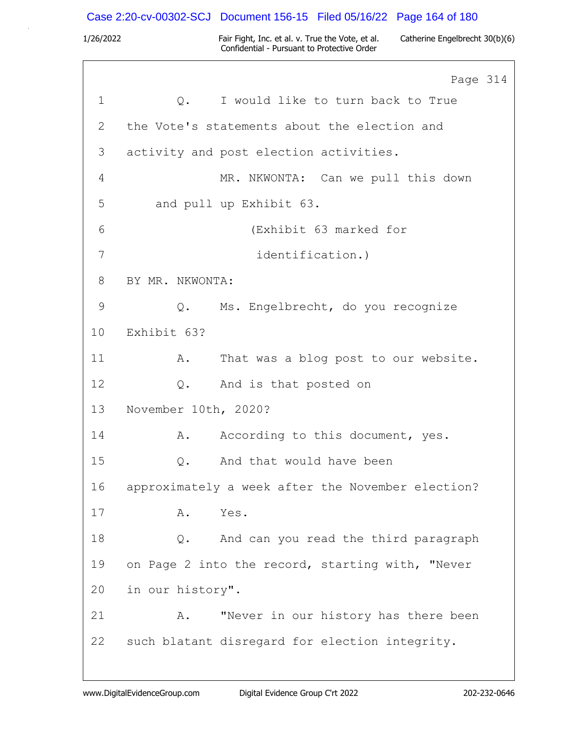Page 314

1 Q. I would like to turn back to True
2 the Vote's statements about the election and
3 activity and post election activities.
4 MR. NKWONTA: Can we pull this down
5 and pull up Exhibit 63.
6 (Exhibit 63 marked for
7 identification.)
8 BY MR. NKWONTA:
9 Q. Ms. Engelbrecht, do you recognize
10 Exhibit 63?
11 A. That was a blog post to our website.
12 Q. And is that posted on
13 November 10th, 2020?
14 A. According to this document, yes.
15 Q. And that would have been
16 approximately a week after the November election?
17 A. Yes.
18 Q. And can you read the third paragraph
19 on Page 2 into the record, starting with, "Never
20 in our history".
21 A. "Never in our history has there been
22 such blatant disregard for election integrity.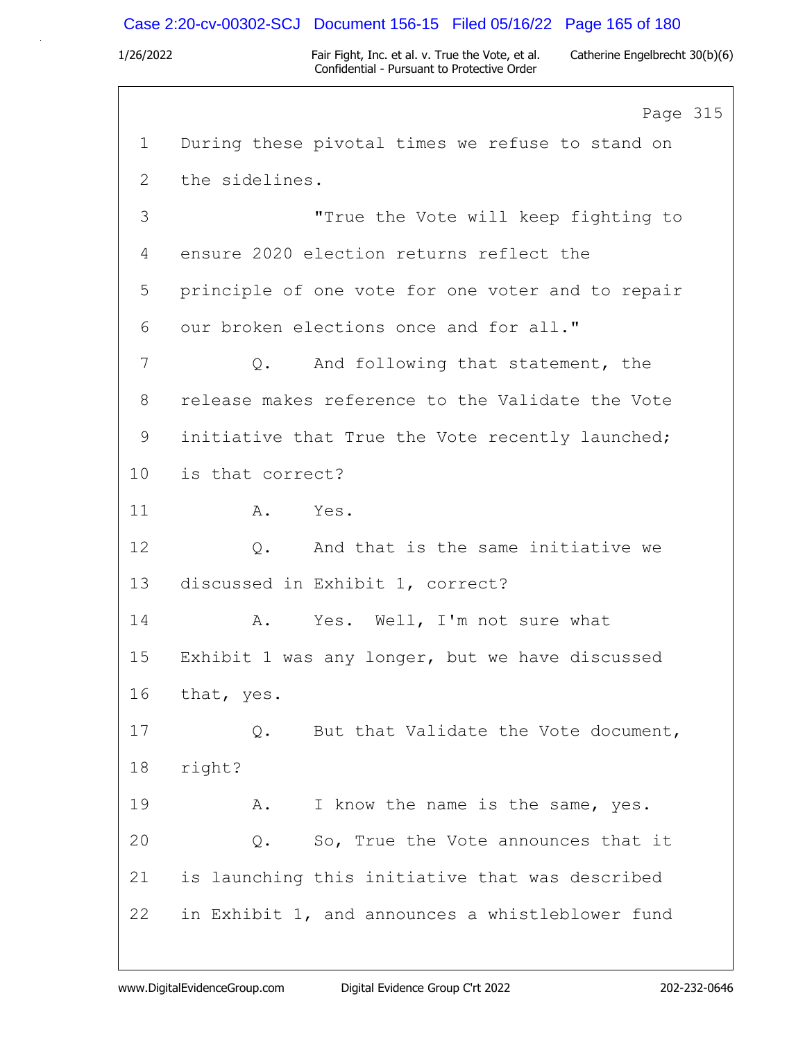1 During these pivotal times we refuse to stand on
2 the sidelines.
3 "True the Vote will keep fighting to
4 ensure 2020 election returns reflect the
5 principle of one vote for one voter and to repair
6 our broken elections once and for all."
7 Q. And following that statement, the
8 release makes reference to the Validate the Vote
9 initiative that True the Vote recently launched;
10 is that correct?
11 A. Yes.
12 Q. And that is the same initiative we
13 discussed in Exhibit 1, correct?
14 A. Yes. Well, I'm not sure what
15 Exhibit 1 was any longer, but we have discussed
16 that, yes.
17 Q. But that Validate the Vote document,
18 right?
19 A. I know the name is the same, yes.
20 Q. So, True the Vote announces that it
21 is launching this initiative that was described
22 in Exhibit 1, and announces a whistleblower fund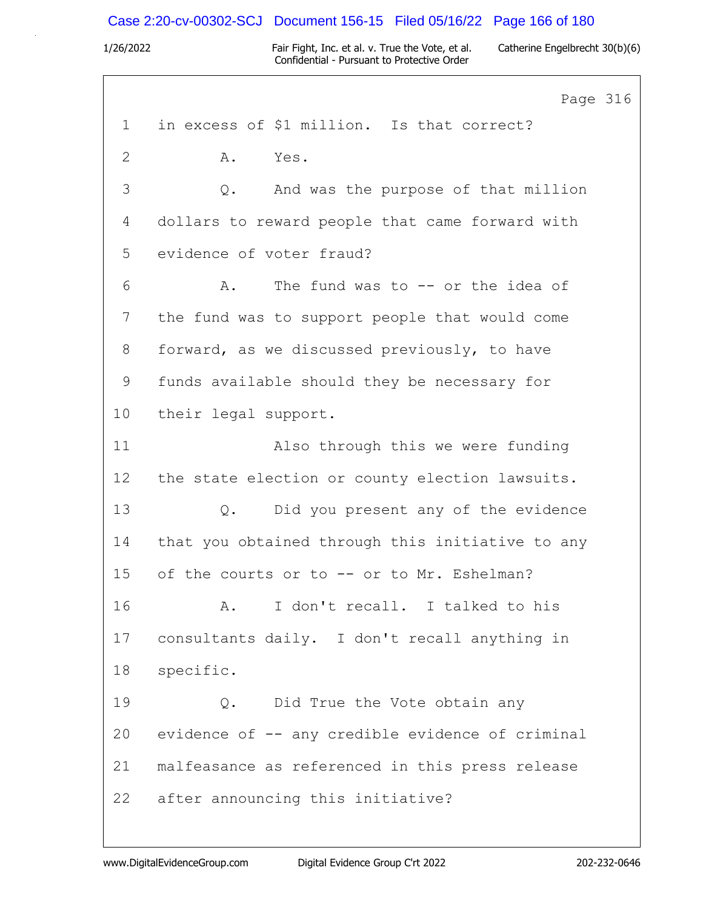Page 316

1 in excess of $1 million. Is that correct?

2 A. Yes.

3 Q. And was the purpose of that million

4 dollars to reward people that came forward with

5 evidence of voter fraud?

6 A. The fund was to -- or the idea of

7 the fund was to support people that would come

8 forward, as we discussed previously, to have

9 funds available should they be necessary for

10 their legal support.

11 Also through this we were funding

12 the state election or county election lawsuits.

13 Q. Did you present any of the evidence

14 that you obtained through this initiative to any

15 of the courts or to -- or to Mr. Eshelman?

16 A. I don't recall. I talked to his

17 consultants daily. I don't recall anything in

18 specific.

19 Q. Did True the Vote obtain any

20 evidence of -- any credible evidence of criminal

21 malfeasance as referenced in this press release

22 after announcing this initiative?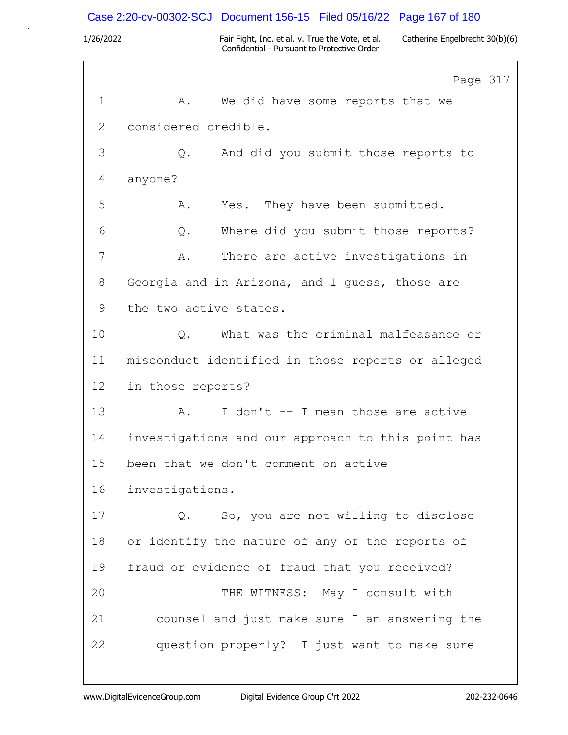Page 317

1 A. We did have some reports that we
2 considered credible.
3 Q. And did you submit those reports to
4 anyone?
5 A. Yes. They have been submitted.
6 Q. Where did you submit those reports?
7 A. There are active investigations in
8 Georgia and in Arizona, and I guess, those are
9 the two active states.
10 Q. What was the criminal malfeasance or
11 misconduct identified in those reports or alleged
12 in those reports?
13 A. I don't -- I mean those are active
14 investigations and our approach to this point has
15 been that we don't comment on active
16 investigations.
17 Q. So, you are not willing to disclose
18 or identify the nature of any of the reports of
19 fraud or evidence of fraud that you received?
20 THE WITNESS: May I consult with
21 counsel and just make sure I am answering the
22 question properly? I just want to make sure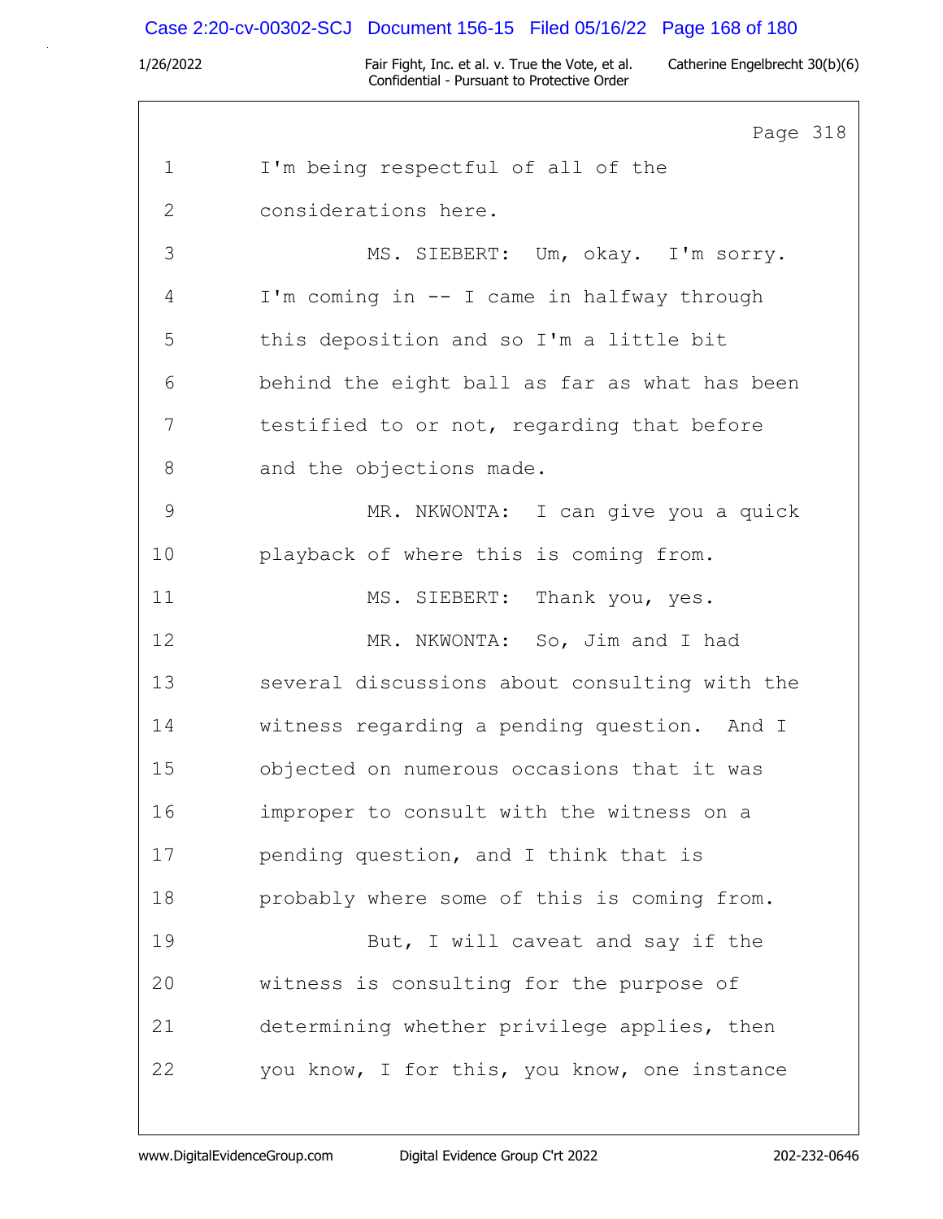Page 318

1 I'm being respectful of all of the

2 considerations here.

3 MS. SIEBERT: Um, okay. I'm sorry.

4 I'm coming in -- I came in halfway through

5 this deposition and so I'm a little bit

6 behind the eight ball as far as what has been

7 testified to or not, regarding that before

8 and the objections made.

9 MR. NKWONTA: I can give you a quick

10 playback of where this is coming from.

11 MS. SIEBERT: Thank you, yes.

12 MR. NKWONTA: So, Jim and I had

13 several discussions about consulting with the

14 witness regarding a pending question. And I

15 objected on numerous occasions that it was

16 improper to consult with the witness on a

17 pending question, and I think that is

18 probably where some of this is coming from.

19 But, I will caveat and say if the

20 witness is consulting for the purpose of

21 determining whether privilege applies, then

22 you know, I for this, you know, one instance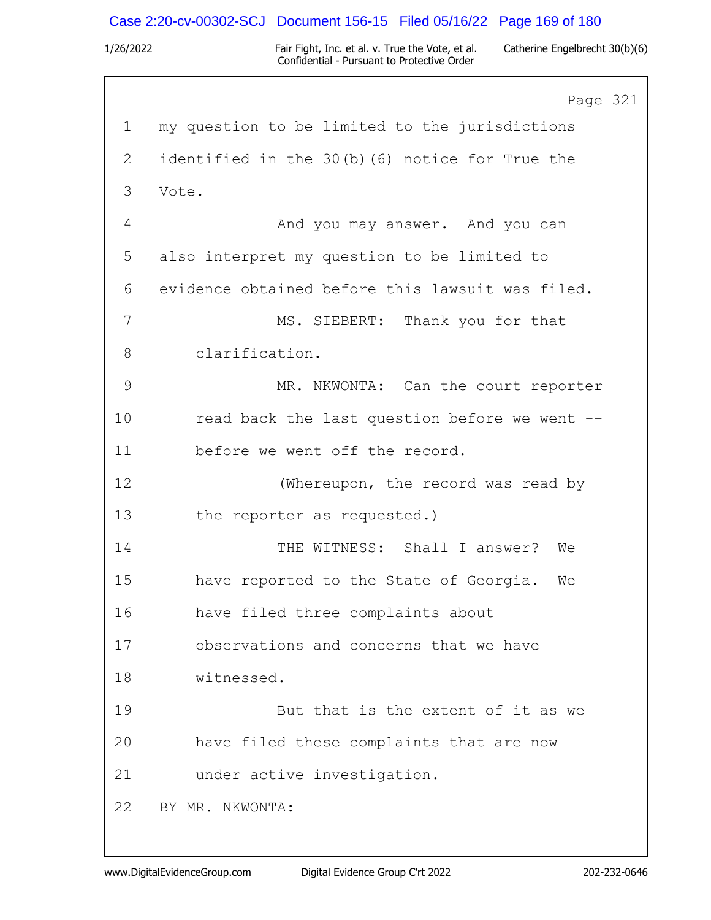Page 321

1 my question to be limited to the jurisdictions

2 identified in the 30(b)(6) notice for True the

3 Vote.

4 And you may answer. And you can

5 also interpret my question to be limited to

6 evidence obtained before this lawsuit was filed.

7 MS. SIEBERT: Thank you for that

8 clarification.

9 MR. NKWONTA: Can the court reporter

10 read back the last question before we went --

11 before we went off the record.

12 (Whereupon, the record was read by

13 the reporter as requested.)

14 THE WITNESS: Shall I answer? We

15 have reported to the State of Georgia. We

16 have filed three complaints about

17 observations and concerns that we have

18 witnessed.

19 But that is the extent of it as we

20 have filed these complaints that are now

21 under active investigation.

22 BY MR. NKWONTA: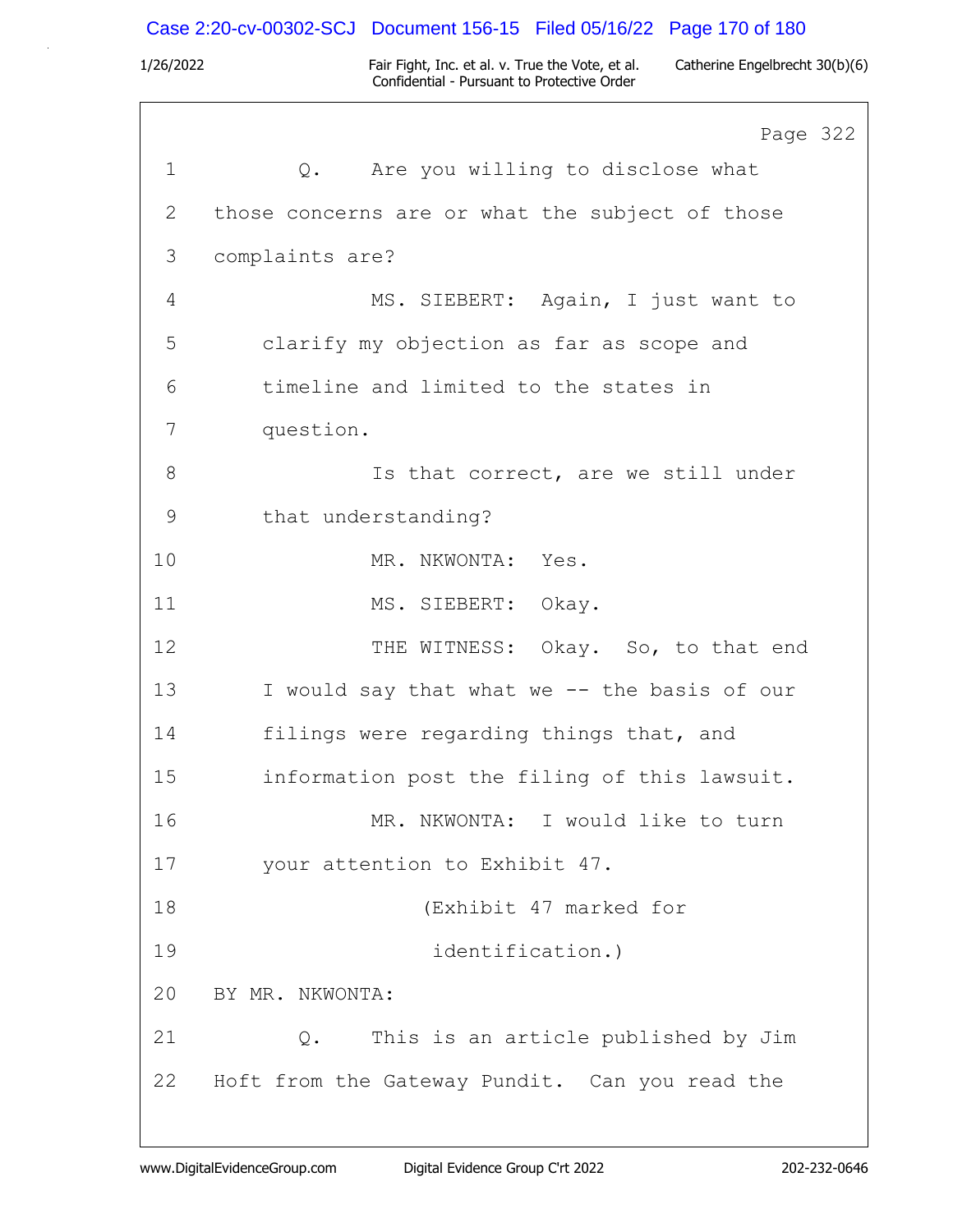Page 322

1 Q. Are you willing to disclose what
2 those concerns are or what the subject of those
3 complaints are?
4 MS. SIEBERT: Again, I just want to
5 clarify my objection as far as scope and
6 timeline and limited to the states in
7 question.
8 Is that correct, are we still under
9 that understanding?
10 MR. NKWONTA: Yes.
11 MS. SIEBERT: Okay.
12 THE WITNESS: Okay. So, to that end
13 I would say that what we -- the basis of our
14 filings were regarding things that, and
15 information post the filing of this lawsuit.
16 MR. NKWONTA: I would like to turn
17 your attention to Exhibit 47.
18 (Exhibit 47 marked for
19 identification.)
20 BY MR. NKWONTA:
21 Q. This is an article published by Jim
22 Hoft from the Gateway Pundit. Can you read the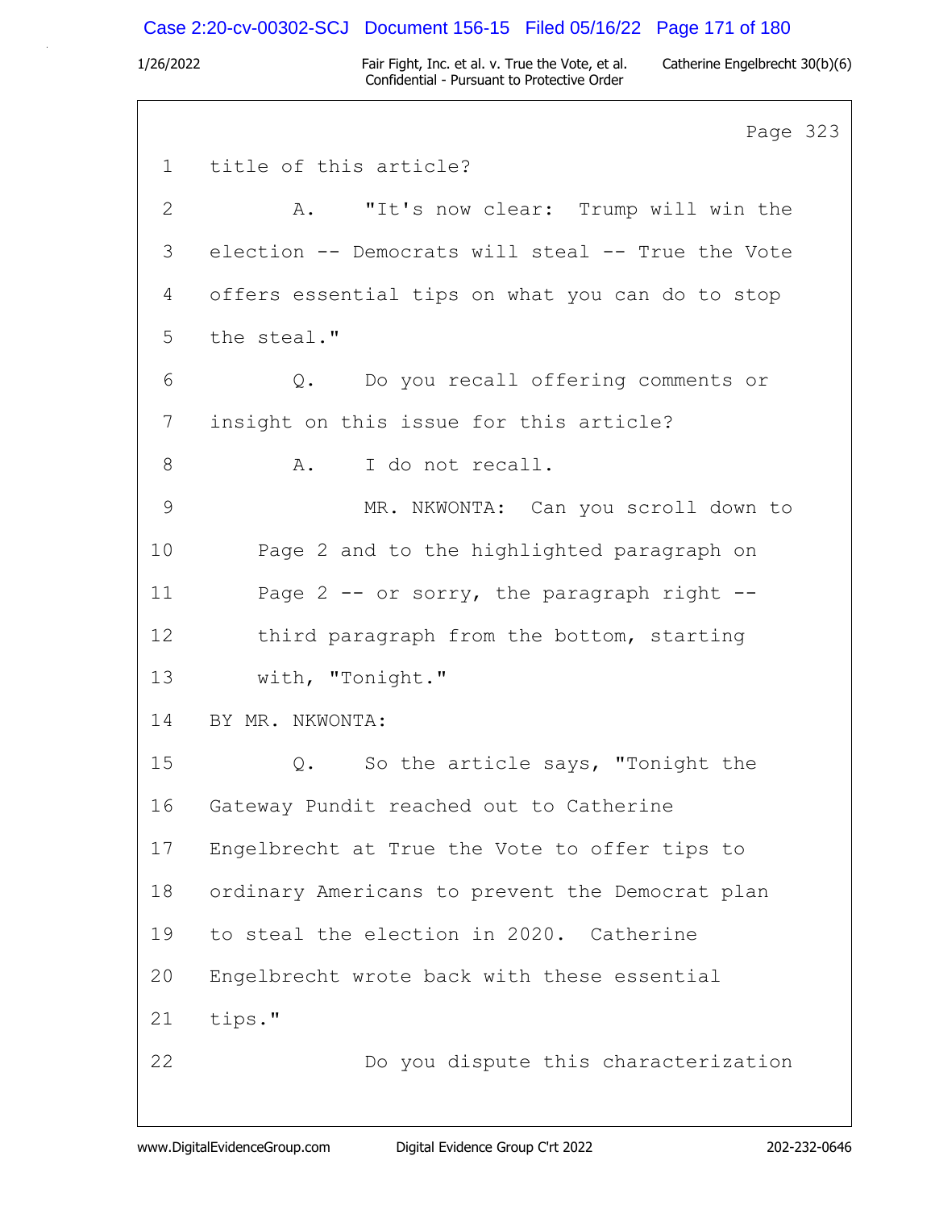Page 323

1 title of this article?

2 A. "It's now clear: Trump will win the

3 election -- Democrats will steal -- True the Vote

4 offers essential tips on what you can do to stop

5 the steal."

6 Q. Do you recall offering comments or

7 insight on this issue for this article?

8 A. I do not recall.

9 MR. NKWONTA: Can you scroll down to

10 Page 2 and to the highlighted paragraph on

11 Page 2 -- or sorry, the paragraph right --

12 third paragraph from the bottom, starting

13 with, "Tonight."

14 BY MR. NKWONTA:

15 Q. So the article says, "Tonight the

16 Gateway Pundit reached out to Catherine

17 Engelbrecht at True the Vote to offer tips to

18 ordinary Americans to prevent the Democrat plan

19 to steal the election in 2020. Catherine

20 Engelbrecht wrote back with these essential

21 tips."

22 Do you dispute this characterization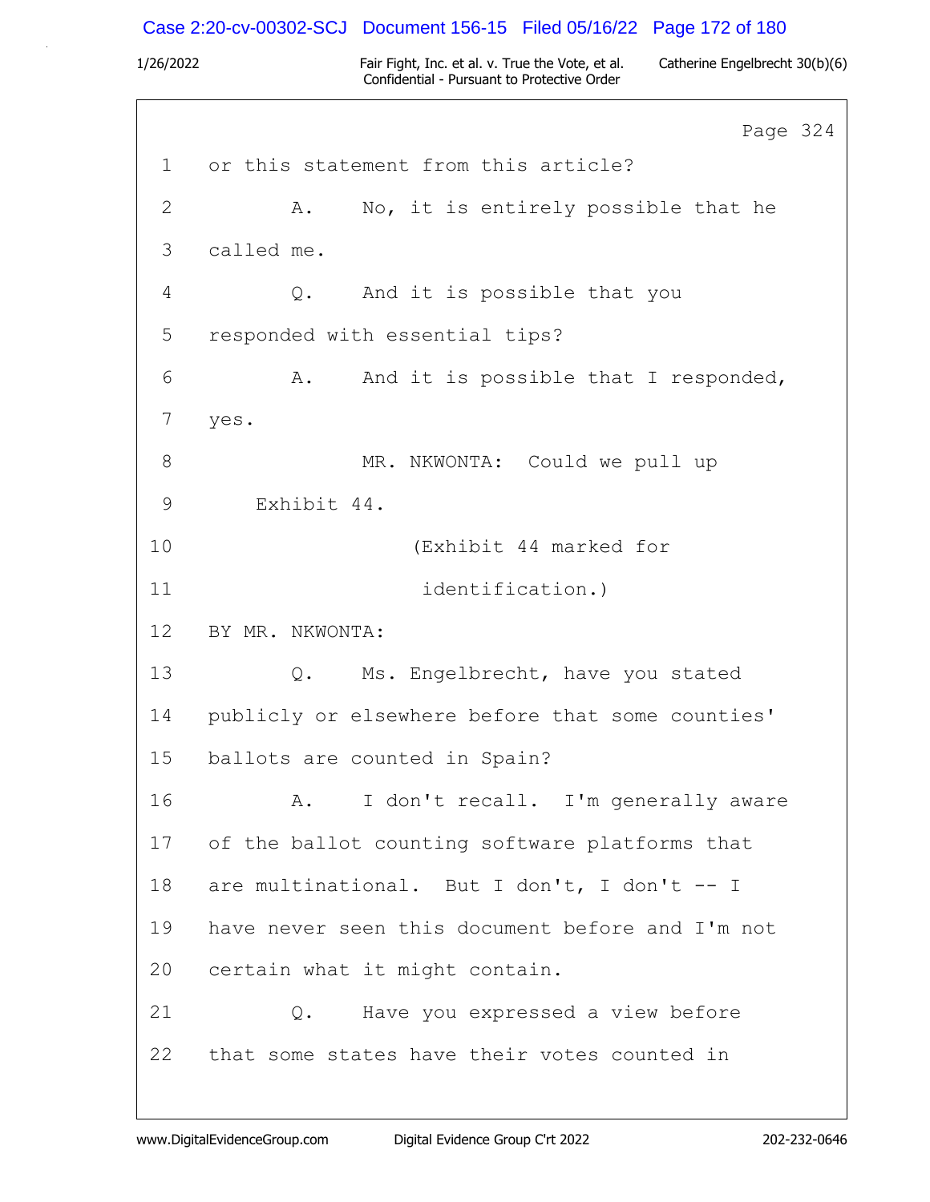Page 324

1 or this statement from this article?

2 A. No, it is entirely possible that he

3 called me.

4 Q. And it is possible that you

5 responded with essential tips?

6 A. And it is possible that I responded,

7 yes.

8 MR. NKWONTA: Could we pull up

9 Exhibit 44.

10 (Exhibit 44 marked for

11 identification.)

12 BY MR. NKWONTA:

13 Q. Ms. Engelbrecht, have you stated

14 publicly or elsewhere before that some counties'

15 ballots are counted in Spain?

16 A. I don't recall. I'm generally aware

17 of the ballot counting software platforms that

18 are multinational. But I don't, I don't -- I

19 have never seen this document before and I'm not

20 certain what it might contain.

21 Q. Have you expressed a view before

22 that some states have their votes counted in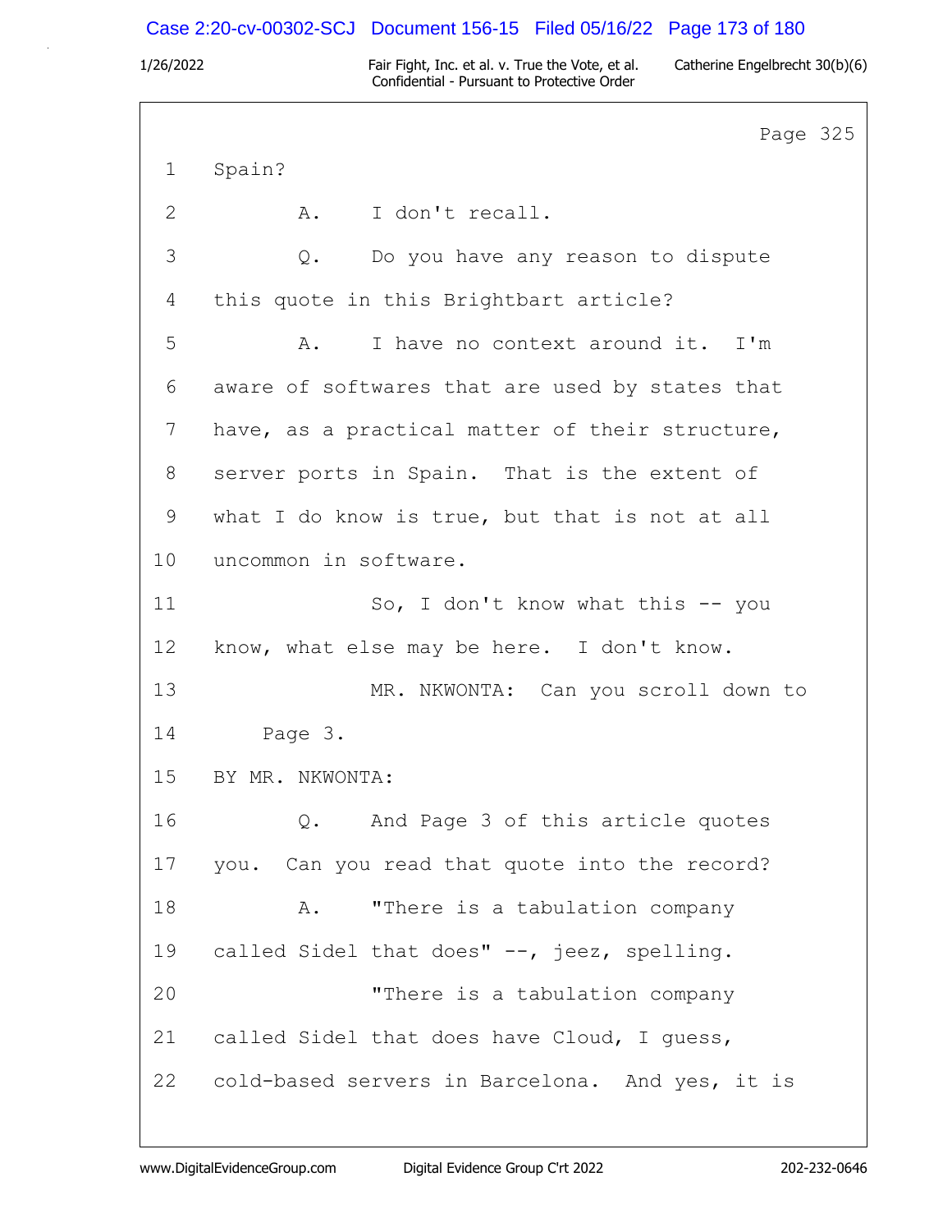Page 325

1 Spain?

2 A. I don't recall.

3 Q. Do you have any reason to dispute

4 this quote in this Brightbart article?

5 A. I have no context around it. I'm

6 aware of softwares that are used by states that

7 have, as a practical matter of their structure,

8 server ports in Spain. That is the extent of

9 what I do know is true, but that is not at all

10 uncommon in software.

11 So, I don't know what this -- you

12 know, what else may be here. I don't know.

13 MR. NKWONTA: Can you scroll down to

14 Page 3.

15 BY MR. NKWONTA:

16 Q. And Page 3 of this article quotes

17 you. Can you read that quote into the record?

18 A. "There is a tabulation company

19 called Sidel that does" --, jeez, spelling.

20 "There is a tabulation company

21 called Sidel that does have Cloud, I guess,

22 cold-based servers in Barcelona. And yes, it is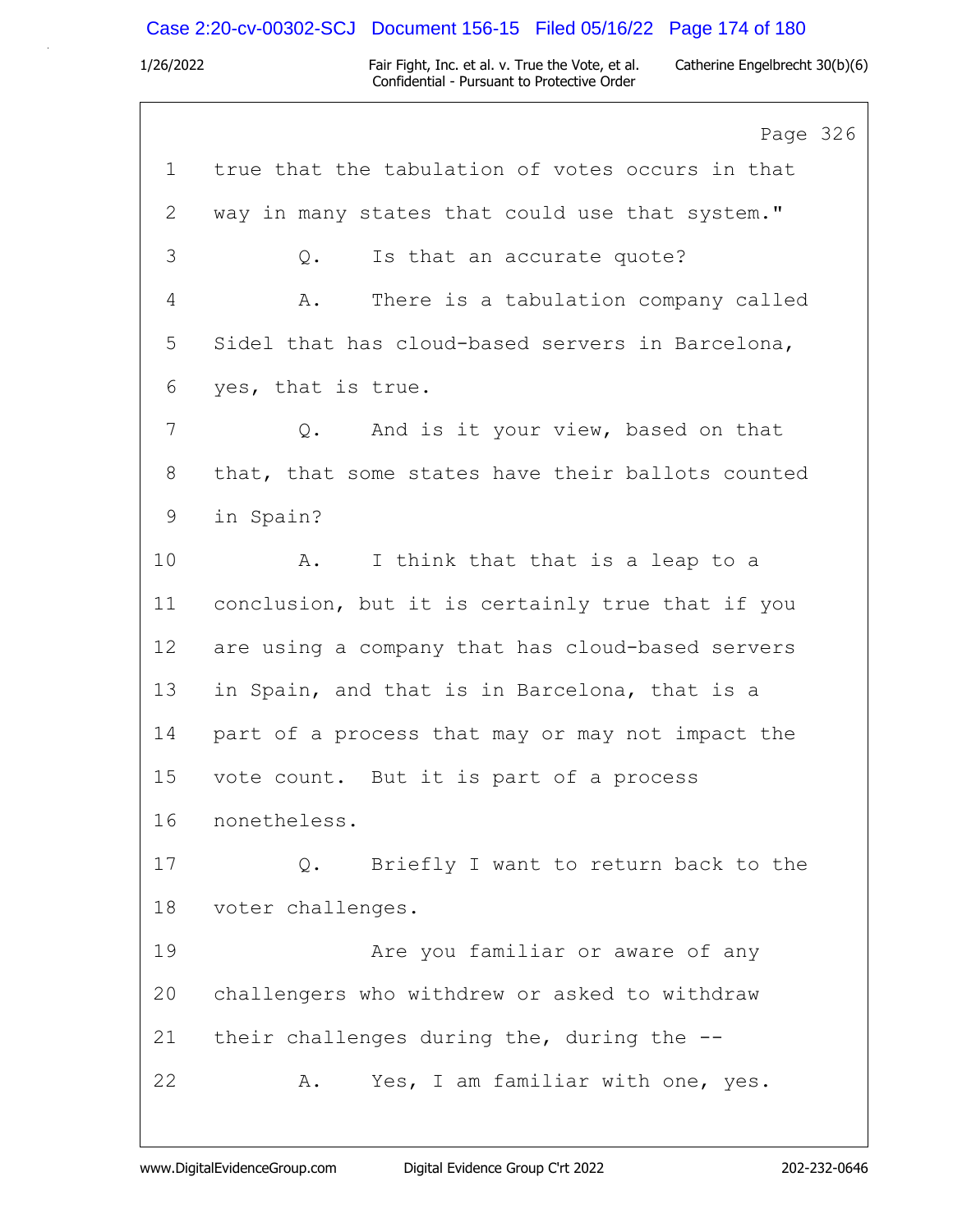Page 326

1 true that the tabulation of votes occurs in that
2 way in many states that could use that system."
3 Q. Is that an accurate quote?
4 A. There is a tabulation company called
5 Sidel that has cloud-based servers in Barcelona,
6 yes, that is true.
7 Q. And is it your view, based on that
8 that, that some states have their ballots counted
9 in Spain?
10 A. I think that that is a leap to a
11 conclusion, but it is certainly true that if you
12 are using a company that has cloud-based servers
13 in Spain, and that is in Barcelona, that is a
14 part of a process that may or may not impact the
15 vote count. But it is part of a process
16 nonetheless.
17 Q. Briefly I want to return back to the
18 voter challenges.
19 Are you familiar or aware of any
20 challengers who withdrew or asked to withdraw
21 their challenges during the, during the --
22 A. Yes, I am familiar with one, yes.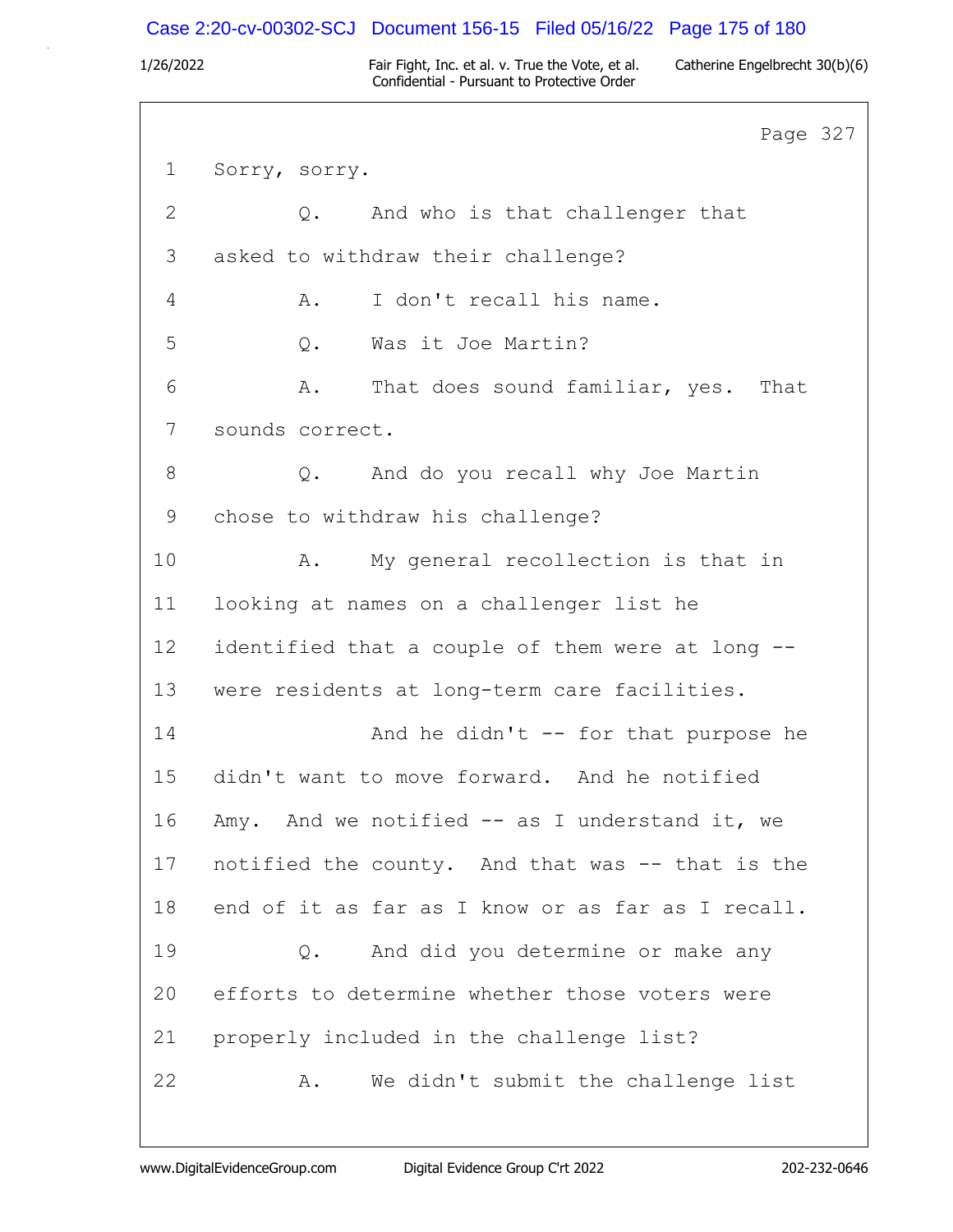Page 327

1 Sorry, sorry.

2 Q. And who is that challenger that

3 asked to withdraw their challenge?

4 A. I don't recall his name.

5 Q. Was it Joe Martin?

6 A. That does sound familiar, yes. That

7 sounds correct.

8 Q. And do you recall why Joe Martin

9 chose to withdraw his challenge?

10 A. My general recollection is that in

11 looking at names on a challenger list he

12 identified that a couple of them were at long --

13 were residents at long-term care facilities.

14 And he didn't -- for that purpose he

15 didn't want to move forward. And he notified

16 Amy. And we notified -- as I understand it, we

17 notified the county. And that was -- that is the

18 end of it as far as I know or as far as I recall.

19 Q. And did you determine or make any

20 efforts to determine whether those voters were

21 properly included in the challenge list?

22 A. We didn't submit the challenge list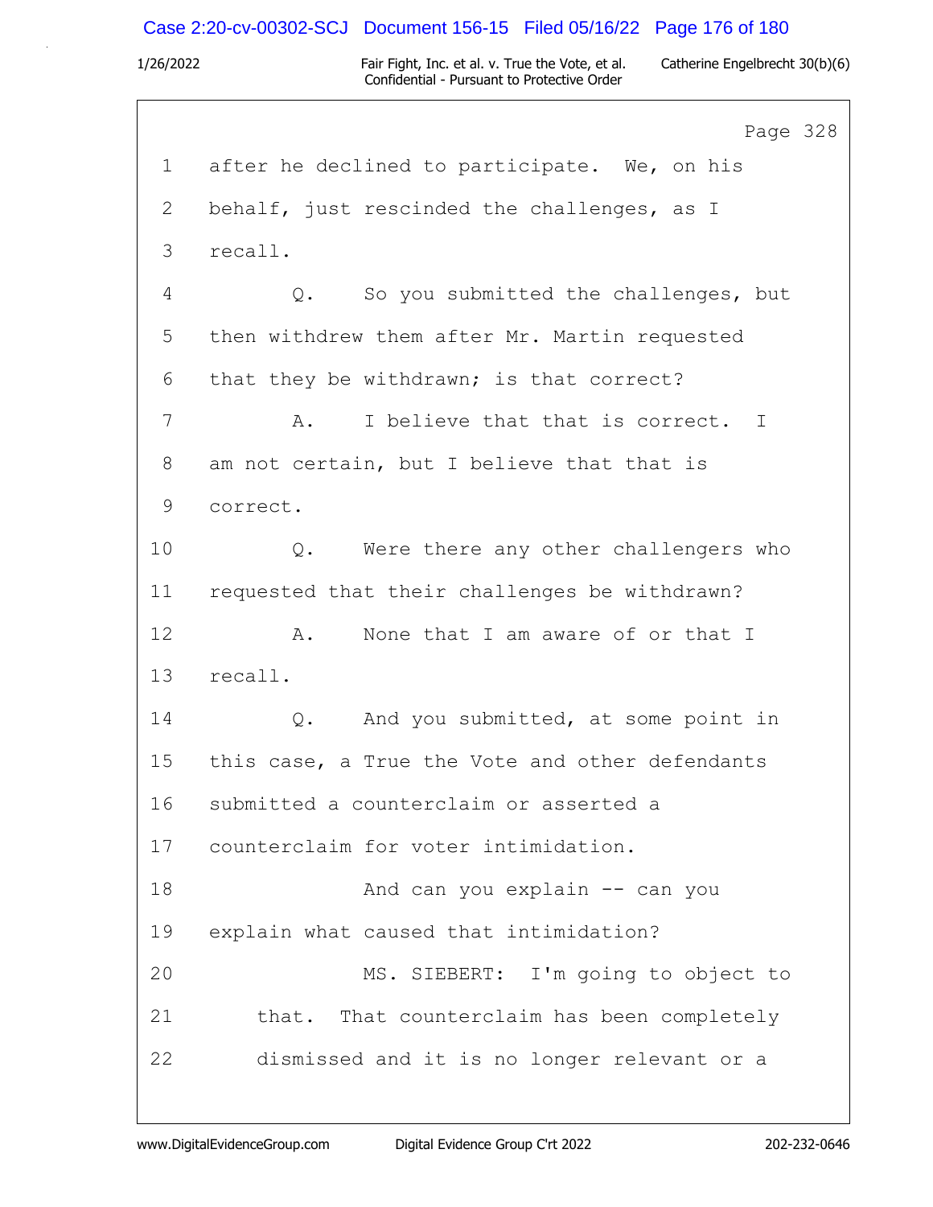Page 328

1 after he declined to participate. We, on his
2 behalf, just rescinded the challenges, as I
3 recall.
4 Q. So you submitted the challenges, but
5 then withdrew them after Mr. Martin requested
6 that they be withdrawn; is that correct?
7 A. I believe that that is correct. I
8 am not certain, but I believe that that is
9 correct.
10 Q. Were there any other challengers who
11 requested that their challenges be withdrawn?
12 A. None that I am aware of or that I
13 recall.
14 Q. And you submitted, at some point in
15 this case, a True the Vote and other defendants
16 submitted a counterclaim or asserted a
17 counterclaim for voter intimidation.
18 And can you explain -- can you
19 explain what caused that intimidation?
20 MS. SIEBERT: I'm going to object to
21 that. That counterclaim has been completely
22 dismissed and it is no longer relevant or a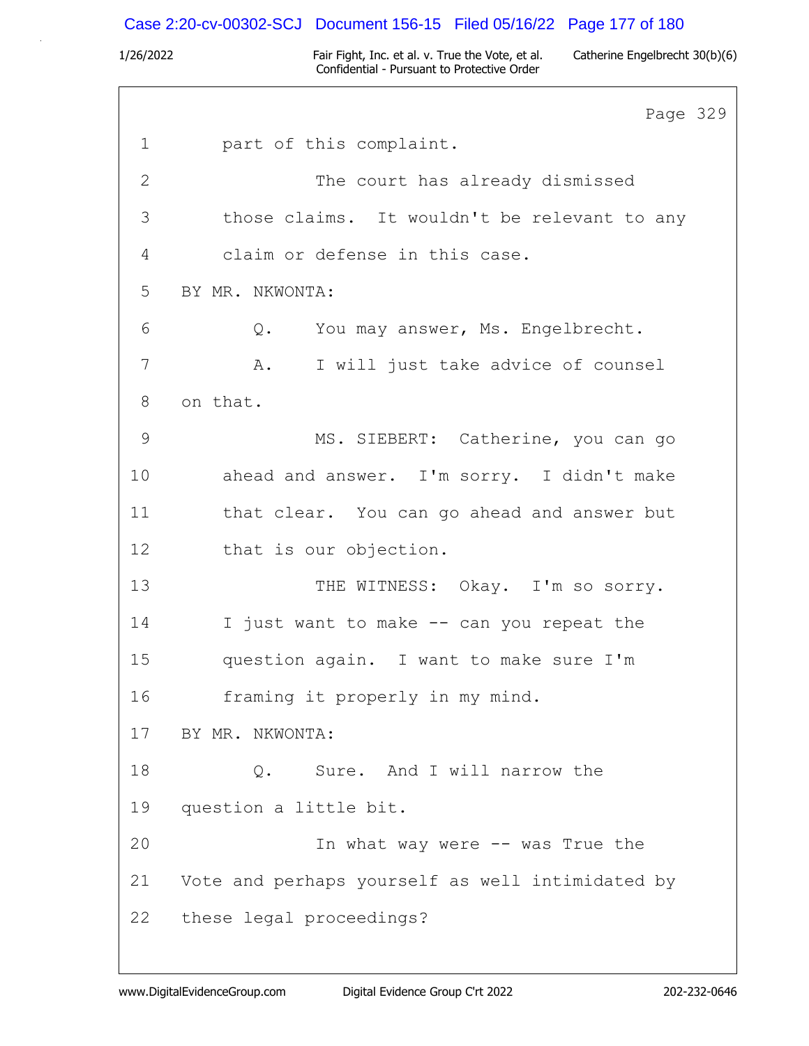Page 329

1 part of this complaint.

2 The court has already dismissed

3 those claims. It wouldn't be relevant to any

4 claim or defense in this case.

5 BY MR. NKWONTA:

6 Q. You may answer, Ms. Engelbrecht.

7 A. I will just take advice of counsel

8 on that.

9 MS. SIEBERT: Catherine, you can go

10 ahead and answer. I'm sorry. I didn't make

11 that clear. You can go ahead and answer but

12 that is our objection.

13 THE WITNESS: Okay. I'm so sorry.

14 I just want to make -- can you repeat the

15 question again. I want to make sure I'm

16 framing it properly in my mind.

17 BY MR. NKWONTA:

18 Q. Sure. And I will narrow the

19 question a little bit.

20 In what way were -- was True the

21 Vote and perhaps yourself as well intimidated by

22 these legal proceedings?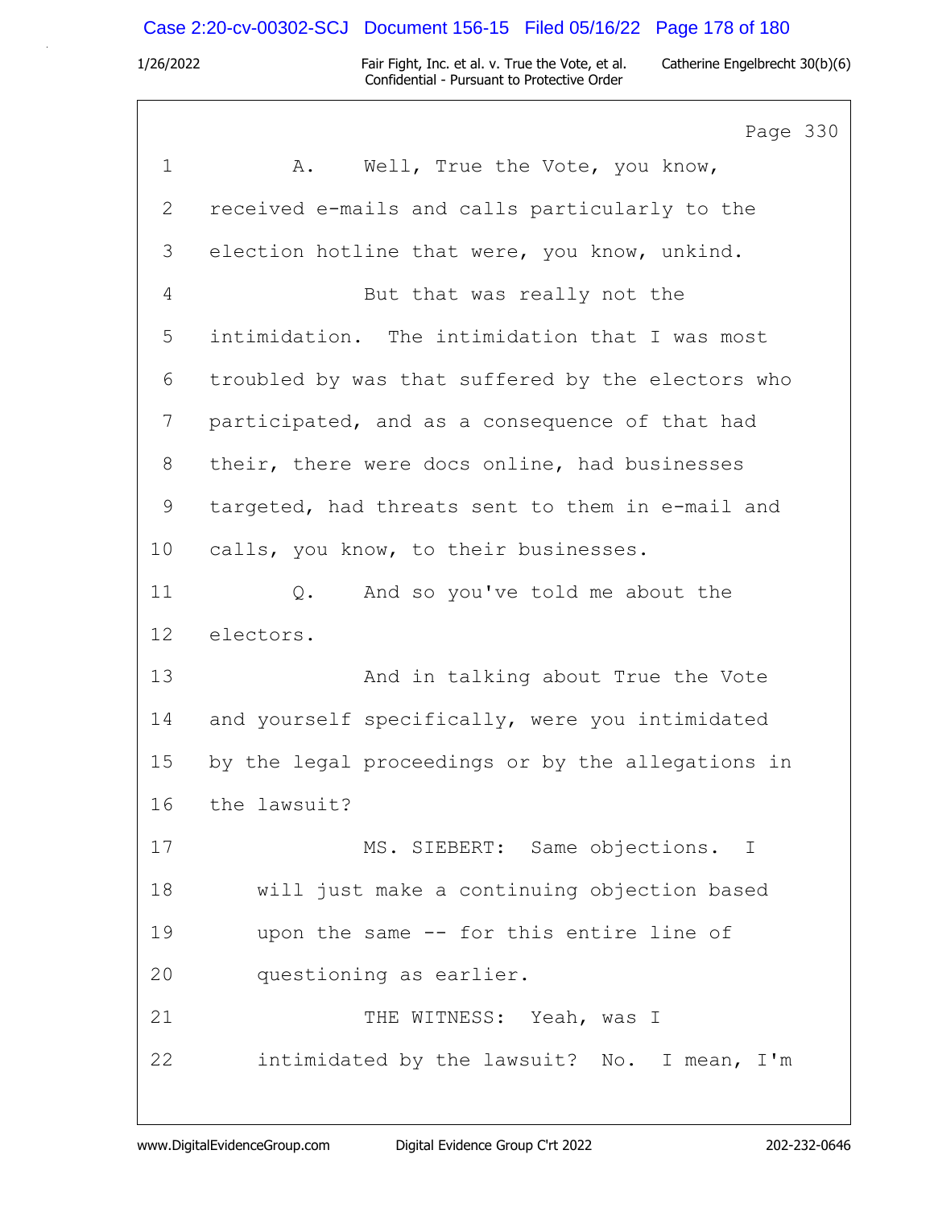Page 330

1 A. Well, True the Vote, you know,

2 received e-mails and calls particularly to the

3 election hotline that were, you know, unkind.

4 But that was really not the

5 intimidation. The intimidation that I was most

6 troubled by was that suffered by the electors who

7 participated, and as a consequence of that had

8 their, there were docs online, had businesses

9 targeted, had threats sent to them in e-mail and

10 calls, you know, to their businesses.

11 Q. And so you've told me about the

12 electors.

13 And in talking about True the Vote

14 and yourself specifically, were you intimidated

15 by the legal proceedings or by the allegations in

16 the lawsuit?

17 MS. SIEBERT: Same objections. I

18 will just make a continuing objection based

19 upon the same -- for this entire line of

20 questioning as earlier.

21 THE WITNESS: Yeah, was I

22 intimidated by the lawsuit? No. I mean, I'm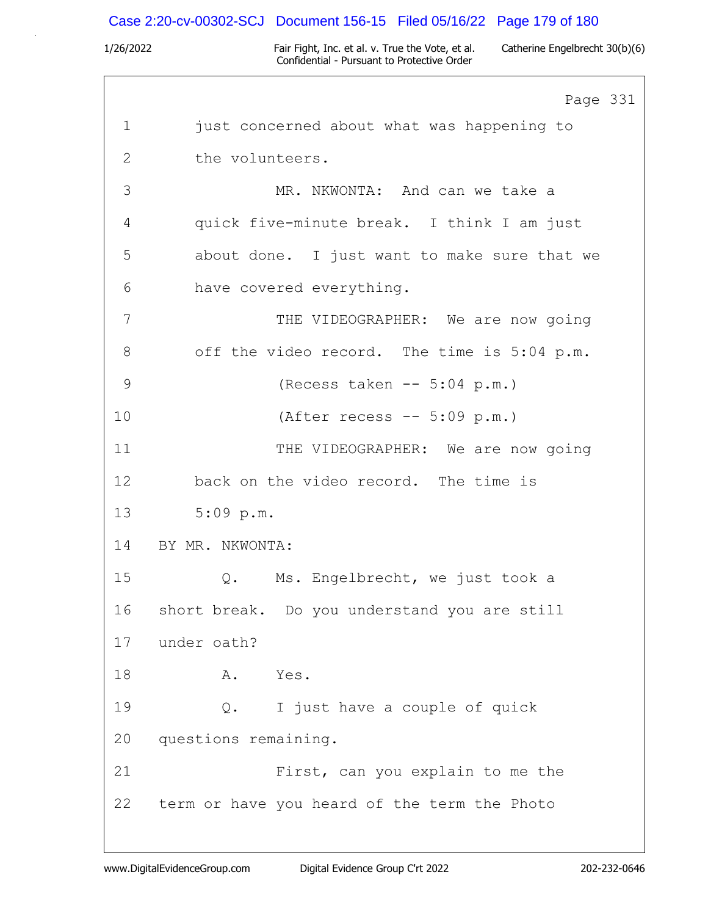Page 331

1 just concerned about what was happening to
2 the volunteers.
3 MR. NKWONTA: And can we take a
4 quick five-minute break. I think I am just
5 about done. I just want to make sure that we
6 have covered everything.
7 THE VIDEOGRAPHER: We are now going
8 off the video record. The time is 5:04 p.m.
9 (Recess taken -- 5:04 p.m.)
10 (After recess -- 5:09 p.m.)
11 THE VIDEOGRAPHER: We are now going
12 back on the video record. The time is
13 5:09 p.m.
14 BY MR. NKWONTA:
15 Q. Ms. Engelbrecht, we just took a
16 short break. Do you understand you are still
17 under oath?
18 A. Yes.
19 Q. I just have a couple of quick
20 questions remaining.
21 First, can you explain to me the
22 term or have you heard of the term the Photo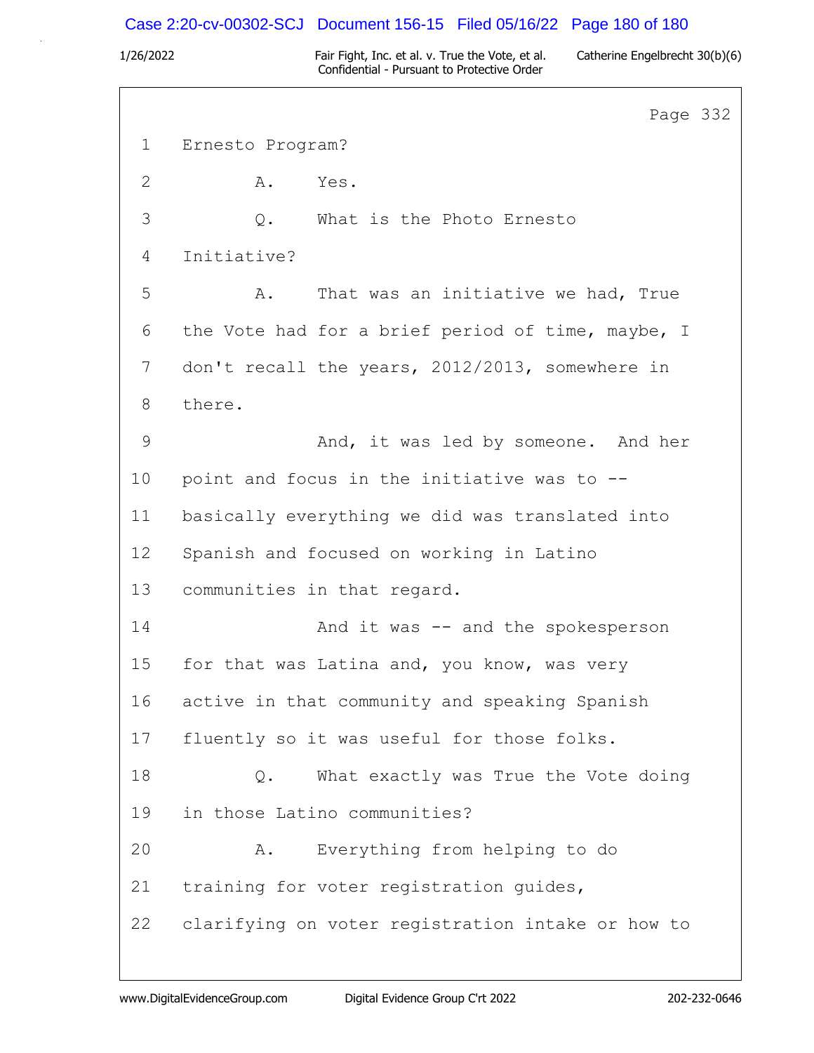Page 332

1 Ernesto Program?

2 A. Yes.

3 Q. What is the Photo Ernesto

4 Initiative?

5 A. That was an initiative we had, True

6 the Vote had for a brief period of time, maybe, I

7 don't recall the years, 2012/2013, somewhere in

8 there.

9 And, it was led by someone. And her

10 point and focus in the initiative was to --

11 basically everything we did was translated into

12 Spanish and focused on working in Latino

13 communities in that regard.

14 And it was -- and the spokesperson

15 for that was Latina and, you know, was very

16 active in that community and speaking Spanish

17 fluently so it was useful for those folks.

18 Q. What exactly was True the Vote doing

19 in those Latino communities?

20 A. Everything from helping to do

21 training for voter registration guides,

22 clarifying on voter registration intake or how to